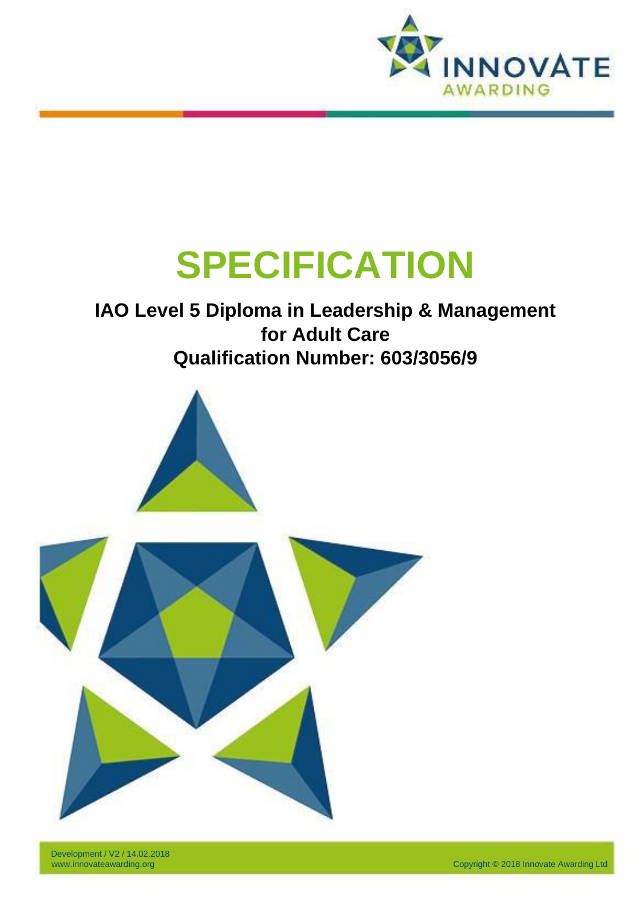# SPECIFICATION

**IAO Level 5 Diploma in Leadership & Management for Adult Care**

**Qualification Number: 603/3056/9**

Development / V2 / 14.02.2018
www.innovateawarding.org

Copyright © 2018 Innovate Awarding Ltd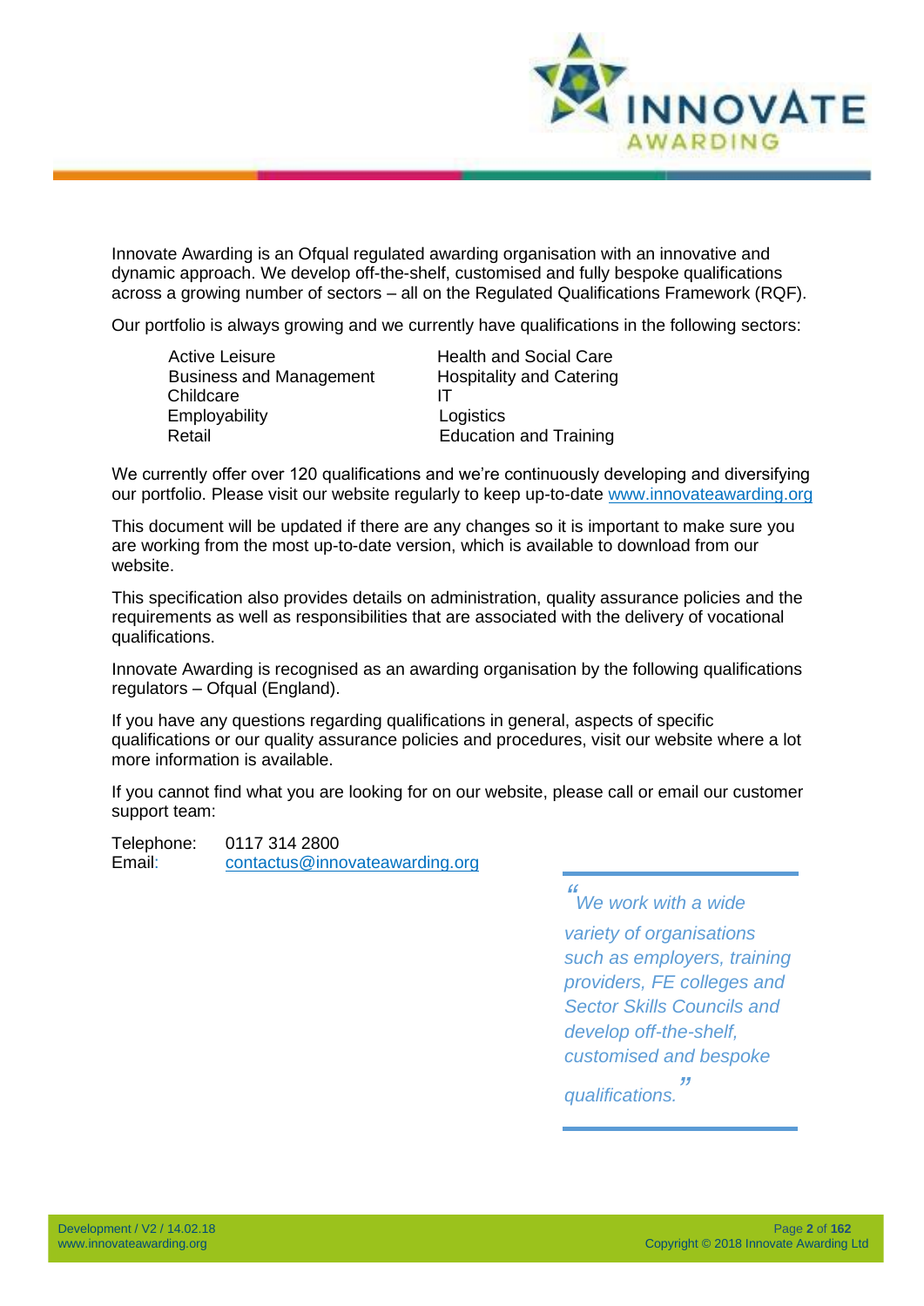Innovate Awarding is an Ofqual regulated awarding organisation with an innovative and dynamic approach. We develop off-the-shelf, customised and fully bespoke qualifications across a growing number of sectors – all on the Regulated Qualifications Framework (RQF).

Our portfolio is always growing and we currently have qualifications in the following sectors:

- Active Leisure
- Business and Management
- Childcare
- Employability
- Retail
- Health and Social Care
- Hospitality and Catering
- IT
- Logistics
- Education and Training

We currently offer over 120 qualifications and we're continuously developing and diversifying our portfolio. Please visit our website regularly to keep up-to-date www.innovateawarding.org

This document will be updated if there are any changes so it is important to make sure you are working from the most up-to-date version, which is available to download from our website.

This specification also provides details on administration, quality assurance policies and the requirements as well as responsibilities that are associated with the delivery of vocational qualifications.

Innovate Awarding is recognised as an awarding organisation by the following qualifications regulators – Ofqual (England).

If you have any questions regarding qualifications in general, aspects of specific qualifications or our quality assurance policies and procedures, visit our website where a lot more information is available.

If you cannot find what you are looking for on our website, please call or email our customer support team:

Telephone: 0117 314 2800
Email: contactus@innovateawarding.org

> *"We work with a wide variety of organisations such as employers, training providers, FE colleges and Sector Skills Councils and develop off-the-shelf, customised and bespoke qualifications."*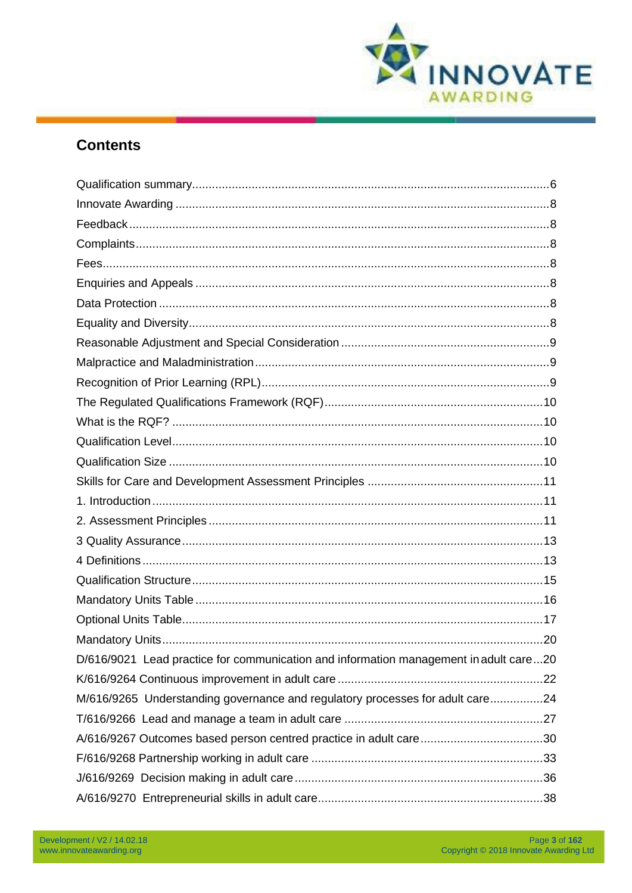## Contents

Qualification summary......6
Innovate Awarding......8
Feedback......8
Complaints......8
Fees......8
Enquiries and Appeals......8
Data Protection......8
Equality and Diversity......8
Reasonable Adjustment and Special Consideration......9
Malpractice and Maladministration......9
Recognition of Prior Learning (RPL)......9
The Regulated Qualifications Framework (RQF)......10
What is the RQF?......10
Qualification Level......10
Qualification Size......10
Skills for Care and Development Assessment Principles......11
1. Introduction......11
2. Assessment Principles......11
3 Quality Assurance......13
4 Definitions......13
Qualification Structure......15
Mandatory Units Table......16
Optional Units Table......17
Mandatory Units......20
D/616/9021 Lead practice for communication and information management in adult care......20
K/616/9264 Continuous improvement in adult care......22
M/616/9265 Understanding governance and regulatory processes for adult care......24
T/616/9266 Lead and manage a team in adult care......27
A/616/9267 Outcomes based person centred practice in adult care......30
F/616/9268 Partnership working in adult care......33
J/616/9269 Decision making in adult care......36
A/616/9270 Entrepreneurial skills in adult care......38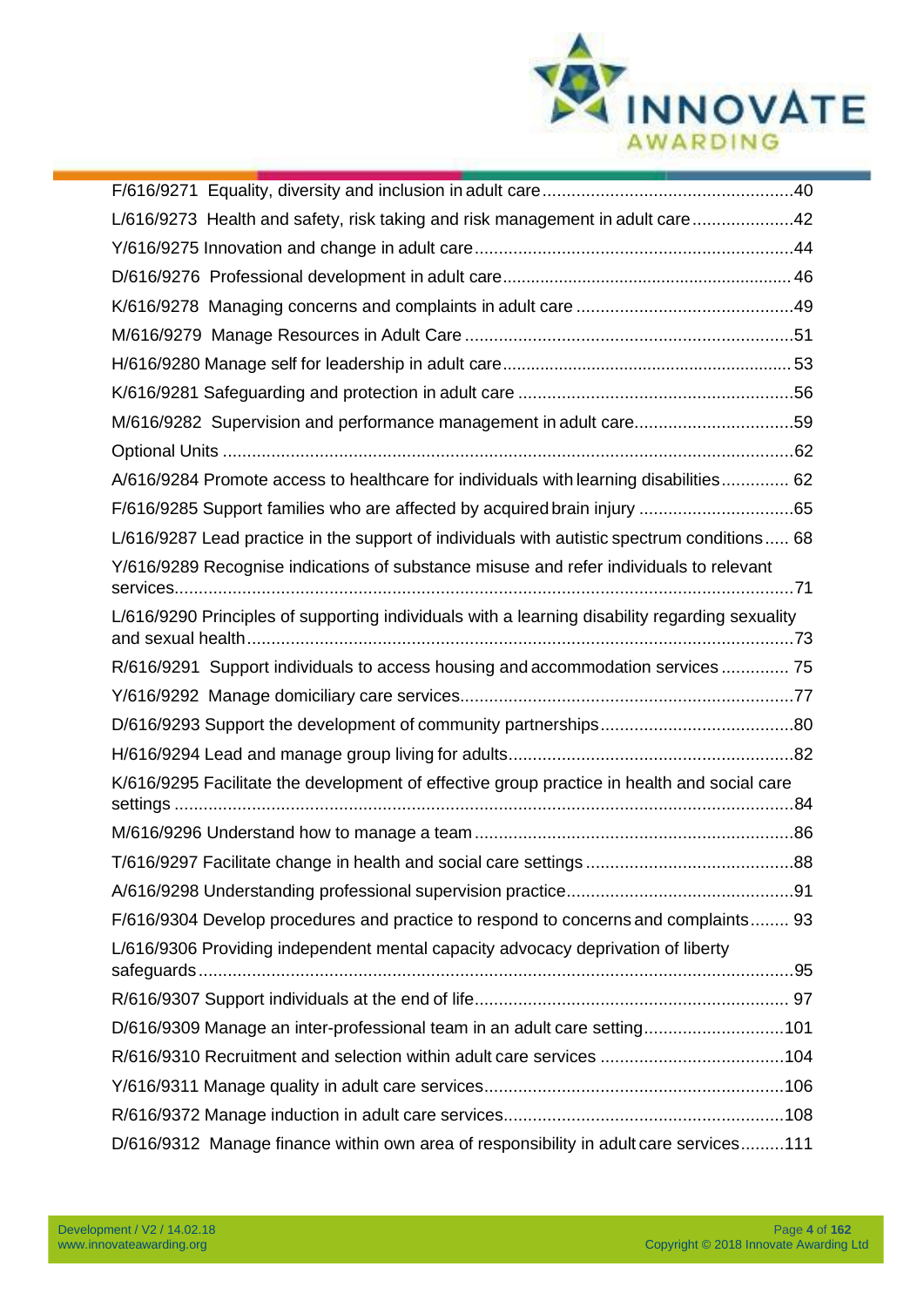F/616/9271 Equality, diversity and inclusion in adult care ....................................................40

L/616/9273 Health and safety, risk taking and risk management in adult care .....................42

Y/616/9275 Innovation and change in adult care ..................................................................44

D/616/9276 Professional development in adult care ............................................................ 46

K/616/9278 Managing concerns and complaints in adult care .............................................49

M/616/9279 Manage Resources in Adult Care ....................................................................51

H/616/9280 Manage self for leadership in adult care ............................................................ 53

K/616/9281 Safeguarding and protection in adult care .........................................................56

M/616/9282 Supervision and performance management in adult care.................................59

Optional Units ......................................................................................................................62

A/616/9284 Promote access to healthcare for individuals with learning disabilities.............. 62

F/616/9285 Support families who are affected by acquired brain injury ................................65

L/616/9287 Lead practice in the support of individuals with autistic spectrum conditions ..... 68

Y/616/9289 Recognise indications of substance misuse and refer individuals to relevant services.................................................................................................................................71

L/616/9290 Principles of supporting individuals with a learning disability regarding sexuality and sexual health.................................................................................................................73

R/616/9291 Support individuals to access housing and accommodation services ............. 75

Y/616/9292 Manage domiciliary care services.....................................................................77

D/616/9293 Support the development of community partnerships........................................80

H/616/9294 Lead and manage group living for adults...........................................................82

K/616/9295 Facilitate the development of effective group practice in health and social care settings .................................................................................................................................84

M/616/9296 Understand how to manage a team ..................................................................86

T/616/9297 Facilitate change in health and social care settings ...........................................88

A/616/9298 Understanding professional supervision practice...............................................91

F/616/9304 Develop procedures and practice to respond to concerns and complaints........ 93

L/616/9306 Providing independent mental capacity advocacy deprivation of liberty safeguards ...........................................................................................................................95

R/616/9307 Support individuals at the end of life................................................................. 97

D/616/9309 Manage an inter-professional team in an adult care setting.............................101

R/616/9310 Recruitment and selection within adult care services ......................................104

Y/616/9311 Manage quality in adult care services..............................................................106

R/616/9372 Manage induction in adult care services..........................................................108

D/616/9312 Manage finance within own area of responsibility in adult care services.........111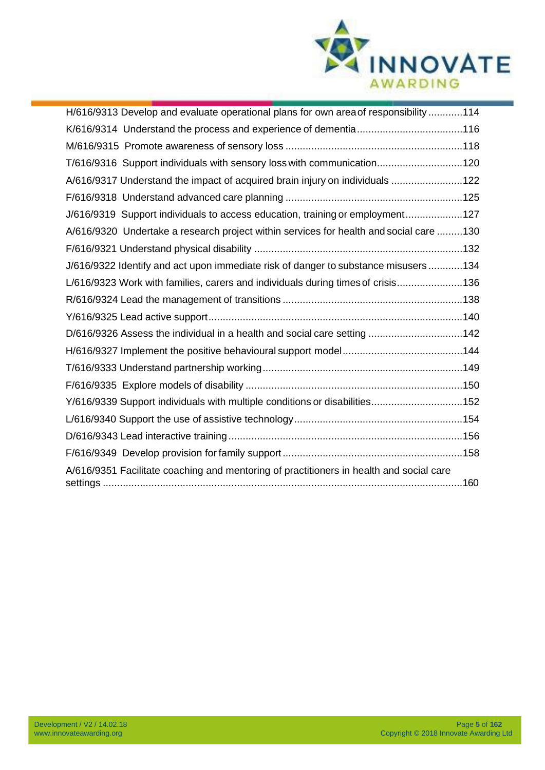H/616/9313 Develop and evaluate operational plans for own area of responsibility ............114

K/616/9314 Understand the process and experience of dementia......................................116

M/616/9315 Promote awareness of sensory loss ..............................................................118

T/616/9316 Support individuals with sensory loss with communication..............................120

A/616/9317 Understand the impact of acquired brain injury on individuals .........................122

F/616/9318 Understand advanced care planning ..............................................................125

J/616/9319 Support individuals to access education, training or employment....................127

A/616/9320 Undertake a research project within services for health and social care .........130

F/616/9321 Understand physical disability ........................................................................132

J/616/9322 Identify and act upon immediate risk of danger to substance misusers ............134

L/616/9323 Work with families, carers and individuals during times of crisis.......................136

R/616/9324 Lead the management of transitions ...............................................................138

Y/616/9325 Lead active support.........................................................................................140

D/616/9326 Assess the individual in a health and social care setting .................................142

H/616/9327 Implement the positive behavioural support model..........................................144

T/616/9333 Understand partnership working......................................................................149

F/616/9335 Explore models of disability ............................................................................150

Y/616/9339 Support individuals with multiple conditions or disabilities................................152

L/616/9340 Support the use of assistive technology...........................................................154

D/616/9343 Lead interactive training..................................................................................156

F/616/9349 Develop provision for family support...............................................................158

A/616/9351 Facilitate coaching and mentoring of practitioners in health and social care settings ..............................................................................................................................160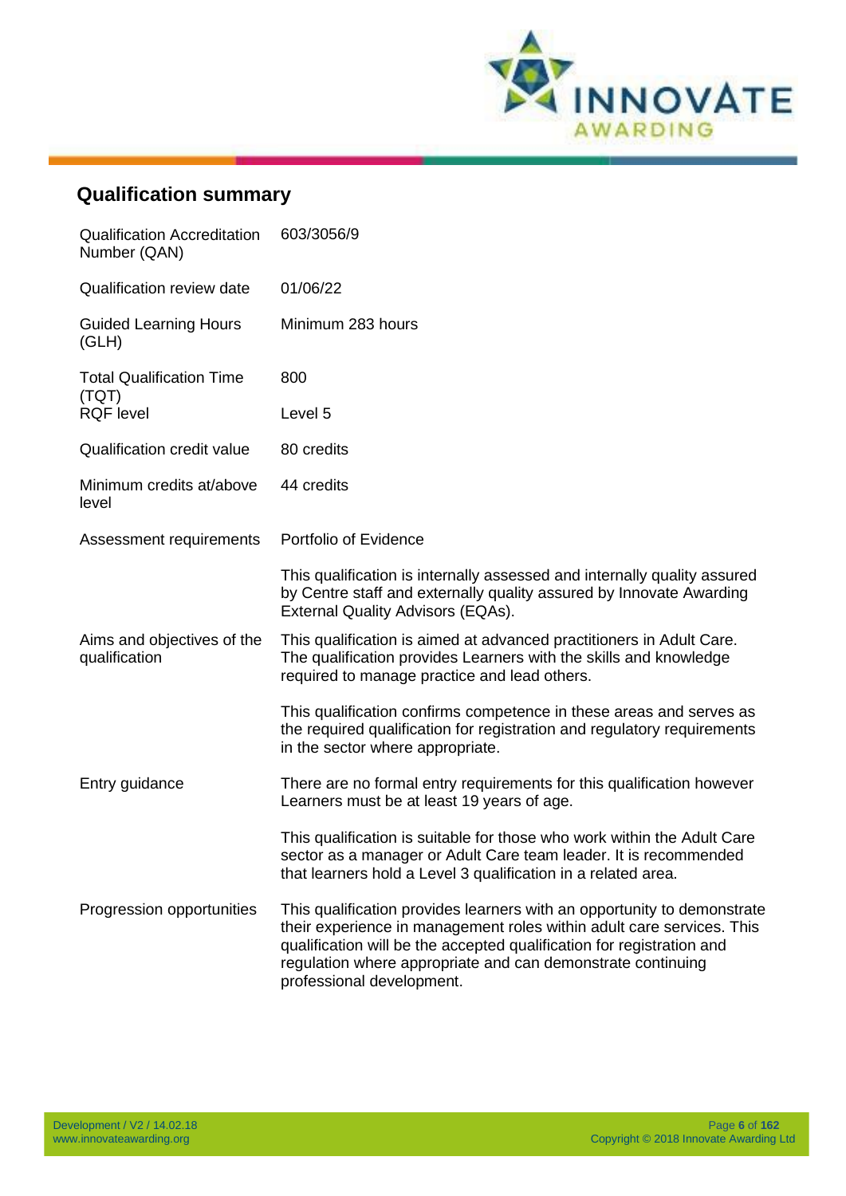## Qualification summary

| | |
|---|---|
| Qualification Accreditation Number (QAN) | 603/3056/9 |
| Qualification review date | 01/06/22 |
| Guided Learning Hours (GLH) | Minimum 283 hours |
| Total Qualification Time (TQT) | 800 |
| RQF level | Level 5 |
| Qualification credit value | 80 credits |
| Minimum credits at/above level | 44 credits |
| Assessment requirements | Portfolio of Evidence<br><br>This qualification is internally assessed and internally quality assured by Centre staff and externally quality assured by Innovate Awarding External Quality Advisors (EQAs). |
| Aims and objectives of the qualification | This qualification is aimed at advanced practitioners in Adult Care. The qualification provides Learners with the skills and knowledge required to manage practice and lead others.<br><br>This qualification confirms competence in these areas and serves as the required qualification for registration and regulatory requirements in the sector where appropriate. |
| Entry guidance | There are no formal entry requirements for this qualification however Learners must be at least 19 years of age.<br><br>This qualification is suitable for those who work within the Adult Care sector as a manager or Adult Care team leader. It is recommended that learners hold a Level 3 qualification in a related area. |
| Progression opportunities | This qualification provides learners with an opportunity to demonstrate their experience in management roles within adult care services. This qualification will be the accepted qualification for registration and regulation where appropriate and can demonstrate continuing professional development. |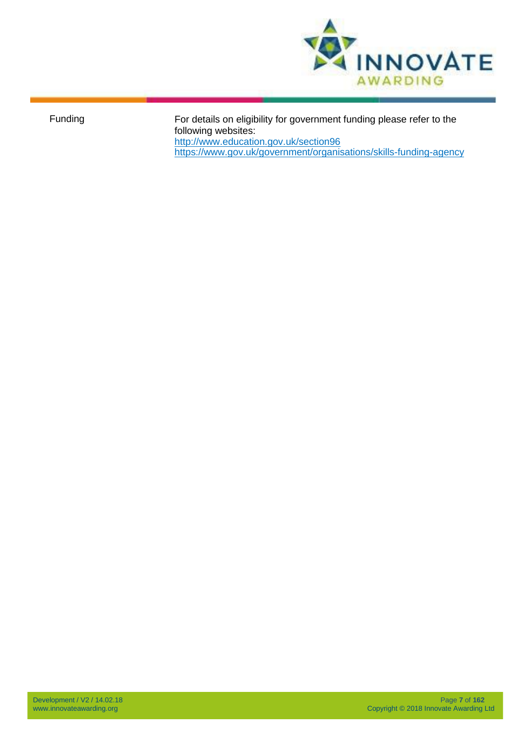| Funding | For details on eligibility for government funding please refer to the following websites:<br>http://www.education.gov.uk/section96<br>https://www.gov.uk/government/organisations/skills-funding-agency |
| --- | --- |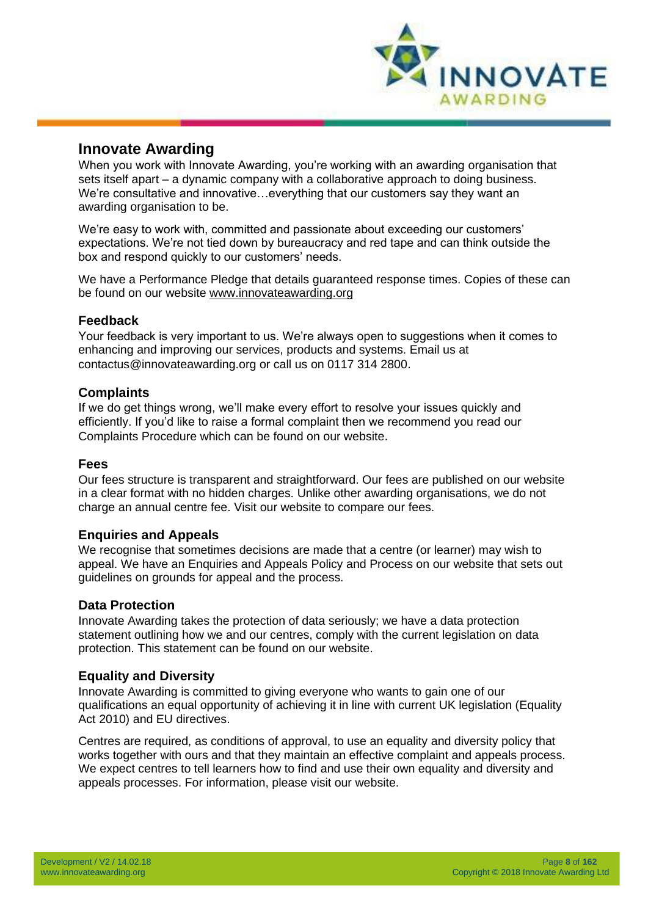## Innovate Awarding

When you work with Innovate Awarding, you're working with an awarding organisation that sets itself apart – a dynamic company with a collaborative approach to doing business. We're consultative and innovative…everything that our customers say they want an awarding organisation to be.

We're easy to work with, committed and passionate about exceeding our customers' expectations. We're not tied down by bureaucracy and red tape and can think outside the box and respond quickly to our customers' needs.

We have a Performance Pledge that details guaranteed response times. Copies of these can be found on our website www.innovateawarding.org

### Feedback

Your feedback is very important to us. We're always open to suggestions when it comes to enhancing and improving our services, products and systems. Email us at contactus@innovateawarding.org or call us on 0117 314 2800.

### Complaints

If we do get things wrong, we'll make every effort to resolve your issues quickly and efficiently. If you'd like to raise a formal complaint then we recommend you read our Complaints Procedure which can be found on our website.

### Fees

Our fees structure is transparent and straightforward. Our fees are published on our website in a clear format with no hidden charges. Unlike other awarding organisations, we do not charge an annual centre fee. Visit our website to compare our fees.

### Enquiries and Appeals

We recognise that sometimes decisions are made that a centre (or learner) may wish to appeal. We have an Enquiries and Appeals Policy and Process on our website that sets out guidelines on grounds for appeal and the process.

### Data Protection

Innovate Awarding takes the protection of data seriously; we have a data protection statement outlining how we and our centres, comply with the current legislation on data protection. This statement can be found on our website.

### Equality and Diversity

Innovate Awarding is committed to giving everyone who wants to gain one of our qualifications an equal opportunity of achieving it in line with current UK legislation (Equality Act 2010) and EU directives.

Centres are required, as conditions of approval, to use an equality and diversity policy that works together with ours and that they maintain an effective complaint and appeals process. We expect centres to tell learners how to find and use their own equality and diversity and appeals processes. For information, please visit our website.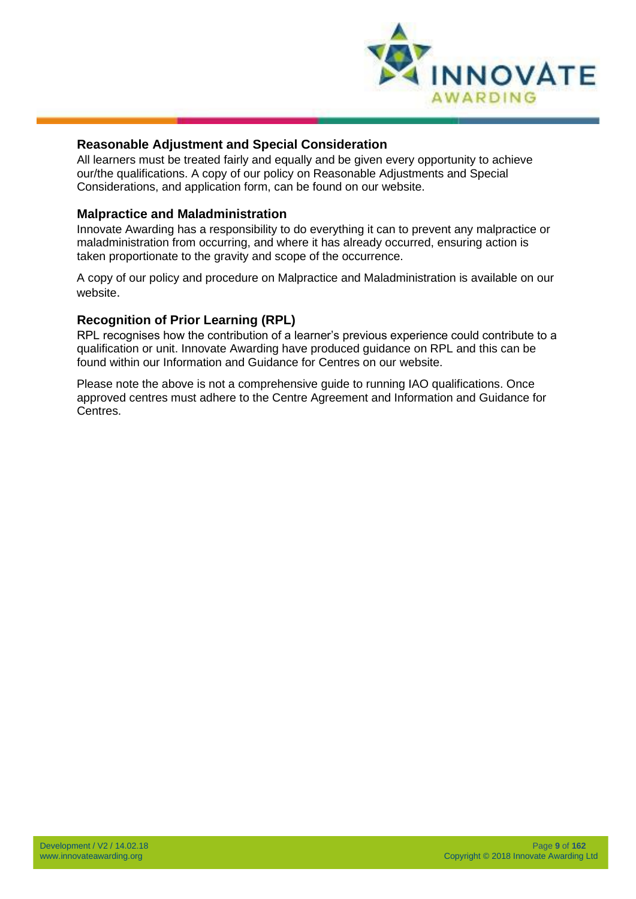## Reasonable Adjustment and Special Consideration

All learners must be treated fairly and equally and be given every opportunity to achieve our/the qualifications. A copy of our policy on Reasonable Adjustments and Special Considerations, and application form, can be found on our website.

## Malpractice and Maladministration

Innovate Awarding has a responsibility to do everything it can to prevent any malpractice or maladministration from occurring, and where it has already occurred, ensuring action is taken proportionate to the gravity and scope of the occurrence.

A copy of our policy and procedure on Malpractice and Maladministration is available on our website.

## Recognition of Prior Learning (RPL)

RPL recognises how the contribution of a learner's previous experience could contribute to a qualification or unit. Innovate Awarding have produced guidance on RPL and this can be found within our Information and Guidance for Centres on our website.

Please note the above is not a comprehensive guide to running IAO qualifications. Once approved centres must adhere to the Centre Agreement and Information and Guidance for Centres.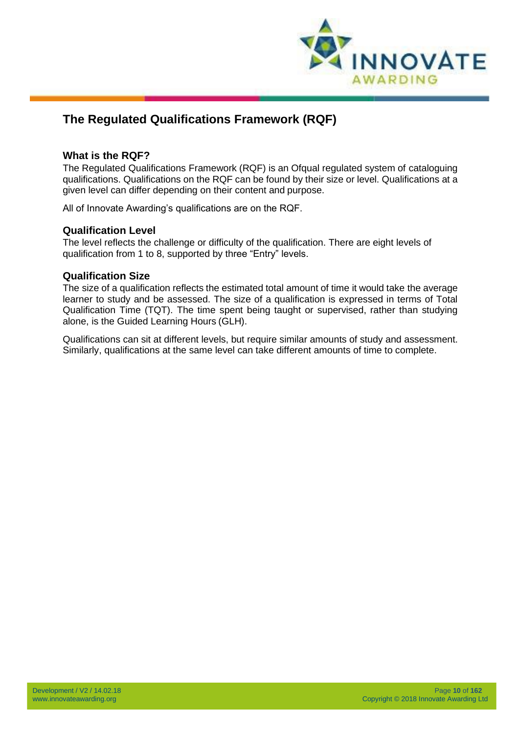# The Regulated Qualifications Framework (RQF)

## What is the RQF?

The Regulated Qualifications Framework (RQF) is an Ofqual regulated system of cataloguing qualifications. Qualifications on the RQF can be found by their size or level. Qualifications at a given level can differ depending on their content and purpose.

All of Innovate Awarding's qualifications are on the RQF.

## Qualification Level

The level reflects the challenge or difficulty of the qualification. There are eight levels of qualification from 1 to 8, supported by three "Entry" levels.

## Qualification Size

The size of a qualification reflects the estimated total amount of time it would take the average learner to study and be assessed. The size of a qualification is expressed in terms of Total Qualification Time (TQT). The time spent being taught or supervised, rather than studying alone, is the Guided Learning Hours (GLH).

Qualifications can sit at different levels, but require similar amounts of study and assessment. Similarly, qualifications at the same level can take different amounts of time to complete.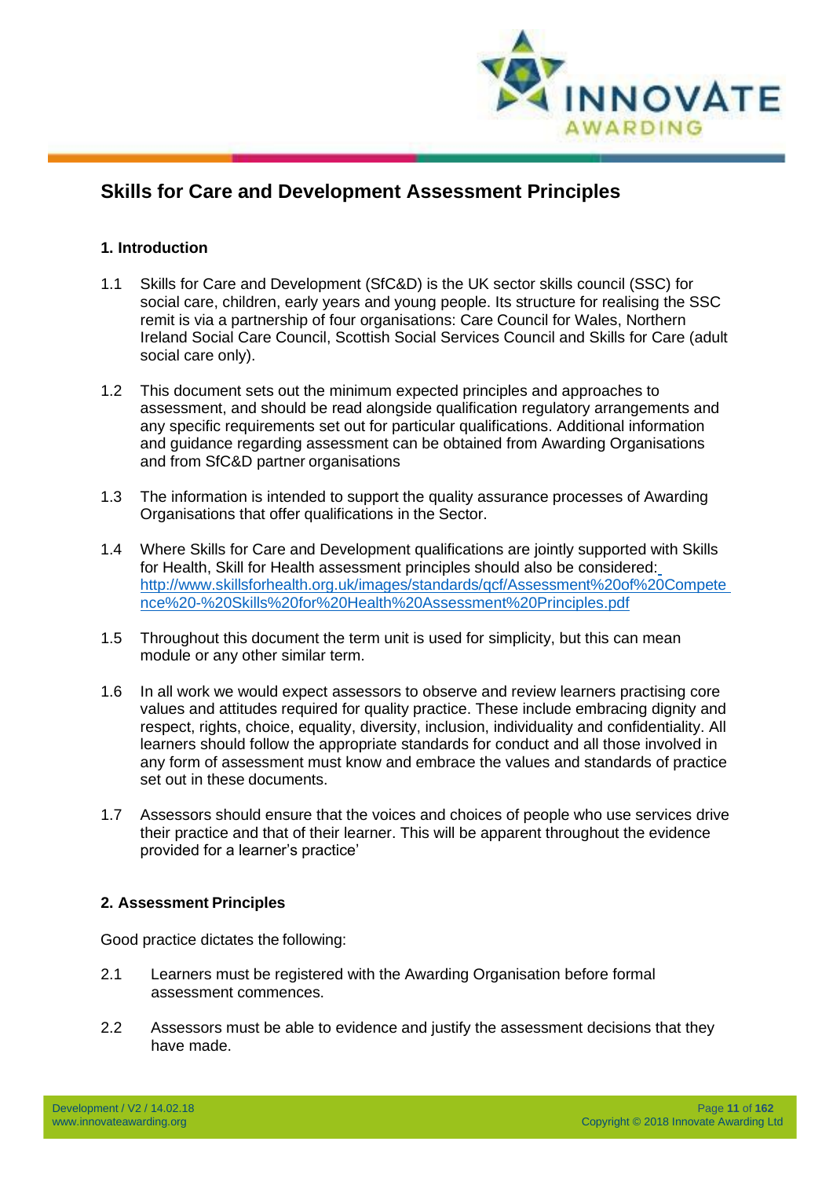# Skills for Care and Development Assessment Principles

## 1. Introduction

1.1 Skills for Care and Development (SfC&D) is the UK sector skills council (SSC) for social care, children, early years and young people. Its structure for realising the SSC remit is via a partnership of four organisations: Care Council for Wales, Northern Ireland Social Care Council, Scottish Social Services Council and Skills for Care (adult social care only).

1.2 This document sets out the minimum expected principles and approaches to assessment, and should be read alongside qualification regulatory arrangements and any specific requirements set out for particular qualifications. Additional information and guidance regarding assessment can be obtained from Awarding Organisations and from SfC&D partner organisations

1.3 The information is intended to support the quality assurance processes of Awarding Organisations that offer qualifications in the Sector.

1.4 Where Skills for Care and Development qualifications are jointly supported with Skills for Health, Skill for Health assessment principles should also be considered: http://www.skillsforhealth.org.uk/images/standards/qcf/Assessment%20of%20Competence%20-%20Skills%20for%20Health%20Assessment%20Principles.pdf

1.5 Throughout this document the term unit is used for simplicity, but this can mean module or any other similar term.

1.6 In all work we would expect assessors to observe and review learners practising core values and attitudes required for quality practice. These include embracing dignity and respect, rights, choice, equality, diversity, inclusion, individuality and confidentiality. All learners should follow the appropriate standards for conduct and all those involved in any form of assessment must know and embrace the values and standards of practice set out in these documents.

1.7 Assessors should ensure that the voices and choices of people who use services drive their practice and that of their learner. This will be apparent throughout the evidence provided for a learner's practice'

## 2. Assessment Principles

Good practice dictates the following:

2.1 Learners must be registered with the Awarding Organisation before formal assessment commences.

2.2 Assessors must be able to evidence and justify the assessment decisions that they have made.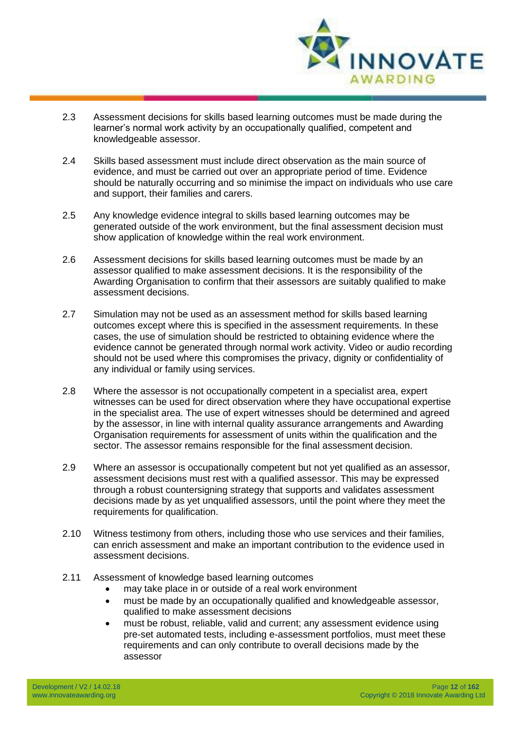2.3 Assessment decisions for skills based learning outcomes must be made during the learner's normal work activity by an occupationally qualified, competent and knowledgeable assessor.

2.4 Skills based assessment must include direct observation as the main source of evidence, and must be carried out over an appropriate period of time. Evidence should be naturally occurring and so minimise the impact on individuals who use care and support, their families and carers.

2.5 Any knowledge evidence integral to skills based learning outcomes may be generated outside of the work environment, but the final assessment decision must show application of knowledge within the real work environment.

2.6 Assessment decisions for skills based learning outcomes must be made by an assessor qualified to make assessment decisions. It is the responsibility of the Awarding Organisation to confirm that their assessors are suitably qualified to make assessment decisions.

2.7 Simulation may not be used as an assessment method for skills based learning outcomes except where this is specified in the assessment requirements. In these cases, the use of simulation should be restricted to obtaining evidence where the evidence cannot be generated through normal work activity. Video or audio recording should not be used where this compromises the privacy, dignity or confidentiality of any individual or family using services.

2.8 Where the assessor is not occupationally competent in a specialist area, expert witnesses can be used for direct observation where they have occupational expertise in the specialist area. The use of expert witnesses should be determined and agreed by the assessor, in line with internal quality assurance arrangements and Awarding Organisation requirements for assessment of units within the qualification and the sector. The assessor remains responsible for the final assessment decision.

2.9 Where an assessor is occupationally competent but not yet qualified as an assessor, assessment decisions must rest with a qualified assessor. This may be expressed through a robust countersigning strategy that supports and validates assessment decisions made by as yet unqualified assessors, until the point where they meet the requirements for qualification.

2.10 Witness testimony from others, including those who use services and their families, can enrich assessment and make an important contribution to the evidence used in assessment decisions.

2.11 Assessment of knowledge based learning outcomes

- may take place in or outside of a real work environment
- must be made by an occupationally qualified and knowledgeable assessor, qualified to make assessment decisions
- must be robust, reliable, valid and current; any assessment evidence using pre-set automated tests, including e-assessment portfolios, must meet these requirements and can only contribute to overall decisions made by the assessor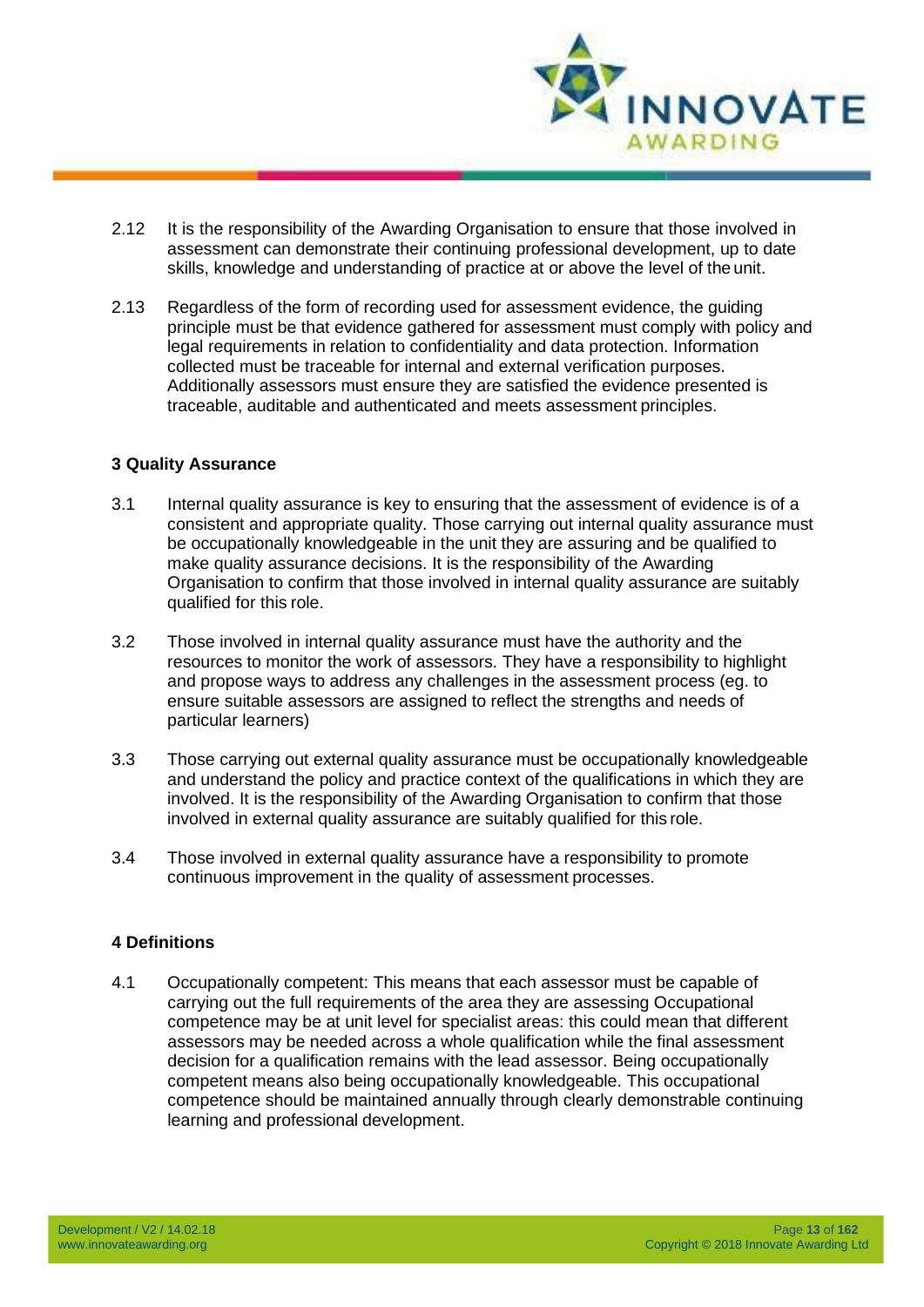2.12 It is the responsibility of the Awarding Organisation to ensure that those involved in assessment can demonstrate their continuing professional development, up to date skills, knowledge and understanding of practice at or above the level of the unit.

2.13 Regardless of the form of recording used for assessment evidence, the guiding principle must be that evidence gathered for assessment must comply with policy and legal requirements in relation to confidentiality and data protection. Information collected must be traceable for internal and external verification purposes. Additionally assessors must ensure they are satisfied the evidence presented is traceable, auditable and authenticated and meets assessment principles.

**3 Quality Assurance**

3.1 Internal quality assurance is key to ensuring that the assessment of evidence is of a consistent and appropriate quality. Those carrying out internal quality assurance must be occupationally knowledgeable in the unit they are assuring and be qualified to make quality assurance decisions. It is the responsibility of the Awarding Organisation to confirm that those involved in internal quality assurance are suitably qualified for this role.

3.2 Those involved in internal quality assurance must have the authority and the resources to monitor the work of assessors. They have a responsibility to highlight and propose ways to address any challenges in the assessment process (eg. to ensure suitable assessors are assigned to reflect the strengths and needs of particular learners)

3.3 Those carrying out external quality assurance must be occupationally knowledgeable and understand the policy and practice context of the qualifications in which they are involved. It is the responsibility of the Awarding Organisation to confirm that those involved in external quality assurance are suitably qualified for this role.

3.4 Those involved in external quality assurance have a responsibility to promote continuous improvement in the quality of assessment processes.

**4 Definitions**

4.1 Occupationally competent: This means that each assessor must be capable of carrying out the full requirements of the area they are assessing Occupational competence may be at unit level for specialist areas: this could mean that different assessors may be needed across a whole qualification while the final assessment decision for a qualification remains with the lead assessor. Being occupationally competent means also being occupationally knowledgeable. This occupational competence should be maintained annually through clearly demonstrable continuing learning and professional development.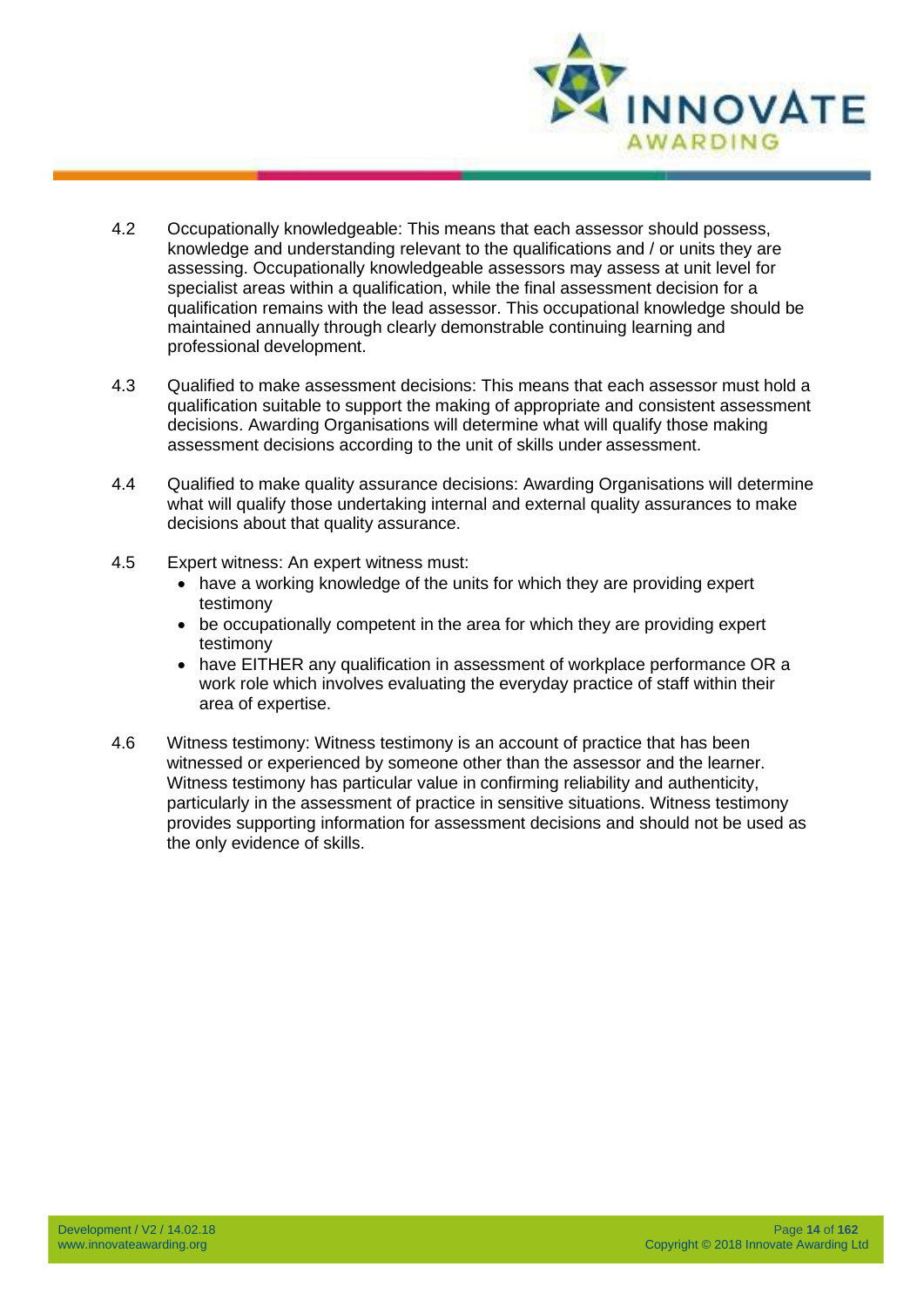4.2 Occupationally knowledgeable: This means that each assessor should possess, knowledge and understanding relevant to the qualifications and / or units they are assessing. Occupationally knowledgeable assessors may assess at unit level for specialist areas within a qualification, while the final assessment decision for a qualification remains with the lead assessor. This occupational knowledge should be maintained annually through clearly demonstrable continuing learning and professional development.

4.3 Qualified to make assessment decisions: This means that each assessor must hold a qualification suitable to support the making of appropriate and consistent assessment decisions. Awarding Organisations will determine what will qualify those making assessment decisions according to the unit of skills under assessment.

4.4 Qualified to make quality assurance decisions: Awarding Organisations will determine what will qualify those undertaking internal and external quality assurances to make decisions about that quality assurance.

4.5 Expert witness: An expert witness must:

- have a working knowledge of the units for which they are providing expert testimony
- be occupationally competent in the area for which they are providing expert testimony
- have EITHER any qualification in assessment of workplace performance OR a work role which involves evaluating the everyday practice of staff within their area of expertise.

4.6 Witness testimony: Witness testimony is an account of practice that has been witnessed or experienced by someone other than the assessor and the learner. Witness testimony has particular value in confirming reliability and authenticity, particularly in the assessment of practice in sensitive situations. Witness testimony provides supporting information for assessment decisions and should not be used as the only evidence of skills.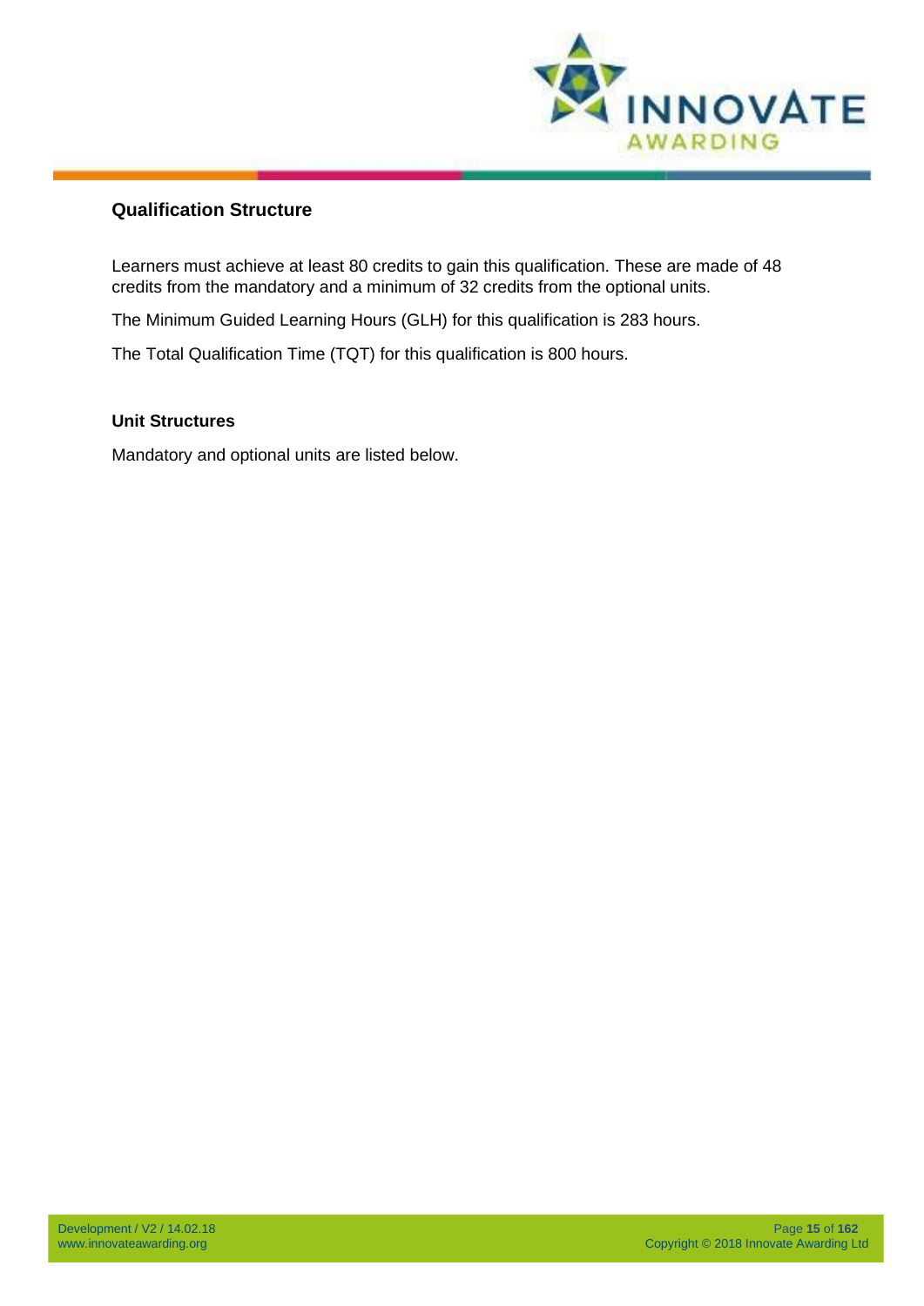## Qualification Structure

Learners must achieve at least 80 credits to gain this qualification. These are made of 48 credits from the mandatory and a minimum of 32 credits from the optional units.

The Minimum Guided Learning Hours (GLH) for this qualification is 283 hours.

The Total Qualification Time (TQT) for this qualification is 800 hours.

### Unit Structures

Mandatory and optional units are listed below.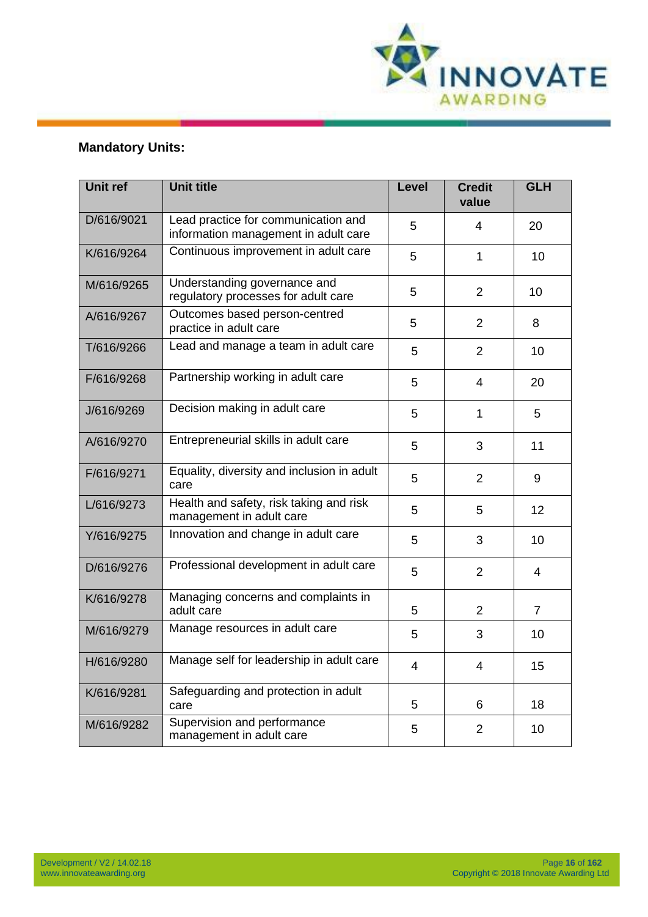**Mandatory Units:**

| Unit ref | Unit title | Level | Credit value | GLH |
|---|---|---|---|---|
| D/616/9021 | Lead practice for communication and information management in adult care | 5 | 4 | 20 |
| K/616/9264 | Continuous improvement in adult care | 5 | 1 | 10 |
| M/616/9265 | Understanding governance and regulatory processes for adult care | 5 | 2 | 10 |
| A/616/9267 | Outcomes based person-centred practice in adult care | 5 | 2 | 8 |
| T/616/9266 | Lead and manage a team in adult care | 5 | 2 | 10 |
| F/616/9268 | Partnership working in adult care | 5 | 4 | 20 |
| J/616/9269 | Decision making in adult care | 5 | 1 | 5 |
| A/616/9270 | Entrepreneurial skills in adult care | 5 | 3 | 11 |
| F/616/9271 | Equality, diversity and inclusion in adult care | 5 | 2 | 9 |
| L/616/9273 | Health and safety, risk taking and risk management in adult care | 5 | 5 | 12 |
| Y/616/9275 | Innovation and change in adult care | 5 | 3 | 10 |
| D/616/9276 | Professional development in adult care | 5 | 2 | 4 |
| K/616/9278 | Managing concerns and complaints in adult care | 5 | 2 | 7 |
| M/616/9279 | Manage resources in adult care | 5 | 3 | 10 |
| H/616/9280 | Manage self for leadership in adult care | 4 | 4 | 15 |
| K/616/9281 | Safeguarding and protection in adult care | 5 | 6 | 18 |
| M/616/9282 | Supervision and performance management in adult care | 5 | 2 | 10 |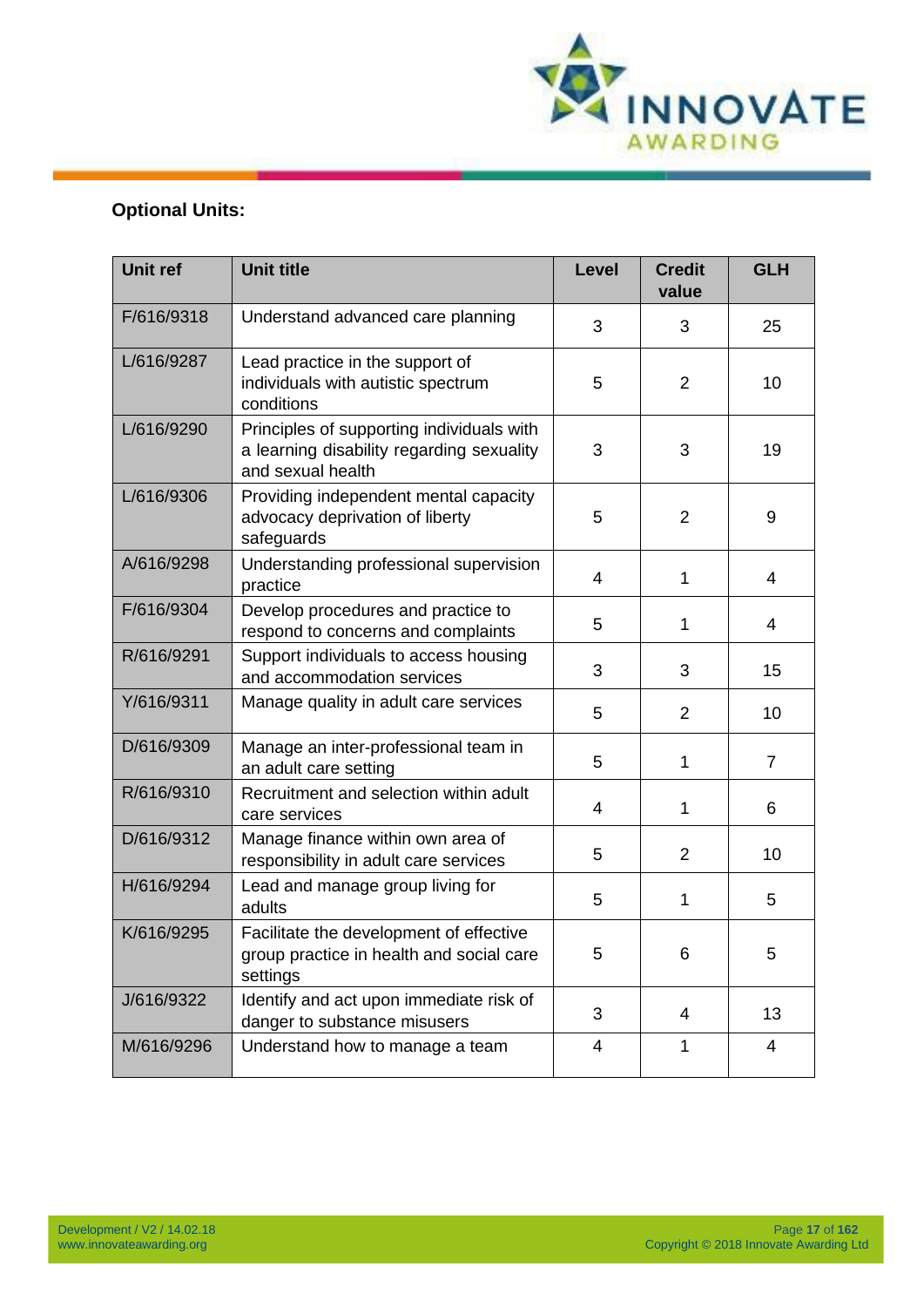**Optional Units:**

| Unit ref | Unit title | Level | Credit value | GLH |
|---|---|---|---|---|
| F/616/9318 | Understand advanced care planning | 3 | 3 | 25 |
| L/616/9287 | Lead practice in the support of individuals with autistic spectrum conditions | 5 | 2 | 10 |
| L/616/9290 | Principles of supporting individuals with a learning disability regarding sexuality and sexual health | 3 | 3 | 19 |
| L/616/9306 | Providing independent mental capacity advocacy deprivation of liberty safeguards | 5 | 2 | 9 |
| A/616/9298 | Understanding professional supervision practice | 4 | 1 | 4 |
| F/616/9304 | Develop procedures and practice to respond to concerns and complaints | 5 | 1 | 4 |
| R/616/9291 | Support individuals to access housing and accommodation services | 3 | 3 | 15 |
| Y/616/9311 | Manage quality in adult care services | 5 | 2 | 10 |
| D/616/9309 | Manage an inter-professional team in an adult care setting | 5 | 1 | 7 |
| R/616/9310 | Recruitment and selection within adult care services | 4 | 1 | 6 |
| D/616/9312 | Manage finance within own area of responsibility in adult care services | 5 | 2 | 10 |
| H/616/9294 | Lead and manage group living for adults | 5 | 1 | 5 |
| K/616/9295 | Facilitate the development of effective group practice in health and social care settings | 5 | 6 | 5 |
| J/616/9322 | Identify and act upon immediate risk of danger to substance misusers | 3 | 4 | 13 |
| M/616/9296 | Understand how to manage a team | 4 | 1 | 4 |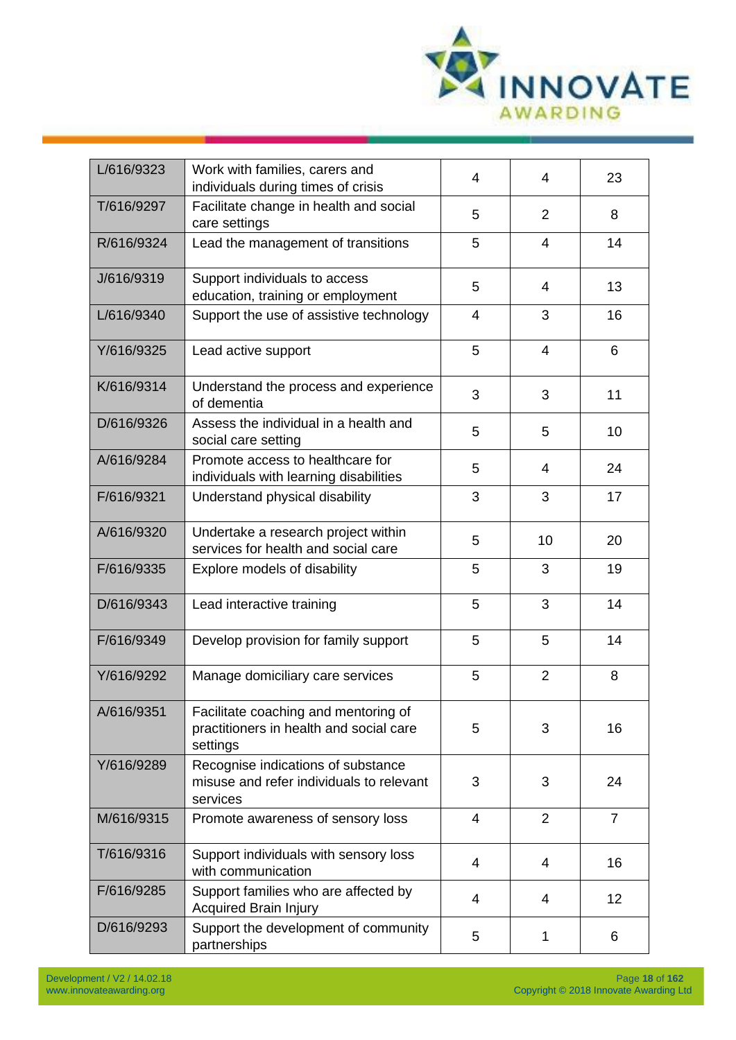| | | | | |
|---|---|---|---|---|
| L/616/9323 | Work with families, carers and individuals during times of crisis | 4 | 4 | 23 |
| T/616/9297 | Facilitate change in health and social care settings | 5 | 2 | 8 |
| R/616/9324 | Lead the management of transitions | 5 | 4 | 14 |
| J/616/9319 | Support individuals to access education, training or employment | 5 | 4 | 13 |
| L/616/9340 | Support the use of assistive technology | 4 | 3 | 16 |
| Y/616/9325 | Lead active support | 5 | 4 | 6 |
| K/616/9314 | Understand the process and experience of dementia | 3 | 3 | 11 |
| D/616/9326 | Assess the individual in a health and social care setting | 5 | 5 | 10 |
| A/616/9284 | Promote access to healthcare for individuals with learning disabilities | 5 | 4 | 24 |
| F/616/9321 | Understand physical disability | 3 | 3 | 17 |
| A/616/9320 | Undertake a research project within services for health and social care | 5 | 10 | 20 |
| F/616/9335 | Explore models of disability | 5 | 3 | 19 |
| D/616/9343 | Lead interactive training | 5 | 3 | 14 |
| F/616/9349 | Develop provision for family support | 5 | 5 | 14 |
| Y/616/9292 | Manage domiciliary care services | 5 | 2 | 8 |
| A/616/9351 | Facilitate coaching and mentoring of practitioners in health and social care settings | 5 | 3 | 16 |
| Y/616/9289 | Recognise indications of substance misuse and refer individuals to relevant services | 3 | 3 | 24 |
| M/616/9315 | Promote awareness of sensory loss | 4 | 2 | 7 |
| T/616/9316 | Support individuals with sensory loss with communication | 4 | 4 | 16 |
| F/616/9285 | Support families who are affected by Acquired Brain Injury | 4 | 4 | 12 |
| D/616/9293 | Support the development of community partnerships | 5 | 1 | 6 |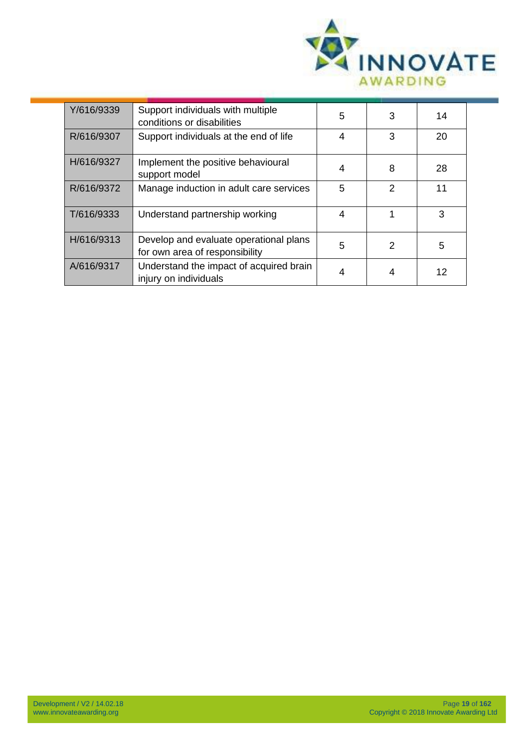| | | | | |
|---|---|---|---|---|
| Y/616/9339 | Support individuals with multiple conditions or disabilities | 5 | 3 | 14 |
| R/616/9307 | Support individuals at the end of life | 4 | 3 | 20 |
| H/616/9327 | Implement the positive behavioural support model | 4 | 8 | 28 |
| R/616/9372 | Manage induction in adult care services | 5 | 2 | 11 |
| T/616/9333 | Understand partnership working | 4 | 1 | 3 |
| H/616/9313 | Develop and evaluate operational plans for own area of responsibility | 5 | 2 | 5 |
| A/616/9317 | Understand the impact of acquired brain injury on individuals | 4 | 4 | 12 |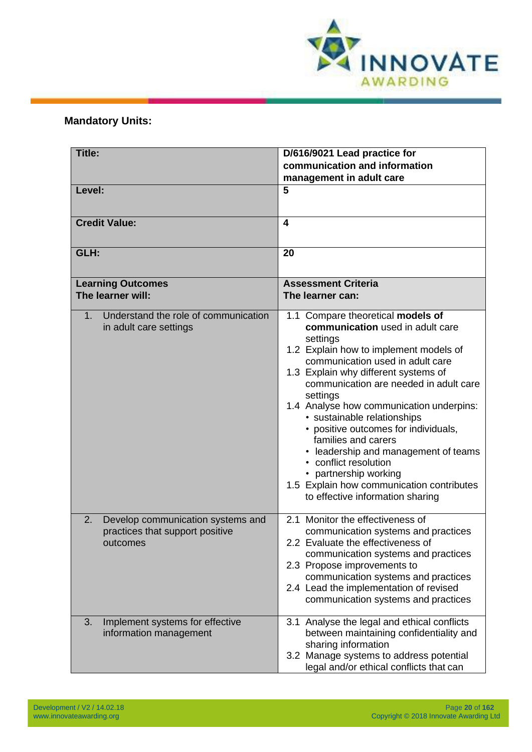**Mandatory Units:**

| Title: | D/616/9021 Lead practice for communication and information management in adult care |
|---|---|
| Level: | 5 |
| Credit Value: | 4 |
| GLH: | 20 |
| **Learning Outcomes**<br>**The learner will:** | **Assessment Criteria**<br>**The learner can:** |
| 1. Understand the role of communication in adult care settings | 1.1 Compare theoretical **models of communication** used in adult care settings<br>1.2 Explain how to implement models of communication used in adult care<br>1.3 Explain why different systems of communication are needed in adult care settings<br>1.4 Analyse how communication underpins:<br>• sustainable relationships<br>• positive outcomes for individuals, families and carers<br>• leadership and management of teams<br>• conflict resolution<br>• partnership working<br>1.5 Explain how communication contributes to effective information sharing |
| 2. Develop communication systems and practices that support positive outcomes | 2.1 Monitor the effectiveness of communication systems and practices<br>2.2 Evaluate the effectiveness of communication systems and practices<br>2.3 Propose improvements to communication systems and practices<br>2.4 Lead the implementation of revised communication systems and practices |
| 3. Implement systems for effective information management | 3.1 Analyse the legal and ethical conflicts between maintaining confidentiality and sharing information<br>3.2 Manage systems to address potential legal and/or ethical conflicts that can |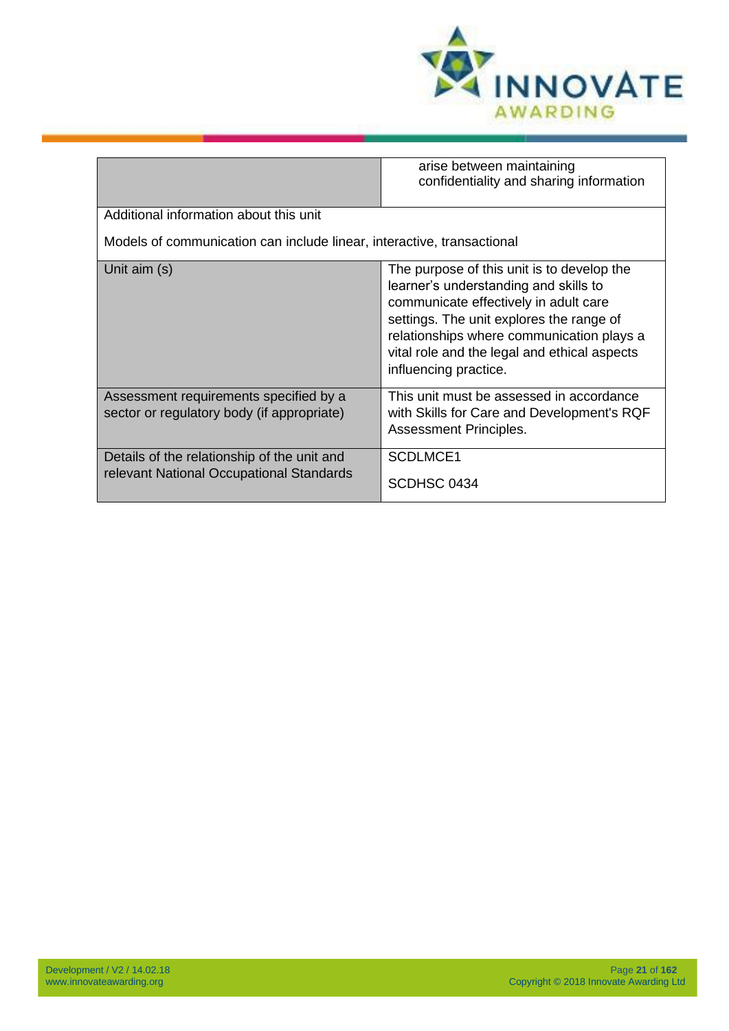| | |
|---|---|
| | arise between maintaining confidentiality and sharing information |
| Additional information about this unit<br><br>Models of communication can include linear, interactive, transactional | |
| Unit aim (s) | The purpose of this unit is to develop the learner's understanding and skills to communicate effectively in adult care settings. The unit explores the range of relationships where communication plays a vital role and the legal and ethical aspects influencing practice. |
| Assessment requirements specified by a sector or regulatory body (if appropriate) | This unit must be assessed in accordance with Skills for Care and Development's RQF Assessment Principles. |
| Details of the relationship of the unit and relevant National Occupational Standards | SCDLMCE1<br><br>SCDHSC 0434 |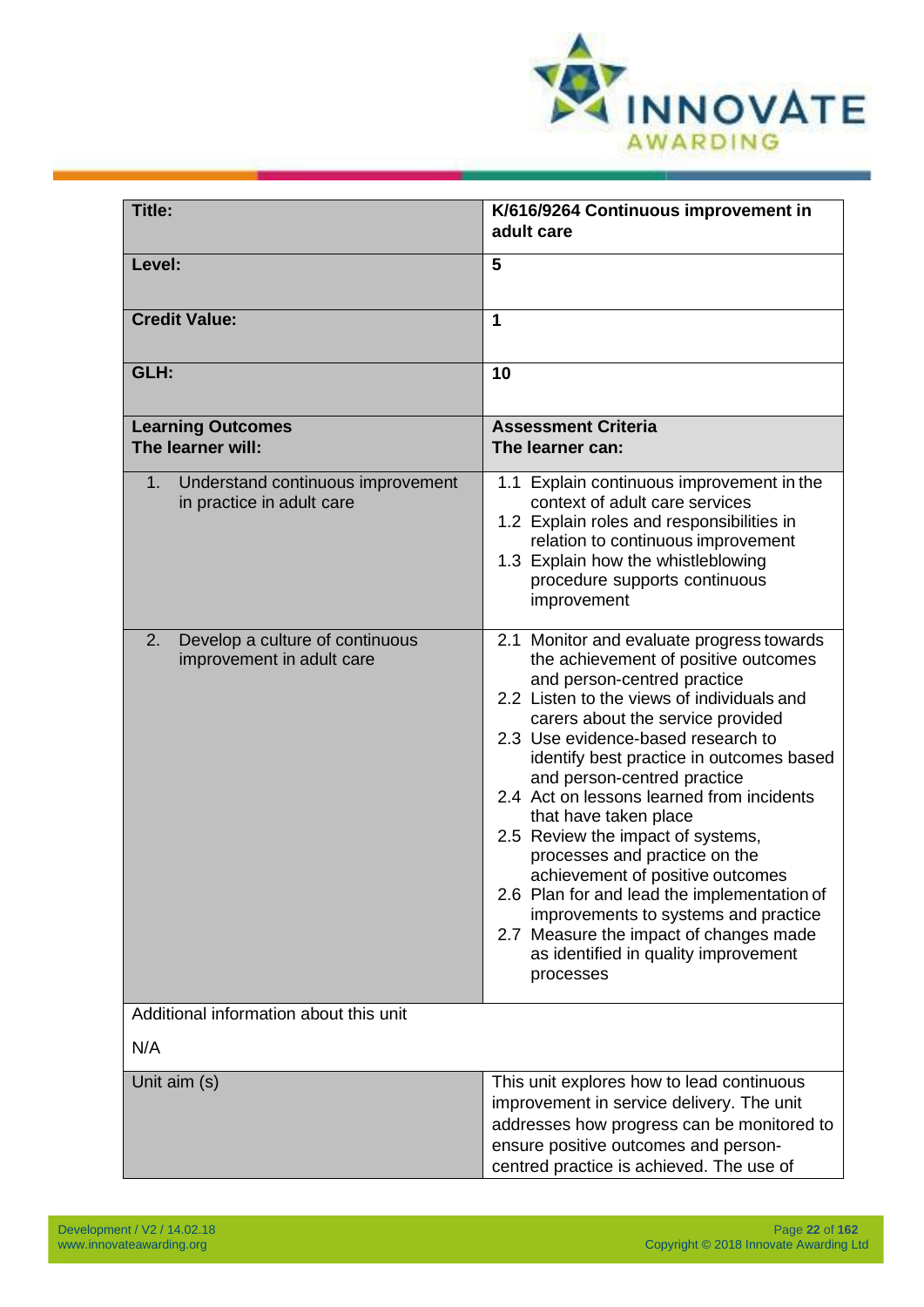| Title: | K/616/9264 Continuous improvement in adult care |
|---|---|
| **Level:** | **5** |
| **Credit Value:** | **1** |
| **GLH:** | **10** |
| **Learning Outcomes**<br>**The learner will:** | **Assessment Criteria**<br>**The learner can:** |
| 1. Understand continuous improvement in practice in adult care | 1.1 Explain continuous improvement in the context of adult care services<br>1.2 Explain roles and responsibilities in relation to continuous improvement<br>1.3 Explain how the whistleblowing procedure supports continuous improvement |
| 2. Develop a culture of continuous improvement in adult care | 2.1 Monitor and evaluate progress towards the achievement of positive outcomes and person-centred practice<br>2.2 Listen to the views of individuals and carers about the service provided<br>2.3 Use evidence-based research to identify best practice in outcomes based and person-centred practice<br>2.4 Act on lessons learned from incidents that have taken place<br>2.5 Review the impact of systems, processes and practice on the achievement of positive outcomes<br>2.6 Plan for and lead the implementation of improvements to systems and practice<br>2.7 Measure the impact of changes made as identified in quality improvement processes |
| Additional information about this unit<br><br>N/A | |
| Unit aim (s) | This unit explores how to lead continuous improvement in service delivery. The unit addresses how progress can be monitored to ensure positive outcomes and person-centred practice is achieved. The use of |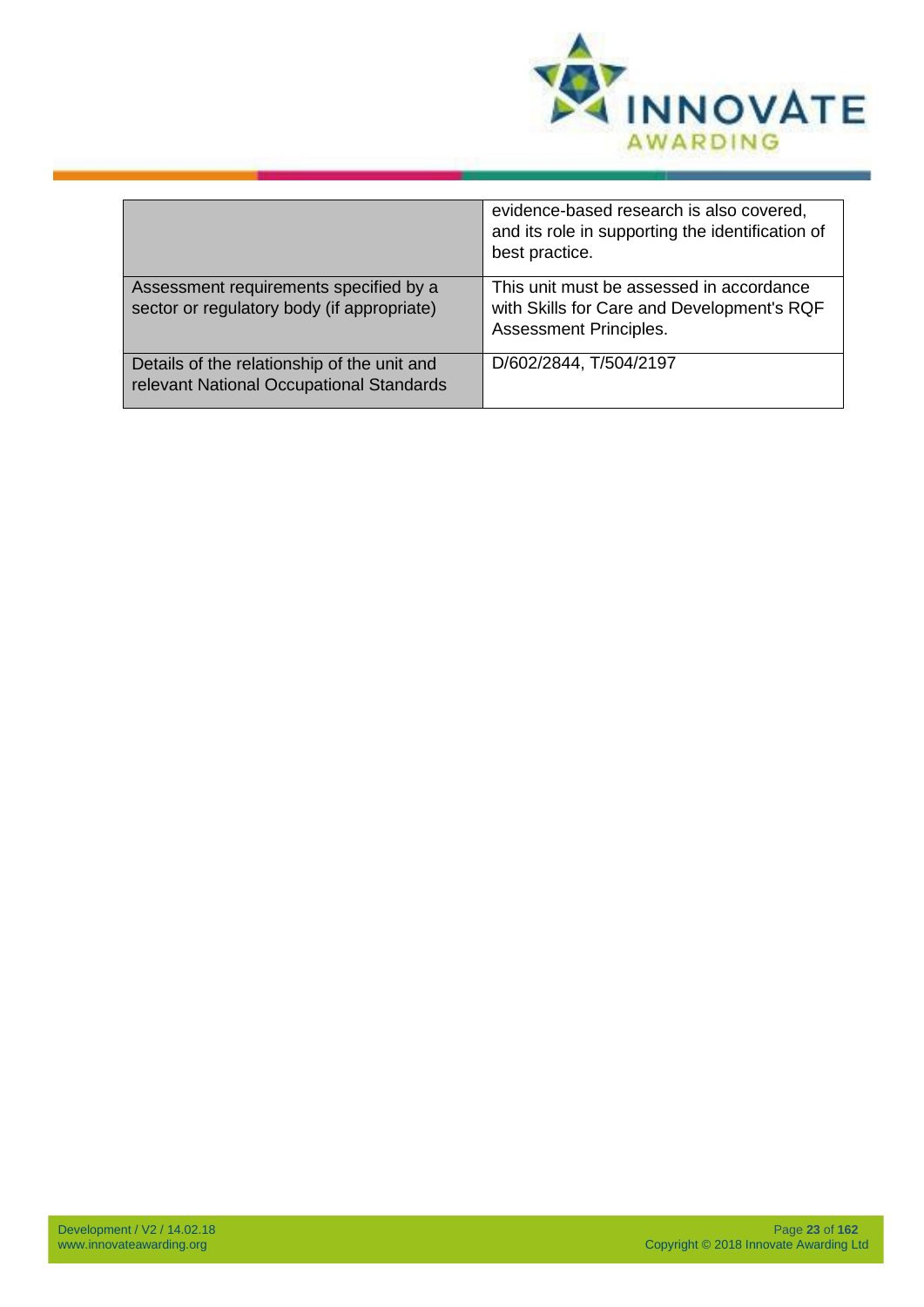| | |
|---|---|
| | evidence-based research is also covered, and its role in supporting the identification of best practice. |
| Assessment requirements specified by a sector or regulatory body (if appropriate) | This unit must be assessed in accordance with Skills for Care and Development's RQF Assessment Principles. |
| Details of the relationship of the unit and relevant National Occupational Standards | D/602/2844, T/504/2197 |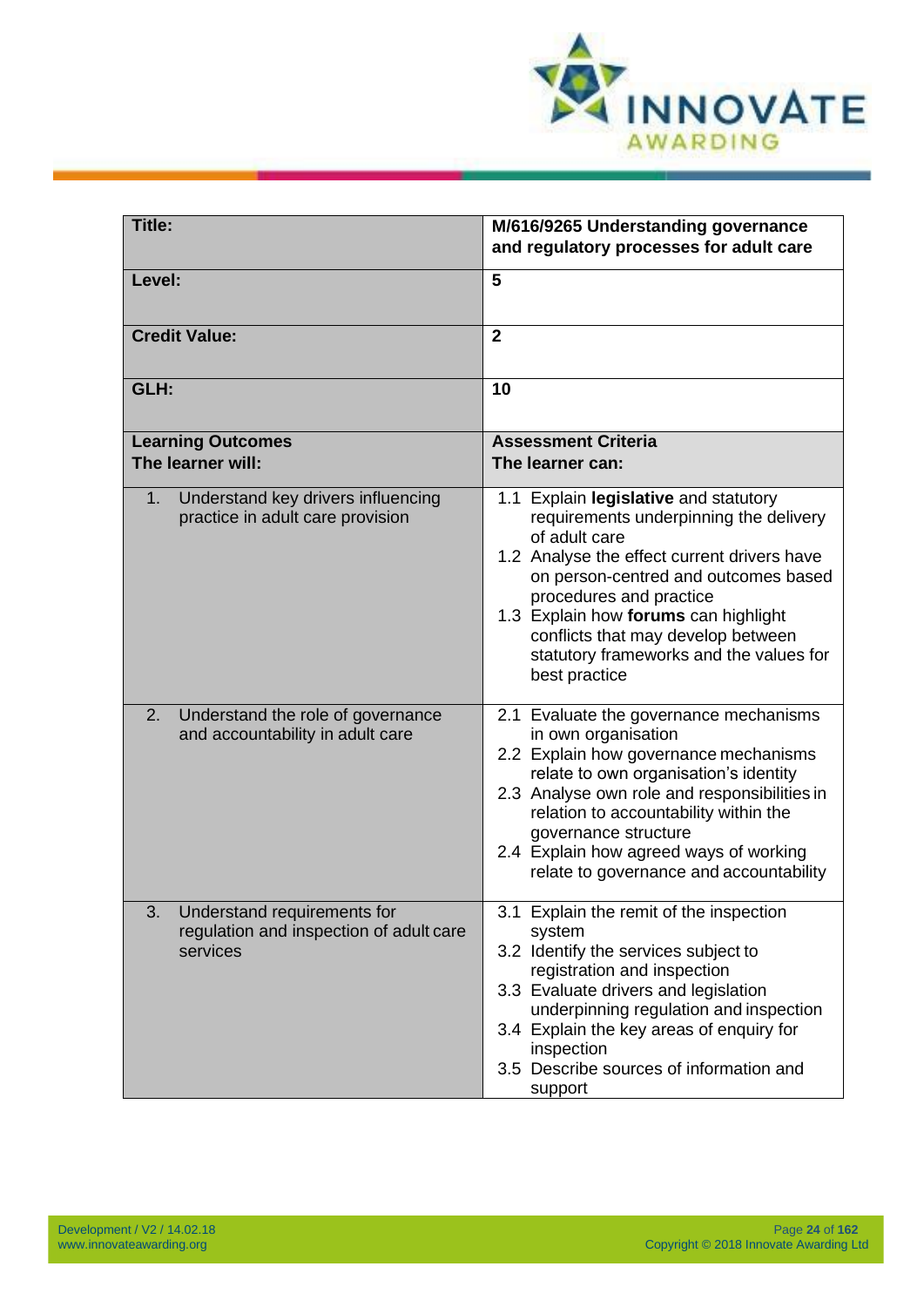| Title: | M/616/9265 Understanding governance and regulatory processes for adult care |
|---|---|
| Level: | 5 |
| Credit Value: | 2 |
| GLH: | 10 |
| **Learning Outcomes**<br>**The learner will:** | **Assessment Criteria**<br>**The learner can:** |
| 1. Understand key drivers influencing practice in adult care provision | 1.1 Explain **legislative** and statutory requirements underpinning the delivery of adult care<br>1.2 Analyse the effect current drivers have on person-centred and outcomes based procedures and practice<br>1.3 Explain how **forums** can highlight conflicts that may develop between statutory frameworks and the values for best practice |
| 2. Understand the role of governance and accountability in adult care | 2.1 Evaluate the governance mechanisms in own organisation<br>2.2 Explain how governance mechanisms relate to own organisation's identity<br>2.3 Analyse own role and responsibilities in relation to accountability within the governance structure<br>2.4 Explain how agreed ways of working relate to governance and accountability |
| 3. Understand requirements for regulation and inspection of adult care services | 3.1 Explain the remit of the inspection system<br>3.2 Identify the services subject to registration and inspection<br>3.3 Evaluate drivers and legislation underpinning regulation and inspection<br>3.4 Explain the key areas of enquiry for inspection<br>3.5 Describe sources of information and support |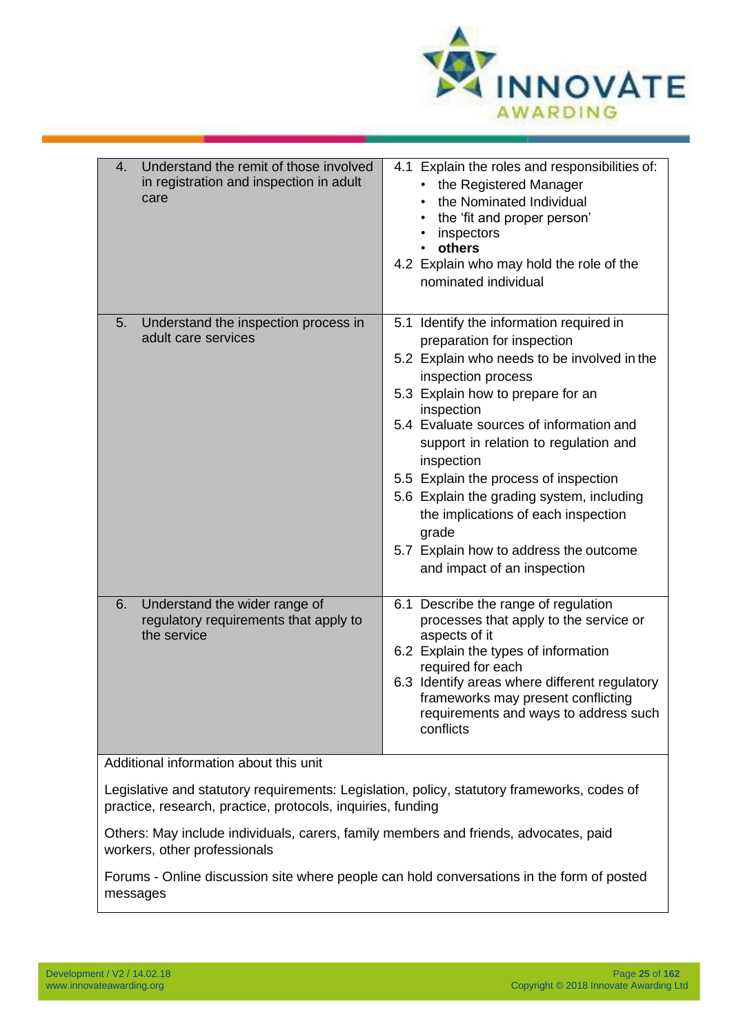| | |
|---|---|
| 4. Understand the remit of those involved in registration and inspection in adult care | 4.1 Explain the roles and responsibilities of:<br>• the Registered Manager<br>• the Nominated Individual<br>• the 'fit and proper person'<br>• inspectors<br>• **others**<br>4.2 Explain who may hold the role of the nominated individual |
| 5. Understand the inspection process in adult care services | 5.1 Identify the information required in preparation for inspection<br>5.2 Explain who needs to be involved in the inspection process<br>5.3 Explain how to prepare for an inspection<br>5.4 Evaluate sources of information and support in relation to regulation and inspection<br>5.5 Explain the process of inspection<br>5.6 Explain the grading system, including the implications of each inspection grade<br>5.7 Explain how to address the outcome and impact of an inspection |
| 6. Understand the wider range of regulatory requirements that apply to the service | 6.1 Describe the range of regulation processes that apply to the service or aspects of it<br>6.2 Explain the types of information required for each<br>6.3 Identify areas where different regulatory frameworks may present conflicting requirements and ways to address such conflicts |

Additional information about this unit

Legislative and statutory requirements: Legislation, policy, statutory frameworks, codes of practice, research, practice, protocols, inquiries, funding

Others: May include individuals, carers, family members and friends, advocates, paid workers, other professionals

Forums - Online discussion site where people can hold conversations in the form of posted messages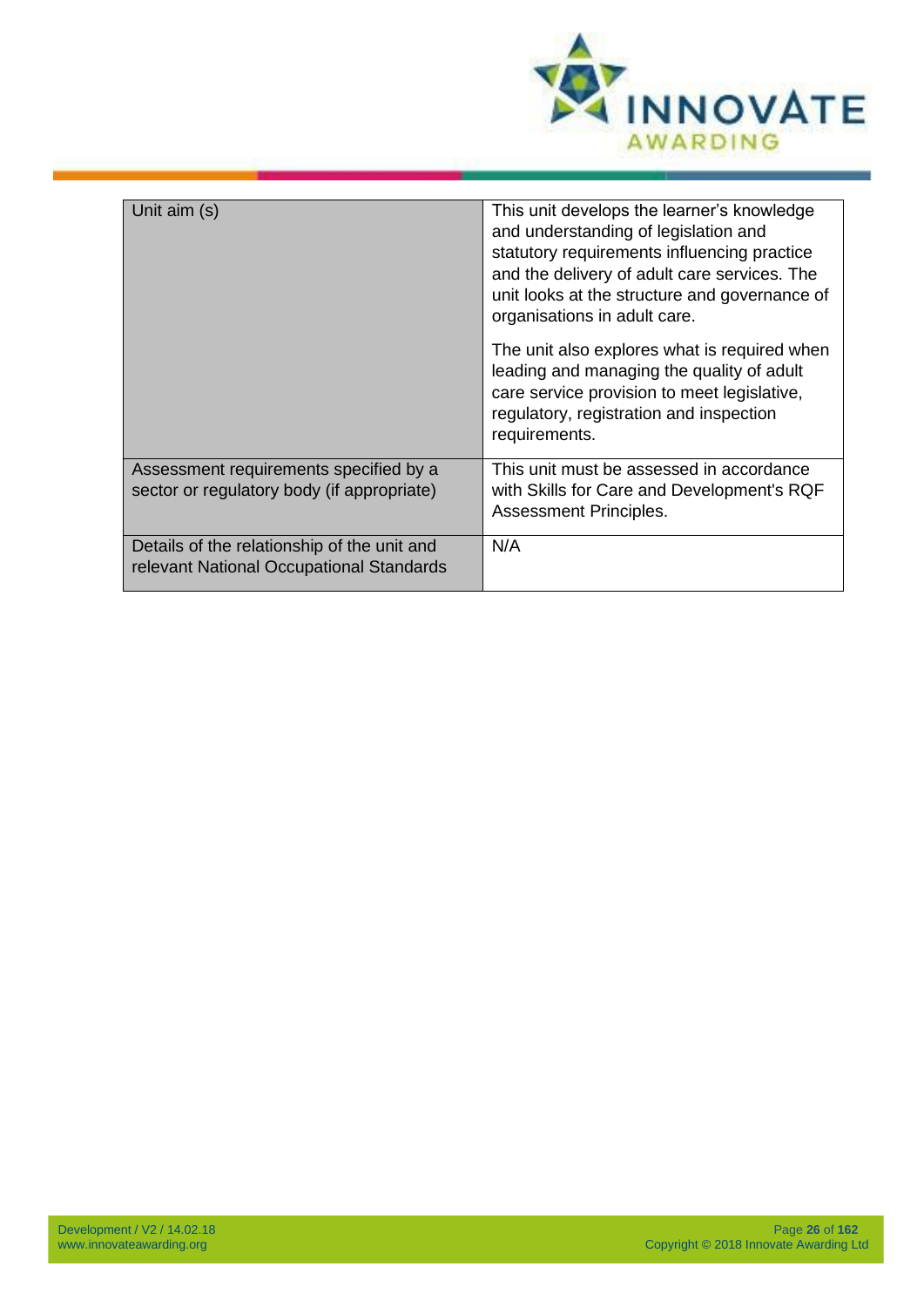| Unit aim (s) | This unit develops the learner's knowledge and understanding of legislation and statutory requirements influencing practice and the delivery of adult care services. The unit looks at the structure and governance of organisations in adult care.<br><br>The unit also explores what is required when leading and managing the quality of adult care service provision to meet legislative, regulatory, registration and inspection requirements. |
|---|---|
| Assessment requirements specified by a sector or regulatory body (if appropriate) | This unit must be assessed in accordance with Skills for Care and Development's RQF Assessment Principles. |
| Details of the relationship of the unit and relevant National Occupational Standards | N/A |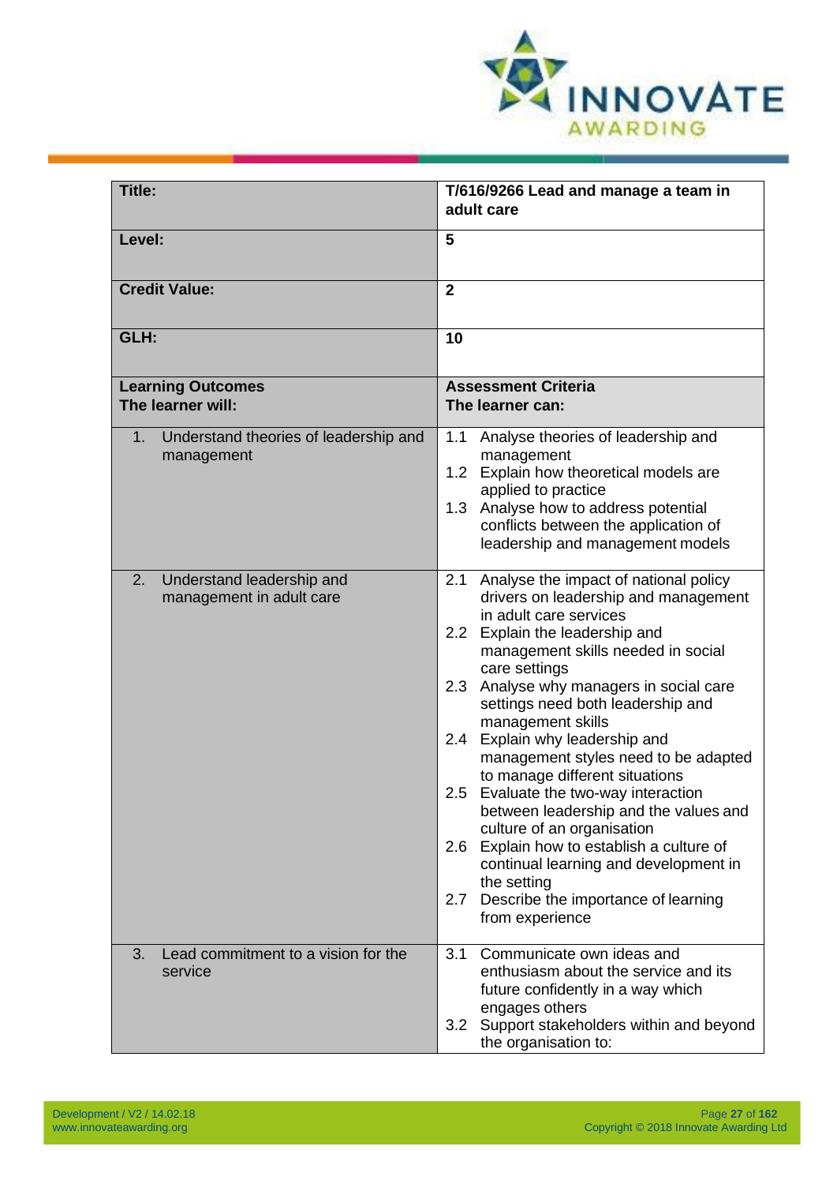| Title: | T/616/9266 Lead and manage a team in adult care |
|---|---|
| **Level:** | **5** |
| **Credit Value:** | **2** |
| **GLH:** | **10** |
| **Learning Outcomes**<br>**The learner will:** | **Assessment Criteria**<br>**The learner can:** |
| 1. Understand theories of leadership and management | 1.1 Analyse theories of leadership and management<br>1.2 Explain how theoretical models are applied to practice<br>1.3 Analyse how to address potential conflicts between the application of leadership and management models |
| 2. Understand leadership and management in adult care | 2.1 Analyse the impact of national policy drivers on leadership and management in adult care services<br>2.2 Explain the leadership and management skills needed in social care settings<br>2.3 Analyse why managers in social care settings need both leadership and management skills<br>2.4 Explain why leadership and management styles need to be adapted to manage different situations<br>2.5 Evaluate the two-way interaction between leadership and the values and culture of an organisation<br>2.6 Explain how to establish a culture of continual learning and development in the setting<br>2.7 Describe the importance of learning from experience |
| 3. Lead commitment to a vision for the service | 3.1 Communicate own ideas and enthusiasm about the service and its future confidently in a way which engages others<br>3.2 Support stakeholders within and beyond the organisation to: |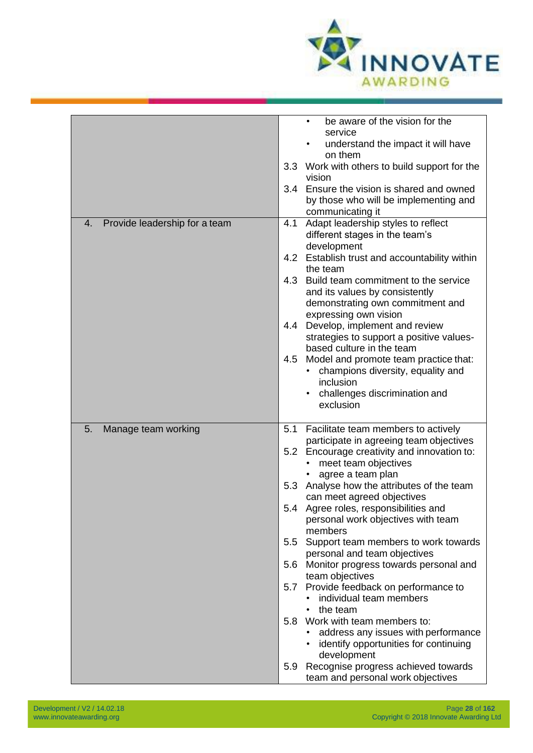| | |
|---|---|
| | • be aware of the vision for the service<br>• understand the impact it will have on them<br>3.3 Work with others to build support for the vision<br>3.4 Ensure the vision is shared and owned by those who will be implementing and communicating it |
| 4. Provide leadership for a team | 4.1 Adapt leadership styles to reflect different stages in the team's development<br>4.2 Establish trust and accountability within the team<br>4.3 Build team commitment to the service and its values by consistently demonstrating own commitment and expressing own vision<br>4.4 Develop, implement and review strategies to support a positive values-based culture in the team<br>4.5 Model and promote team practice that:<br>• champions diversity, equality and inclusion<br>• challenges discrimination and exclusion |
| 5. Manage team working | 5.1 Facilitate team members to actively participate in agreeing team objectives<br>5.2 Encourage creativity and innovation to:<br>• meet team objectives<br>• agree a team plan<br>5.3 Analyse how the attributes of the team can meet agreed objectives<br>5.4 Agree roles, responsibilities and personal work objectives with team members<br>5.5 Support team members to work towards personal and team objectives<br>5.6 Monitor progress towards personal and team objectives<br>5.7 Provide feedback on performance to<br>• individual team members<br>• the team<br>5.8 Work with team members to:<br>• address any issues with performance<br>• identify opportunities for continuing development<br>5.9 Recognise progress achieved towards team and personal work objectives |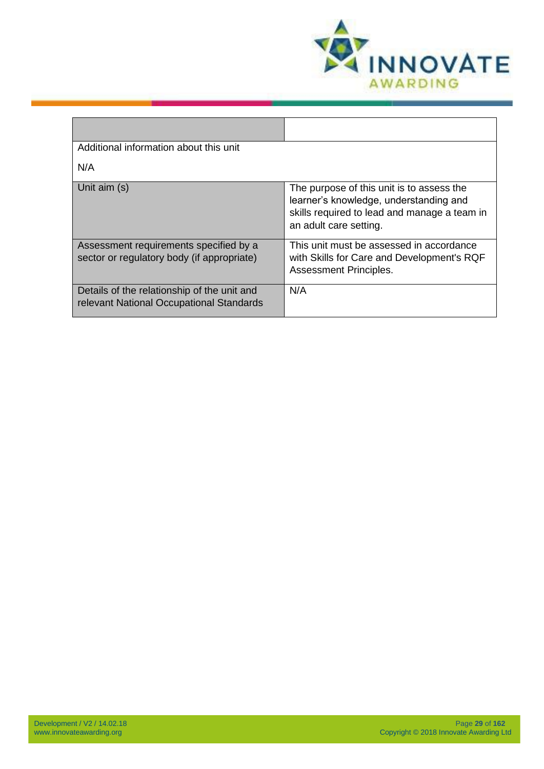| | |
|---|---|
| Additional information about this unit<br><br>N/A | |
| Unit aim (s) | The purpose of this unit is to assess the learner's knowledge, understanding and skills required to lead and manage a team in an adult care setting. |
| Assessment requirements specified by a sector or regulatory body (if appropriate) | This unit must be assessed in accordance with Skills for Care and Development's RQF Assessment Principles. |
| Details of the relationship of the unit and relevant National Occupational Standards | N/A |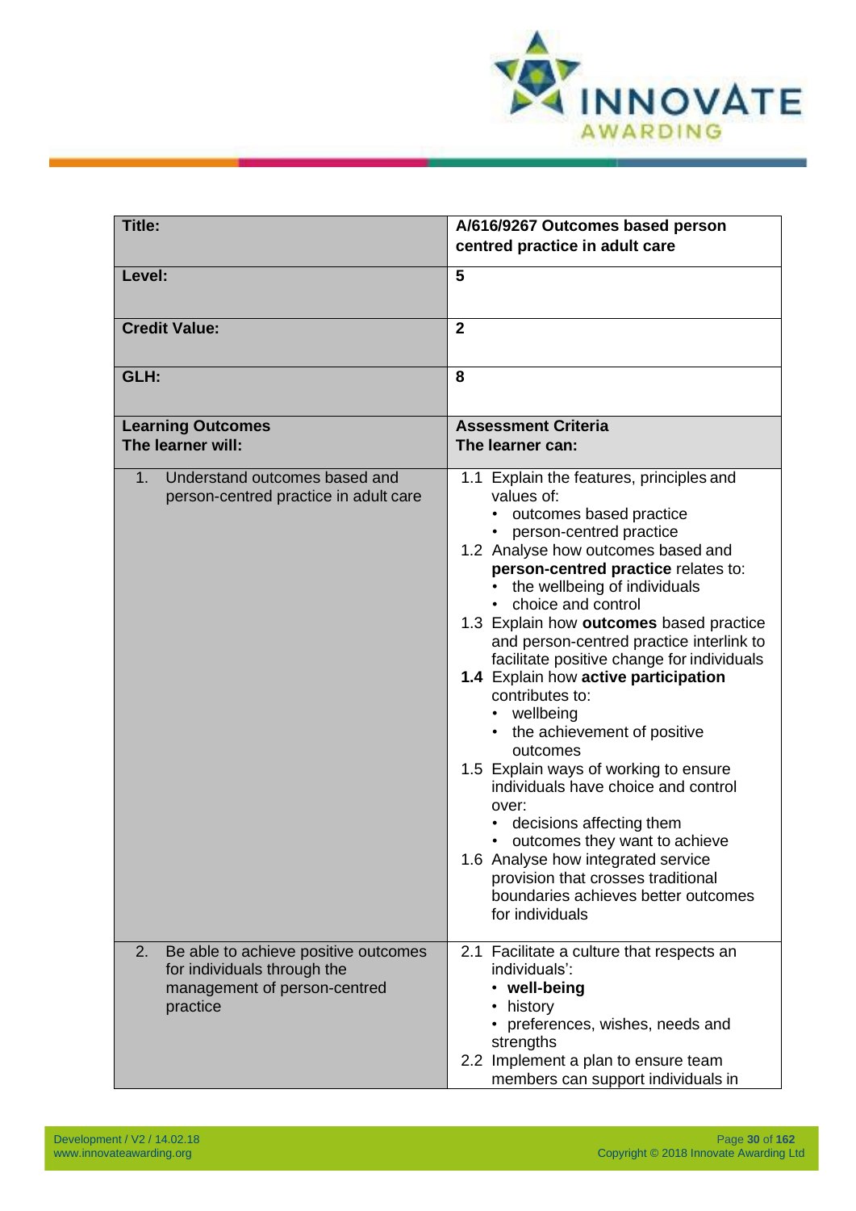| **Title:** | **A/616/9267 Outcomes based person centred practice in adult care** |
|---|---|
| **Level:** | **5** |
| **Credit Value:** | **2** |
| **GLH:** | **8** |
| **Learning Outcomes**<br>**The learner will:** | **Assessment Criteria**<br>**The learner can:** |
| 1. Understand outcomes based and person-centred practice in adult care | 1.1 Explain the features, principles and values of:<br>• outcomes based practice<br>• person-centred practice<br>1.2 Analyse how outcomes based and **person-centred practice** relates to:<br>• the wellbeing of individuals<br>• choice and control<br>1.3 Explain how **outcomes** based practice and person-centred practice interlink to facilitate positive change for individuals<br>**1.4** Explain how **active participation** contributes to:<br>• wellbeing<br>• the achievement of positive outcomes<br>1.5 Explain ways of working to ensure individuals have choice and control over:<br>• decisions affecting them<br>• outcomes they want to achieve<br>1.6 Analyse how integrated service provision that crosses traditional boundaries achieves better outcomes for individuals |
| 2. Be able to achieve positive outcomes for individuals through the management of person-centred practice | 2.1 Facilitate a culture that respects an individuals':<br>• **well-being**<br>• history<br>• preferences, wishes, needs and strengths<br>2.2 Implement a plan to ensure team members can support individuals in |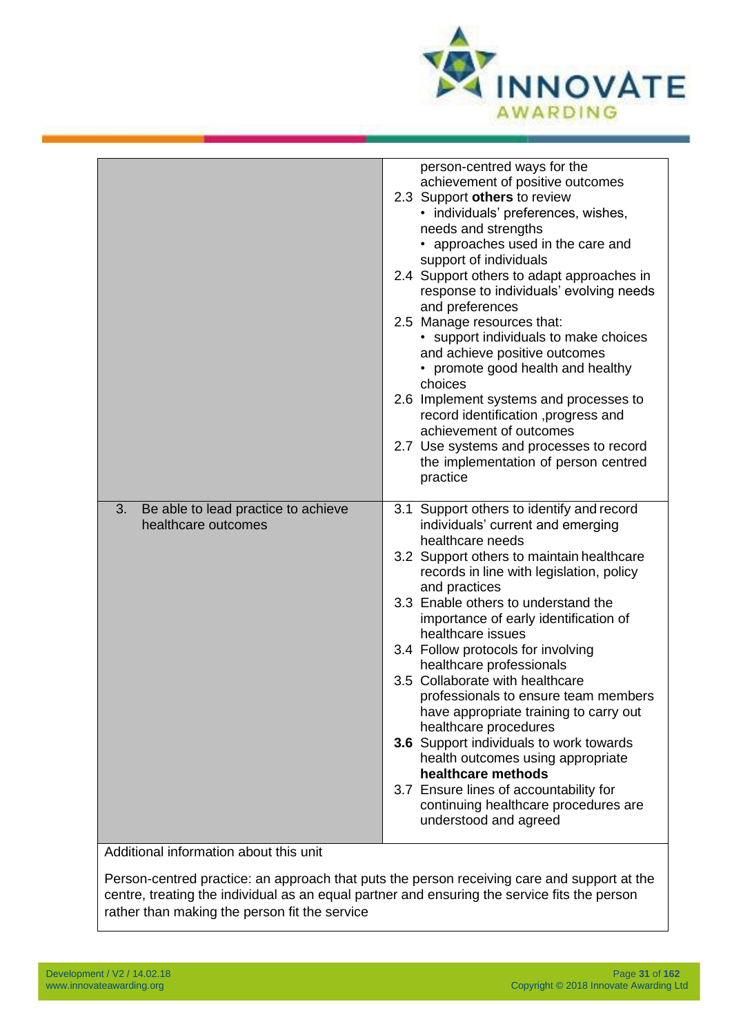| | |
|---|---|
| | person-centred ways for the achievement of positive outcomes<br>2.3 Support **others** to review<br>• individuals' preferences, wishes, needs and strengths<br>• approaches used in the care and support of individuals<br>2.4 Support others to adapt approaches in response to individuals' evolving needs and preferences<br>2.5 Manage resources that:<br>• support individuals to make choices and achieve positive outcomes<br>• promote good health and healthy choices<br>2.6 Implement systems and processes to record identification ,progress and achievement of outcomes<br>2.7 Use systems and processes to record the implementation of person centred practice |
| 3. Be able to lead practice to achieve healthcare outcomes | 3.1 Support others to identify and record individuals' current and emerging healthcare needs<br>3.2 Support others to maintain healthcare records in line with legislation, policy and practices<br>3.3 Enable others to understand the importance of early identification of healthcare issues<br>3.4 Follow protocols for involving healthcare professionals<br>3.5 Collaborate with healthcare professionals to ensure team members have appropriate training to carry out healthcare procedures<br>**3.6** Support individuals to work towards health outcomes using appropriate **healthcare methods**<br>3.7 Ensure lines of accountability for continuing healthcare procedures are understood and agreed |

Additional information about this unit

Person-centred practice: an approach that puts the person receiving care and support at the centre, treating the individual as an equal partner and ensuring the service fits the person rather than making the person fit the service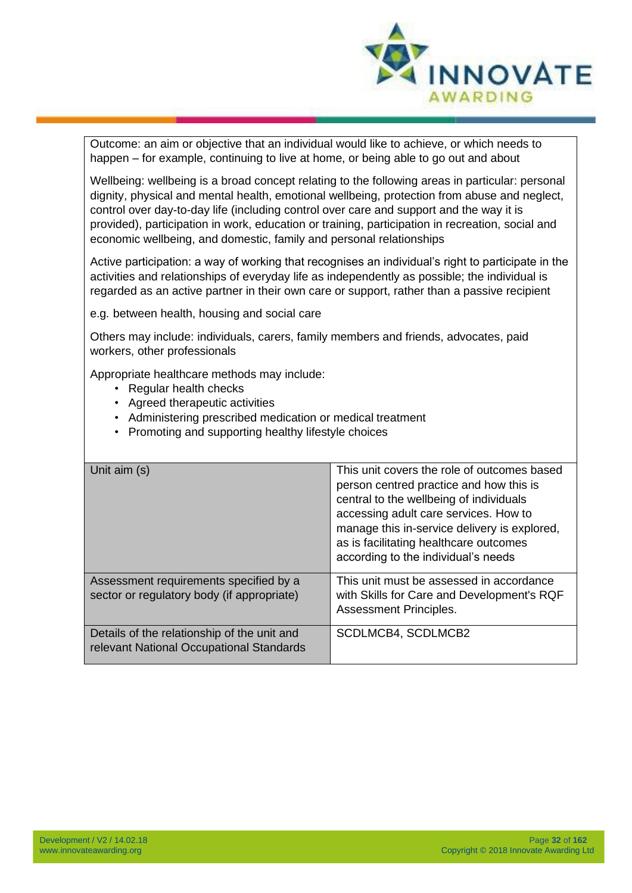Outcome: an aim or objective that an individual would like to achieve, or which needs to happen – for example, continuing to live at home, or being able to go out and about

Wellbeing: wellbeing is a broad concept relating to the following areas in particular: personal dignity, physical and mental health, emotional wellbeing, protection from abuse and neglect, control over day-to-day life (including control over care and support and the way it is provided), participation in work, education or training, participation in recreation, social and economic wellbeing, and domestic, family and personal relationships

Active participation: a way of working that recognises an individual's right to participate in the activities and relationships of everyday life as independently as possible; the individual is regarded as an active partner in their own care or support, rather than a passive recipient

e.g. between health, housing and social care

Others may include: individuals, carers, family members and friends, advocates, paid workers, other professionals

Appropriate healthcare methods may include:

- Regular health checks
- Agreed therapeutic activities
- Administering prescribed medication or medical treatment
- Promoting and supporting healthy lifestyle choices

| | |
|---|---|
| Unit aim (s) | This unit covers the role of outcomes based person centred practice and how this is central to the wellbeing of individuals accessing adult care services. How to manage this in-service delivery is explored, as is facilitating healthcare outcomes according to the individual's needs |
| Assessment requirements specified by a sector or regulatory body (if appropriate) | This unit must be assessed in accordance with Skills for Care and Development's RQF Assessment Principles. |
| Details of the relationship of the unit and relevant National Occupational Standards | SCDLMCB4, SCDLMCB2 |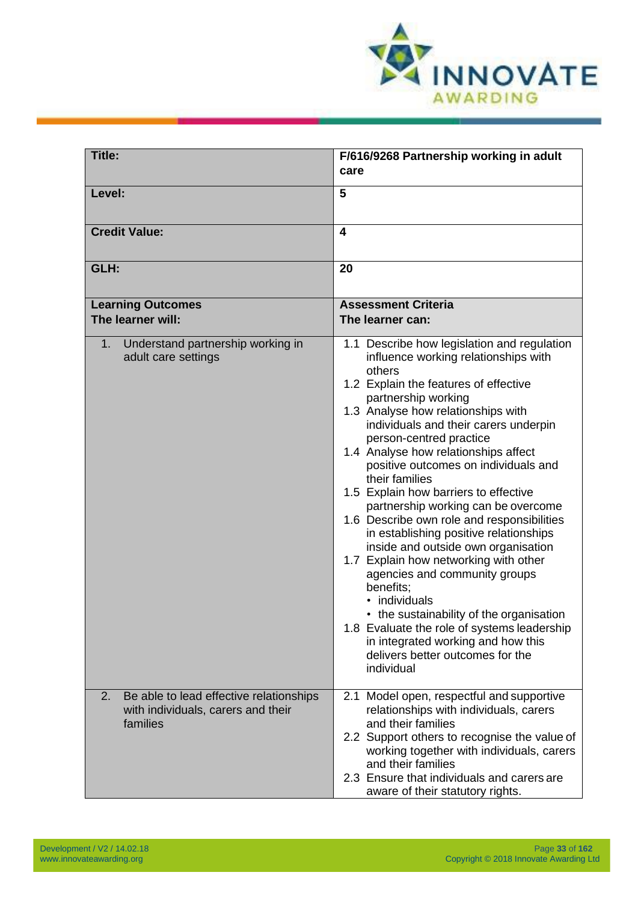| Title: | F/616/9268 Partnership working in adult care |
|---|---|
| **Level:** | **5** |
| **Credit Value:** | **4** |
| **GLH:** | **20** |
| **Learning Outcomes**<br>**The learner will:** | **Assessment Criteria**<br>**The learner can:** |
| 1. Understand partnership working in adult care settings | 1.1 Describe how legislation and regulation influence working relationships with others<br>1.2 Explain the features of effective partnership working<br>1.3 Analyse how relationships with individuals and their carers underpin person-centred practice<br>1.4 Analyse how relationships affect positive outcomes on individuals and their families<br>1.5 Explain how barriers to effective partnership working can be overcome<br>1.6 Describe own role and responsibilities in establishing positive relationships inside and outside own organisation<br>1.7 Explain how networking with other agencies and community groups benefits;<br>• individuals<br>• the sustainability of the organisation<br>1.8 Evaluate the role of systems leadership in integrated working and how this delivers better outcomes for the individual |
| 2. Be able to lead effective relationships with individuals, carers and their families | 2.1 Model open, respectful and supportive relationships with individuals, carers and their families<br>2.2 Support others to recognise the value of working together with individuals, carers and their families<br>2.3 Ensure that individuals and carers are aware of their statutory rights. |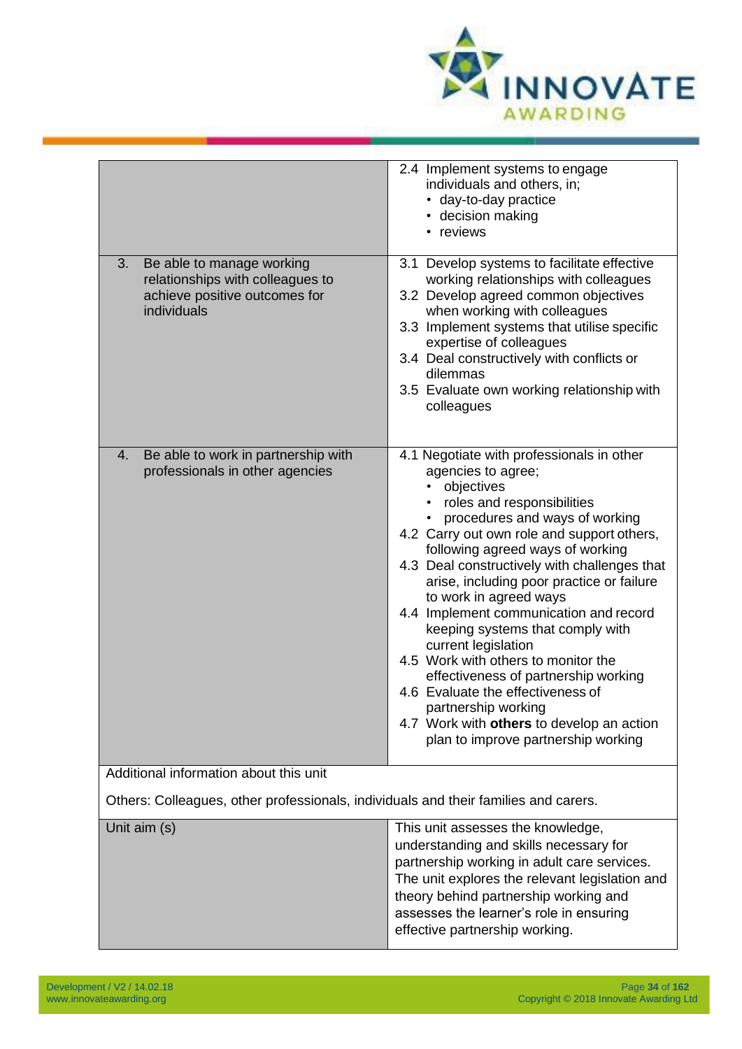| | |
|---|---|
| | 2.4 Implement systems to engage individuals and others, in;<br>• day-to-day practice<br>• decision making<br>• reviews |
| 3. Be able to manage working relationships with colleagues to achieve positive outcomes for individuals | 3.1 Develop systems to facilitate effective working relationships with colleagues<br>3.2 Develop agreed common objectives when working with colleagues<br>3.3 Implement systems that utilise specific expertise of colleagues<br>3.4 Deal constructively with conflicts or dilemmas<br>3.5 Evaluate own working relationship with colleagues |
| 4. Be able to work in partnership with professionals in other agencies | 4.1 Negotiate with professionals in other agencies to agree;<br>• objectives<br>• roles and responsibilities<br>• procedures and ways of working<br>4.2 Carry out own role and support others, following agreed ways of working<br>4.3 Deal constructively with challenges that arise, including poor practice or failure to work in agreed ways<br>4.4 Implement communication and record keeping systems that comply with current legislation<br>4.5 Work with others to monitor the effectiveness of partnership working<br>4.6 Evaluate the effectiveness of partnership working<br>4.7 Work with **others** to develop an action plan to improve partnership working |
| Additional information about this unit<br><br>Others: Colleagues, other professionals, individuals and their families and carers. | |
| Unit aim (s) | This unit assesses the knowledge, understanding and skills necessary for partnership working in adult care services. The unit explores the relevant legislation and theory behind partnership working and assesses the learner's role in ensuring effective partnership working. |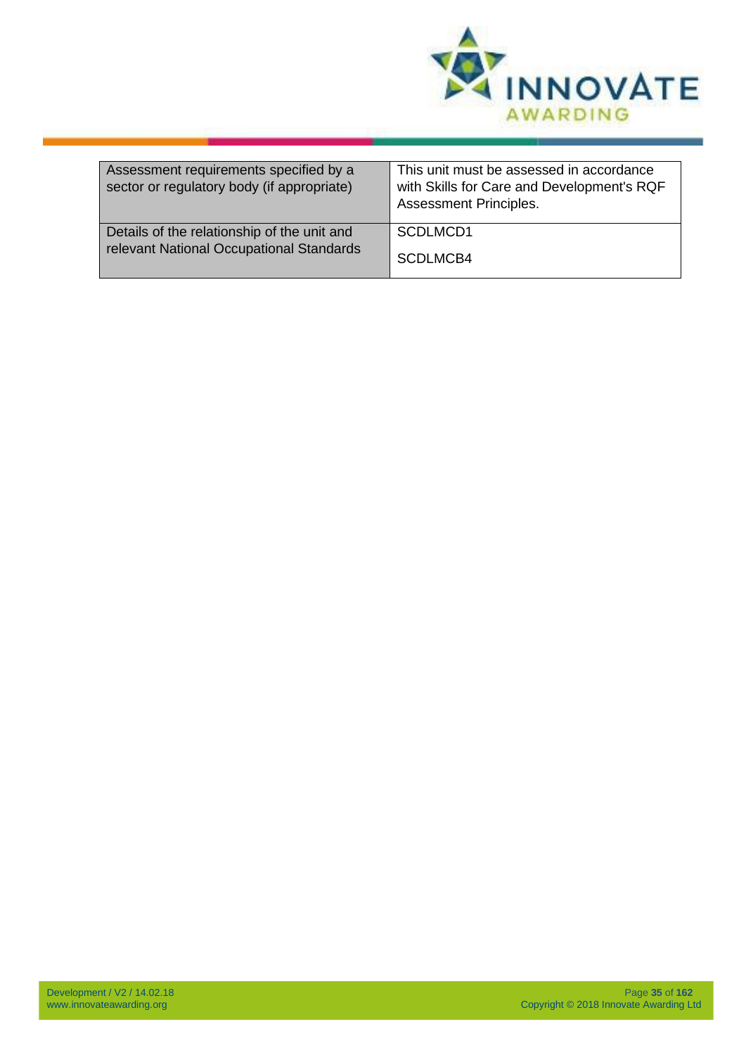| Assessment requirements specified by a sector or regulatory body (if appropriate) | This unit must be assessed in accordance with Skills for Care and Development's RQF Assessment Principles. |
| --- | --- |
| Details of the relationship of the unit and relevant National Occupational Standards | SCDLMCD1<br><br>SCDLMCB4 |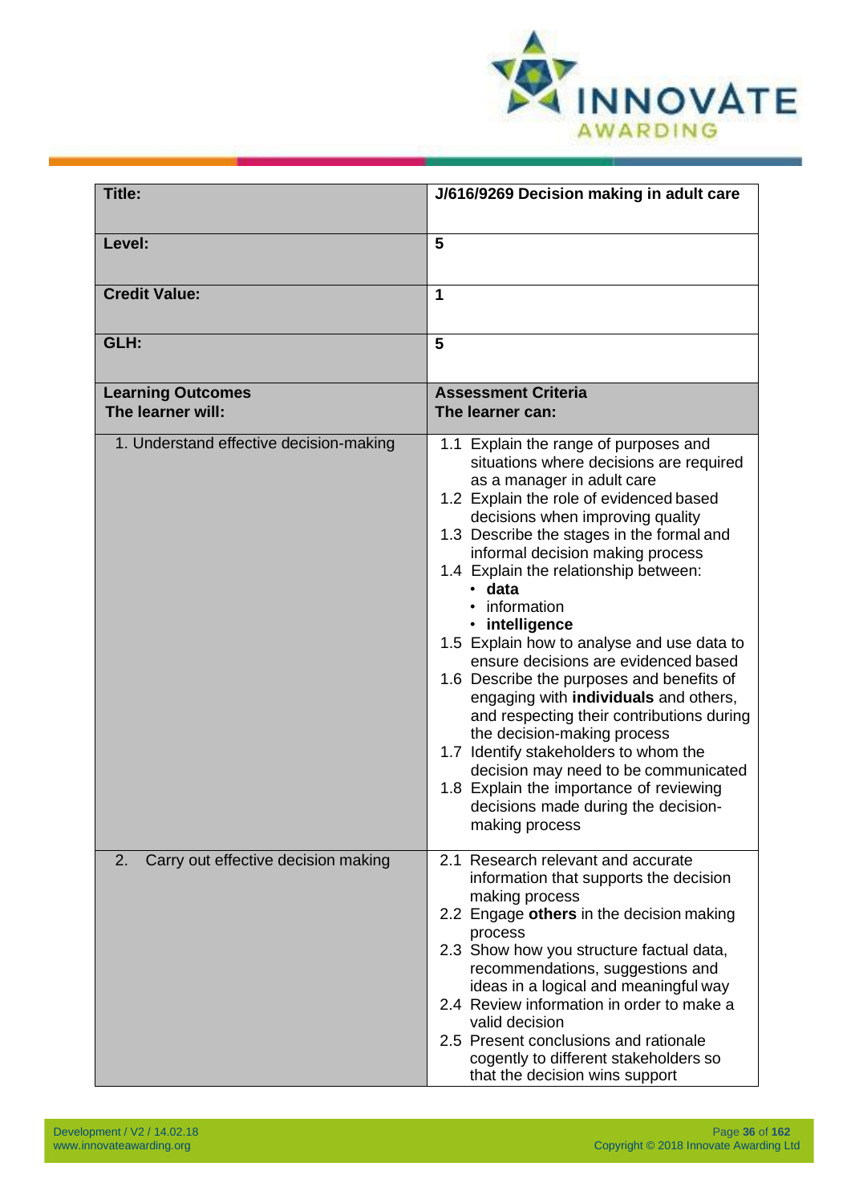| **Title:** | **J/616/9269 Decision making in adult care** |
|---|---|
| **Level:** | **5** |
| **Credit Value:** | **1** |
| **GLH:** | **5** |
| **Learning Outcomes**<br>**The learner will:** | **Assessment Criteria**<br>**The learner can:** |
| 1. Understand effective decision-making | 1.1 Explain the range of purposes and situations where decisions are required as a manager in adult care<br>1.2 Explain the role of evidenced based decisions when improving quality<br>1.3 Describe the stages in the formal and informal decision making process<br>1.4 Explain the relationship between:<br>• **data**<br>• information<br>• **intelligence**<br>1.5 Explain how to analyse and use data to ensure decisions are evidenced based<br>1.6 Describe the purposes and benefits of engaging with **individuals** and others, and respecting their contributions during the decision-making process<br>1.7 Identify stakeholders to whom the decision may need to be communicated<br>1.8 Explain the importance of reviewing decisions made during the decision-making process |
| 2. Carry out effective decision making | 2.1 Research relevant and accurate information that supports the decision making process<br>2.2 Engage **others** in the decision making process<br>2.3 Show how you structure factual data, recommendations, suggestions and ideas in a logical and meaningful way<br>2.4 Review information in order to make a valid decision<br>2.5 Present conclusions and rationale cogently to different stakeholders so that the decision wins support |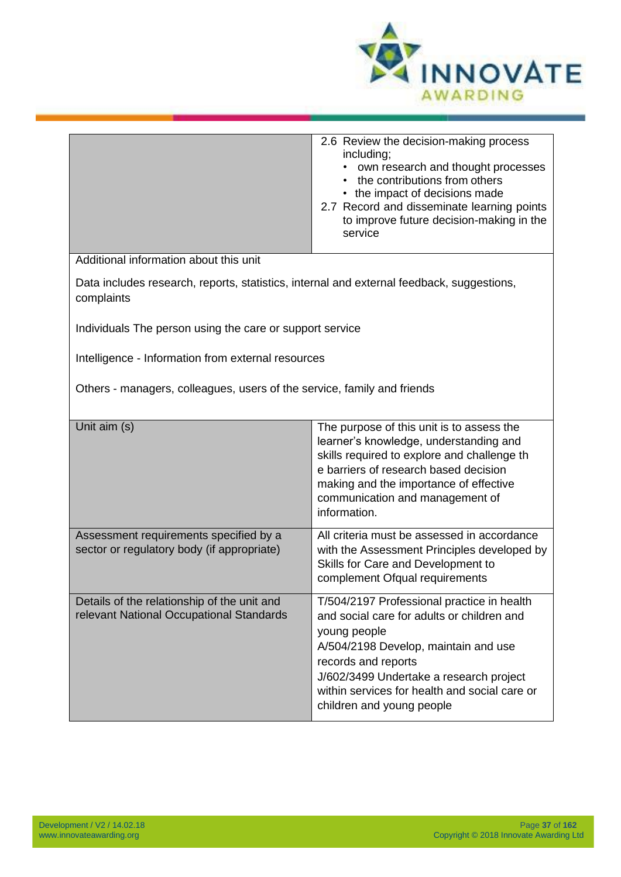| | |
|---|---|
| | 2.6 Review the decision-making process including;<br>• own research and thought processes<br>• the contributions from others<br>• the impact of decisions made<br>2.7 Record and disseminate learning points to improve future decision-making in the service |
| Additional information about this unit<br><br>Data includes research, reports, statistics, internal and external feedback, suggestions, complaints<br><br>Individuals The person using the care or support service<br><br>Intelligence - Information from external resources<br><br>Others - managers, colleagues, users of the service, family and friends | |
| Unit aim (s) | The purpose of this unit is to assess the learner's knowledge, understanding and skills required to explore and challenge th e barriers of research based decision making and the importance of effective communication and management of information. |
| Assessment requirements specified by a sector or regulatory body (if appropriate) | All criteria must be assessed in accordance with the Assessment Principles developed by Skills for Care and Development to complement Ofqual requirements |
| Details of the relationship of the unit and relevant National Occupational Standards | T/504/2197 Professional practice in health and social care for adults or children and young people<br>A/504/2198 Develop, maintain and use records and reports<br>J/602/3499 Undertake a research project within services for health and social care or children and young people |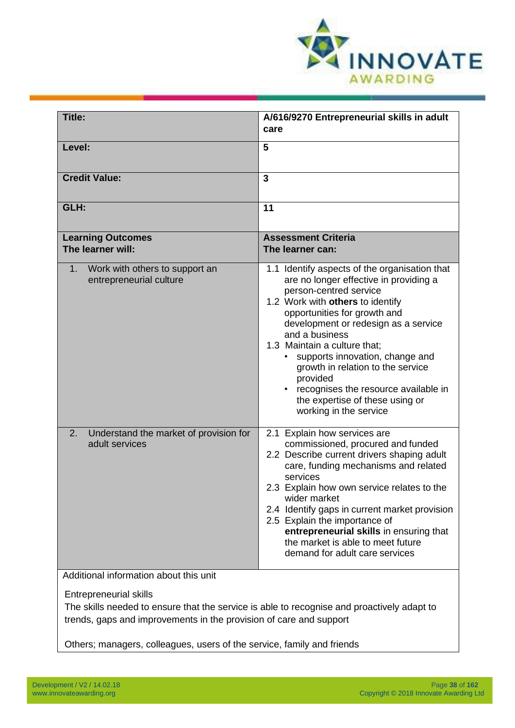| **Title:** | **A/616/9270 Entrepreneurial skills in adult care** |
|---|---|
| **Level:** | **5** |
| **Credit Value:** | **3** |
| **GLH:** | **11** |
| **Learning Outcomes**<br>**The learner will:** | **Assessment Criteria**<br>**The learner can:** |
| 1. Work with others to support an entrepreneurial culture | 1.1 Identify aspects of the organisation that are no longer effective in providing a person-centred service<br>1.2 Work with **others** to identify opportunities for growth and development or redesign as a service and a business<br>1.3 Maintain a culture that;<br>• supports innovation, change and growth in relation to the service provided<br>• recognises the resource available in the expertise of these using or working in the service |
| 2. Understand the market of provision for adult services | 2.1 Explain how services are commissioned, procured and funded<br>2.2 Describe current drivers shaping adult care, funding mechanisms and related services<br>2.3 Explain how own service relates to the wider market<br>2.4 Identify gaps in current market provision<br>2.5 Explain the importance of **entrepreneurial skills** in ensuring that the market is able to meet future demand for adult care services |

Additional information about this unit

Entrepreneurial skills
The skills needed to ensure that the service is able to recognise and proactively adapt to trends, gaps and improvements in the provision of care and support

Others; managers, colleagues, users of the service, family and friends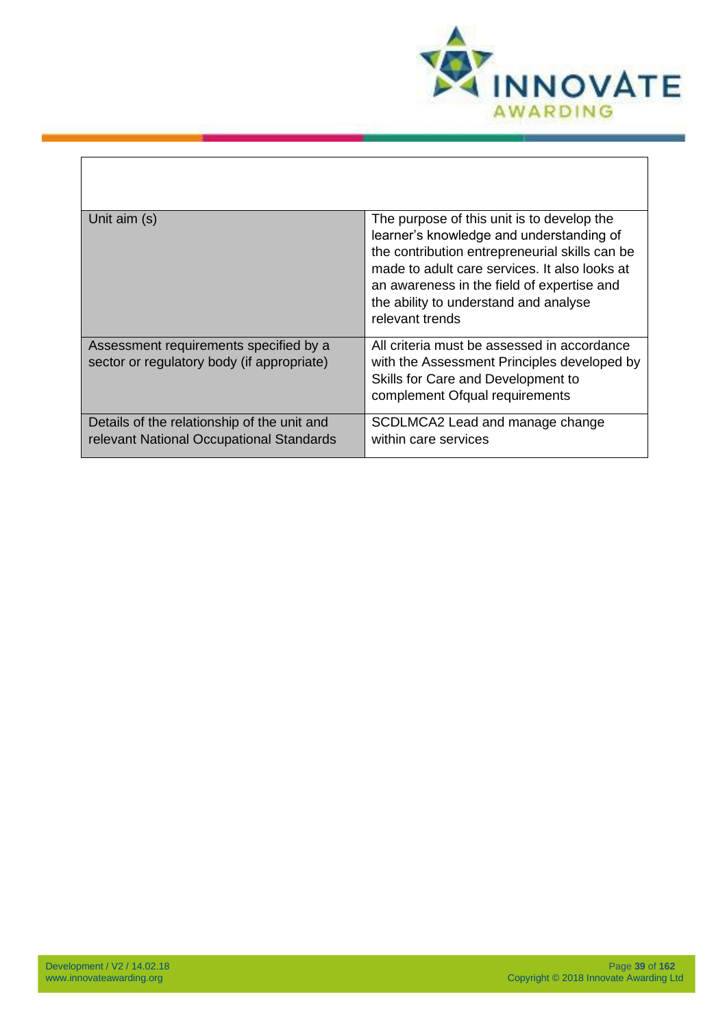| | |
|---|---|
| Unit aim (s) | The purpose of this unit is to develop the learner's knowledge and understanding of the contribution entrepreneurial skills can be made to adult care services. It also looks at an awareness in the field of expertise and the ability to understand and analyse relevant trends |
| Assessment requirements specified by a sector or regulatory body (if appropriate) | All criteria must be assessed in accordance with the Assessment Principles developed by Skills for Care and Development to complement Ofqual requirements |
| Details of the relationship of the unit and relevant National Occupational Standards | SCDLMCA2 Lead and manage change within care services |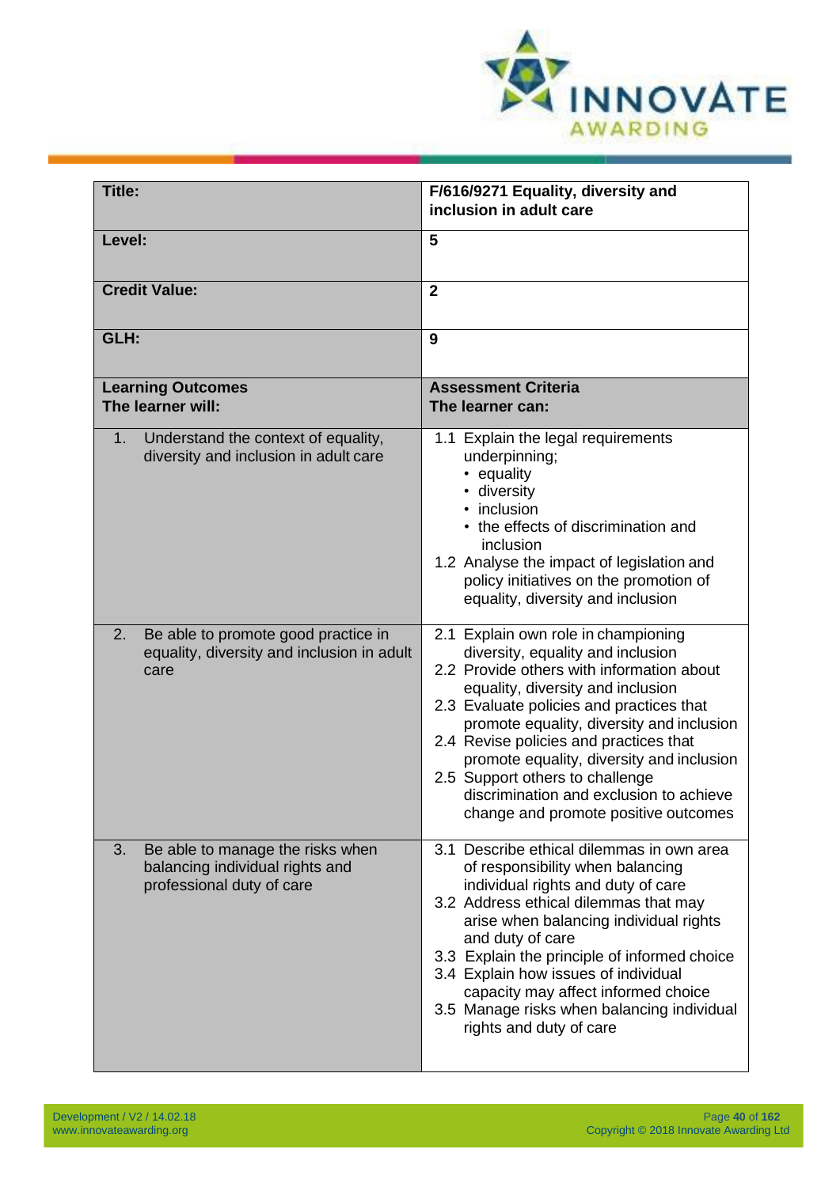| Title: | F/616/9271 Equality, diversity and inclusion in adult care |
|---|---|
| **Level:** | **5** |
| **Credit Value:** | **2** |
| **GLH:** | **9** |
| **Learning Outcomes**<br>**The learner will:** | **Assessment Criteria**<br>**The learner can:** |
| 1. Understand the context of equality, diversity and inclusion in adult care | 1.1 Explain the legal requirements underpinning;<br>• equality<br>• diversity<br>• inclusion<br>• the effects of discrimination and inclusion<br>1.2 Analyse the impact of legislation and policy initiatives on the promotion of equality, diversity and inclusion |
| 2. Be able to promote good practice in equality, diversity and inclusion in adult care | 2.1 Explain own role in championing diversity, equality and inclusion<br>2.2 Provide others with information about equality, diversity and inclusion<br>2.3 Evaluate policies and practices that promote equality, diversity and inclusion<br>2.4 Revise policies and practices that promote equality, diversity and inclusion<br>2.5 Support others to challenge discrimination and exclusion to achieve change and promote positive outcomes |
| 3. Be able to manage the risks when balancing individual rights and professional duty of care | 3.1 Describe ethical dilemmas in own area of responsibility when balancing individual rights and duty of care<br>3.2 Address ethical dilemmas that may arise when balancing individual rights and duty of care<br>3.3 Explain the principle of informed choice<br>3.4 Explain how issues of individual capacity may affect informed choice<br>3.5 Manage risks when balancing individual rights and duty of care |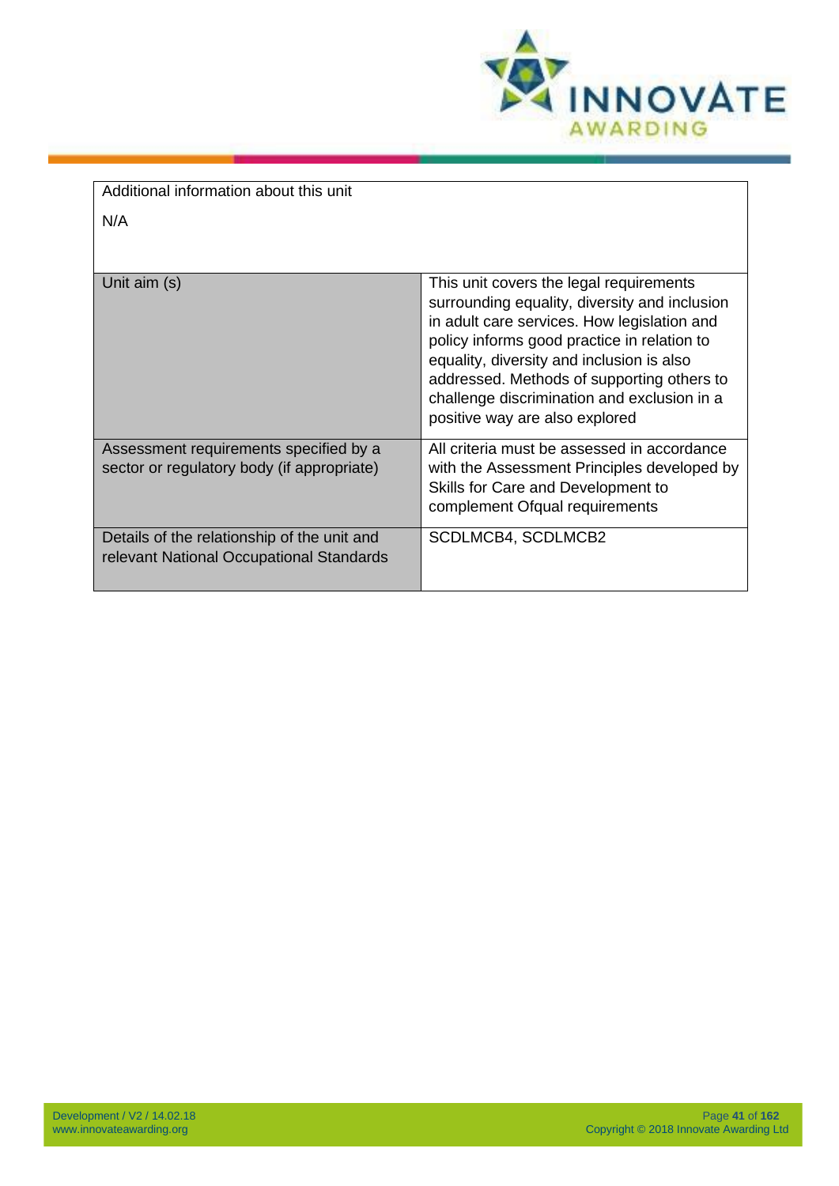| Additional information about this unit | |
|---|---|
| N/A | |
| Unit aim (s) | This unit covers the legal requirements surrounding equality, diversity and inclusion in adult care services. How legislation and policy informs good practice in relation to equality, diversity and inclusion is also addressed. Methods of supporting others to challenge discrimination and exclusion in a positive way are also explored |
| Assessment requirements specified by a sector or regulatory body (if appropriate) | All criteria must be assessed in accordance with the Assessment Principles developed by Skills for Care and Development to complement Ofqual requirements |
| Details of the relationship of the unit and relevant National Occupational Standards | SCDLMCB4, SCDLMCB2 |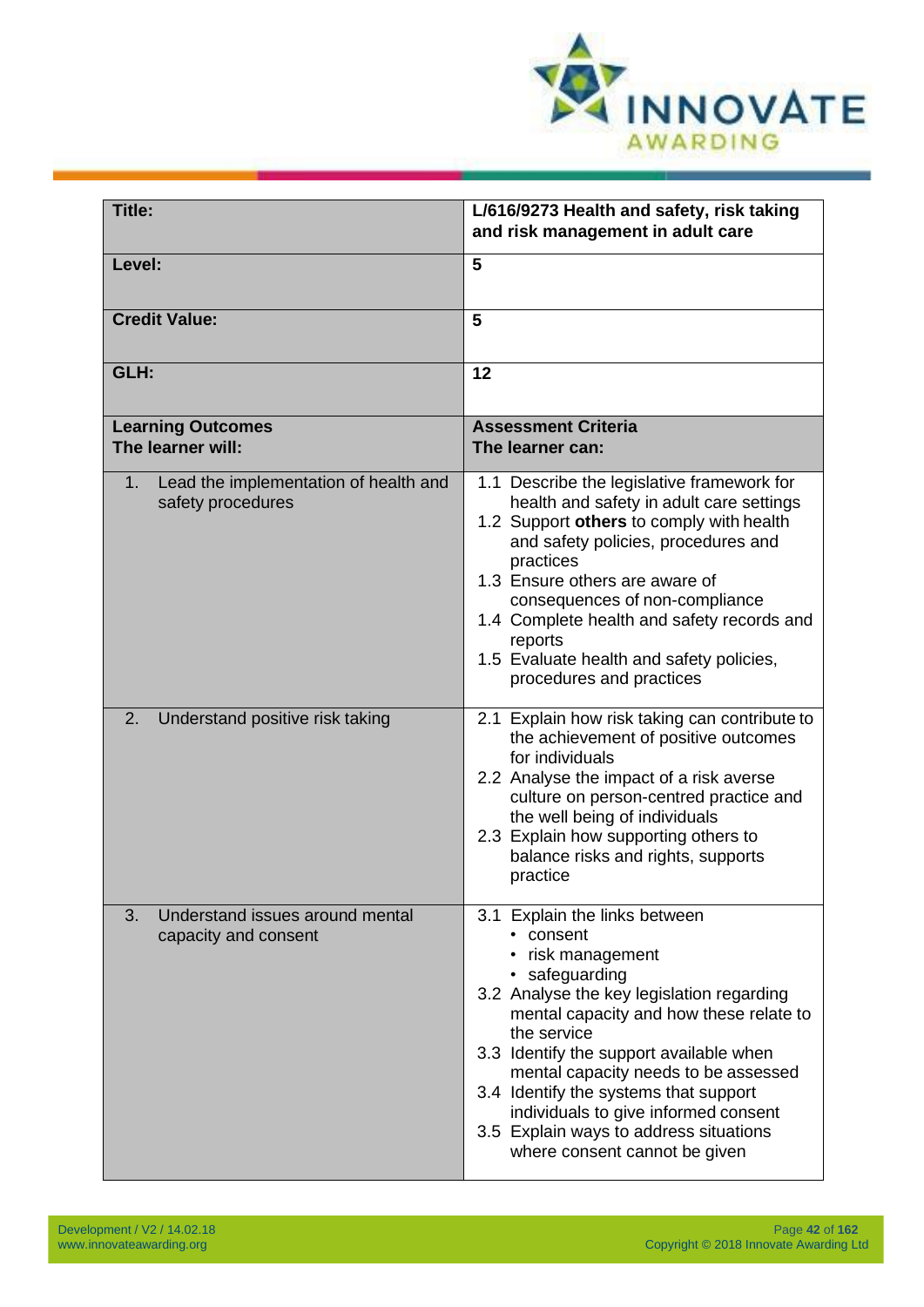| **Title:** | **L/616/9273 Health and safety, risk taking and risk management in adult care** |
|---|---|
| **Level:** | **5** |
| **Credit Value:** | **5** |
| **GLH:** | **12** |
| **Learning Outcomes**<br>**The learner will:** | **Assessment Criteria**<br>**The learner can:** |
| 1. Lead the implementation of health and safety procedures | 1.1 Describe the legislative framework for health and safety in adult care settings<br>1.2 Support **others** to comply with health and safety policies, procedures and practices<br>1.3 Ensure others are aware of consequences of non-compliance<br>1.4 Complete health and safety records and reports<br>1.5 Evaluate health and safety policies, procedures and practices |
| 2. Understand positive risk taking | 2.1 Explain how risk taking can contribute to the achievement of positive outcomes for individuals<br>2.2 Analyse the impact of a risk averse culture on person-centred practice and the well being of individuals<br>2.3 Explain how supporting others to balance risks and rights, supports practice |
| 3. Understand issues around mental capacity and consent | 3.1 Explain the links between<br>• consent<br>• risk management<br>• safeguarding<br>3.2 Analyse the key legislation regarding mental capacity and how these relate to the service<br>3.3 Identify the support available when mental capacity needs to be assessed<br>3.4 Identify the systems that support individuals to give informed consent<br>3.5 Explain ways to address situations where consent cannot be given |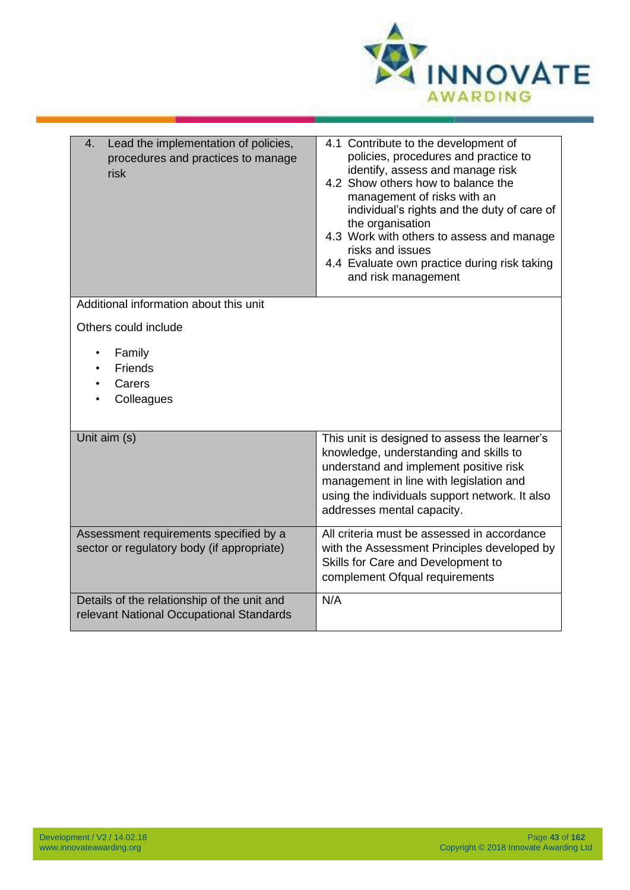| | |
|---|---|
| 4. Lead the implementation of policies, procedures and practices to manage risk | 4.1 Contribute to the development of policies, procedures and practice to identify, assess and manage risk<br>4.2 Show others how to balance the management of risks with an individual's rights and the duty of care of the organisation<br>4.3 Work with others to assess and manage risks and issues<br>4.4 Evaluate own practice during risk taking and risk management |
| Additional information about this unit<br><br>Others could include<br><br>• Family<br>• Friends<br>• Carers<br>• Colleagues | |
| Unit aim (s) | This unit is designed to assess the learner's knowledge, understanding and skills to understand and implement positive risk management in line with legislation and using the individuals support network. It also addresses mental capacity. |
| Assessment requirements specified by a sector or regulatory body (if appropriate) | All criteria must be assessed in accordance with the Assessment Principles developed by Skills for Care and Development to complement Ofqual requirements |
| Details of the relationship of the unit and relevant National Occupational Standards | N/A |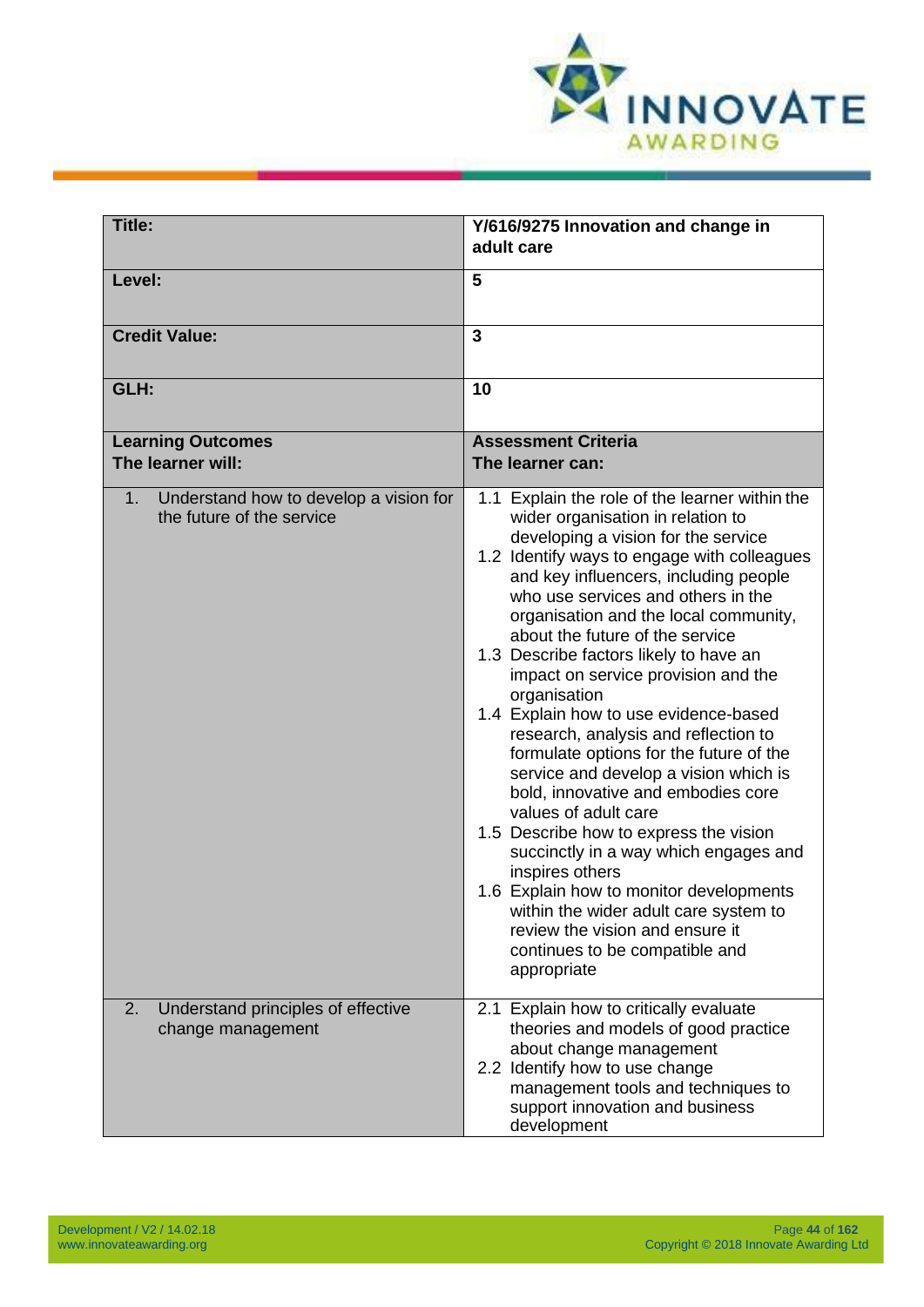| Title: | Y/616/9275 Innovation and change in adult care |
|---|---|
| **Level:** | **5** |
| **Credit Value:** | **3** |
| **GLH:** | **10** |
| **Learning Outcomes**<br>**The learner will:** | **Assessment Criteria**<br>**The learner can:** |
| 1. Understand how to develop a vision for the future of the service | 1.1 Explain the role of the learner within the wider organisation in relation to developing a vision for the service<br>1.2 Identify ways to engage with colleagues and key influencers, including people who use services and others in the organisation and the local community, about the future of the service<br>1.3 Describe factors likely to have an impact on service provision and the organisation<br>1.4 Explain how to use evidence-based research, analysis and reflection to formulate options for the future of the service and develop a vision which is bold, innovative and embodies core values of adult care<br>1.5 Describe how to express the vision succinctly in a way which engages and inspires others<br>1.6 Explain how to monitor developments within the wider adult care system to review the vision and ensure it continues to be compatible and appropriate |
| 2. Understand principles of effective change management | 2.1 Explain how to critically evaluate theories and models of good practice about change management<br>2.2 Identify how to use change management tools and techniques to support innovation and business development |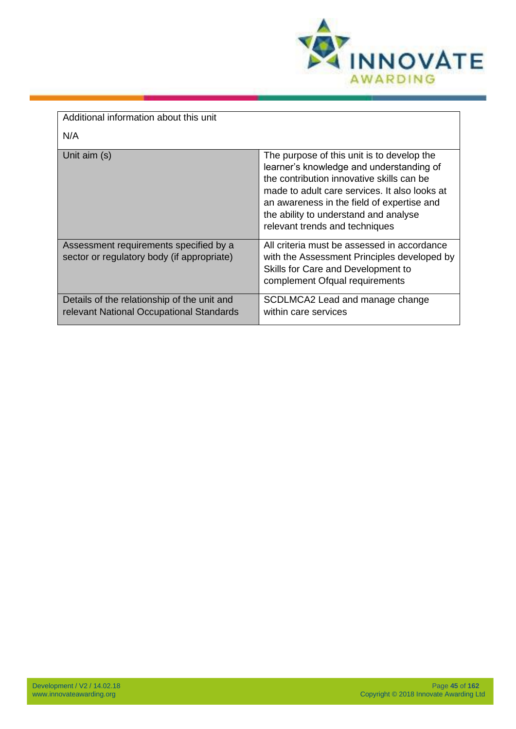| Additional information about this unit<br><br>N/A | |
|---|---|
| Unit aim (s) | The purpose of this unit is to develop the learner's knowledge and understanding of the contribution innovative skills can be made to adult care services. It also looks at an awareness in the field of expertise and the ability to understand and analyse relevant trends and techniques |
| Assessment requirements specified by a sector or regulatory body (if appropriate) | All criteria must be assessed in accordance with the Assessment Principles developed by Skills for Care and Development to complement Ofqual requirements |
| Details of the relationship of the unit and relevant National Occupational Standards | SCDLMCA2 Lead and manage change within care services |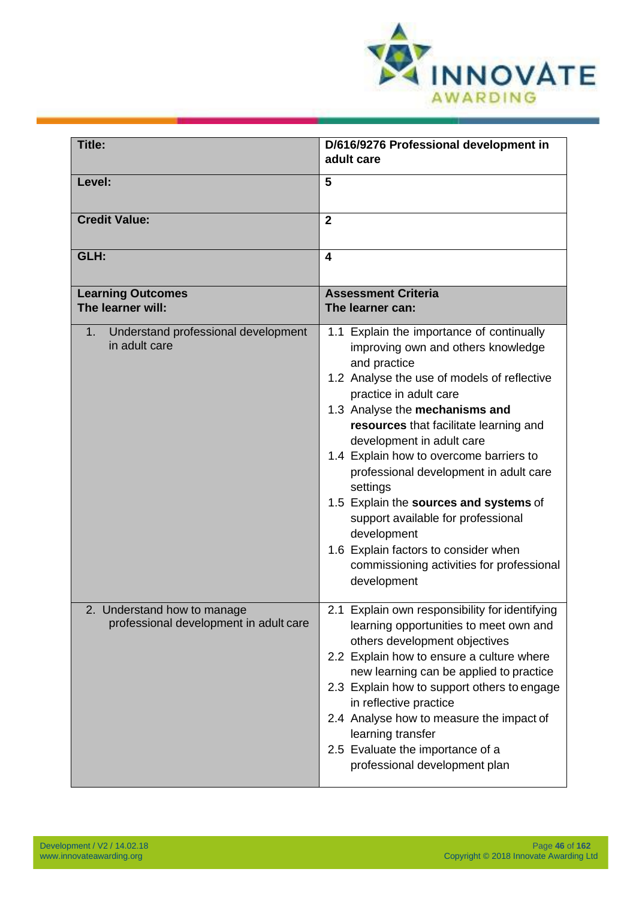| Title: | D/616/9276 Professional development in adult care |
|---|---|
| Level: | 5 |
| Credit Value: | 2 |
| GLH: | 4 |
| **Learning Outcomes**<br>**The learner will:** | **Assessment Criteria**<br>**The learner can:** |
| 1. Understand professional development in adult care | 1.1 Explain the importance of continually improving own and others knowledge and practice<br>1.2 Analyse the use of models of reflective practice in adult care<br>1.3 Analyse the **mechanisms and resources** that facilitate learning and development in adult care<br>1.4 Explain how to overcome barriers to professional development in adult care settings<br>1.5 Explain the **sources and systems** of support available for professional development<br>1.6 Explain factors to consider when commissioning activities for professional development |
| 2. Understand how to manage professional development in adult care | 2.1 Explain own responsibility for identifying learning opportunities to meet own and others development objectives<br>2.2 Explain how to ensure a culture where new learning can be applied to practice<br>2.3 Explain how to support others to engage in reflective practice<br>2.4 Analyse how to measure the impact of learning transfer<br>2.5 Evaluate the importance of a professional development plan |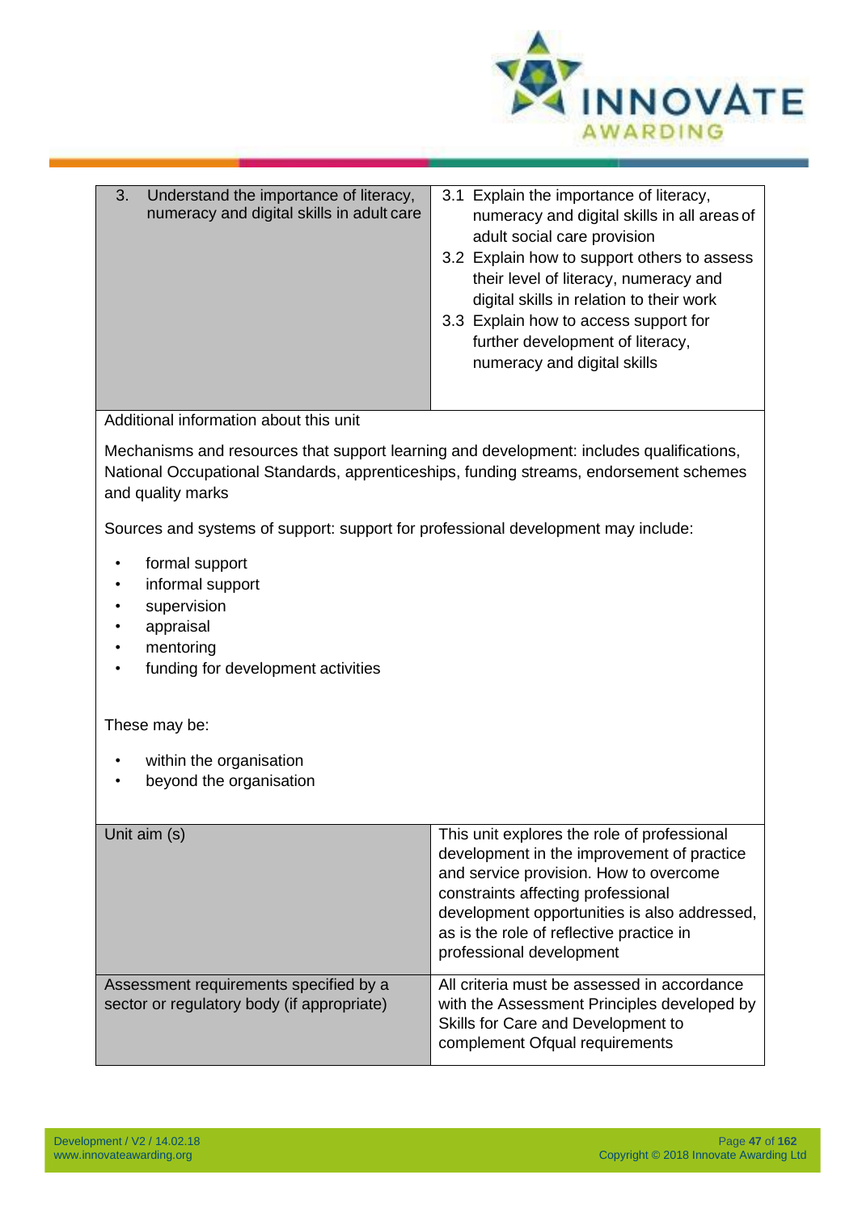| | |
|---|---|
| 3. Understand the importance of literacy, numeracy and digital skills in adult care | 3.1 Explain the importance of literacy, numeracy and digital skills in all areas of adult social care provision<br>3.2 Explain how to support others to assess their level of literacy, numeracy and digital skills in relation to their work<br>3.3 Explain how to access support for further development of literacy, numeracy and digital skills |

Additional information about this unit

Mechanisms and resources that support learning and development: includes qualifications, National Occupational Standards, apprenticeships, funding streams, endorsement schemes and quality marks

Sources and systems of support: support for professional development may include:

- formal support
- informal support
- supervision
- appraisal
- mentoring
- funding for development activities

These may be:

- within the organisation
- beyond the organisation

| | |
|---|---|
| Unit aim (s) | This unit explores the role of professional development in the improvement of practice and service provision. How to overcome constraints affecting professional development opportunities is also addressed, as is the role of reflective practice in professional development |
| Assessment requirements specified by a sector or regulatory body (if appropriate) | All criteria must be assessed in accordance with the Assessment Principles developed by Skills for Care and Development to complement Ofqual requirements |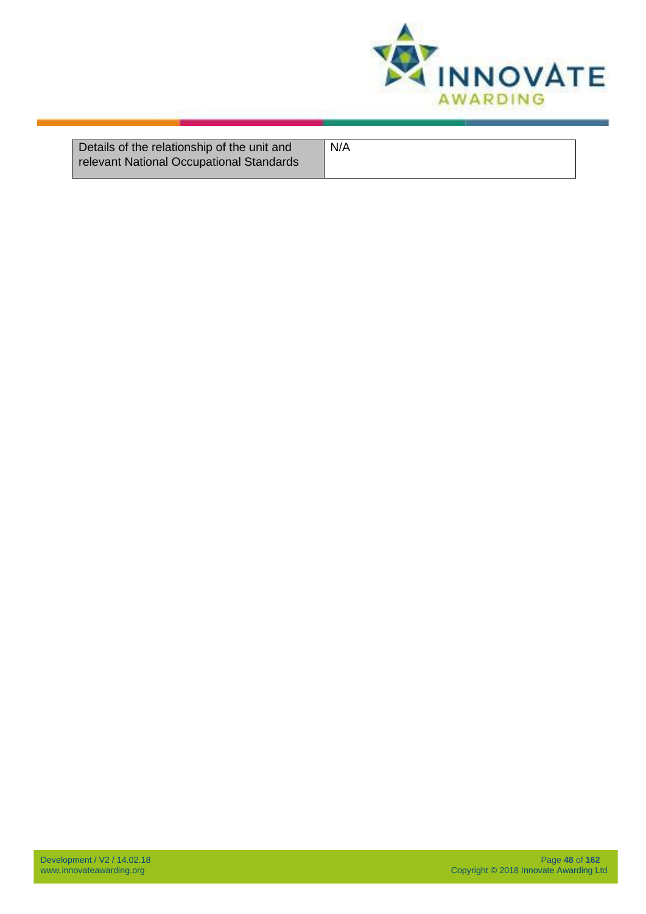| Details of the relationship of the unit and relevant National Occupational Standards | N/A |
|---|---|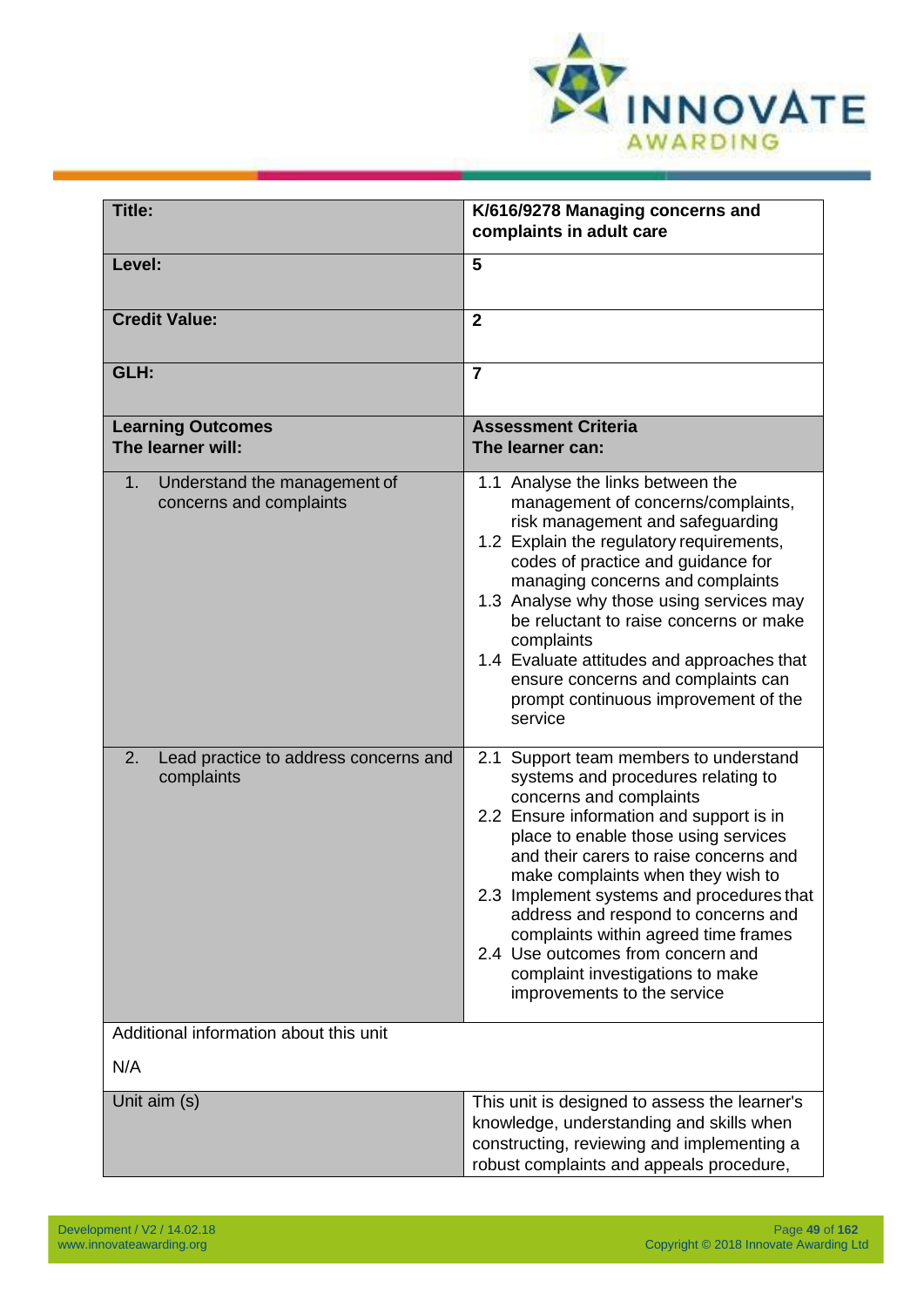| Title: | K/616/9278 Managing concerns and complaints in adult care |
|---|---|
| **Level:** | **5** |
| **Credit Value:** | **2** |
| **GLH:** | **7** |
| **Learning Outcomes**<br>**The learner will:** | **Assessment Criteria**<br>**The learner can:** |
| 1. Understand the management of concerns and complaints | 1.1 Analyse the links between the management of concerns/complaints, risk management and safeguarding<br>1.2 Explain the regulatory requirements, codes of practice and guidance for managing concerns and complaints<br>1.3 Analyse why those using services may be reluctant to raise concerns or make complaints<br>1.4 Evaluate attitudes and approaches that ensure concerns and complaints can prompt continuous improvement of the service |
| 2. Lead practice to address concerns and complaints | 2.1 Support team members to understand systems and procedures relating to concerns and complaints<br>2.2 Ensure information and support is in place to enable those using services and their carers to raise concerns and make complaints when they wish to<br>2.3 Implement systems and procedures that address and respond to concerns and complaints within agreed time frames<br>2.4 Use outcomes from concern and complaint investigations to make improvements to the service |
| Additional information about this unit<br><br>N/A | |
| Unit aim (s) | This unit is designed to assess the learner's knowledge, understanding and skills when constructing, reviewing and implementing a robust complaints and appeals procedure, |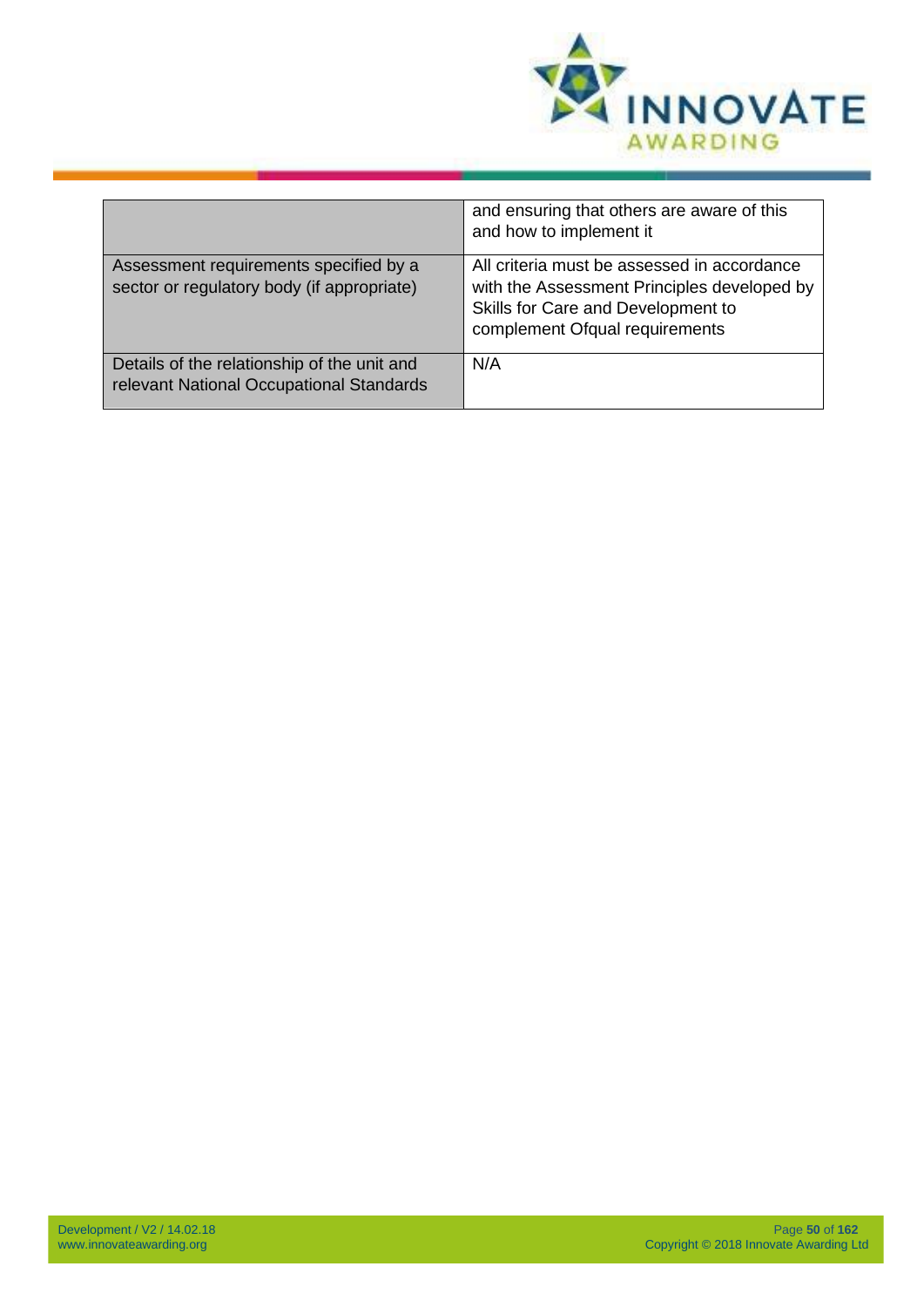| | |
|---|---|
| | and ensuring that others are aware of this and how to implement it |
| Assessment requirements specified by a sector or regulatory body (if appropriate) | All criteria must be assessed in accordance with the Assessment Principles developed by Skills for Care and Development to complement Ofqual requirements |
| Details of the relationship of the unit and relevant National Occupational Standards | N/A |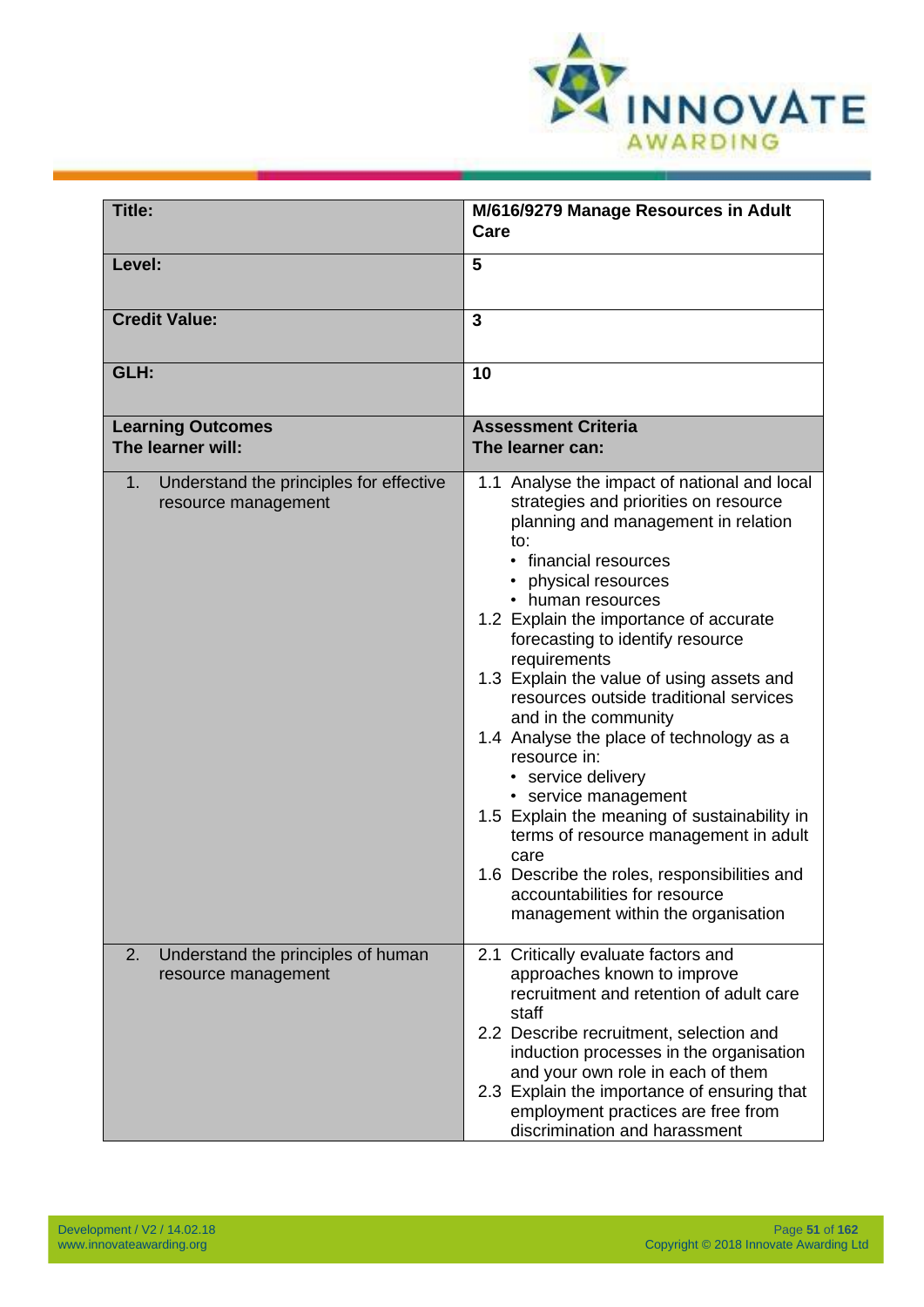| Title: | M/616/9279 Manage Resources in Adult Care |
|---|---|
| Level: | 5 |
| Credit Value: | 3 |
| GLH: | 10 |
| **Learning Outcomes**<br>**The learner will:** | **Assessment Criteria**<br>**The learner can:** |
| 1. Understand the principles for effective resource management | 1.1 Analyse the impact of national and local strategies and priorities on resource planning and management in relation to:<br>• financial resources<br>• physical resources<br>• human resources<br>1.2 Explain the importance of accurate forecasting to identify resource requirements<br>1.3 Explain the value of using assets and resources outside traditional services and in the community<br>1.4 Analyse the place of technology as a resource in:<br>• service delivery<br>• service management<br>1.5 Explain the meaning of sustainability in terms of resource management in adult care<br>1.6 Describe the roles, responsibilities and accountabilities for resource management within the organisation |
| 2. Understand the principles of human resource management | 2.1 Critically evaluate factors and approaches known to improve recruitment and retention of adult care staff<br>2.2 Describe recruitment, selection and induction processes in the organisation and your own role in each of them<br>2.3 Explain the importance of ensuring that employment practices are free from discrimination and harassment |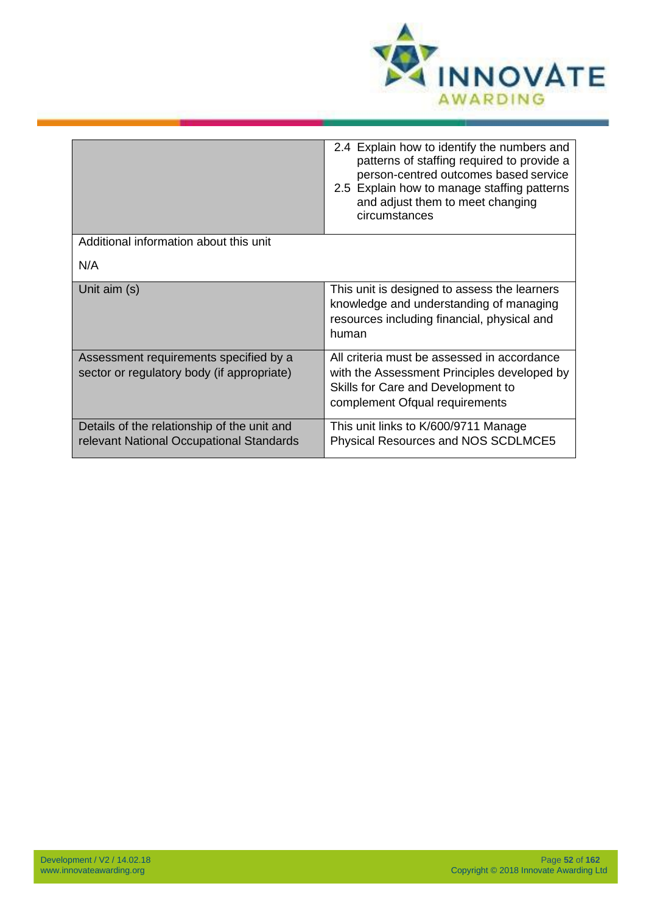| | |
|---|---|
| | 2.4 Explain how to identify the numbers and patterns of staffing required to provide a person-centred outcomes based service<br>2.5 Explain how to manage staffing patterns and adjust them to meet changing circumstances |
| Additional information about this unit<br><br>N/A | |
| Unit aim (s) | This unit is designed to assess the learners knowledge and understanding of managing resources including financial, physical and human |
| Assessment requirements specified by a sector or regulatory body (if appropriate) | All criteria must be assessed in accordance with the Assessment Principles developed by Skills for Care and Development to complement Ofqual requirements |
| Details of the relationship of the unit and relevant National Occupational Standards | This unit links to K/600/9711 Manage Physical Resources and NOS SCDLMCE5 |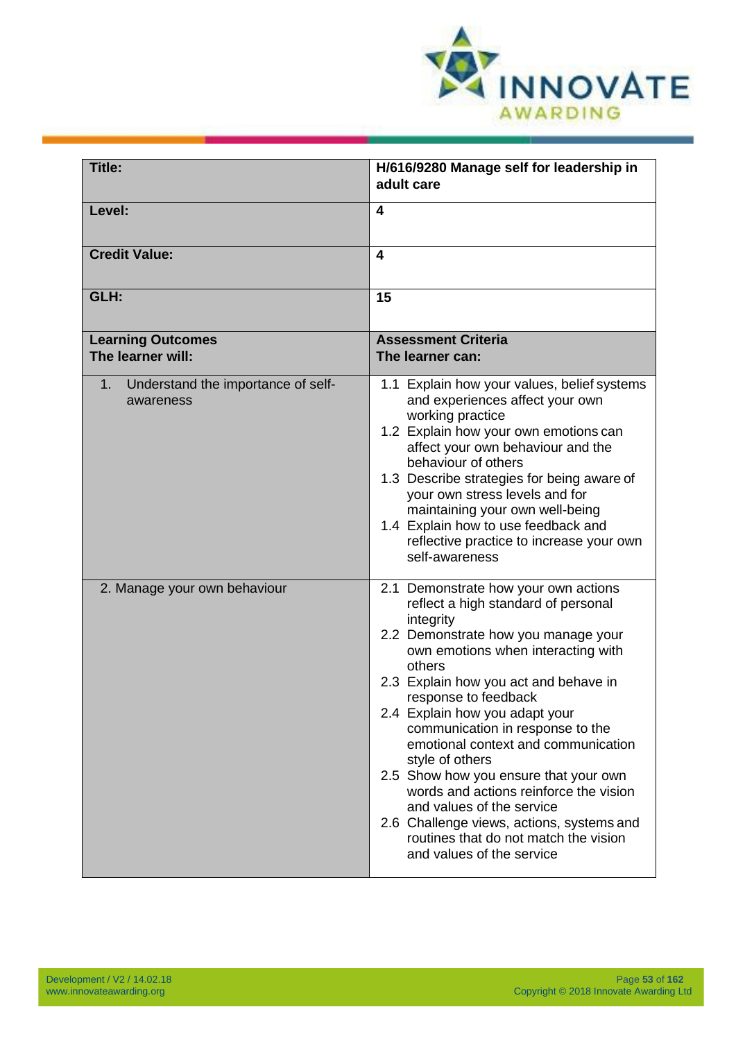| **Title:** | **H/616/9280 Manage self for leadership in adult care** |
|---|---|
| **Level:** | **4** |
| **Credit Value:** | **4** |
| **GLH:** | **15** |
| **Learning Outcomes**<br>**The learner will:** | **Assessment Criteria**<br>**The learner can:** |
| 1. Understand the importance of self-awareness | 1.1 Explain how your values, belief systems and experiences affect your own working practice<br>1.2 Explain how your own emotions can affect your own behaviour and the behaviour of others<br>1.3 Describe strategies for being aware of your own stress levels and for maintaining your own well-being<br>1.4 Explain how to use feedback and reflective practice to increase your own self-awareness |
| 2. Manage your own behaviour | 2.1 Demonstrate how your own actions reflect a high standard of personal integrity<br>2.2 Demonstrate how you manage your own emotions when interacting with others<br>2.3 Explain how you act and behave in response to feedback<br>2.4 Explain how you adapt your communication in response to the emotional context and communication style of others<br>2.5 Show how you ensure that your own words and actions reinforce the vision and values of the service<br>2.6 Challenge views, actions, systems and routines that do not match the vision and values of the service |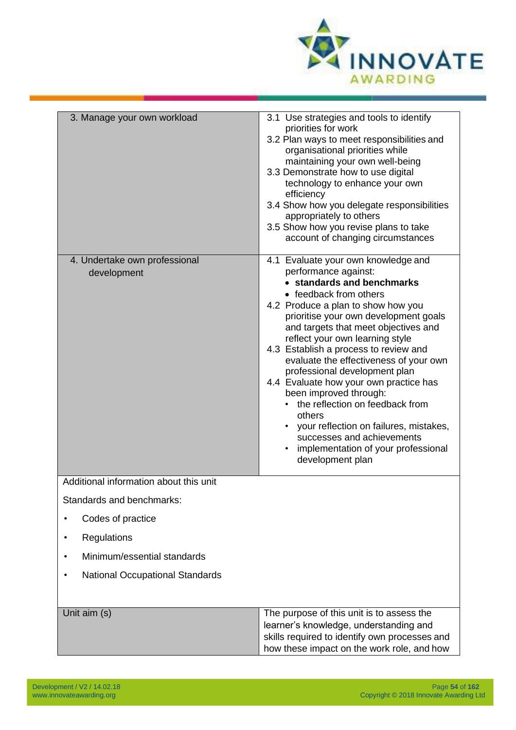| | |
|---|---|
| 3. Manage your own workload | 3.1 Use strategies and tools to identify priorities for work<br>3.2 Plan ways to meet responsibilities and organisational priorities while maintaining your own well-being<br>3.3 Demonstrate how to use digital technology to enhance your own efficiency<br>3.4 Show how you delegate responsibilities appropriately to others<br>3.5 Show how you revise plans to take account of changing circumstances |
| 4. Undertake own professional development | 4.1 Evaluate your own knowledge and performance against:<br>• **standards and benchmarks**<br>• feedback from others<br>4.2 Produce a plan to show how you prioritise your own development goals and targets that meet objectives and reflect your own learning style<br>4.3 Establish a process to review and evaluate the effectiveness of your own professional development plan<br>4.4 Evaluate how your own practice has been improved through:<br>• the reflection on feedback from others<br>• your reflection on failures, mistakes, successes and achievements<br>• implementation of your professional development plan |

Additional information about this unit

Standards and benchmarks:

- Codes of practice
- Regulations
- Minimum/essential standards
- National Occupational Standards

| | |
|---|---|
| Unit aim (s) | The purpose of this unit is to assess the learner's knowledge, understanding and skills required to identify own processes and how these impact on the work role, and how |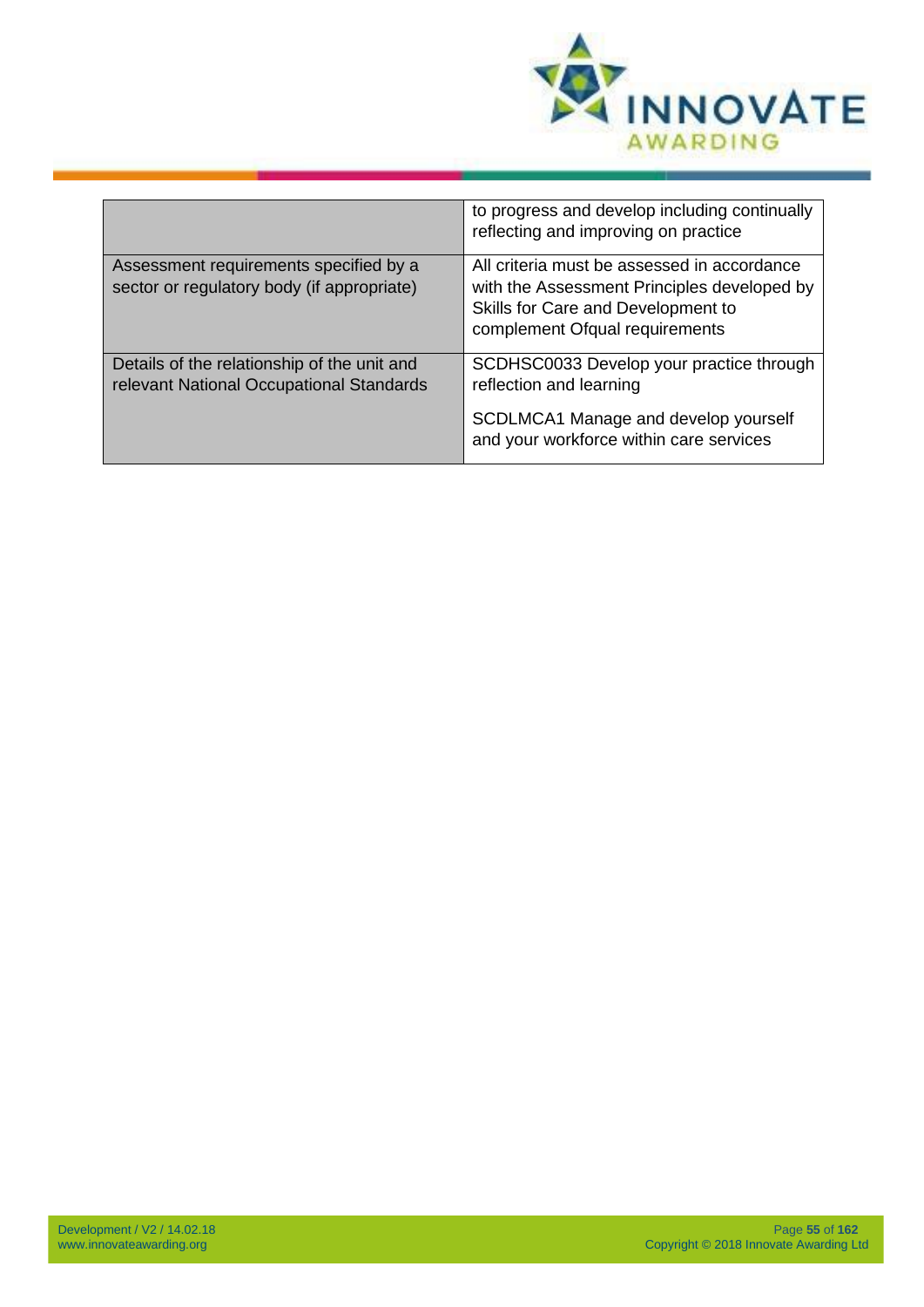| | |
|---|---|
| | to progress and develop including continually reflecting and improving on practice |
| Assessment requirements specified by a sector or regulatory body (if appropriate) | All criteria must be assessed in accordance with the Assessment Principles developed by Skills for Care and Development to complement Ofqual requirements |
| Details of the relationship of the unit and relevant National Occupational Standards | SCDHSC0033 Develop your practice through reflection and learning<br><br>SCDLMCA1 Manage and develop yourself and your workforce within care services |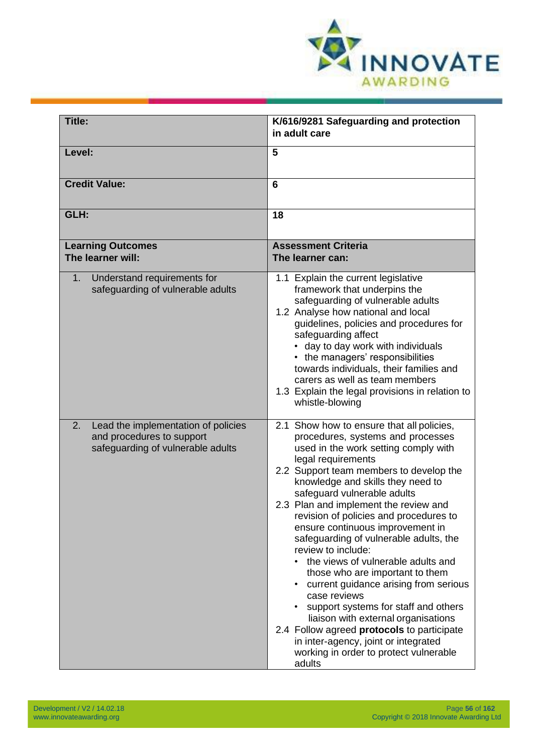| Title: | K/616/9281 Safeguarding and protection in adult care |
|---|---|
| Level: | 5 |
| Credit Value: | 6 |
| GLH: | 18 |
| **Learning Outcomes**<br>**The learner will:** | **Assessment Criteria**<br>**The learner can:** |
| 1. Understand requirements for safeguarding of vulnerable adults | 1.1 Explain the current legislative framework that underpins the safeguarding of vulnerable adults<br>1.2 Analyse how national and local guidelines, policies and procedures for safeguarding affect<br>• day to day work with individuals<br>• the managers' responsibilities towards individuals, their families and carers as well as team members<br>1.3 Explain the legal provisions in relation to whistle-blowing |
| 2. Lead the implementation of policies and procedures to support safeguarding of vulnerable adults | 2.1 Show how to ensure that all policies, procedures, systems and processes used in the work setting comply with legal requirements<br>2.2 Support team members to develop the knowledge and skills they need to safeguard vulnerable adults<br>2.3 Plan and implement the review and revision of policies and procedures to ensure continuous improvement in safeguarding of vulnerable adults, the review to include:<br>• the views of vulnerable adults and those who are important to them<br>• current guidance arising from serious case reviews<br>• support systems for staff and others liaison with external organisations<br>2.4 Follow agreed **protocols** to participate in inter-agency, joint or integrated working in order to protect vulnerable adults |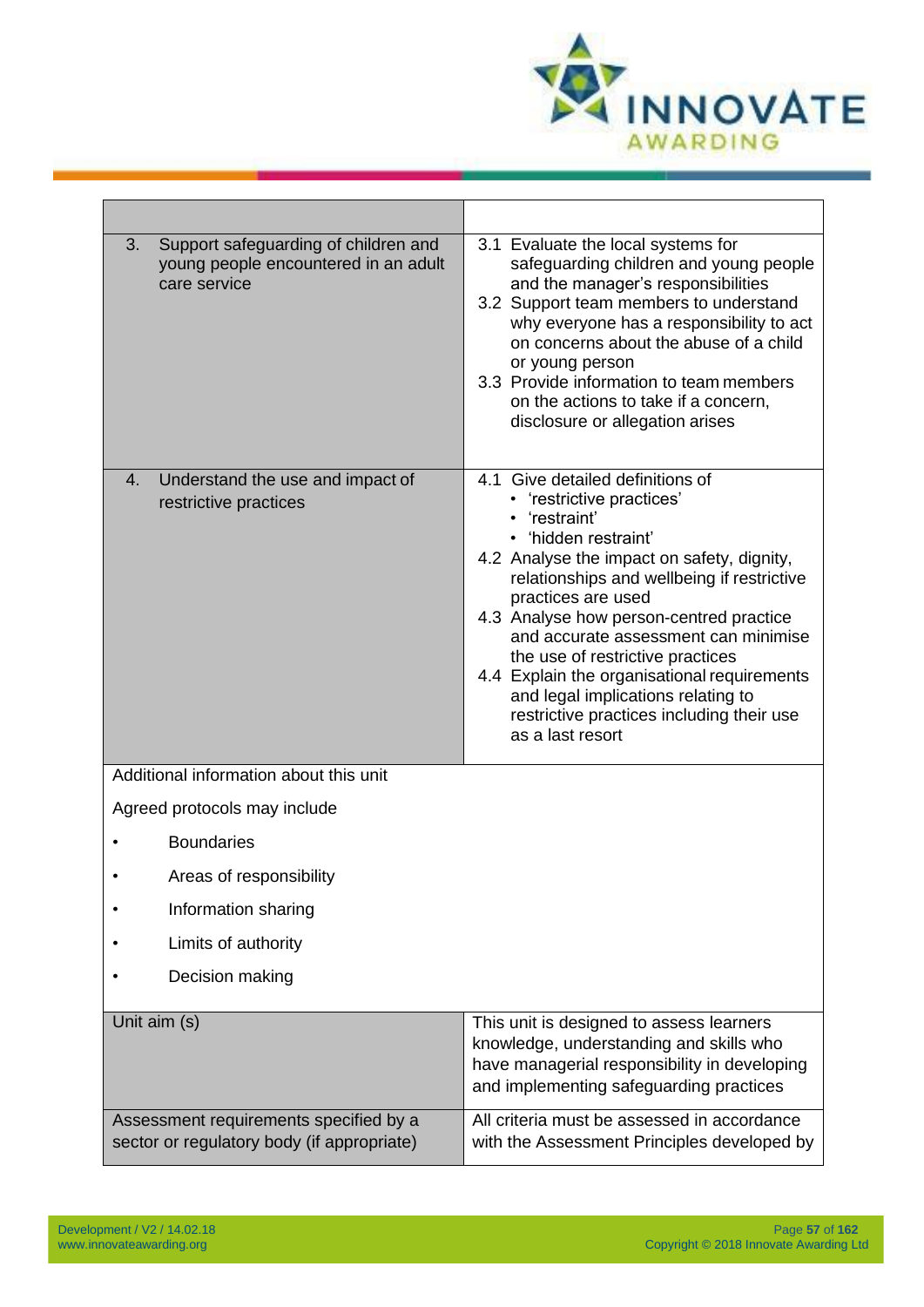| | |
|---|---|
| 3. Support safeguarding of children and young people encountered in an adult care service | 3.1 Evaluate the local systems for safeguarding children and young people and the manager's responsibilities<br>3.2 Support team members to understand why everyone has a responsibility to act on concerns about the abuse of a child or young person<br>3.3 Provide information to team members on the actions to take if a concern, disclosure or allegation arises |
| 4. Understand the use and impact of restrictive practices | 4.1 Give detailed definitions of<br>• 'restrictive practices'<br>• 'restraint'<br>• 'hidden restraint'<br>4.2 Analyse the impact on safety, dignity, relationships and wellbeing if restrictive practices are used<br>4.3 Analyse how person-centred practice and accurate assessment can minimise the use of restrictive practices<br>4.4 Explain the organisational requirements and legal implications relating to restrictive practices including their use as a last resort |

Additional information about this unit

Agreed protocols may include

- Boundaries
- Areas of responsibility
- Information sharing
- Limits of authority
- Decision making

| | |
|---|---|
| Unit aim (s) | This unit is designed to assess learners knowledge, understanding and skills who have managerial responsibility in developing and implementing safeguarding practices |
| Assessment requirements specified by a sector or regulatory body (if appropriate) | All criteria must be assessed in accordance with the Assessment Principles developed by |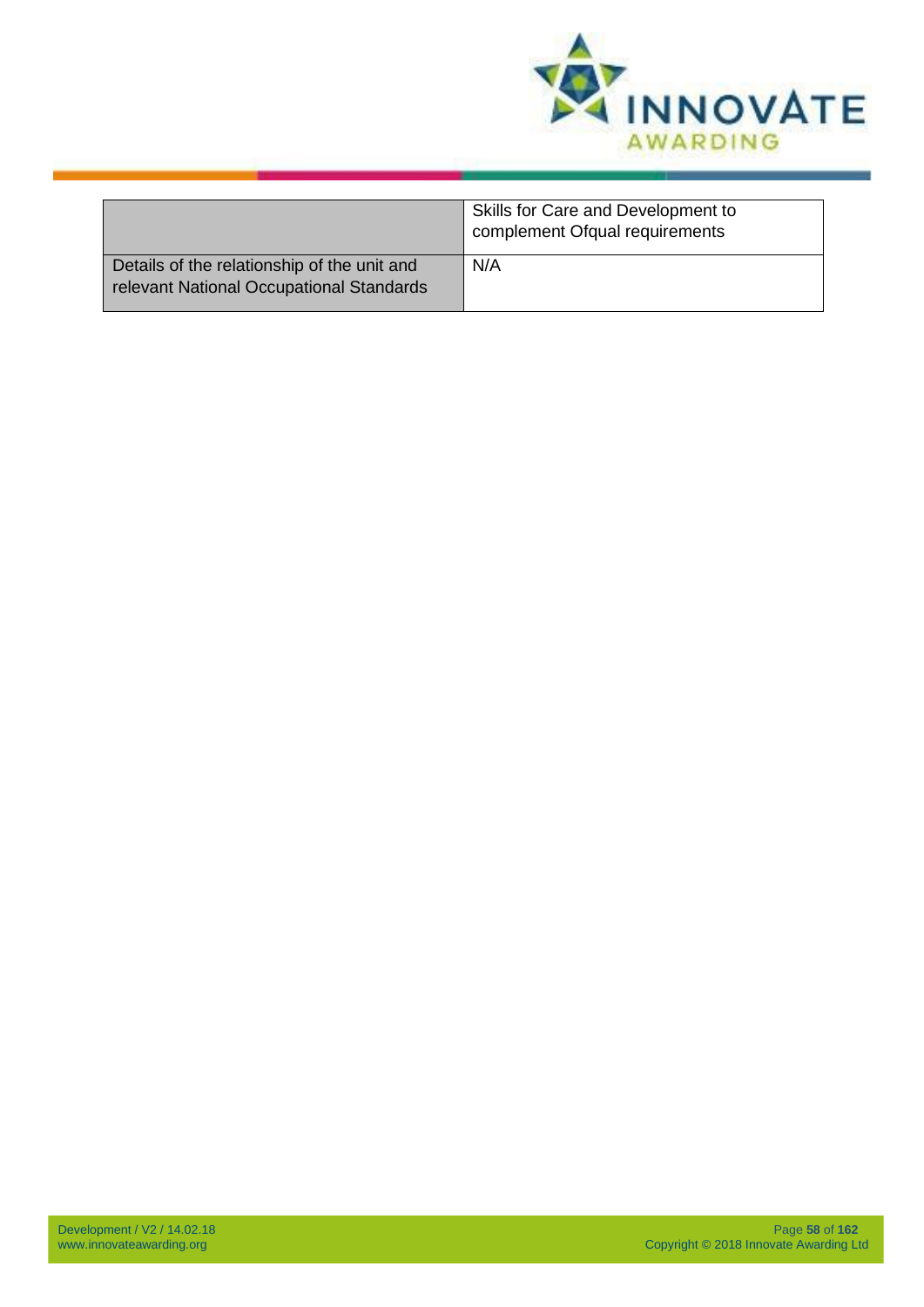| | |
|---|---|
| | Skills for Care and Development to complement Ofqual requirements |
| Details of the relationship of the unit and relevant National Occupational Standards | N/A |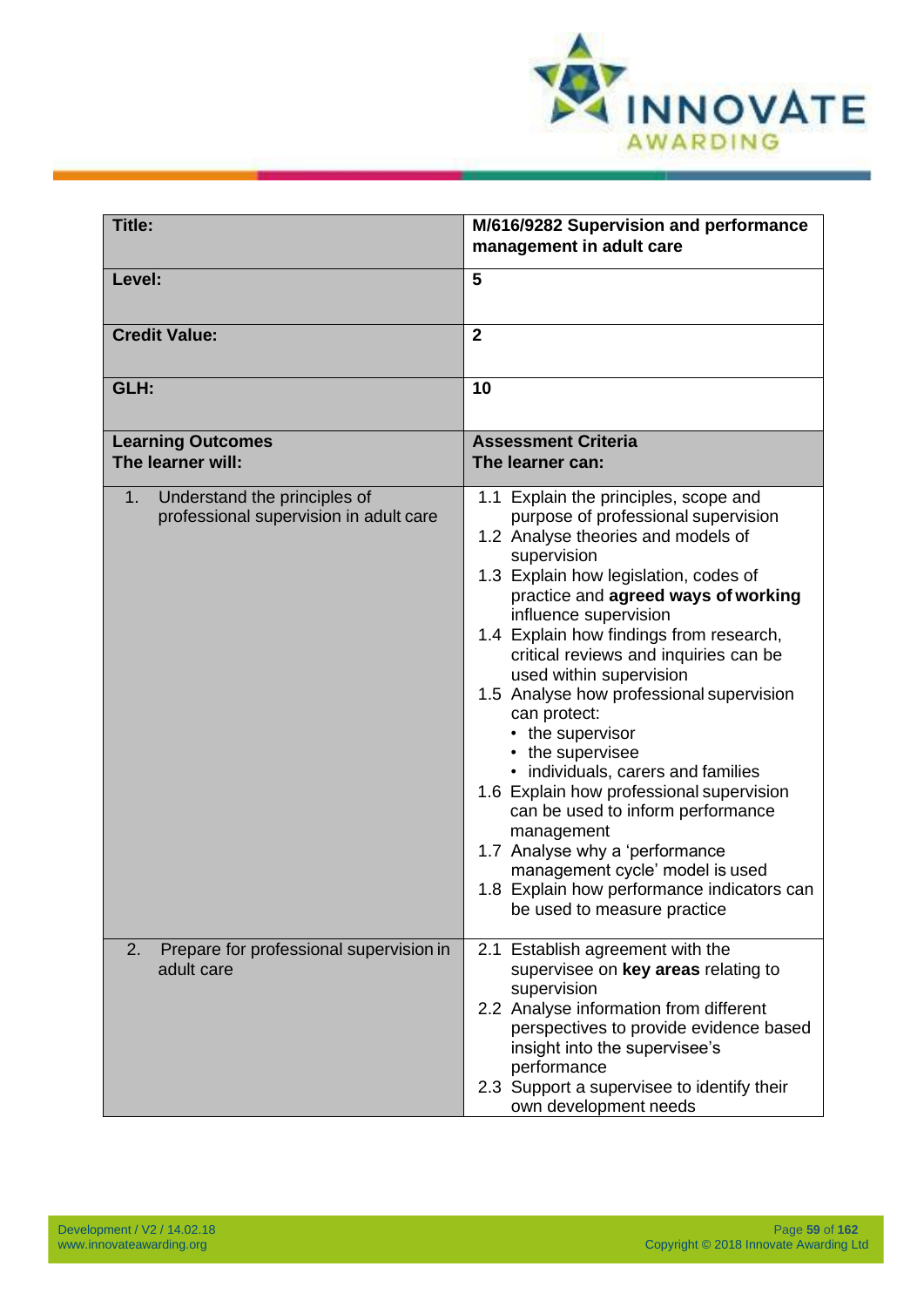| **Title:** | **M/616/9282 Supervision and performance management in adult care** |
|---|---|
| **Level:** | **5** |
| **Credit Value:** | **2** |
| **GLH:** | **10** |
| **Learning Outcomes**<br>**The learner will:** | **Assessment Criteria**<br>**The learner can:** |
| 1. Understand the principles of professional supervision in adult care | 1.1 Explain the principles, scope and purpose of professional supervision<br>1.2 Analyse theories and models of supervision<br>1.3 Explain how legislation, codes of practice and **agreed ways of working** influence supervision<br>1.4 Explain how findings from research, critical reviews and inquiries can be used within supervision<br>1.5 Analyse how professional supervision can protect:<br>• the supervisor<br>• the supervisee<br>• individuals, carers and families<br>1.6 Explain how professional supervision can be used to inform performance management<br>1.7 Analyse why a 'performance management cycle' model is used<br>1.8 Explain how performance indicators can be used to measure practice |
| 2. Prepare for professional supervision in adult care | 2.1 Establish agreement with the supervisee on **key areas** relating to supervision<br>2.2 Analyse information from different perspectives to provide evidence based insight into the supervisee's performance<br>2.3 Support a supervisee to identify their own development needs |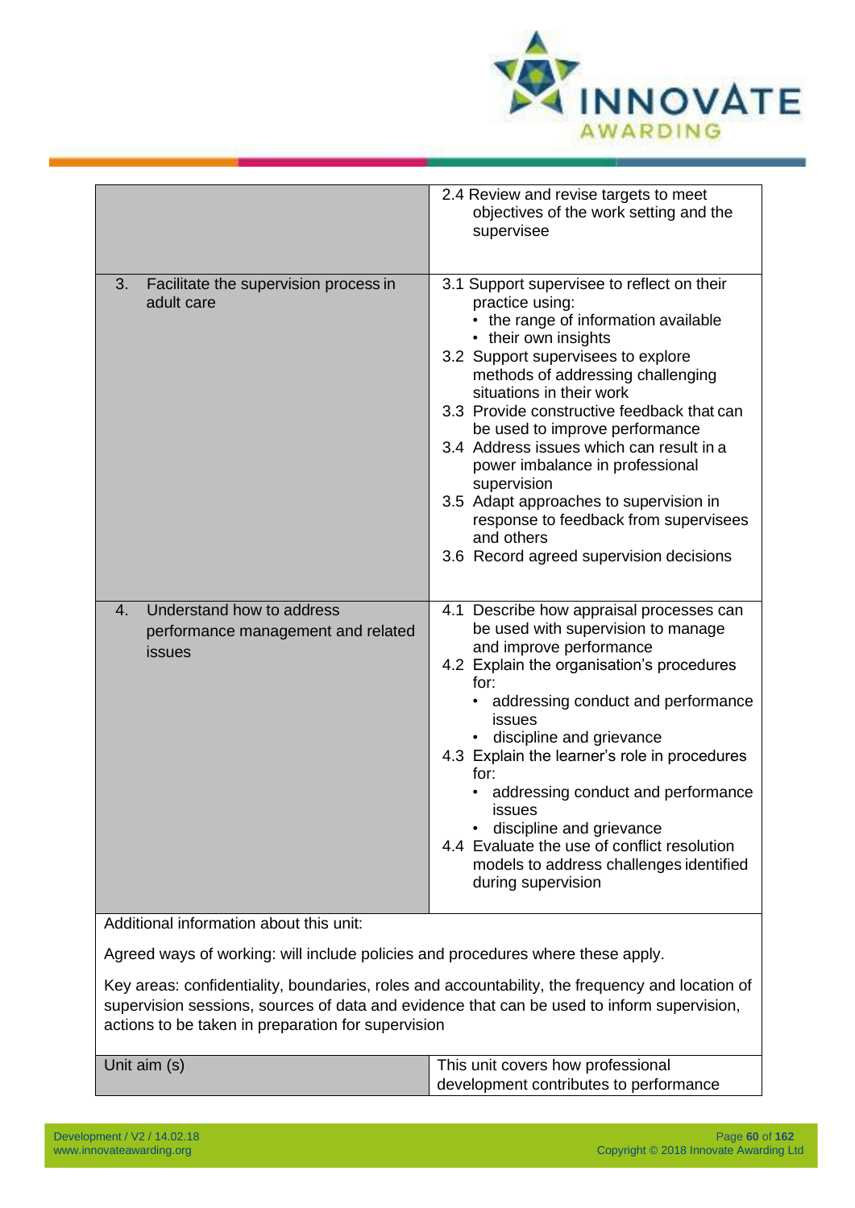| | |
|---|---|
| | 2.4 Review and revise targets to meet objectives of the work setting and the supervisee |
| 3. Facilitate the supervision process in adult care | 3.1 Support supervisee to reflect on their practice using:<br>• the range of information available<br>• their own insights<br>3.2 Support supervisees to explore methods of addressing challenging situations in their work<br>3.3 Provide constructive feedback that can be used to improve performance<br>3.4 Address issues which can result in a power imbalance in professional supervision<br>3.5 Adapt approaches to supervision in response to feedback from supervisees and others<br>3.6 Record agreed supervision decisions |
| 4. Understand how to address performance management and related issues | 4.1 Describe how appraisal processes can be used with supervision to manage and improve performance<br>4.2 Explain the organisation's procedures for:<br>• addressing conduct and performance issues<br>• discipline and grievance<br>4.3 Explain the learner's role in procedures for:<br>• addressing conduct and performance issues<br>• discipline and grievance<br>4.4 Evaluate the use of conflict resolution models to address challenges identified during supervision |

Additional information about this unit:

Agreed ways of working: will include policies and procedures where these apply.

Key areas: confidentiality, boundaries, roles and accountability, the frequency and location of supervision sessions, sources of data and evidence that can be used to inform supervision, actions to be taken in preparation for supervision

| | |
|---|---|
| Unit aim (s) | This unit covers how professional development contributes to performance |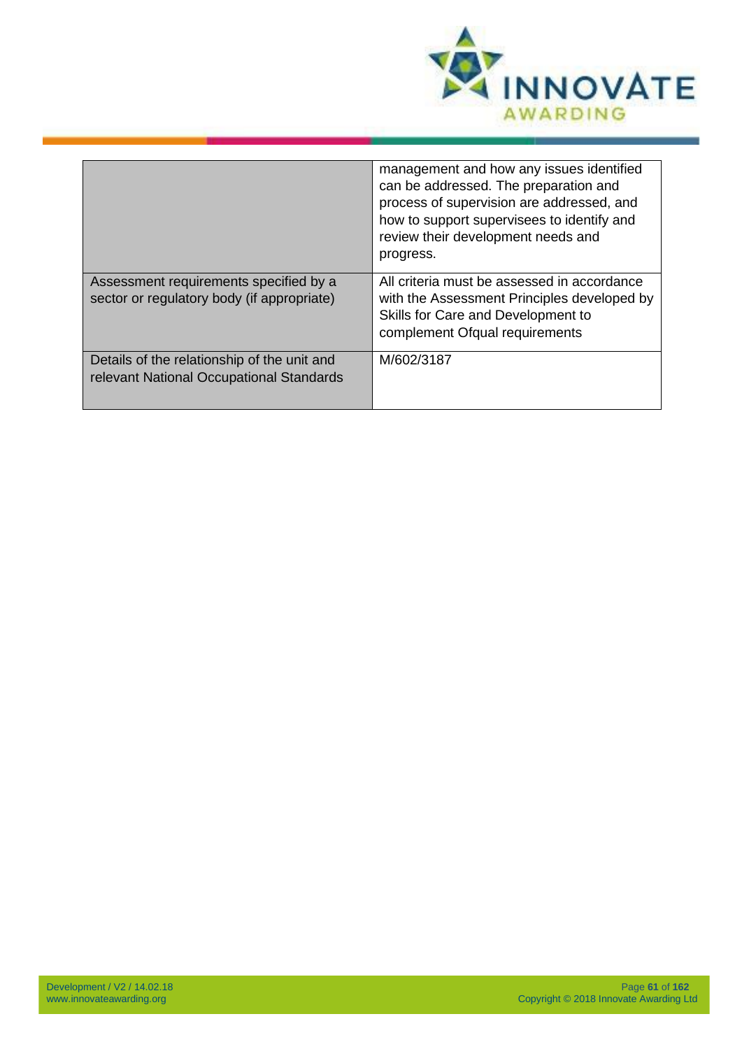| | |
|---|---|
| | management and how any issues identified can be addressed. The preparation and process of supervision are addressed, and how to support supervisees to identify and review their development needs and progress. |
| Assessment requirements specified by a sector or regulatory body (if appropriate) | All criteria must be assessed in accordance with the Assessment Principles developed by Skills for Care and Development to complement Ofqual requirements |
| Details of the relationship of the unit and relevant National Occupational Standards | M/602/3187 |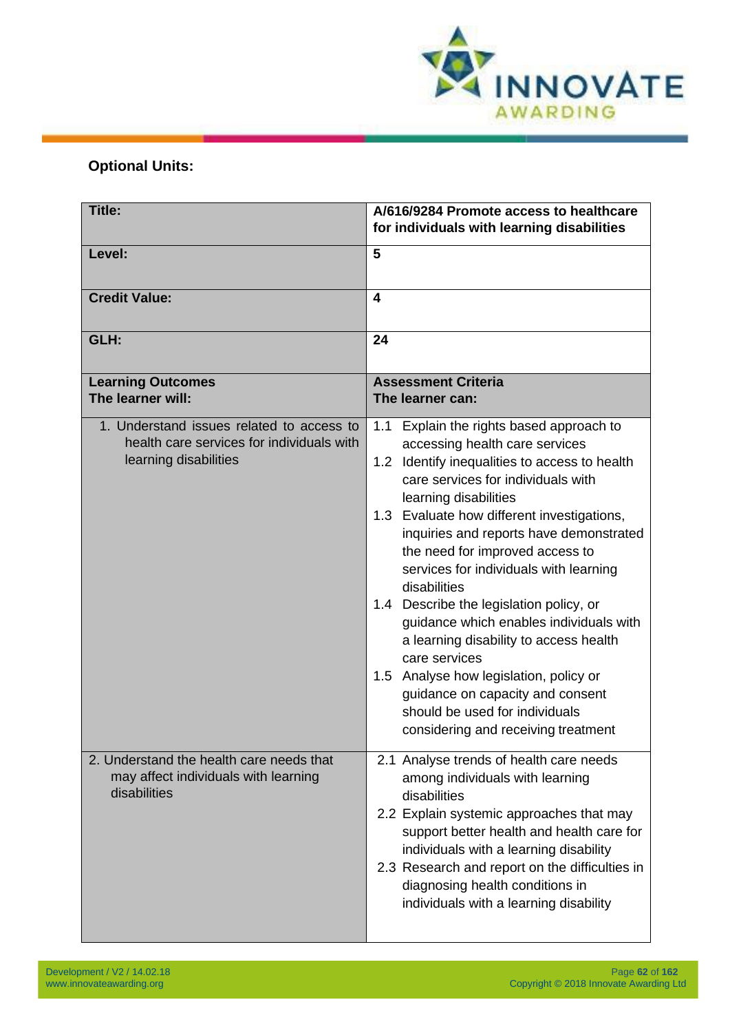## Optional Units:

| Title: | A/616/9284 Promote access to healthcare for individuals with learning disabilities |
|---|---|
| Level: | 5 |
| Credit Value: | 4 |
| GLH: | 24 |
| **Learning Outcomes**<br>**The learner will:** | **Assessment Criteria**<br>**The learner can:** |
| 1. Understand issues related to access to health care services for individuals with learning disabilities | 1.1 Explain the rights based approach to accessing health care services<br>1.2 Identify inequalities to access to health care services for individuals with learning disabilities<br>1.3 Evaluate how different investigations, inquiries and reports have demonstrated the need for improved access to services for individuals with learning disabilities<br>1.4 Describe the legislation policy, or guidance which enables individuals with a learning disability to access health care services<br>1.5 Analyse how legislation, policy or guidance on capacity and consent should be used for individuals considering and receiving treatment |
| 2. Understand the health care needs that may affect individuals with learning disabilities | 2.1 Analyse trends of health care needs among individuals with learning disabilities<br>2.2 Explain systemic approaches that may support better health and health care for individuals with a learning disability<br>2.3 Research and report on the difficulties in diagnosing health conditions in individuals with a learning disability |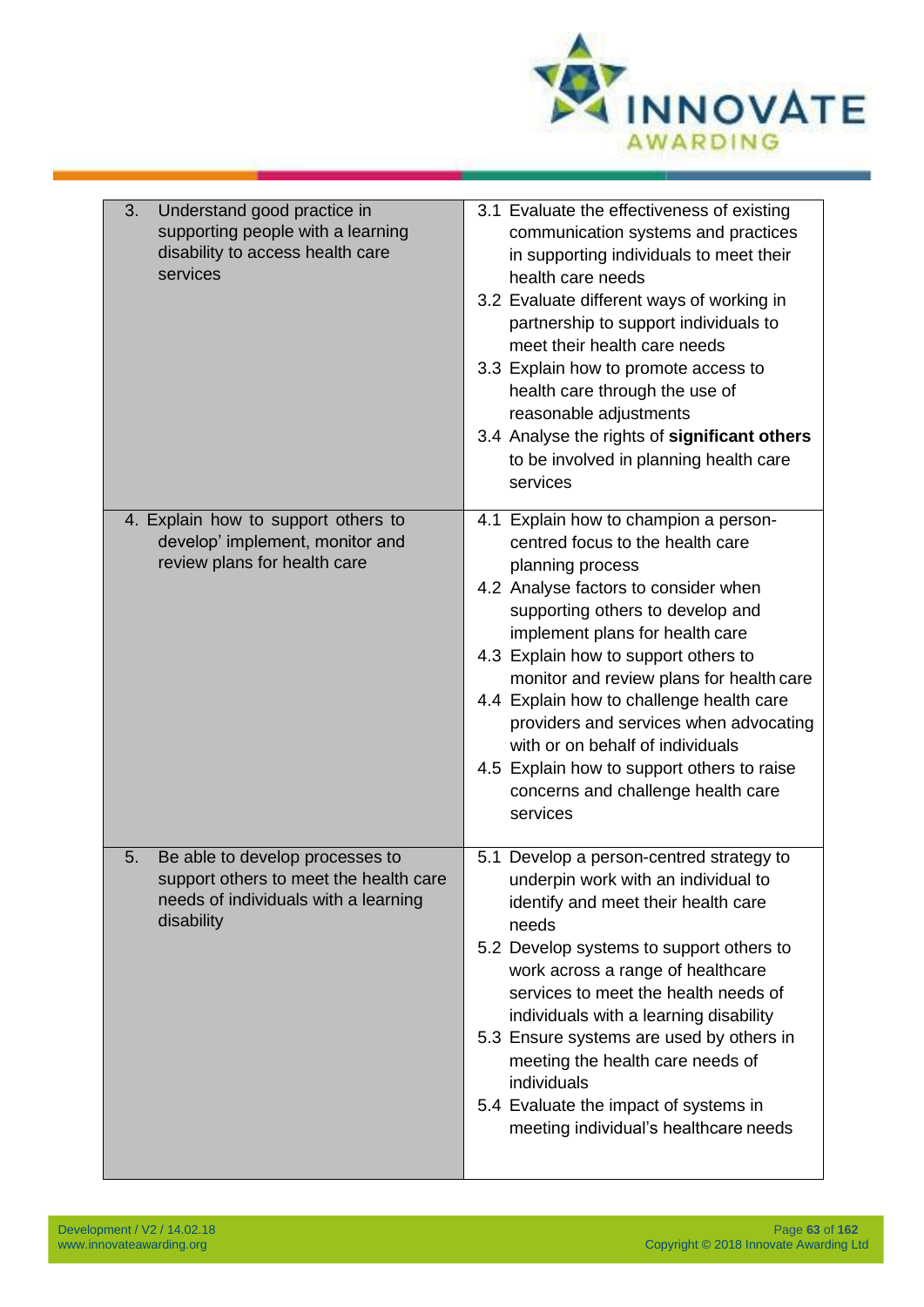| | |
|---|---|
| 3. Understand good practice in supporting people with a learning disability to access health care services | 3.1 Evaluate the effectiveness of existing communication systems and practices in supporting individuals to meet their health care needs<br>3.2 Evaluate different ways of working in partnership to support individuals to meet their health care needs<br>3.3 Explain how to promote access to health care through the use of reasonable adjustments<br>3.4 Analyse the rights of **significant others** to be involved in planning health care services |
| 4. Explain how to support others to develop' implement, monitor and review plans for health care | 4.1 Explain how to champion a person-centred focus to the health care planning process<br>4.2 Analyse factors to consider when supporting others to develop and implement plans for health care<br>4.3 Explain how to support others to monitor and review plans for health care<br>4.4 Explain how to challenge health care providers and services when advocating with or on behalf of individuals<br>4.5 Explain how to support others to raise concerns and challenge health care services |
| 5. Be able to develop processes to support others to meet the health care needs of individuals with a learning disability | 5.1 Develop a person-centred strategy to underpin work with an individual to identify and meet their health care needs<br>5.2 Develop systems to support others to work across a range of healthcare services to meet the health needs of individuals with a learning disability<br>5.3 Ensure systems are used by others in meeting the health care needs of individuals<br>5.4 Evaluate the impact of systems in meeting individual's healthcare needs |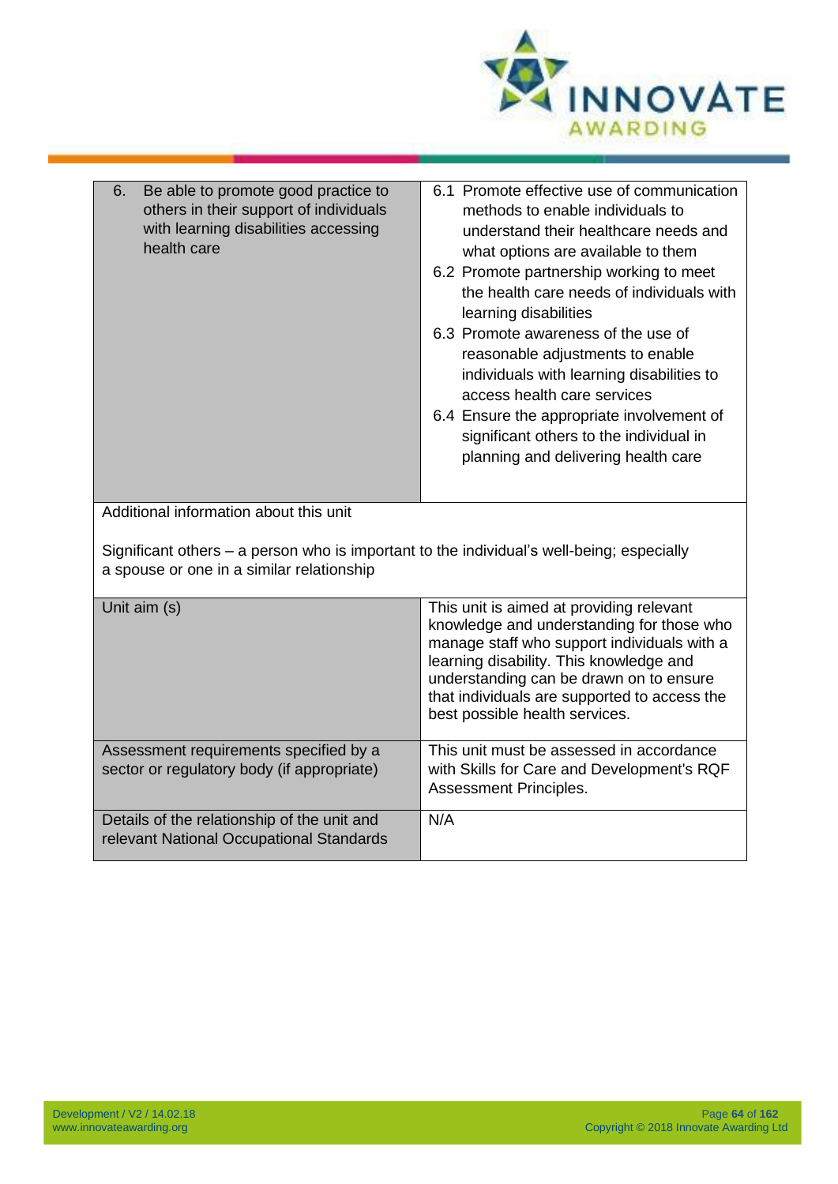| | |
|---|---|
| 6. Be able to promote good practice to others in their support of individuals with learning disabilities accessing health care | 6.1 Promote effective use of communication methods to enable individuals to understand their healthcare needs and what options are available to them<br>6.2 Promote partnership working to meet the health care needs of individuals with learning disabilities<br>6.3 Promote awareness of the use of reasonable adjustments to enable individuals with learning disabilities to access health care services<br>6.4 Ensure the appropriate involvement of significant others to the individual in planning and delivering health care |

Additional information about this unit

Significant others – a person who is important to the individual's well-being; especially a spouse or one in a similar relationship

| | |
|---|---|
| Unit aim (s) | This unit is aimed at providing relevant knowledge and understanding for those who manage staff who support individuals with a learning disability. This knowledge and understanding can be drawn on to ensure that individuals are supported to access the best possible health services. |
| Assessment requirements specified by a sector or regulatory body (if appropriate) | This unit must be assessed in accordance with Skills for Care and Development's RQF Assessment Principles. |
| Details of the relationship of the unit and relevant National Occupational Standards | N/A |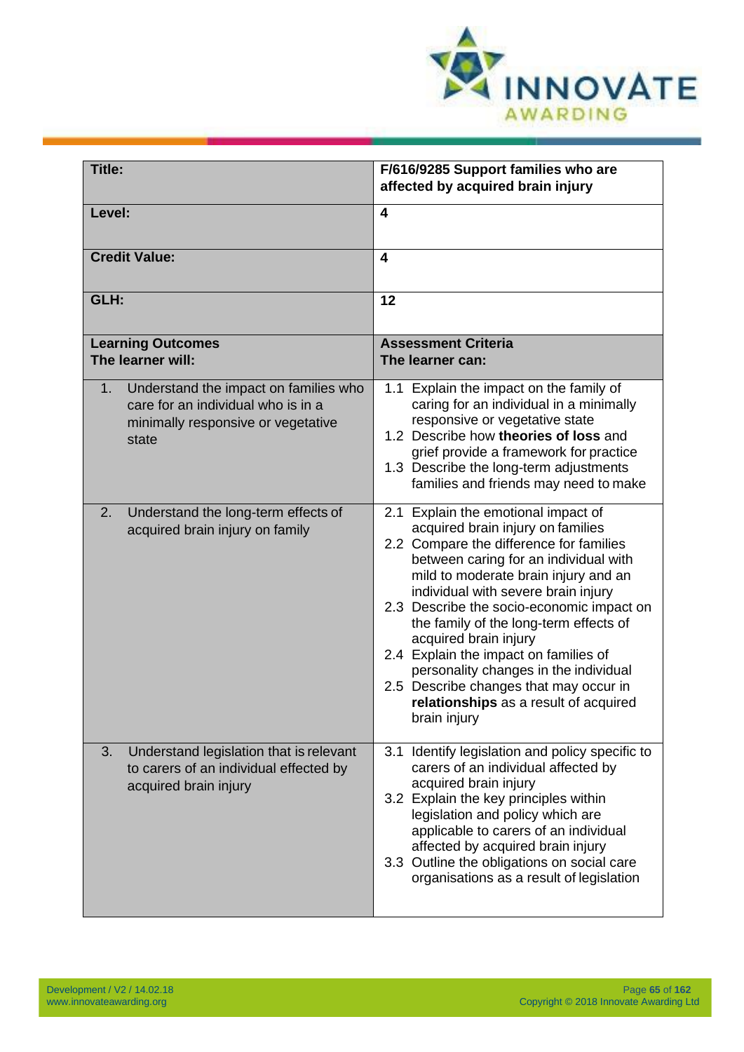| Title: | F/616/9285 Support families who are affected by acquired brain injury |
|---|---|
| Level: | 4 |
| Credit Value: | 4 |
| GLH: | 12 |
| **Learning Outcomes**<br>**The learner will:** | **Assessment Criteria**<br>**The learner can:** |
| 1. Understand the impact on families who care for an individual who is in a minimally responsive or vegetative state | 1.1 Explain the impact on the family of caring for an individual in a minimally responsive or vegetative state<br>1.2 Describe how **theories of loss** and grief provide a framework for practice<br>1.3 Describe the long-term adjustments families and friends may need to make |
| 2. Understand the long-term effects of acquired brain injury on family | 2.1 Explain the emotional impact of acquired brain injury on families<br>2.2 Compare the difference for families between caring for an individual with mild to moderate brain injury and an individual with severe brain injury<br>2.3 Describe the socio-economic impact on the family of the long-term effects of acquired brain injury<br>2.4 Explain the impact on families of personality changes in the individual<br>2.5 Describe changes that may occur in **relationships** as a result of acquired brain injury |
| 3. Understand legislation that is relevant to carers of an individual effected by acquired brain injury | 3.1 Identify legislation and policy specific to carers of an individual affected by acquired brain injury<br>3.2 Explain the key principles within legislation and policy which are applicable to carers of an individual affected by acquired brain injury<br>3.3 Outline the obligations on social care organisations as a result of legislation |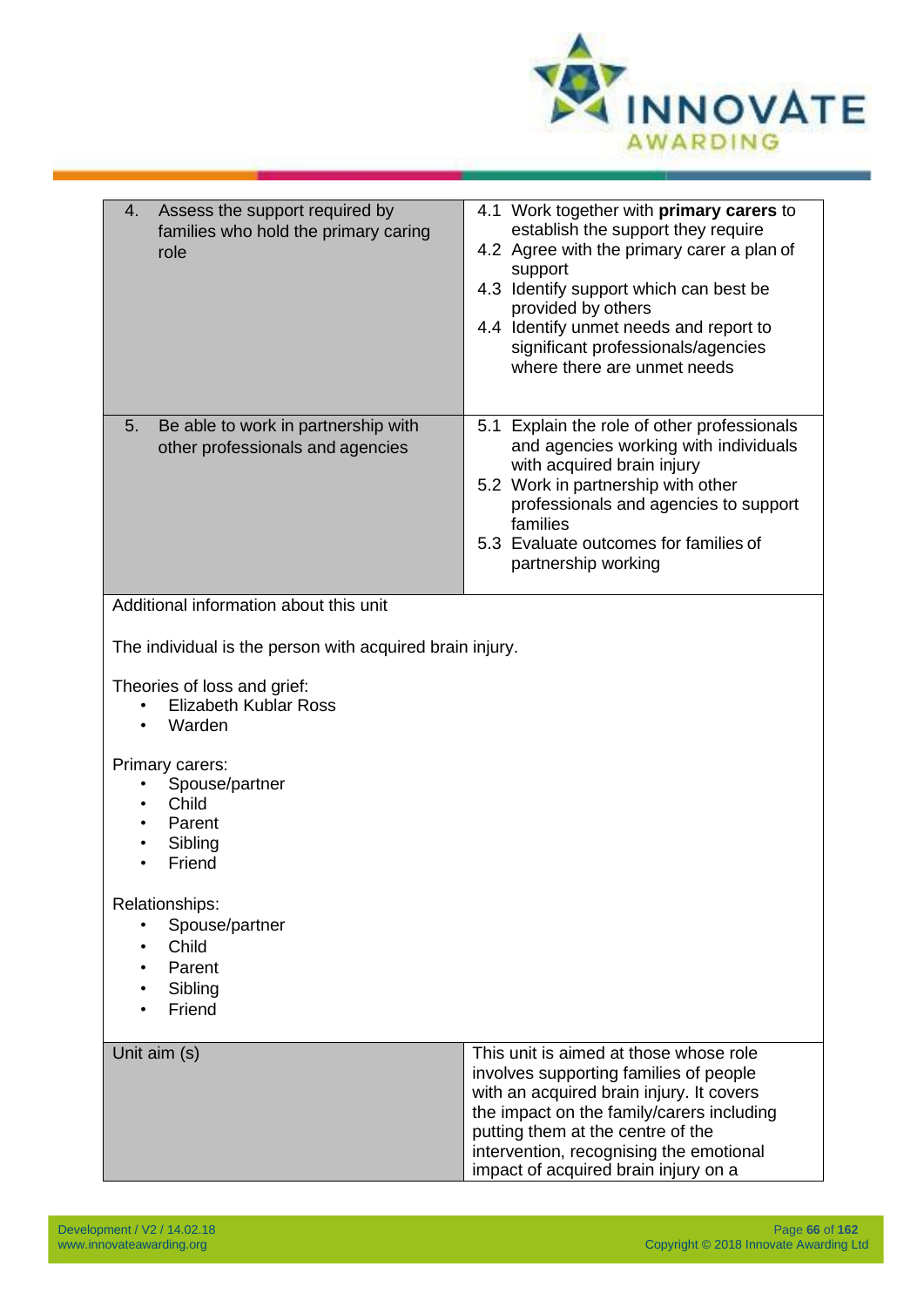| | |
|---|---|
| 4. Assess the support required by families who hold the primary caring role | 4.1 Work together with **primary carers** to establish the support they require<br>4.2 Agree with the primary carer a plan of support<br>4.3 Identify support which can best be provided by others<br>4.4 Identify unmet needs and report to significant professionals/agencies where there are unmet needs |
| 5. Be able to work in partnership with other professionals and agencies | 5.1 Explain the role of other professionals and agencies working with individuals with acquired brain injury<br>5.2 Work in partnership with other professionals and agencies to support families<br>5.3 Evaluate outcomes for families of partnership working |

Additional information about this unit

The individual is the person with acquired brain injury.

Theories of loss and grief:
- Elizabeth Kublar Ross
- Warden

Primary carers:
- Spouse/partner
- Child
- Parent
- Sibling
- Friend

Relationships:
- Spouse/partner
- Child
- Parent
- Sibling
- Friend

| | |
|---|---|
| Unit aim (s) | This unit is aimed at those whose role involves supporting families of people with an acquired brain injury. It covers the impact on the family/carers including putting them at the centre of the intervention, recognising the emotional impact of acquired brain injury on a |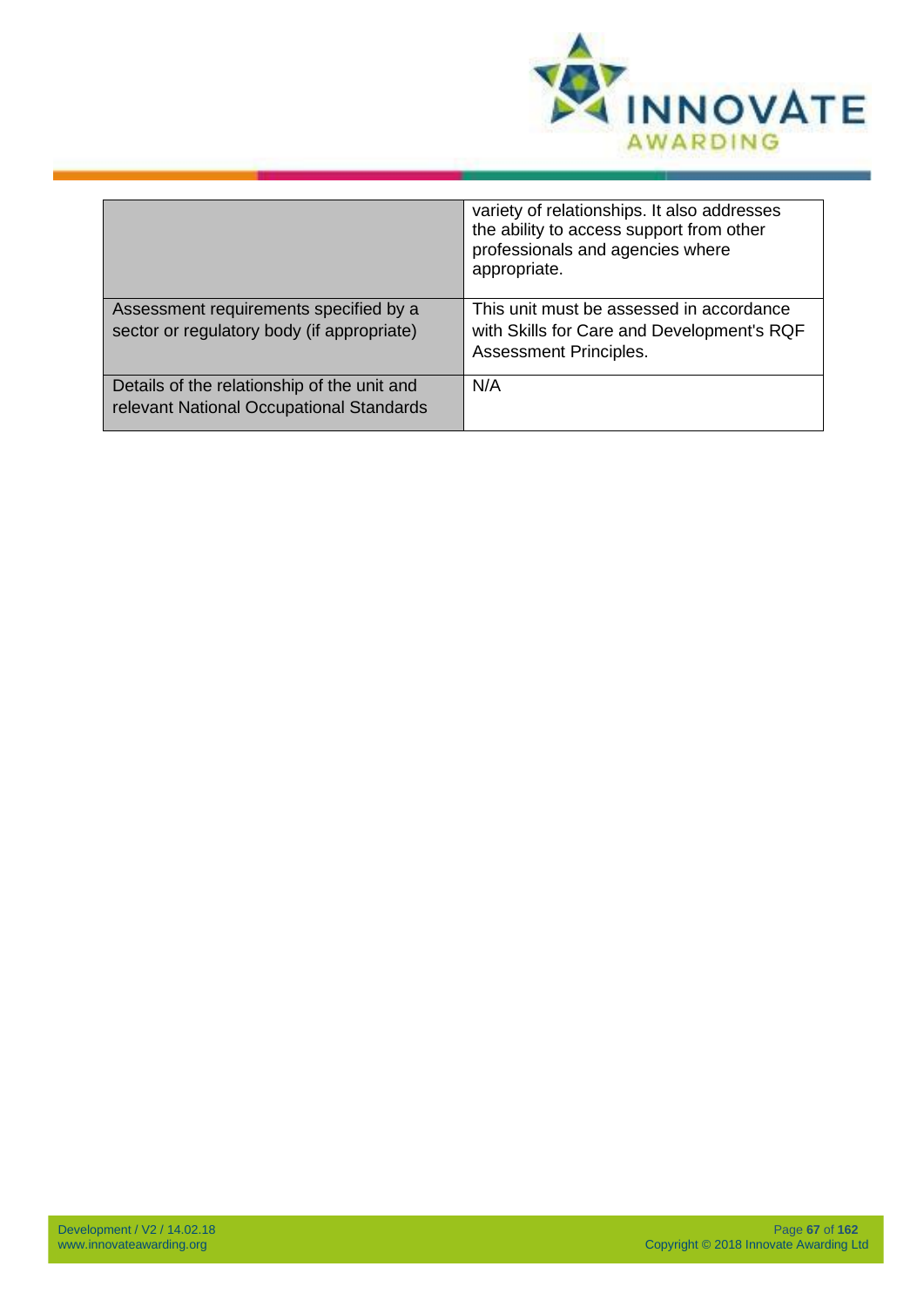| | |
|---|---|
| | variety of relationships. It also addresses the ability to access support from other professionals and agencies where appropriate. |
| Assessment requirements specified by a sector or regulatory body (if appropriate) | This unit must be assessed in accordance with Skills for Care and Development's RQF Assessment Principles. |
| Details of the relationship of the unit and relevant National Occupational Standards | N/A |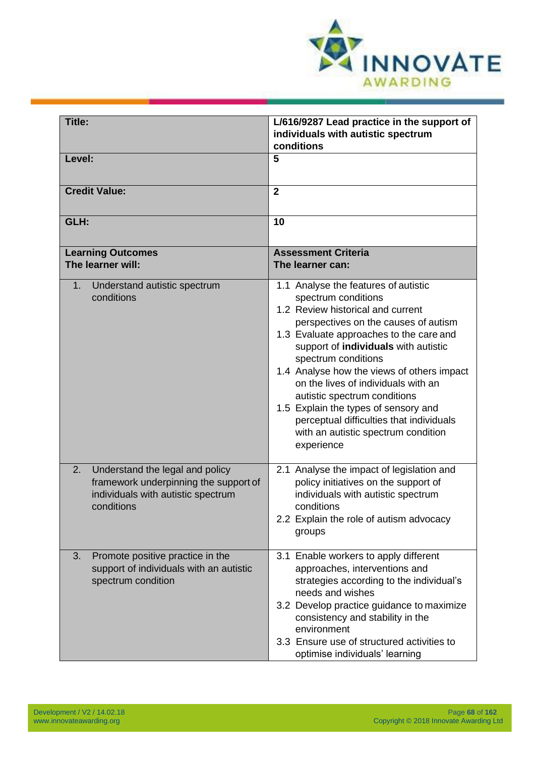| **Title:** | **L/616/9287 Lead practice in the support of individuals with autistic spectrum conditions** |
|---|---|
| **Level:** | **5** |
| **Credit Value:** | **2** |
| **GLH:** | **10** |
| **Learning Outcomes**<br>**The learner will:** | **Assessment Criteria**<br>**The learner can:** |
| 1. Understand autistic spectrum conditions | 1.1 Analyse the features of autistic spectrum conditions<br>1.2 Review historical and current perspectives on the causes of autism<br>1.3 Evaluate approaches to the care and support of **individuals** with autistic spectrum conditions<br>1.4 Analyse how the views of others impact on the lives of individuals with an autistic spectrum conditions<br>1.5 Explain the types of sensory and perceptual difficulties that individuals with an autistic spectrum condition experience |
| 2. Understand the legal and policy framework underpinning the support of individuals with autistic spectrum conditions | 2.1 Analyse the impact of legislation and policy initiatives on the support of individuals with autistic spectrum conditions<br>2.2 Explain the role of autism advocacy groups |
| 3. Promote positive practice in the support of individuals with an autistic spectrum condition | 3.1 Enable workers to apply different approaches, interventions and strategies according to the individual's needs and wishes<br>3.2 Develop practice guidance to maximize consistency and stability in the environment<br>3.3 Ensure use of structured activities to optimise individuals' learning |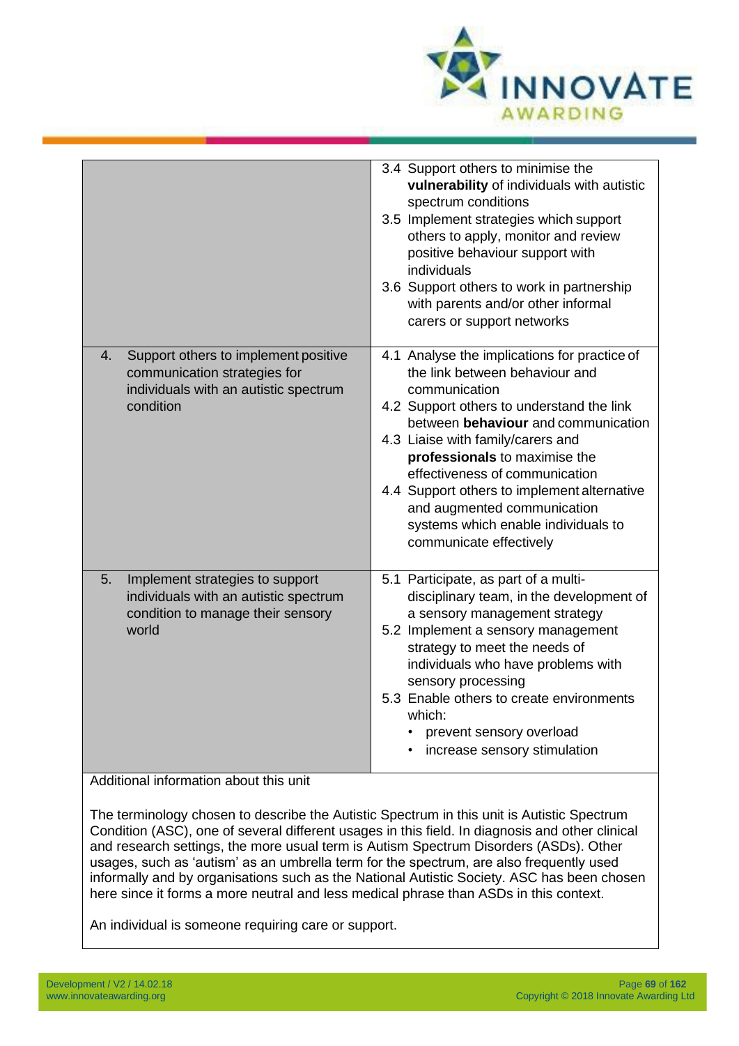| | |
|---|---|
| | 3.4 Support others to minimise the **vulnerability** of individuals with autistic spectrum conditions<br>3.5 Implement strategies which support others to apply, monitor and review positive behaviour support with individuals<br>3.6 Support others to work in partnership with parents and/or other informal carers or support networks |
| 4. Support others to implement positive communication strategies for individuals with an autistic spectrum condition | 4.1 Analyse the implications for practice of the link between behaviour and communication<br>4.2 Support others to understand the link between **behaviour** and communication<br>4.3 Liaise with family/carers and **professionals** to maximise the effectiveness of communication<br>4.4 Support others to implement alternative and augmented communication systems which enable individuals to communicate effectively |
| 5. Implement strategies to support individuals with an autistic spectrum condition to manage their sensory world | 5.1 Participate, as part of a multi-disciplinary team, in the development of a sensory management strategy<br>5.2 Implement a sensory management strategy to meet the needs of individuals who have problems with sensory processing<br>5.3 Enable others to create environments which:<br>• prevent sensory overload<br>• increase sensory stimulation |

Additional information about this unit

The terminology chosen to describe the Autistic Spectrum in this unit is Autistic Spectrum Condition (ASC), one of several different usages in this field. In diagnosis and other clinical and research settings, the more usual term is Autism Spectrum Disorders (ASDs). Other usages, such as 'autism' as an umbrella term for the spectrum, are also frequently used informally and by organisations such as the National Autistic Society. ASC has been chosen here since it forms a more neutral and less medical phrase than ASDs in this context.

An individual is someone requiring care or support.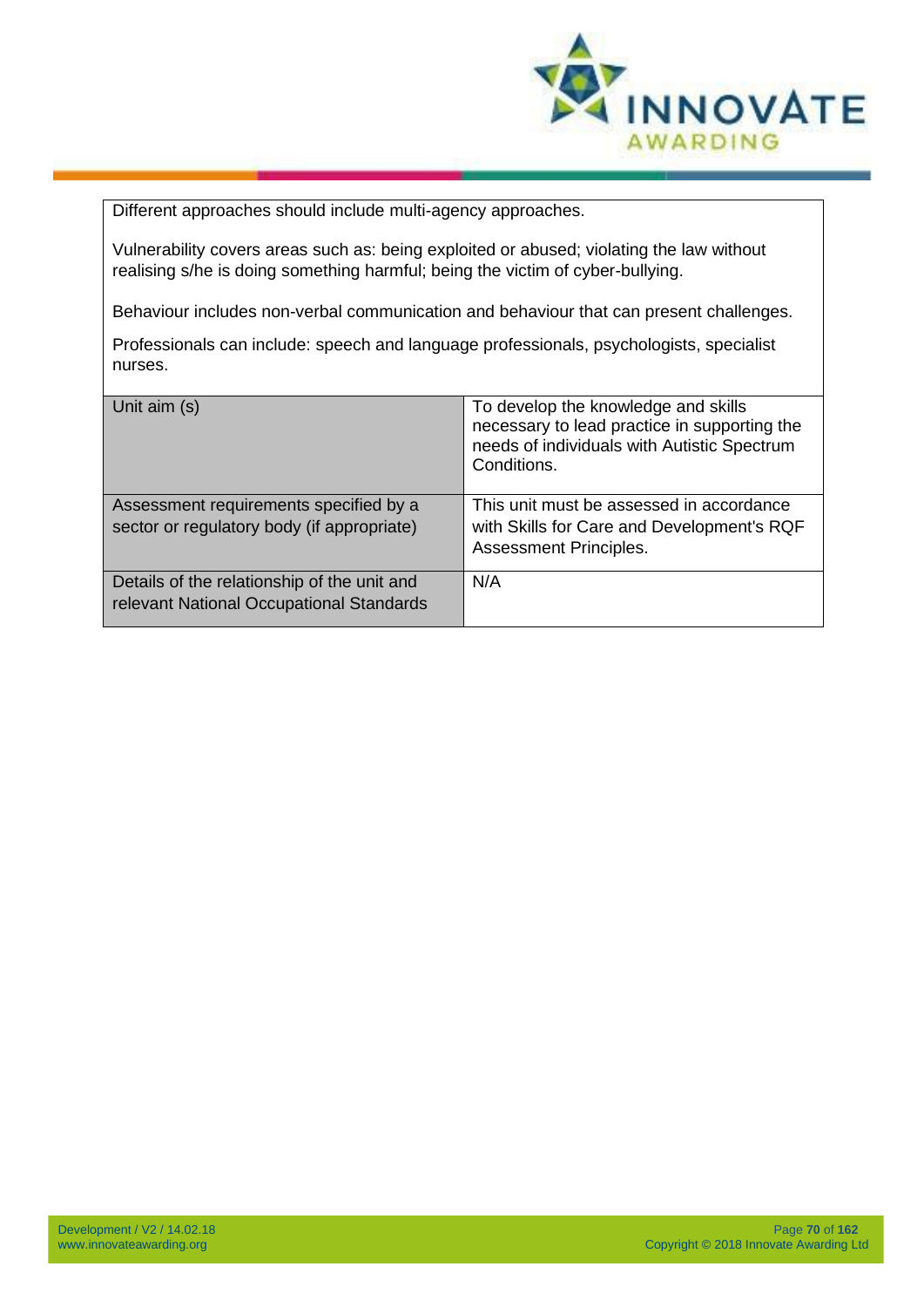| Different approaches should include multi-agency approaches.<br><br>Vulnerability covers areas such as: being exploited or abused; violating the law without realising s/he is doing something harmful; being the victim of cyber-bullying.<br><br>Behaviour includes non-verbal communication and behaviour that can present challenges.<br><br>Professionals can include: speech and language professionals, psychologists, specialist nurses. | |
|---|---|
| Unit aim (s) | To develop the knowledge and skills necessary to lead practice in supporting the needs of individuals with Autistic Spectrum Conditions. |
| Assessment requirements specified by a sector or regulatory body (if appropriate) | This unit must be assessed in accordance with Skills for Care and Development's RQF Assessment Principles. |
| Details of the relationship of the unit and relevant National Occupational Standards | N/A |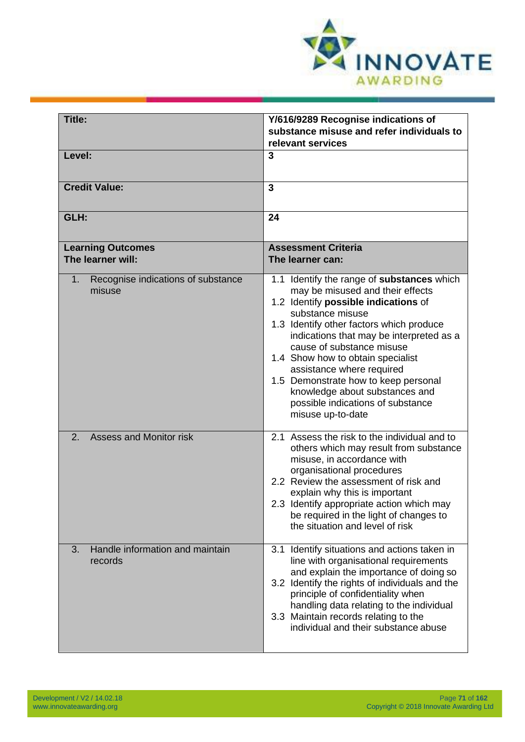| **Title:** | **Y/616/9289 Recognise indications of substance misuse and refer individuals to relevant services** |
|---|---|
| **Level:** | **3** |
| **Credit Value:** | **3** |
| **GLH:** | **24** |
| **Learning Outcomes**<br>**The learner will:** | **Assessment Criteria**<br>**The learner can:** |
| 1. Recognise indications of substance misuse | 1.1 Identify the range of **substances** which may be misused and their effects<br>1.2 Identify **possible indications** of substance misuse<br>1.3 Identify other factors which produce indications that may be interpreted as a cause of substance misuse<br>1.4 Show how to obtain specialist assistance where required<br>1.5 Demonstrate how to keep personal knowledge about substances and possible indications of substance misuse up-to-date |
| 2. Assess and Monitor risk | 2.1 Assess the risk to the individual and to others which may result from substance misuse, in accordance with organisational procedures<br>2.2 Review the assessment of risk and explain why this is important<br>2.3 Identify appropriate action which may be required in the light of changes to the situation and level of risk |
| 3. Handle information and maintain records | 3.1 Identify situations and actions taken in line with organisational requirements and explain the importance of doing so<br>3.2 Identify the rights of individuals and the principle of confidentiality when handling data relating to the individual<br>3.3 Maintain records relating to the individual and their substance abuse |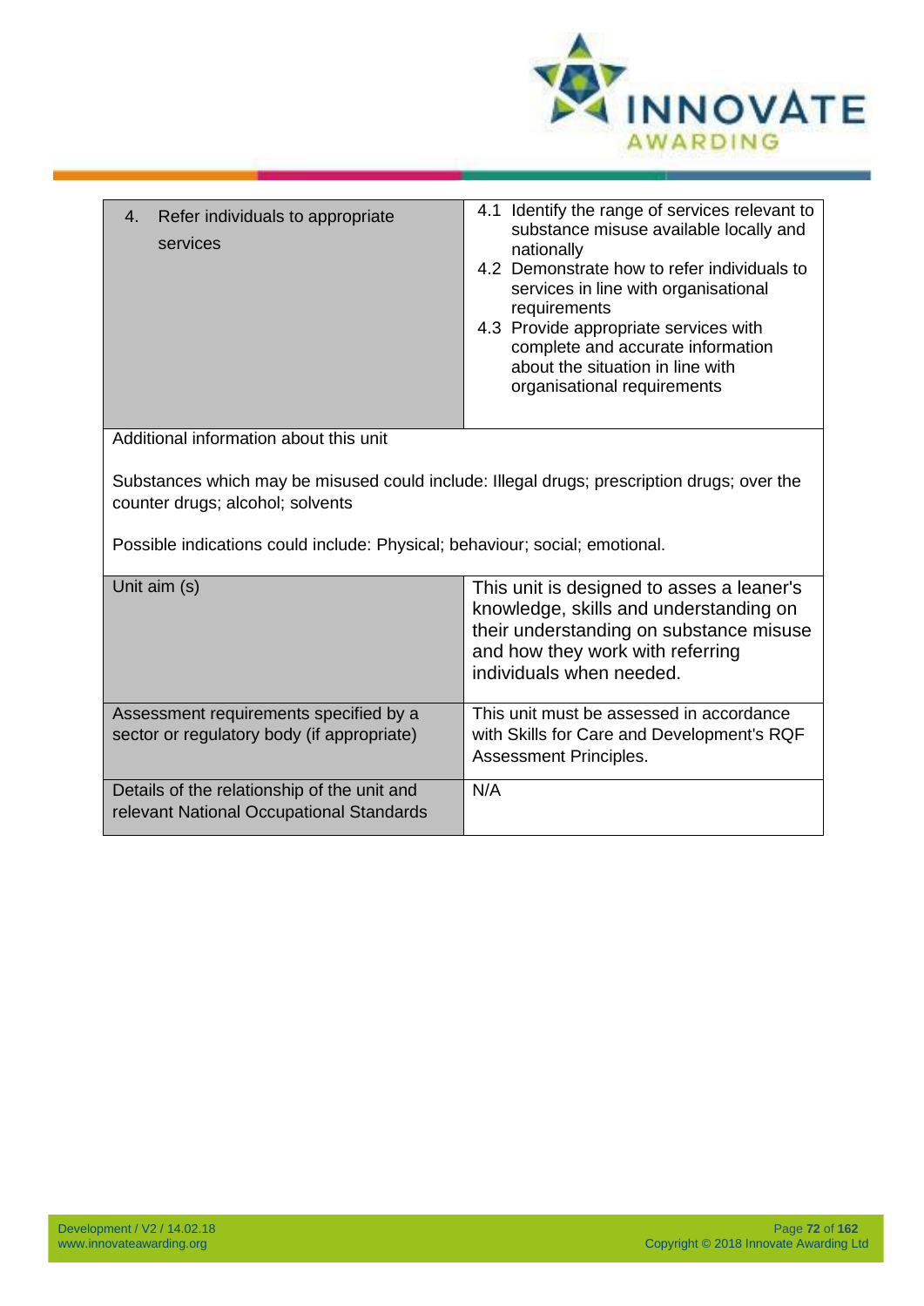| | |
|---|---|
| 4. Refer individuals to appropriate services | 4.1 Identify the range of services relevant to substance misuse available locally and nationally<br>4.2 Demonstrate how to refer individuals to services in line with organisational requirements<br>4.3 Provide appropriate services with complete and accurate information about the situation in line with organisational requirements |

Additional information about this unit

Substances which may be misused could include: Illegal drugs; prescription drugs; over the counter drugs; alcohol; solvents

Possible indications could include: Physical; behaviour; social; emotional.

| | |
|---|---|
| Unit aim (s) | This unit is designed to asses a leaner's knowledge, skills and understanding on their understanding on substance misuse and how they work with referring individuals when needed. |
| Assessment requirements specified by a sector or regulatory body (if appropriate) | This unit must be assessed in accordance with Skills for Care and Development's RQF Assessment Principles. |
| Details of the relationship of the unit and relevant National Occupational Standards | N/A |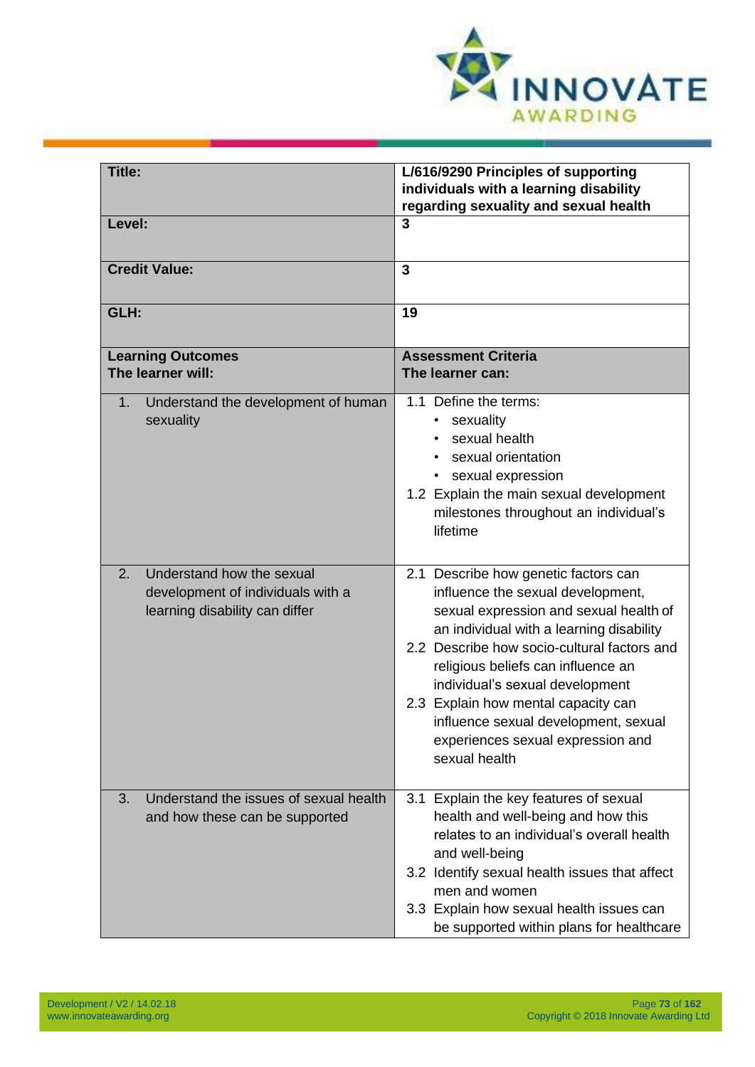| Title: | L/616/9290 Principles of supporting individuals with a learning disability regarding sexuality and sexual health |
|---|---|
| Level: | 3 |
| Credit Value: | 3 |
| GLH: | 19 |
| **Learning Outcomes**<br>**The learner will:** | **Assessment Criteria**<br>**The learner can:** |
| 1. Understand the development of human sexuality | 1.1 Define the terms:<br>• sexuality<br>• sexual health<br>• sexual orientation<br>• sexual expression<br>1.2 Explain the main sexual development milestones throughout an individual's lifetime |
| 2. Understand how the sexual development of individuals with a learning disability can differ | 2.1 Describe how genetic factors can influence the sexual development, sexual expression and sexual health of an individual with a learning disability<br>2.2 Describe how socio-cultural factors and religious beliefs can influence an individual's sexual development<br>2.3 Explain how mental capacity can influence sexual development, sexual experiences sexual expression and sexual health |
| 3. Understand the issues of sexual health and how these can be supported | 3.1 Explain the key features of sexual health and well-being and how this relates to an individual's overall health and well-being<br>3.2 Identify sexual health issues that affect men and women<br>3.3 Explain how sexual health issues can be supported within plans for healthcare |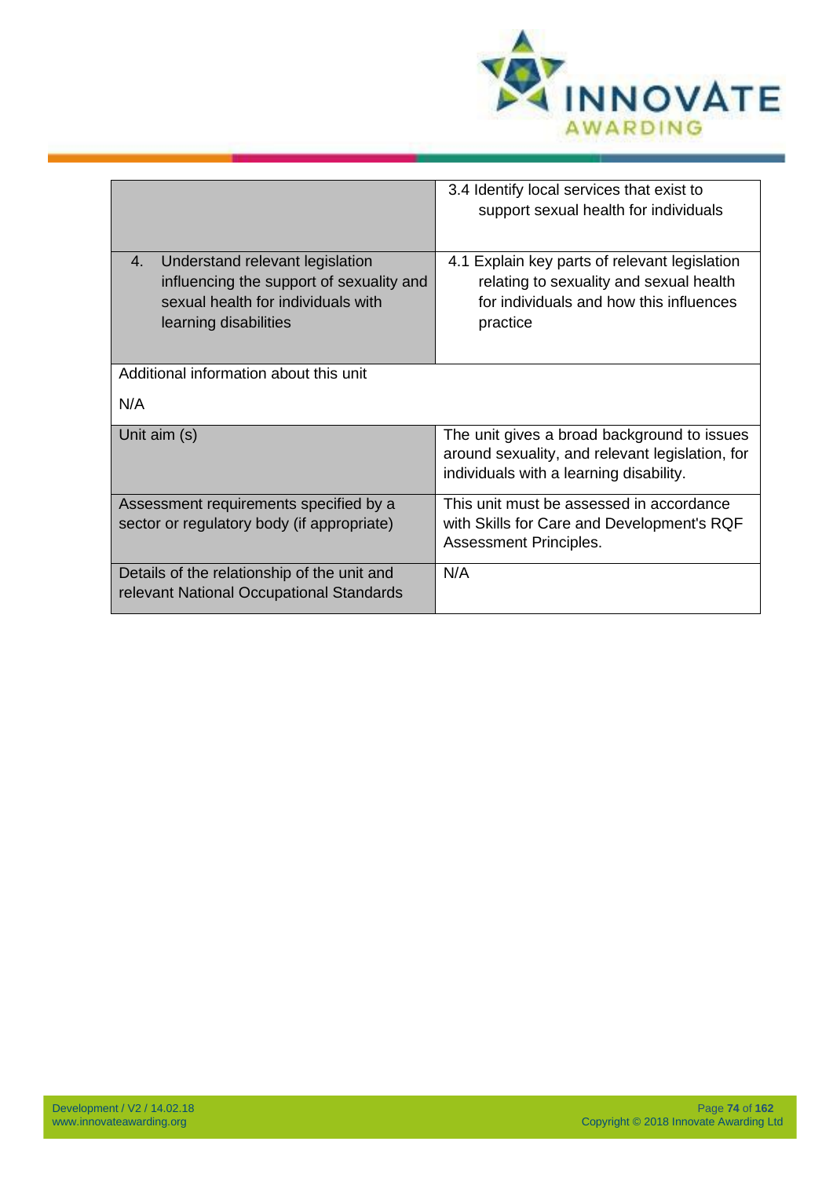| | |
|---|---|
| | 3.4 Identify local services that exist to support sexual health for individuals |
| 4. Understand relevant legislation influencing the support of sexuality and sexual health for individuals with learning disabilities | 4.1 Explain key parts of relevant legislation relating to sexuality and sexual health for individuals and how this influences practice |
| Additional information about this unit<br><br>N/A | |
| Unit aim (s) | The unit gives a broad background to issues around sexuality, and relevant legislation, for individuals with a learning disability. |
| Assessment requirements specified by a sector or regulatory body (if appropriate) | This unit must be assessed in accordance with Skills for Care and Development's RQF Assessment Principles. |
| Details of the relationship of the unit and relevant National Occupational Standards | N/A |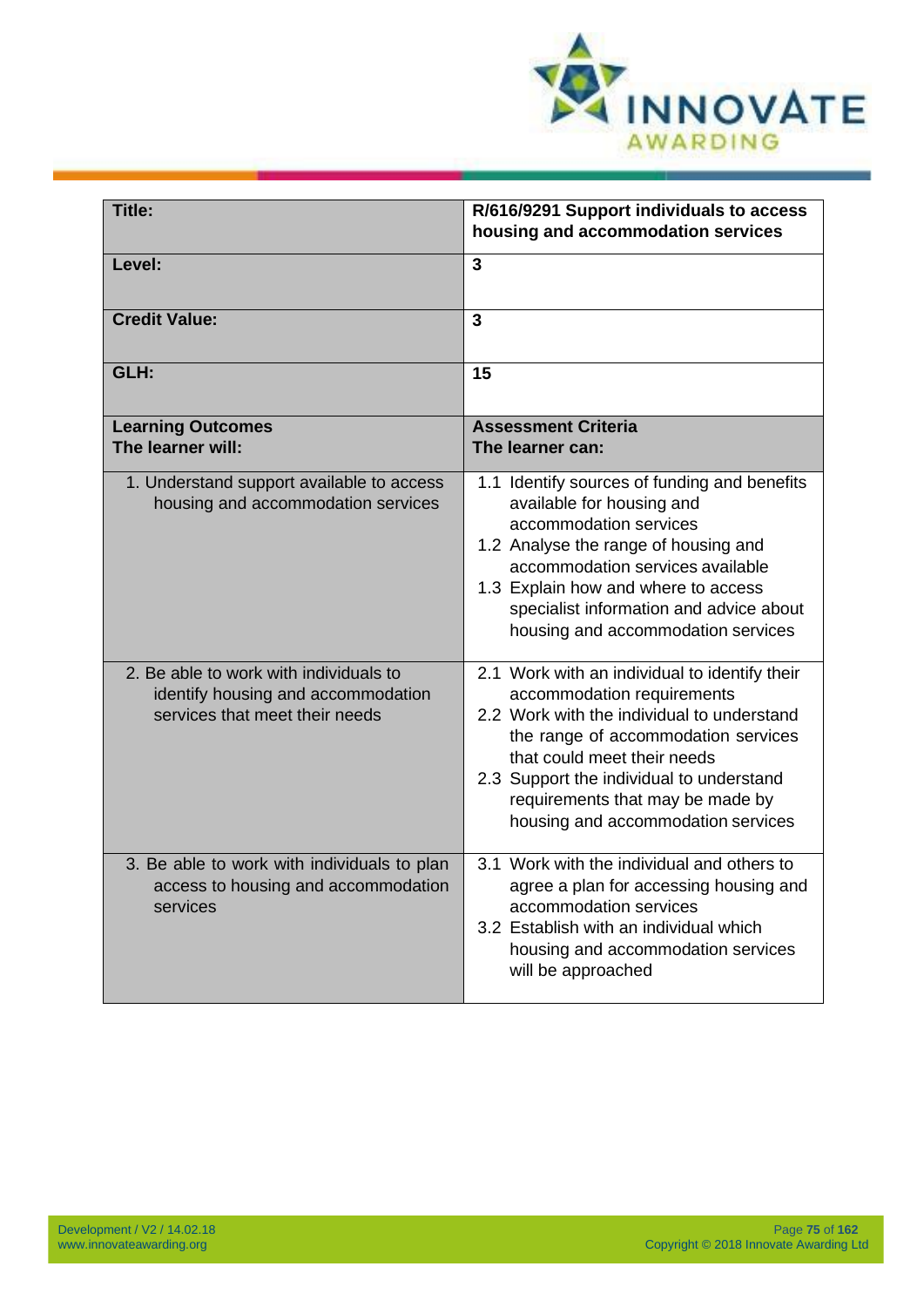| Title: | R/616/9291 Support individuals to access housing and accommodation services |
|---|---|
| **Level:** | **3** |
| **Credit Value:** | **3** |
| **GLH:** | **15** |
| **Learning Outcomes**<br>**The learner will:** | **Assessment Criteria**<br>**The learner can:** |
| 1. Understand support available to access housing and accommodation services | 1.1 Identify sources of funding and benefits available for housing and accommodation services<br>1.2 Analyse the range of housing and accommodation services available<br>1.3 Explain how and where to access specialist information and advice about housing and accommodation services |
| 2. Be able to work with individuals to identify housing and accommodation services that meet their needs | 2.1 Work with an individual to identify their accommodation requirements<br>2.2 Work with the individual to understand the range of accommodation services that could meet their needs<br>2.3 Support the individual to understand requirements that may be made by housing and accommodation services |
| 3. Be able to work with individuals to plan access to housing and accommodation services | 3.1 Work with the individual and others to agree a plan for accessing housing and accommodation services<br>3.2 Establish with an individual which housing and accommodation services will be approached |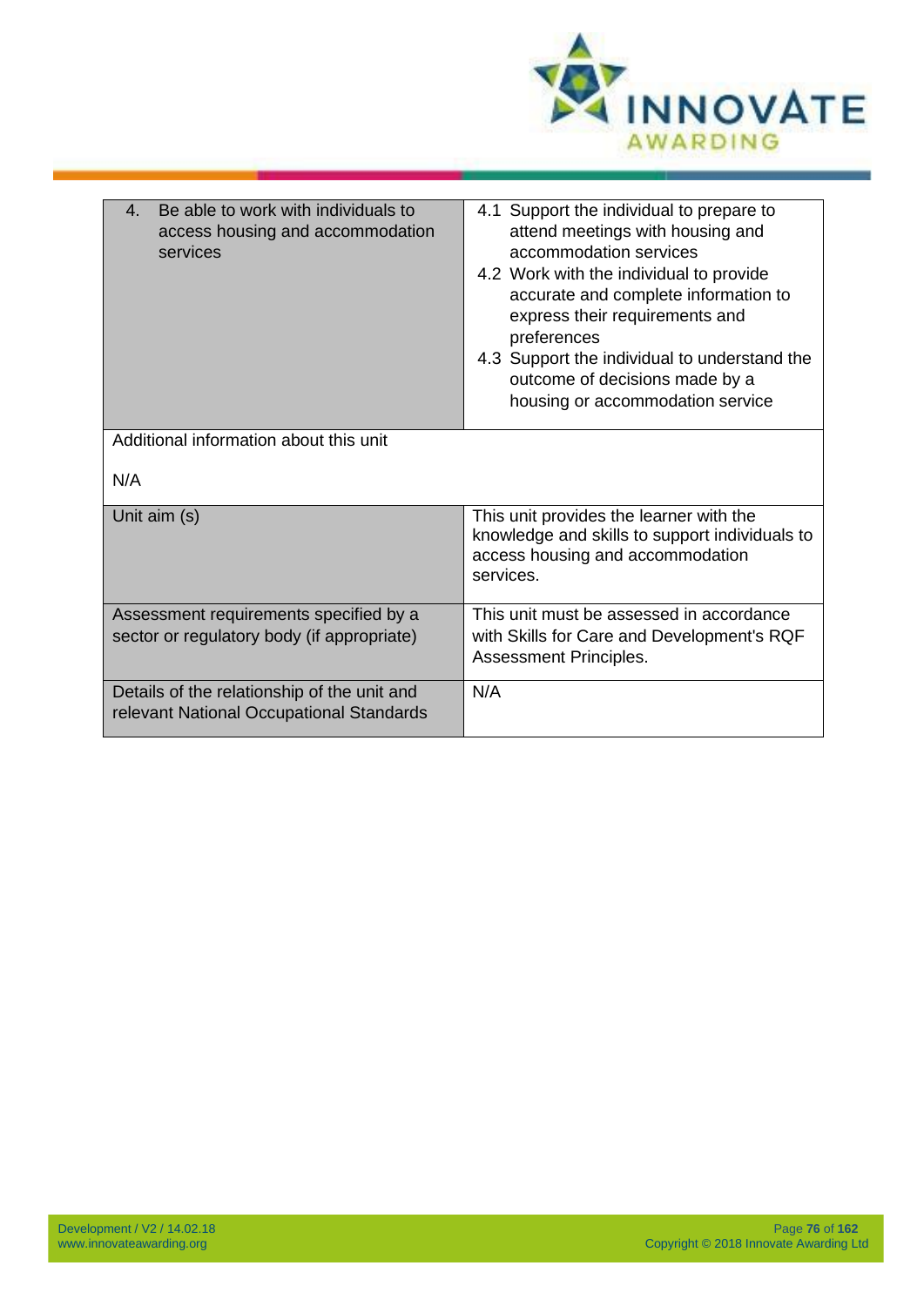| | |
|---|---|
| 4. Be able to work with individuals to access housing and accommodation services | 4.1 Support the individual to prepare to attend meetings with housing and accommodation services<br>4.2 Work with the individual to provide accurate and complete information to express their requirements and preferences<br>4.3 Support the individual to understand the outcome of decisions made by a housing or accommodation service |
| Additional information about this unit<br><br>N/A | |
| Unit aim (s) | This unit provides the learner with the knowledge and skills to support individuals to access housing and accommodation services. |
| Assessment requirements specified by a sector or regulatory body (if appropriate) | This unit must be assessed in accordance with Skills for Care and Development's RQF Assessment Principles. |
| Details of the relationship of the unit and relevant National Occupational Standards | N/A |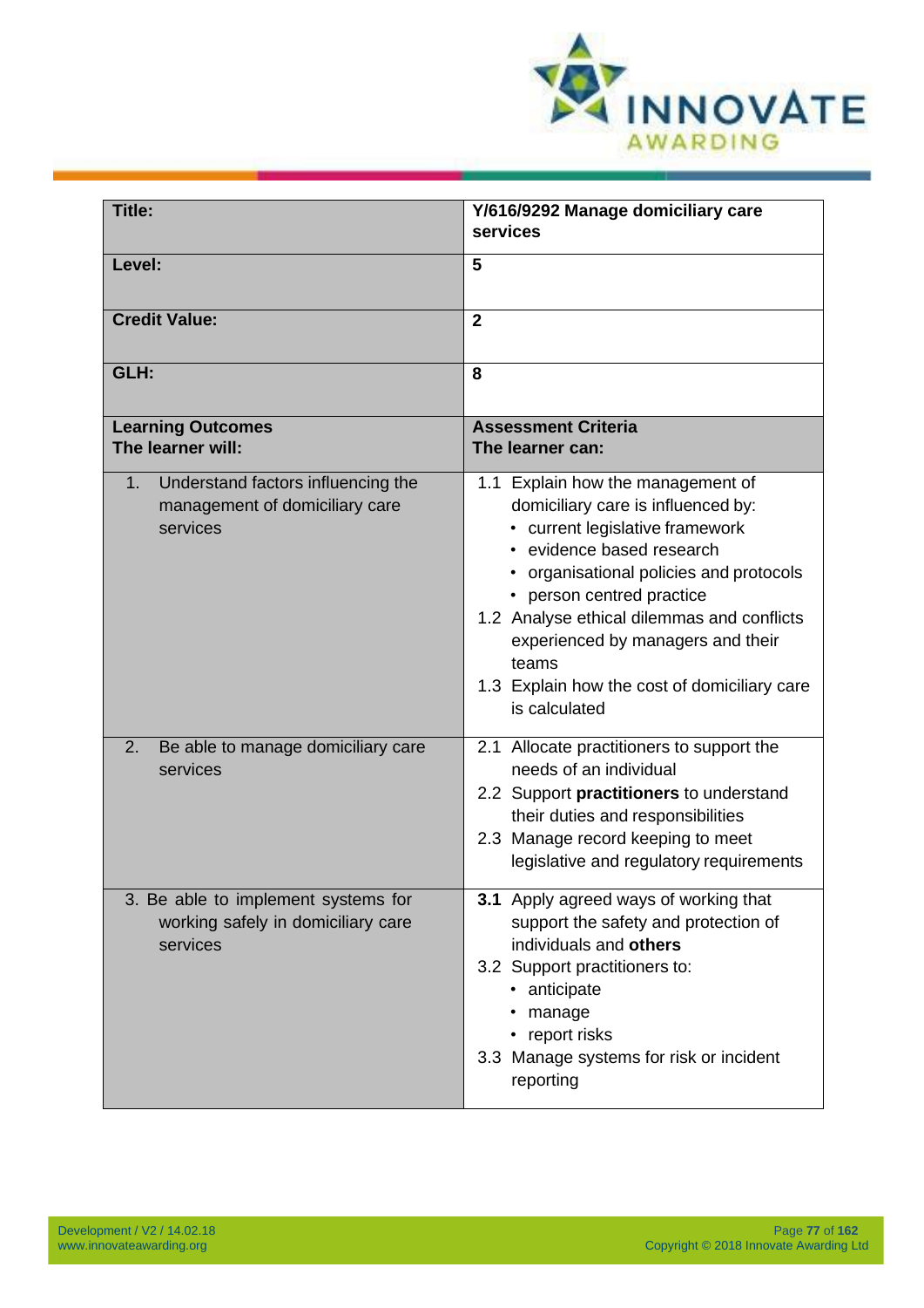| Title: | Y/616/9292 Manage domiciliary care services |
|---|---|
| Level: | 5 |
| Credit Value: | 2 |
| GLH: | 8 |
| **Learning Outcomes**<br>**The learner will:** | **Assessment Criteria**<br>**The learner can:** |
| 1. Understand factors influencing the management of domiciliary care services | 1.1 Explain how the management of domiciliary care is influenced by:<br>• current legislative framework<br>• evidence based research<br>• organisational policies and protocols<br>• person centred practice<br>1.2 Analyse ethical dilemmas and conflicts experienced by managers and their teams<br>1.3 Explain how the cost of domiciliary care is calculated |
| 2. Be able to manage domiciliary care services | 2.1 Allocate practitioners to support the needs of an individual<br>2.2 Support **practitioners** to understand their duties and responsibilities<br>2.3 Manage record keeping to meet legislative and regulatory requirements |
| 3. Be able to implement systems for working safely in domiciliary care services | **3.1** Apply agreed ways of working that support the safety and protection of individuals and **others**<br>3.2 Support practitioners to:<br>• anticipate<br>• manage<br>• report risks<br>3.3 Manage systems for risk or incident reporting |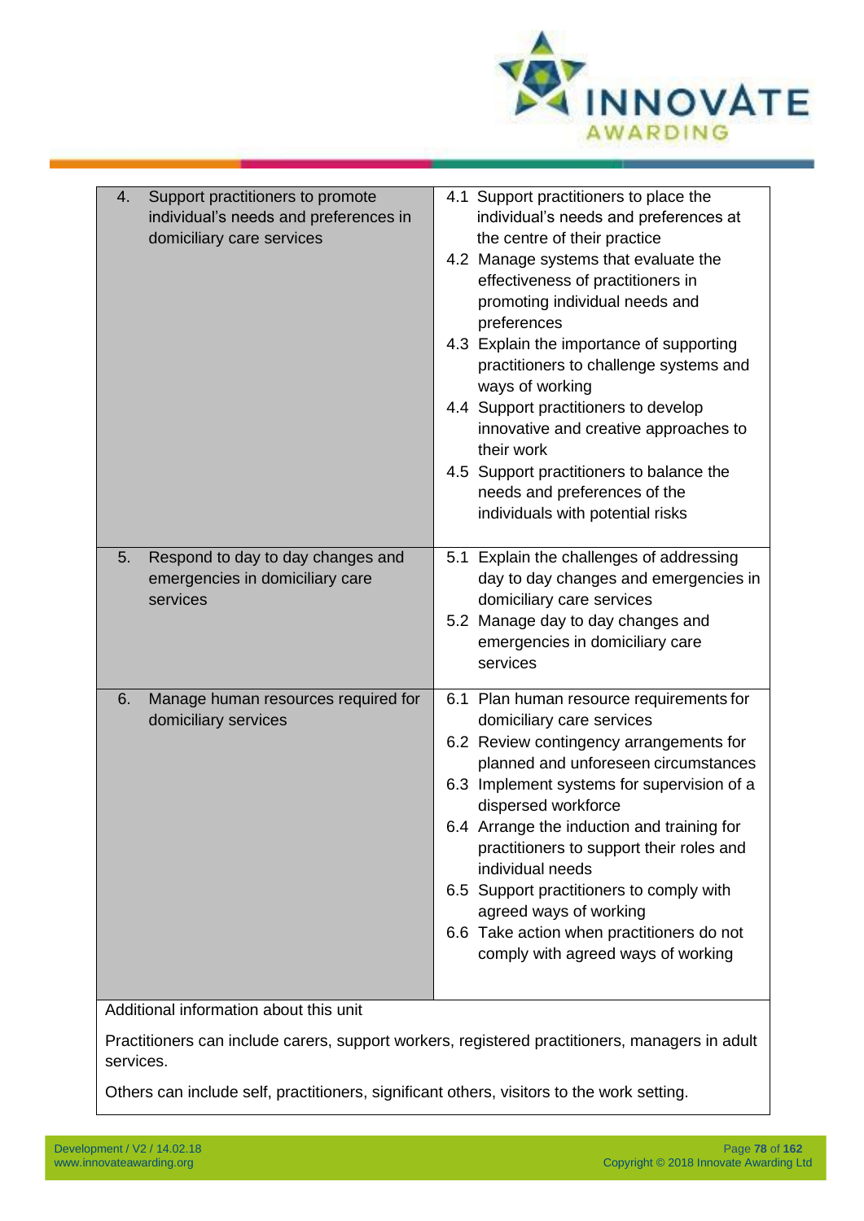| | |
|---|---|
| 4. Support practitioners to promote individual's needs and preferences in domiciliary care services | 4.1 Support practitioners to place the individual's needs and preferences at the centre of their practice<br>4.2 Manage systems that evaluate the effectiveness of practitioners in promoting individual needs and preferences<br>4.3 Explain the importance of supporting practitioners to challenge systems and ways of working<br>4.4 Support practitioners to develop innovative and creative approaches to their work<br>4.5 Support practitioners to balance the needs and preferences of the individuals with potential risks |
| 5. Respond to day to day changes and emergencies in domiciliary care services | 5.1 Explain the challenges of addressing day to day changes and emergencies in domiciliary care services<br>5.2 Manage day to day changes and emergencies in domiciliary care services |
| 6. Manage human resources required for domiciliary services | 6.1 Plan human resource requirements for domiciliary care services<br>6.2 Review contingency arrangements for planned and unforeseen circumstances<br>6.3 Implement systems for supervision of a dispersed workforce<br>6.4 Arrange the induction and training for practitioners to support their roles and individual needs<br>6.5 Support practitioners to comply with agreed ways of working<br>6.6 Take action when practitioners do not comply with agreed ways of working |

Additional information about this unit

Practitioners can include carers, support workers, registered practitioners, managers in adult services.

Others can include self, practitioners, significant others, visitors to the work setting.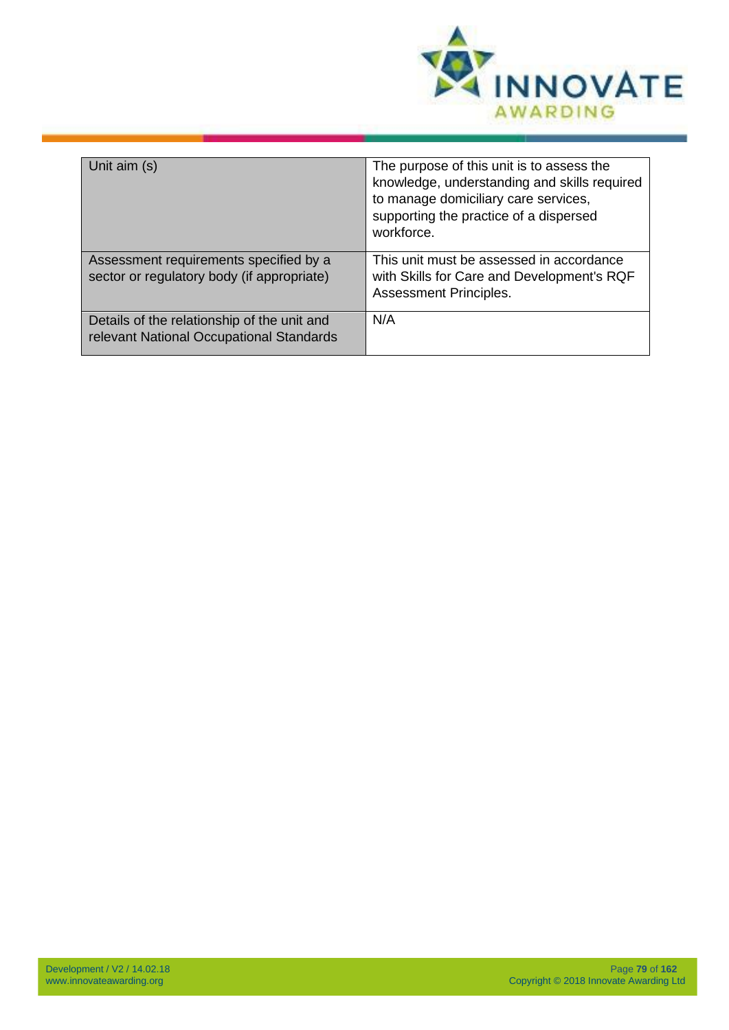| Unit aim (s) | The purpose of this unit is to assess the knowledge, understanding and skills required to manage domiciliary care services, supporting the practice of a dispersed workforce. |
|---|---|
| Assessment requirements specified by a sector or regulatory body (if appropriate) | This unit must be assessed in accordance with Skills for Care and Development's RQF Assessment Principles. |
| Details of the relationship of the unit and relevant National Occupational Standards | N/A |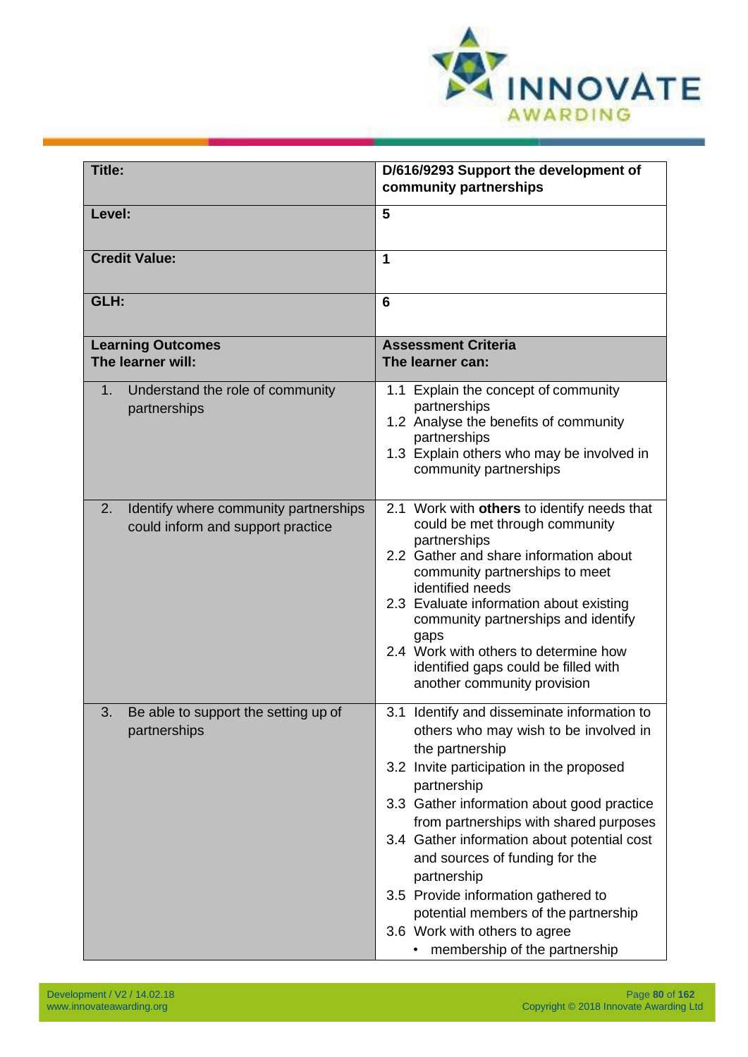| Title: | D/616/9293 Support the development of community partnerships |
|---|---|
| **Level:** | **5** |
| **Credit Value:** | **1** |
| **GLH:** | **6** |
| **Learning Outcomes**<br>**The learner will:** | **Assessment Criteria**<br>**The learner can:** |
| 1. Understand the role of community partnerships | 1.1 Explain the concept of community partnerships<br>1.2 Analyse the benefits of community partnerships<br>1.3 Explain others who may be involved in community partnerships |
| 2. Identify where community partnerships could inform and support practice | 2.1 Work with **others** to identify needs that could be met through community partnerships<br>2.2 Gather and share information about community partnerships to meet identified needs<br>2.3 Evaluate information about existing community partnerships and identify gaps<br>2.4 Work with others to determine how identified gaps could be filled with another community provision |
| 3. Be able to support the setting up of partnerships | 3.1 Identify and disseminate information to others who may wish to be involved in the partnership<br>3.2 Invite participation in the proposed partnership<br>3.3 Gather information about good practice from partnerships with shared purposes<br>3.4 Gather information about potential cost and sources of funding for the partnership<br>3.5 Provide information gathered to potential members of the partnership<br>3.6 Work with others to agree<br>• membership of the partnership |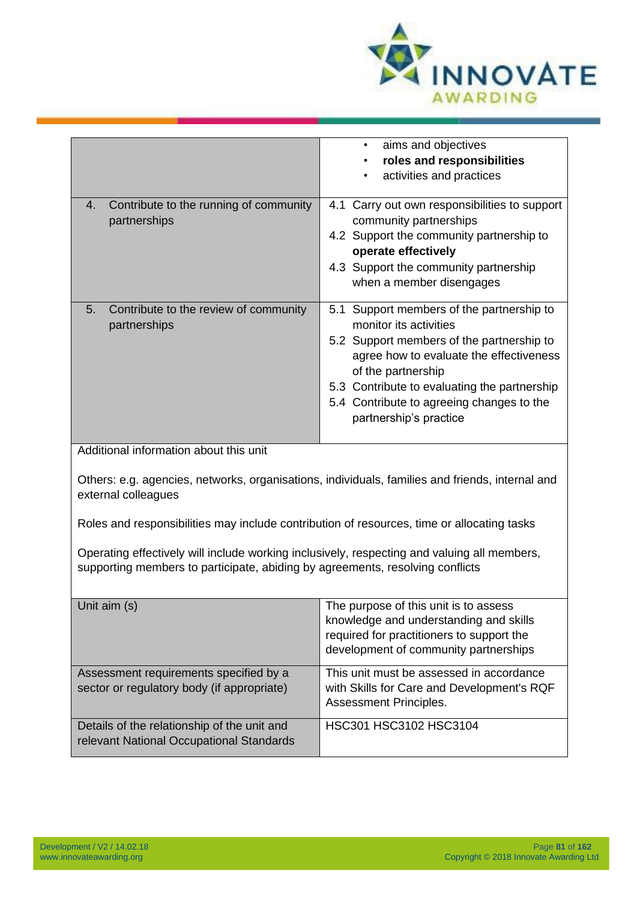| | |
|---|---|
| | • aims and objectives<br>• **roles and responsibilities**<br>• activities and practices |
| 4. Contribute to the running of community partnerships | 4.1 Carry out own responsibilities to support community partnerships<br>4.2 Support the community partnership to **operate effectively**<br>4.3 Support the community partnership when a member disengages |
| 5. Contribute to the review of community partnerships | 5.1 Support members of the partnership to monitor its activities<br>5.2 Support members of the partnership to agree how to evaluate the effectiveness of the partnership<br>5.3 Contribute to evaluating the partnership<br>5.4 Contribute to agreeing changes to the partnership's practice |

Additional information about this unit

Others: e.g. agencies, networks, organisations, individuals, families and friends, internal and external colleagues

Roles and responsibilities may include contribution of resources, time or allocating tasks

Operating effectively will include working inclusively, respecting and valuing all members, supporting members to participate, abiding by agreements, resolving conflicts

| | |
|---|---|
| Unit aim (s) | The purpose of this unit is to assess knowledge and understanding and skills required for practitioners to support the development of community partnerships |
| Assessment requirements specified by a sector or regulatory body (if appropriate) | This unit must be assessed in accordance with Skills for Care and Development's RQF Assessment Principles. |
| Details of the relationship of the unit and relevant National Occupational Standards | HSC301 HSC3102 HSC3104 |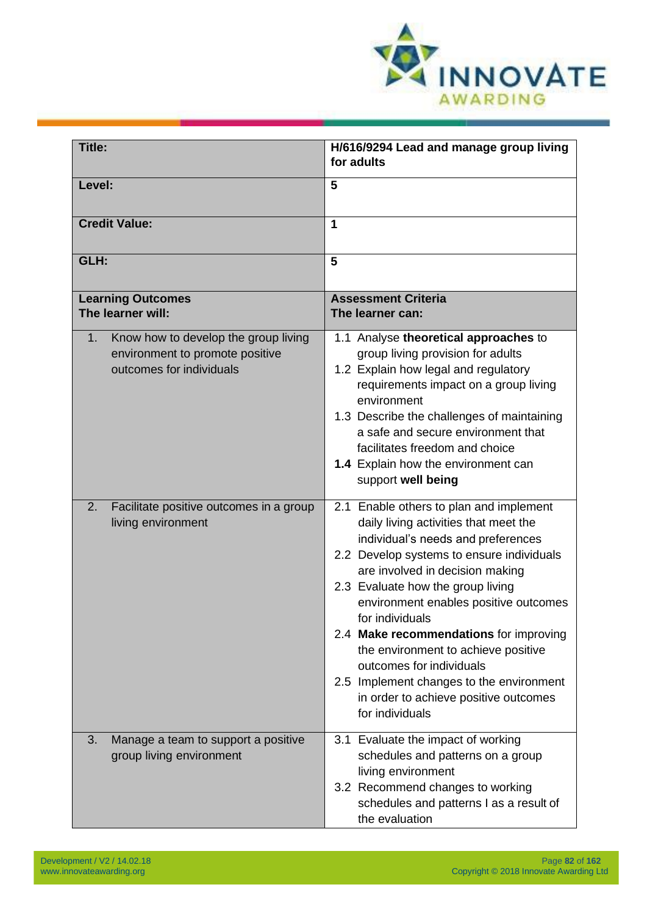| **Title:** | **H/616/9294 Lead and manage group living for adults** |
|---|---|
| **Level:** | **5** |
| **Credit Value:** | **1** |
| **GLH:** | **5** |
| **Learning Outcomes**<br>**The learner will:** | **Assessment Criteria**<br>**The learner can:** |
| 1. Know how to develop the group living environment to promote positive outcomes for individuals | 1.1 Analyse **theoretical approaches** to group living provision for adults<br>1.2 Explain how legal and regulatory requirements impact on a group living environment<br>1.3 Describe the challenges of maintaining a safe and secure environment that facilitates freedom and choice<br>**1.4** Explain how the environment can support **well being** |
| 2. Facilitate positive outcomes in a group living environment | 2.1 Enable others to plan and implement daily living activities that meet the individual's needs and preferences<br>2.2 Develop systems to ensure individuals are involved in decision making<br>2.3 Evaluate how the group living environment enables positive outcomes for individuals<br>2.4 **Make recommendations** for improving the environment to achieve positive outcomes for individuals<br>2.5 Implement changes to the environment in order to achieve positive outcomes for individuals |
| 3. Manage a team to support a positive group living environment | 3.1 Evaluate the impact of working schedules and patterns on a group living environment<br>3.2 Recommend changes to working schedules and patterns I as a result of the evaluation |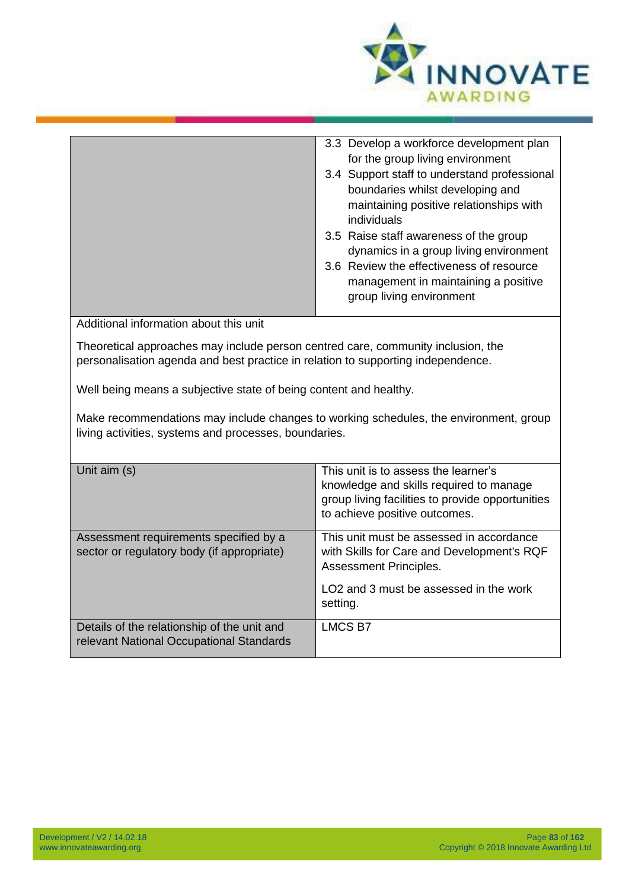| | |
|---|---|
| | 3.3 Develop a workforce development plan for the group living environment<br>3.4 Support staff to understand professional boundaries whilst developing and maintaining positive relationships with individuals<br>3.5 Raise staff awareness of the group dynamics in a group living environment<br>3.6 Review the effectiveness of resource management in maintaining a positive group living environment |

Additional information about this unit

Theoretical approaches may include person centred care, community inclusion, the personalisation agenda and best practice in relation to supporting independence.

Well being means a subjective state of being content and healthy.

Make recommendations may include changes to working schedules, the environment, group living activities, systems and processes, boundaries.

| | |
|---|---|
| Unit aim (s) | This unit is to assess the learner's knowledge and skills required to manage group living facilities to provide opportunities to achieve positive outcomes. |
| Assessment requirements specified by a sector or regulatory body (if appropriate) | This unit must be assessed in accordance with Skills for Care and Development's RQF Assessment Principles.<br><br>LO2 and 3 must be assessed in the work setting. |
| Details of the relationship of the unit and relevant National Occupational Standards | LMCS B7 |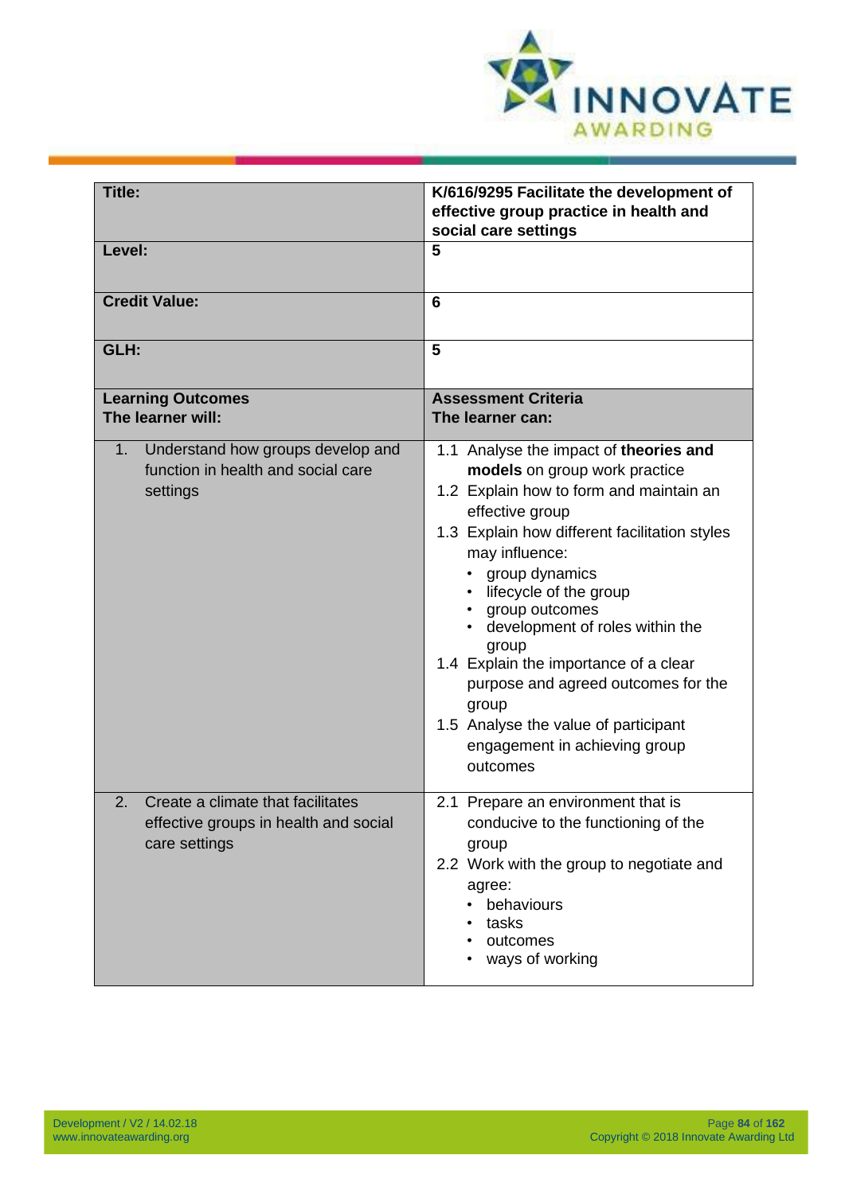| **Title:** | **K/616/9295 Facilitate the development of effective group practice in health and social care settings** |
|---|---|
| **Level:** | **5** |
| **Credit Value:** | **6** |
| **GLH:** | **5** |
| **Learning Outcomes**<br>**The learner will:** | **Assessment Criteria**<br>**The learner can:** |
| 1. Understand how groups develop and function in health and social care settings | 1.1 Analyse the impact of **theories and models** on group work practice<br>1.2 Explain how to form and maintain an effective group<br>1.3 Explain how different facilitation styles may influence:<br>• group dynamics<br>• lifecycle of the group<br>• group outcomes<br>• development of roles within the group<br>1.4 Explain the importance of a clear purpose and agreed outcomes for the group<br>1.5 Analyse the value of participant engagement in achieving group outcomes |
| 2. Create a climate that facilitates effective groups in health and social care settings | 2.1 Prepare an environment that is conducive to the functioning of the group<br>2.2 Work with the group to negotiate and agree:<br>• behaviours<br>• tasks<br>• outcomes<br>• ways of working |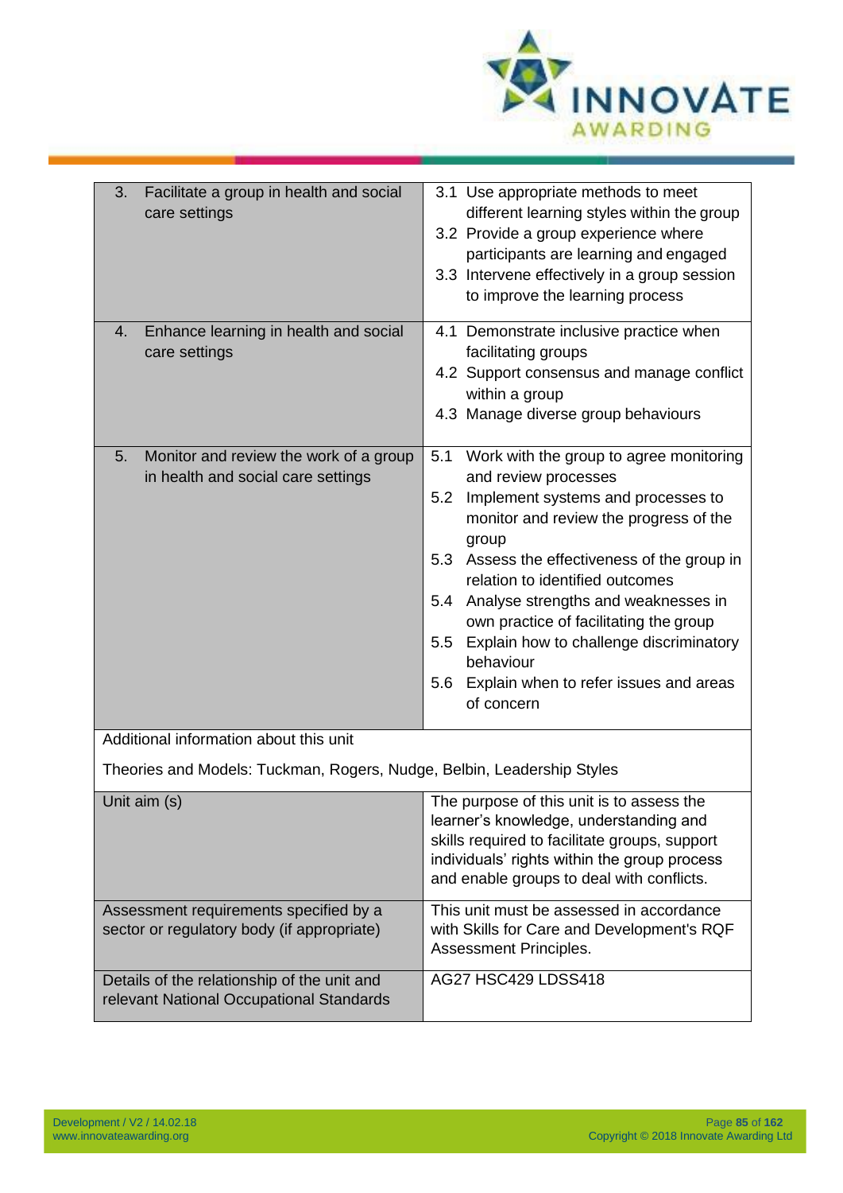| Learning outcomes | Assessment criteria |
|---|---|
| 3. Facilitate a group in health and social care settings | 3.1 Use appropriate methods to meet different learning styles within the group<br>3.2 Provide a group experience where participants are learning and engaged<br>3.3 Intervene effectively in a group session to improve the learning process |
| 4. Enhance learning in health and social care settings | 4.1 Demonstrate inclusive practice when facilitating groups<br>4.2 Support consensus and manage conflict within a group<br>4.3 Manage diverse group behaviours |
| 5. Monitor and review the work of a group in health and social care settings | 5.1 Work with the group to agree monitoring and review processes<br>5.2 Implement systems and processes to monitor and review the progress of the group<br>5.3 Assess the effectiveness of the group in relation to identified outcomes<br>5.4 Analyse strengths and weaknesses in own practice of facilitating the group<br>5.5 Explain how to challenge discriminatory behaviour<br>5.6 Explain when to refer issues and areas of concern |
| Additional information about this unit<br><br>Theories and Models: Tuckman, Rogers, Nudge, Belbin, Leadership Styles | |
| Unit aim (s) | The purpose of this unit is to assess the learner's knowledge, understanding and skills required to facilitate groups, support individuals' rights within the group process and enable groups to deal with conflicts. |
| Assessment requirements specified by a sector or regulatory body (if appropriate) | This unit must be assessed in accordance with Skills for Care and Development's RQF Assessment Principles. |
| Details of the relationship of the unit and relevant National Occupational Standards | AG27 HSC429 LDSS418 |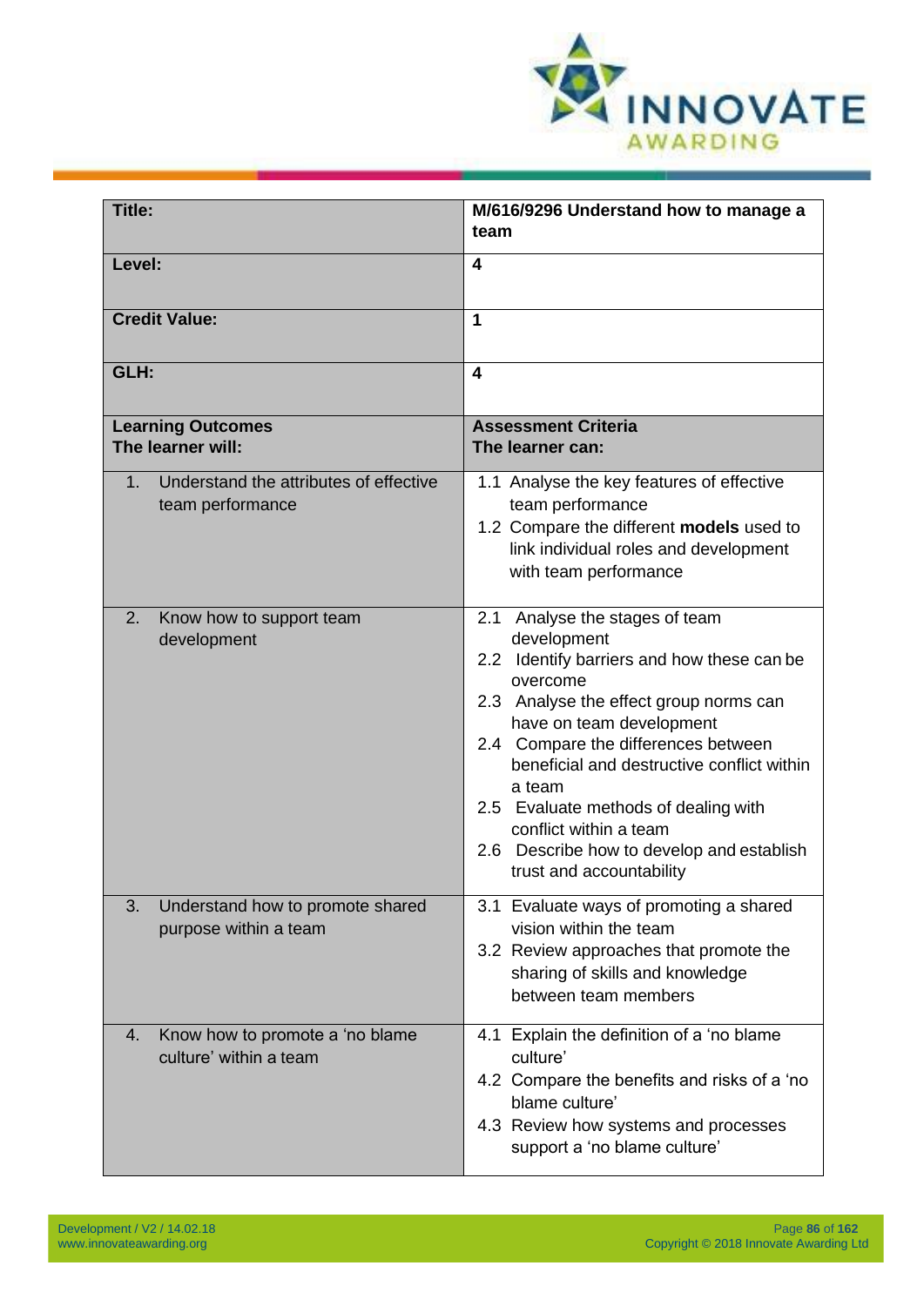| Title: | M/616/9296 Understand how to manage a team |
|---|---|
| **Level:** | **4** |
| **Credit Value:** | **1** |
| **GLH:** | **4** |
| **Learning Outcomes**<br>**The learner will:** | **Assessment Criteria**<br>**The learner can:** |
| 1. Understand the attributes of effective team performance | 1.1 Analyse the key features of effective team performance<br>1.2 Compare the different **models** used to link individual roles and development with team performance |
| 2. Know how to support team development | 2.1 Analyse the stages of team development<br>2.2 Identify barriers and how these can be overcome<br>2.3 Analyse the effect group norms can have on team development<br>2.4 Compare the differences between beneficial and destructive conflict within a team<br>2.5 Evaluate methods of dealing with conflict within a team<br>2.6 Describe how to develop and establish trust and accountability |
| 3. Understand how to promote shared purpose within a team | 3.1 Evaluate ways of promoting a shared vision within the team<br>3.2 Review approaches that promote the sharing of skills and knowledge between team members |
| 4. Know how to promote a 'no blame culture' within a team | 4.1 Explain the definition of a 'no blame culture'<br>4.2 Compare the benefits and risks of a 'no blame culture'<br>4.3 Review how systems and processes support a 'no blame culture' |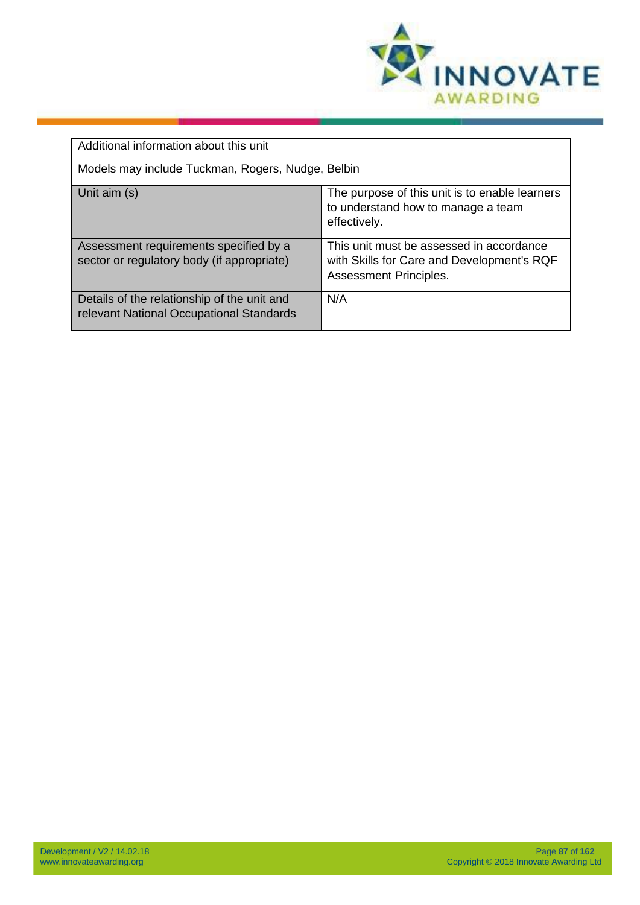| Additional information about this unit<br><br>Models may include Tuckman, Rogers, Nudge, Belbin | |
|---|---|
| Unit aim (s) | The purpose of this unit is to enable learners to understand how to manage a team effectively. |
| Assessment requirements specified by a sector or regulatory body (if appropriate) | This unit must be assessed in accordance with Skills for Care and Development's RQF Assessment Principles. |
| Details of the relationship of the unit and relevant National Occupational Standards | N/A |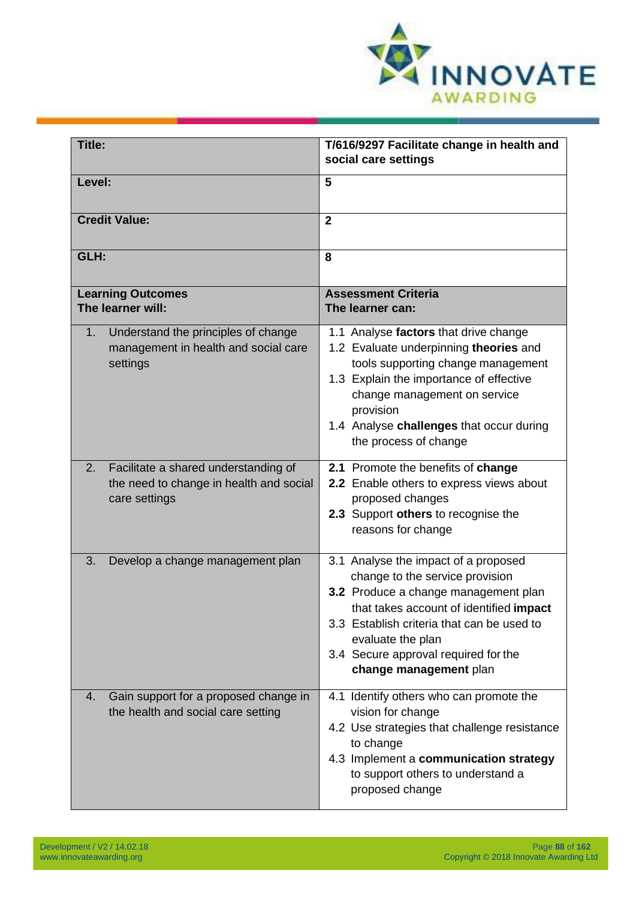| **Title:** | **T/616/9297 Facilitate change in health and social care settings** |
|---|---|
| **Level:** | **5** |
| **Credit Value:** | **2** |
| **GLH:** | **8** |
| **Learning Outcomes**<br>**The learner will:** | **Assessment Criteria**<br>**The learner can:** |
| 1. Understand the principles of change management in health and social care settings | 1.1 Analyse **factors** that drive change<br>1.2 Evaluate underpinning **theories** and tools supporting change management<br>1.3 Explain the importance of effective change management on service provision<br>1.4 Analyse **challenges** that occur during the process of change |
| 2. Facilitate a shared understanding of the need to change in health and social care settings | **2.1** Promote the benefits of **change**<br>**2.2** Enable others to express views about proposed changes<br>**2.3** Support **others** to recognise the reasons for change |
| 3. Develop a change management plan | 3.1 Analyse the impact of a proposed change to the service provision<br>**3.2** Produce a change management plan that takes account of identified **impact**<br>3.3 Establish criteria that can be used to evaluate the plan<br>3.4 Secure approval required for the **change management** plan |
| 4. Gain support for a proposed change in the health and social care setting | 4.1 Identify others who can promote the vision for change<br>4.2 Use strategies that challenge resistance to change<br>4.3 Implement a **communication strategy** to support others to understand a proposed change |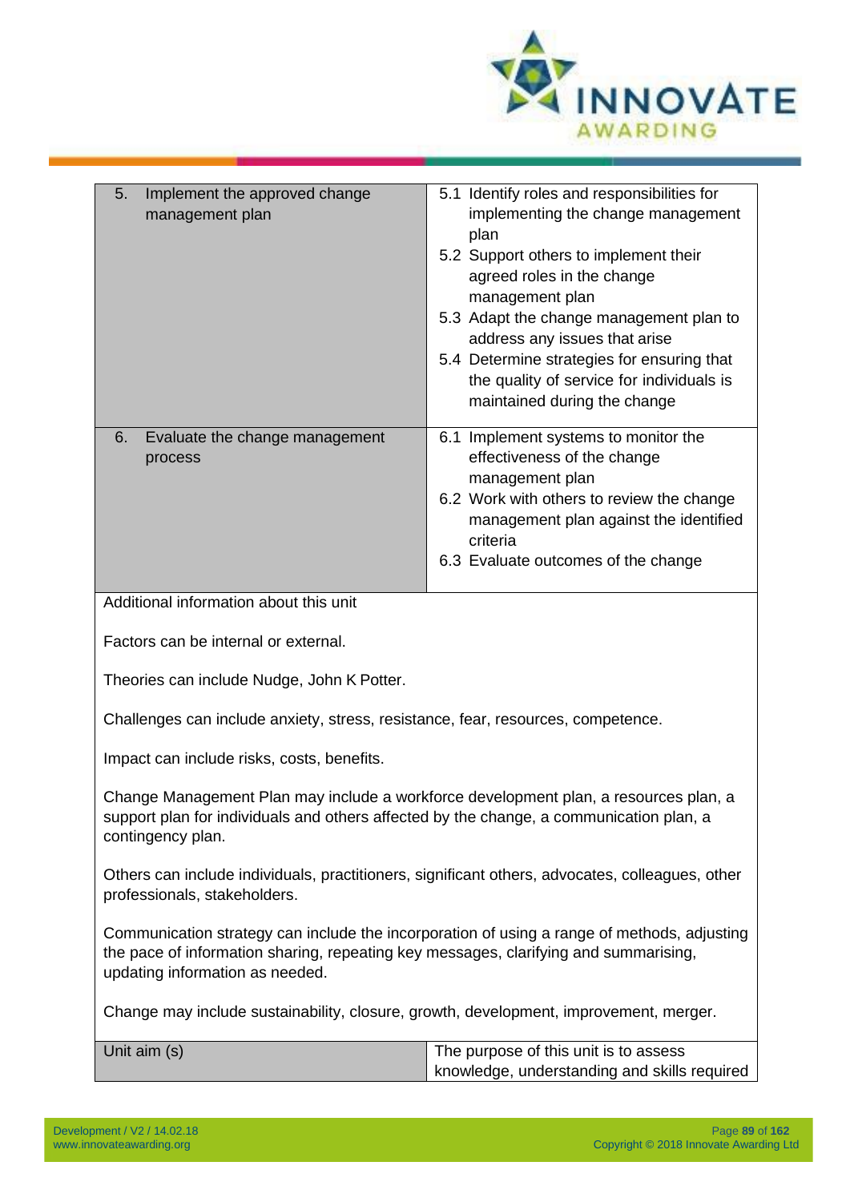| | |
|---|---|
| 5. Implement the approved change management plan | 5.1 Identify roles and responsibilities for implementing the change management plan<br>5.2 Support others to implement their agreed roles in the change management plan<br>5.3 Adapt the change management plan to address any issues that arise<br>5.4 Determine strategies for ensuring that the quality of service for individuals is maintained during the change |
| 6. Evaluate the change management process | 6.1 Implement systems to monitor the effectiveness of the change management plan<br>6.2 Work with others to review the change management plan against the identified criteria<br>6.3 Evaluate outcomes of the change |

Additional information about this unit

Factors can be internal or external.

Theories can include Nudge, John K Potter.

Challenges can include anxiety, stress, resistance, fear, resources, competence.

Impact can include risks, costs, benefits.

Change Management Plan may include a workforce development plan, a resources plan, a support plan for individuals and others affected by the change, a communication plan, a contingency plan.

Others can include individuals, practitioners, significant others, advocates, colleagues, other professionals, stakeholders.

Communication strategy can include the incorporation of using a range of methods, adjusting the pace of information sharing, repeating key messages, clarifying and summarising, updating information as needed.

Change may include sustainability, closure, growth, development, improvement, merger.

| | |
|---|---|
| Unit aim (s) | The purpose of this unit is to assess knowledge, understanding and skills required |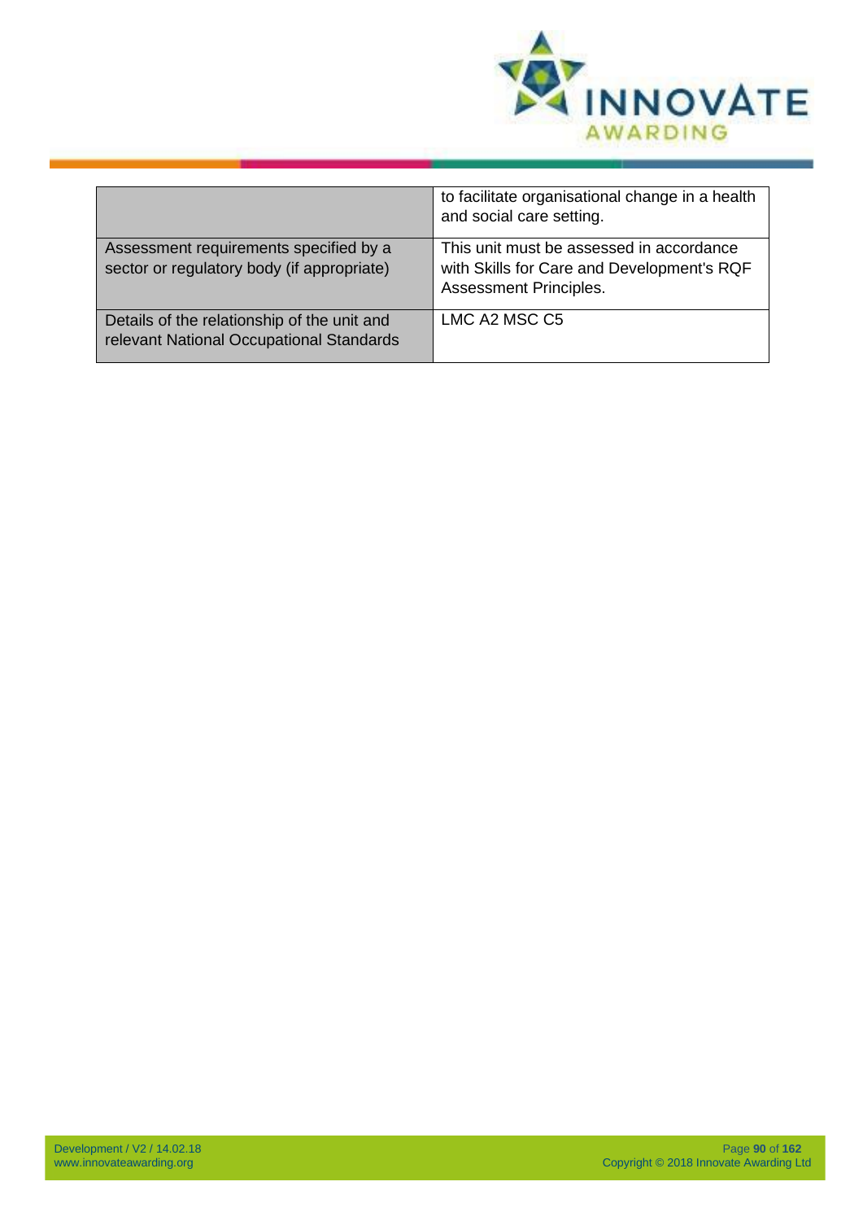| | |
|---|---|
| | to facilitate organisational change in a health and social care setting. |
| Assessment requirements specified by a sector or regulatory body (if appropriate) | This unit must be assessed in accordance with Skills for Care and Development's RQF Assessment Principles. |
| Details of the relationship of the unit and relevant National Occupational Standards | LMC A2 MSC C5 |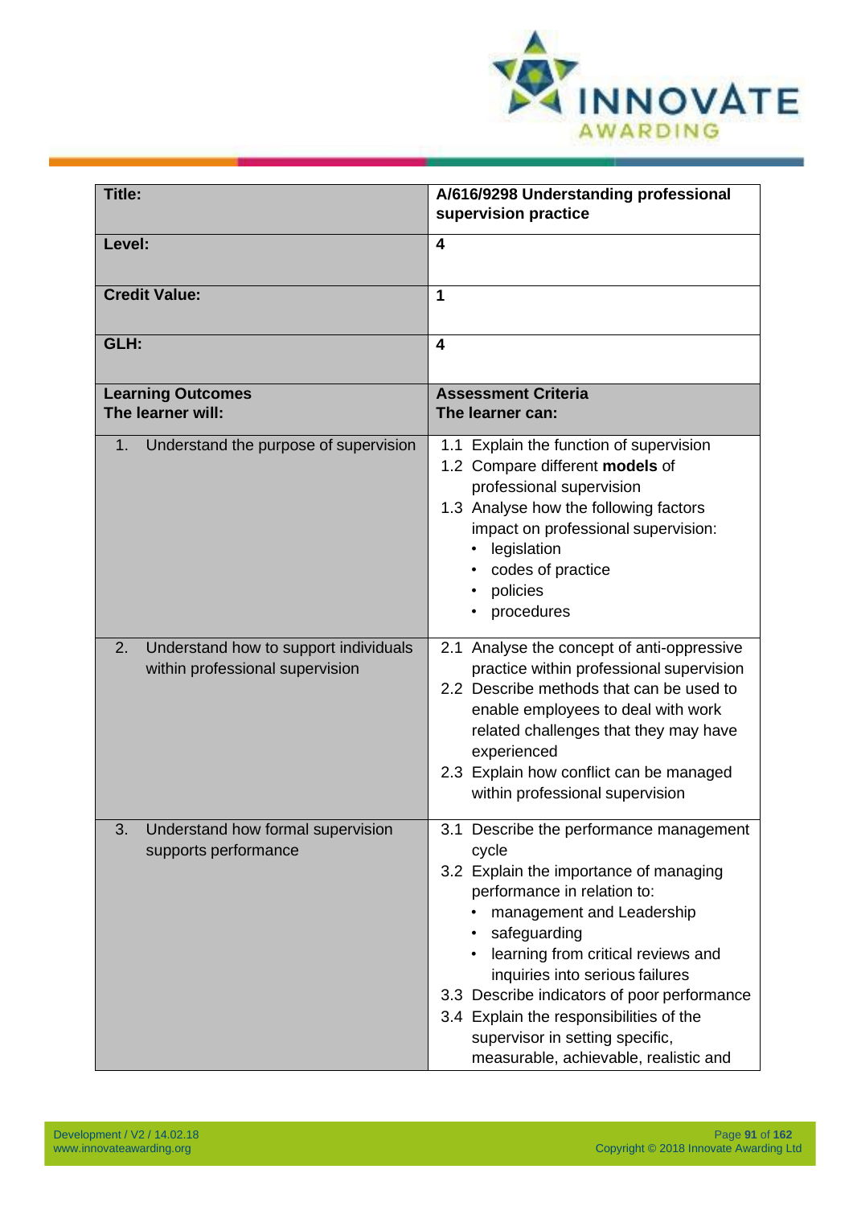| **Title:** | **A/616/9298 Understanding professional supervision practice** |
|---|---|
| **Level:** | **4** |
| **Credit Value:** | **1** |
| **GLH:** | **4** |
| **Learning Outcomes**<br>**The learner will:** | **Assessment Criteria**<br>**The learner can:** |
| 1. Understand the purpose of supervision | 1.1 Explain the function of supervision<br>1.2 Compare different **models** of professional supervision<br>1.3 Analyse how the following factors impact on professional supervision:<br>• legislation<br>• codes of practice<br>• policies<br>• procedures |
| 2. Understand how to support individuals within professional supervision | 2.1 Analyse the concept of anti-oppressive practice within professional supervision<br>2.2 Describe methods that can be used to enable employees to deal with work related challenges that they may have experienced<br>2.3 Explain how conflict can be managed within professional supervision |
| 3. Understand how formal supervision supports performance | 3.1 Describe the performance management cycle<br>3.2 Explain the importance of managing performance in relation to:<br>• management and Leadership<br>• safeguarding<br>• learning from critical reviews and inquiries into serious failures<br>3.3 Describe indicators of poor performance<br>3.4 Explain the responsibilities of the supervisor in setting specific, measurable, achievable, realistic and |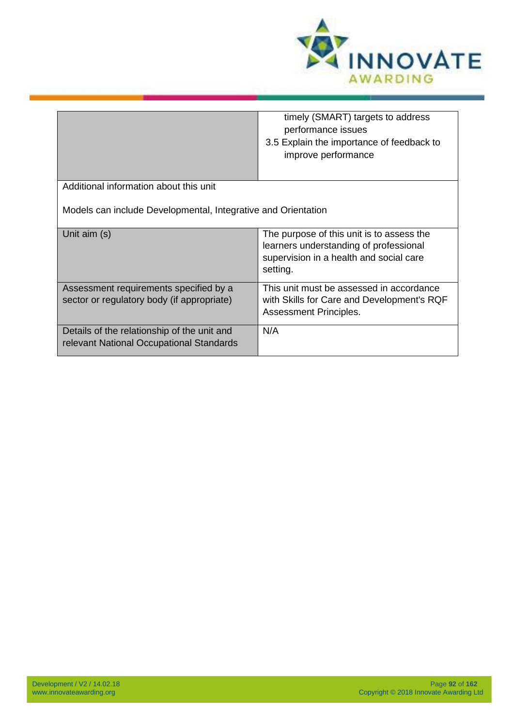| | |
|---|---|
| | timely (SMART) targets to address performance issues<br>3.5 Explain the importance of feedback to improve performance |
| Additional information about this unit<br><br>Models can include Developmental, Integrative and Orientation | |
| Unit aim (s) | The purpose of this unit is to assess the learners understanding of professional supervision in a health and social care setting. |
| Assessment requirements specified by a sector or regulatory body (if appropriate) | This unit must be assessed in accordance with Skills for Care and Development's RQF Assessment Principles. |
| Details of the relationship of the unit and relevant National Occupational Standards | N/A |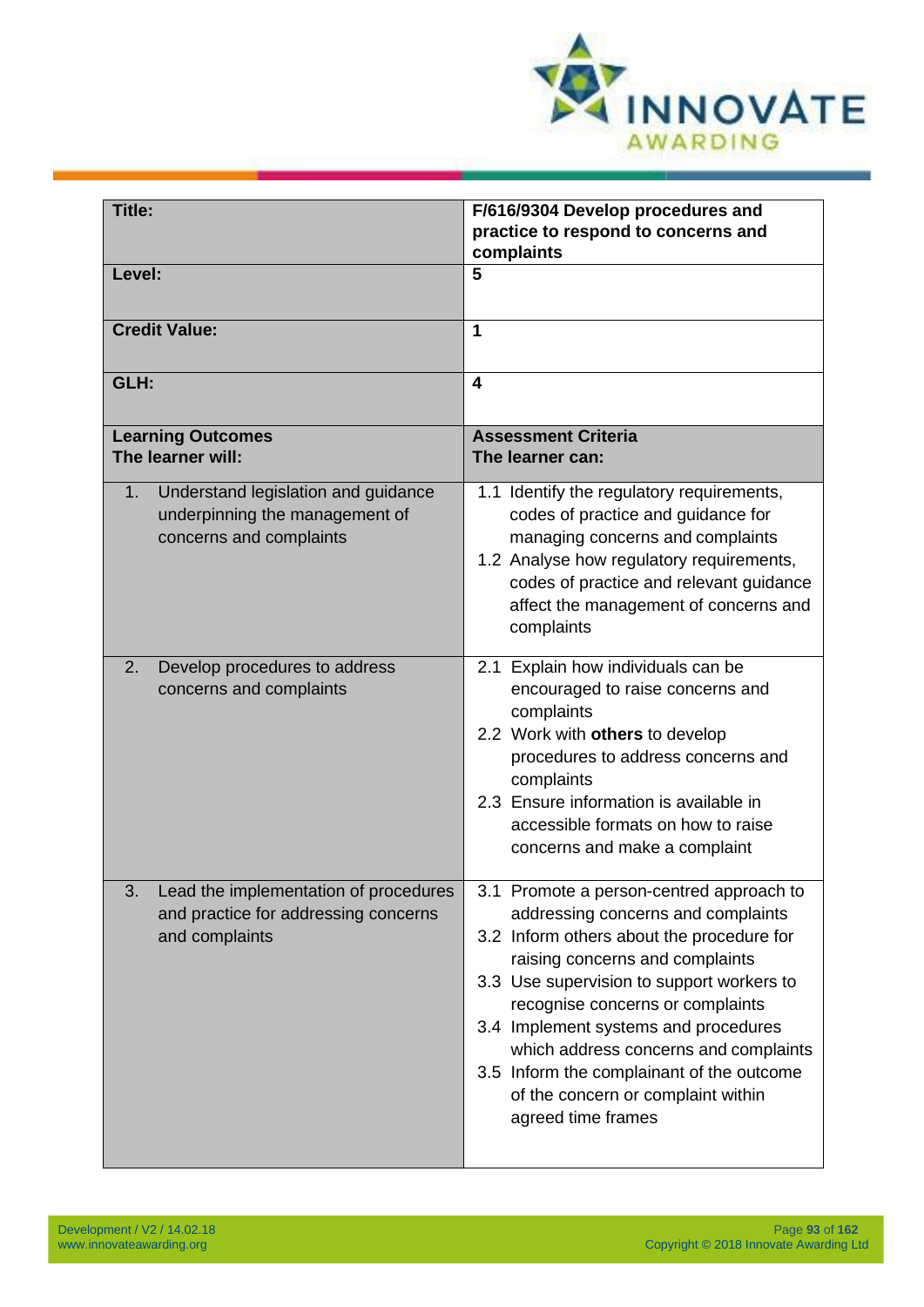| Title: | F/616/9304 Develop procedures and practice to respond to concerns and complaints |
|---|---|
| Level: | 5 |
| Credit Value: | 1 |
| GLH: | 4 |
| **Learning Outcomes**<br>**The learner will:** | **Assessment Criteria**<br>**The learner can:** |
| 1. Understand legislation and guidance underpinning the management of concerns and complaints | 1.1 Identify the regulatory requirements, codes of practice and guidance for managing concerns and complaints<br>1.2 Analyse how regulatory requirements, codes of practice and relevant guidance affect the management of concerns and complaints |
| 2. Develop procedures to address concerns and complaints | 2.1 Explain how individuals can be encouraged to raise concerns and complaints<br>2.2 Work with **others** to develop procedures to address concerns and complaints<br>2.3 Ensure information is available in accessible formats on how to raise concerns and make a complaint |
| 3. Lead the implementation of procedures and practice for addressing concerns and complaints | 3.1 Promote a person-centred approach to addressing concerns and complaints<br>3.2 Inform others about the procedure for raising concerns and complaints<br>3.3 Use supervision to support workers to recognise concerns or complaints<br>3.4 Implement systems and procedures which address concerns and complaints<br>3.5 Inform the complainant of the outcome of the concern or complaint within agreed time frames |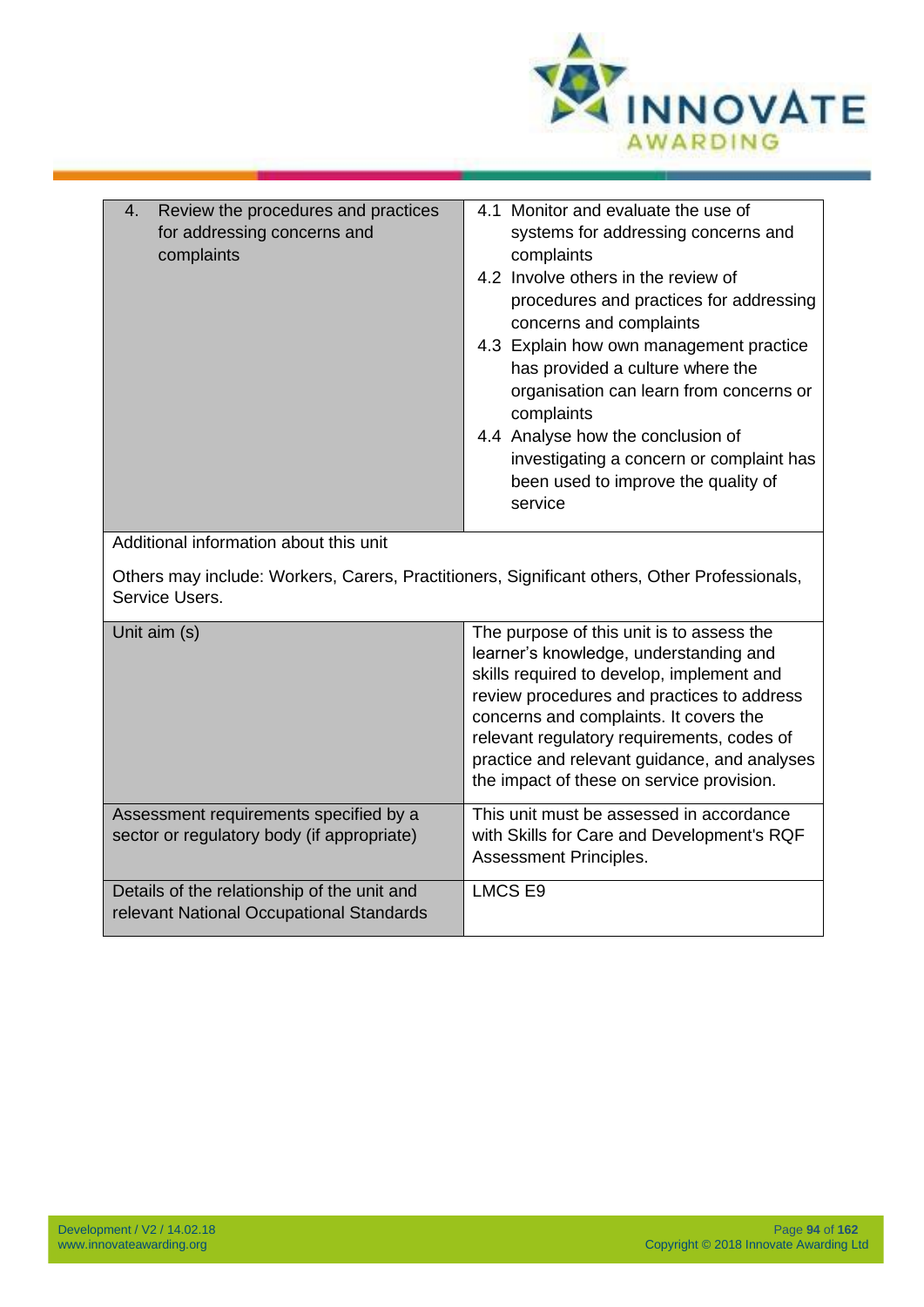| 4. Review the procedures and practices for addressing concerns and complaints | 4.1 Monitor and evaluate the use of systems for addressing concerns and complaints<br>4.2 Involve others in the review of procedures and practices for addressing concerns and complaints<br>4.3 Explain how own management practice has provided a culture where the organisation can learn from concerns or complaints<br>4.4 Analyse how the conclusion of investigating a concern or complaint has been used to improve the quality of service |
|---|---|
| Additional information about this unit<br><br>Others may include: Workers, Carers, Practitioners, Significant others, Other Professionals, Service Users. | |
| Unit aim (s) | The purpose of this unit is to assess the learner's knowledge, understanding and skills required to develop, implement and review procedures and practices to address concerns and complaints. It covers the relevant regulatory requirements, codes of practice and relevant guidance, and analyses the impact of these on service provision. |
| Assessment requirements specified by a sector or regulatory body (if appropriate) | This unit must be assessed in accordance with Skills for Care and Development's RQF Assessment Principles. |
| Details of the relationship of the unit and relevant National Occupational Standards | LMCS E9 |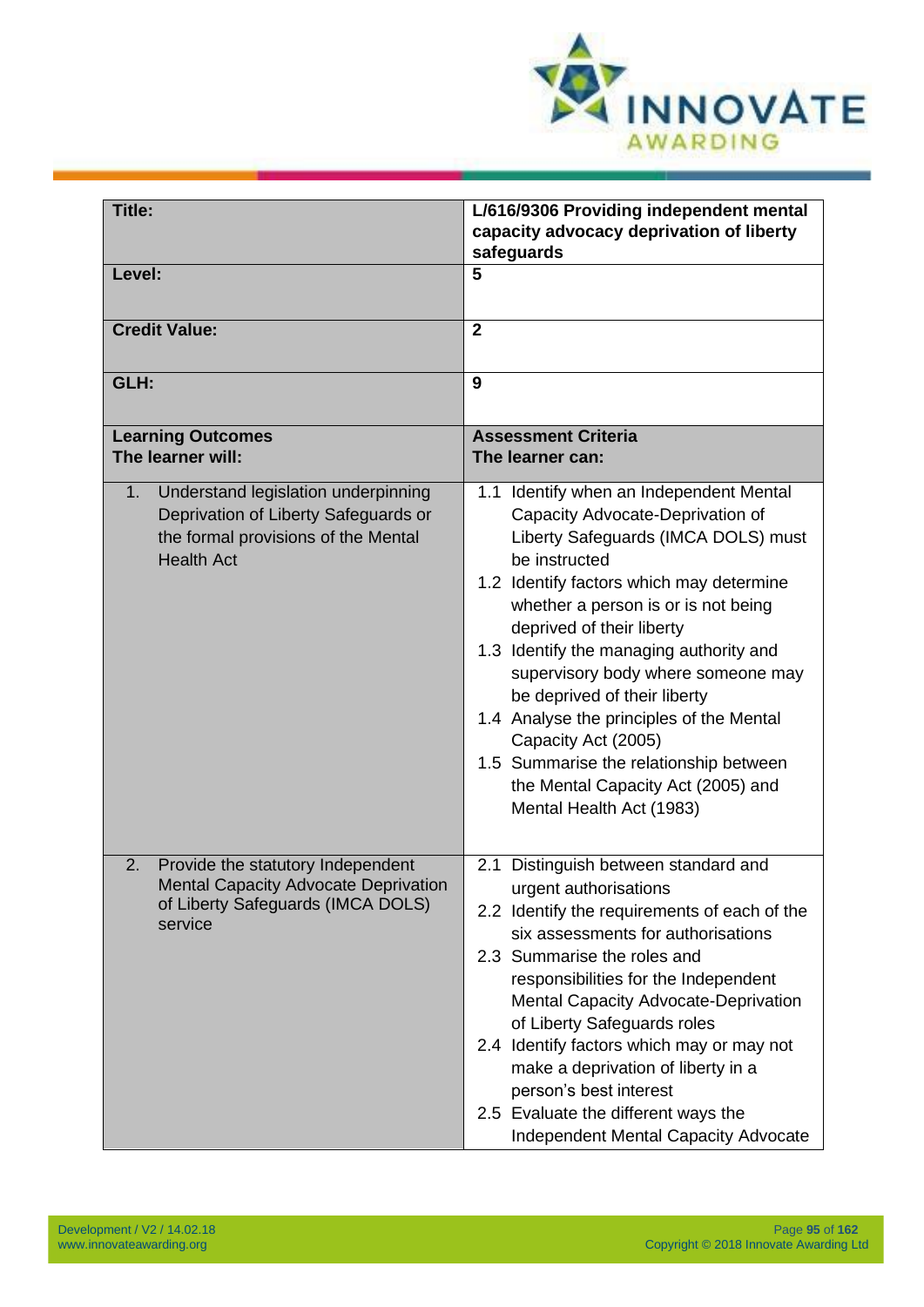| Title: | L/616/9306 Providing independent mental capacity advocacy deprivation of liberty safeguards |
|---|---|
| Level: | 5 |
| Credit Value: | 2 |
| GLH: | 9 |
| **Learning Outcomes**<br>**The learner will:** | **Assessment Criteria**<br>**The learner can:** |
| 1. Understand legislation underpinning Deprivation of Liberty Safeguards or the formal provisions of the Mental Health Act | 1.1 Identify when an Independent Mental Capacity Advocate-Deprivation of Liberty Safeguards (IMCA DOLS) must be instructed<br>1.2 Identify factors which may determine whether a person is or is not being deprived of their liberty<br>1.3 Identify the managing authority and supervisory body where someone may be deprived of their liberty<br>1.4 Analyse the principles of the Mental Capacity Act (2005)<br>1.5 Summarise the relationship between the Mental Capacity Act (2005) and Mental Health Act (1983) |
| 2. Provide the statutory Independent Mental Capacity Advocate Deprivation of Liberty Safeguards (IMCA DOLS) service | 2.1 Distinguish between standard and urgent authorisations<br>2.2 Identify the requirements of each of the six assessments for authorisations<br>2.3 Summarise the roles and responsibilities for the Independent Mental Capacity Advocate-Deprivation of Liberty Safeguards roles<br>2.4 Identify factors which may or may not make a deprivation of liberty in a person's best interest<br>2.5 Evaluate the different ways the Independent Mental Capacity Advocate |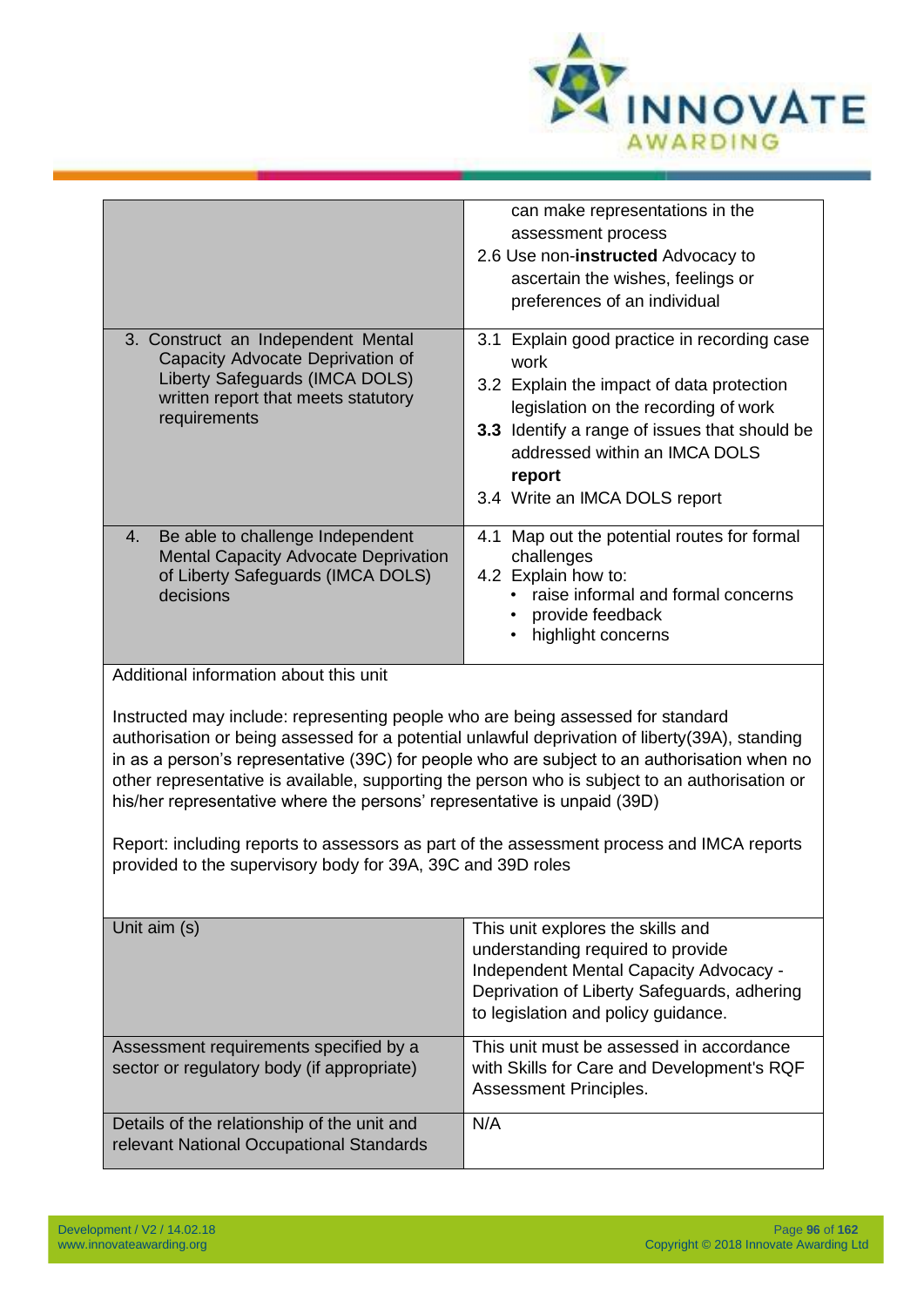| | |
|---|---|
| | can make representations in the assessment process<br>2.6 Use non-**instructed** Advocacy to ascertain the wishes, feelings or preferences of an individual |
| 3. Construct an Independent Mental Capacity Advocate Deprivation of Liberty Safeguards (IMCA DOLS) written report that meets statutory requirements | 3.1 Explain good practice in recording case work<br>3.2 Explain the impact of data protection legislation on the recording of work<br>**3.3** Identify a range of issues that should be addressed within an IMCA DOLS **report**<br>3.4 Write an IMCA DOLS report |
| 4. Be able to challenge Independent Mental Capacity Advocate Deprivation of Liberty Safeguards (IMCA DOLS) decisions | 4.1 Map out the potential routes for formal challenges<br>4.2 Explain how to:<br>• raise informal and formal concerns<br>• provide feedback<br>• highlight concerns |

Additional information about this unit

Instructed may include: representing people who are being assessed for standard authorisation or being assessed for a potential unlawful deprivation of liberty(39A), standing in as a person's representative (39C) for people who are subject to an authorisation when no other representative is available, supporting the person who is subject to an authorisation or his/her representative where the persons' representative is unpaid (39D)

Report: including reports to assessors as part of the assessment process and IMCA reports provided to the supervisory body for 39A, 39C and 39D roles

| | |
|---|---|
| Unit aim (s) | This unit explores the skills and understanding required to provide Independent Mental Capacity Advocacy - Deprivation of Liberty Safeguards, adhering to legislation and policy guidance. |
| Assessment requirements specified by a sector or regulatory body (if appropriate) | This unit must be assessed in accordance with Skills for Care and Development's RQF Assessment Principles. |
| Details of the relationship of the unit and relevant National Occupational Standards | N/A |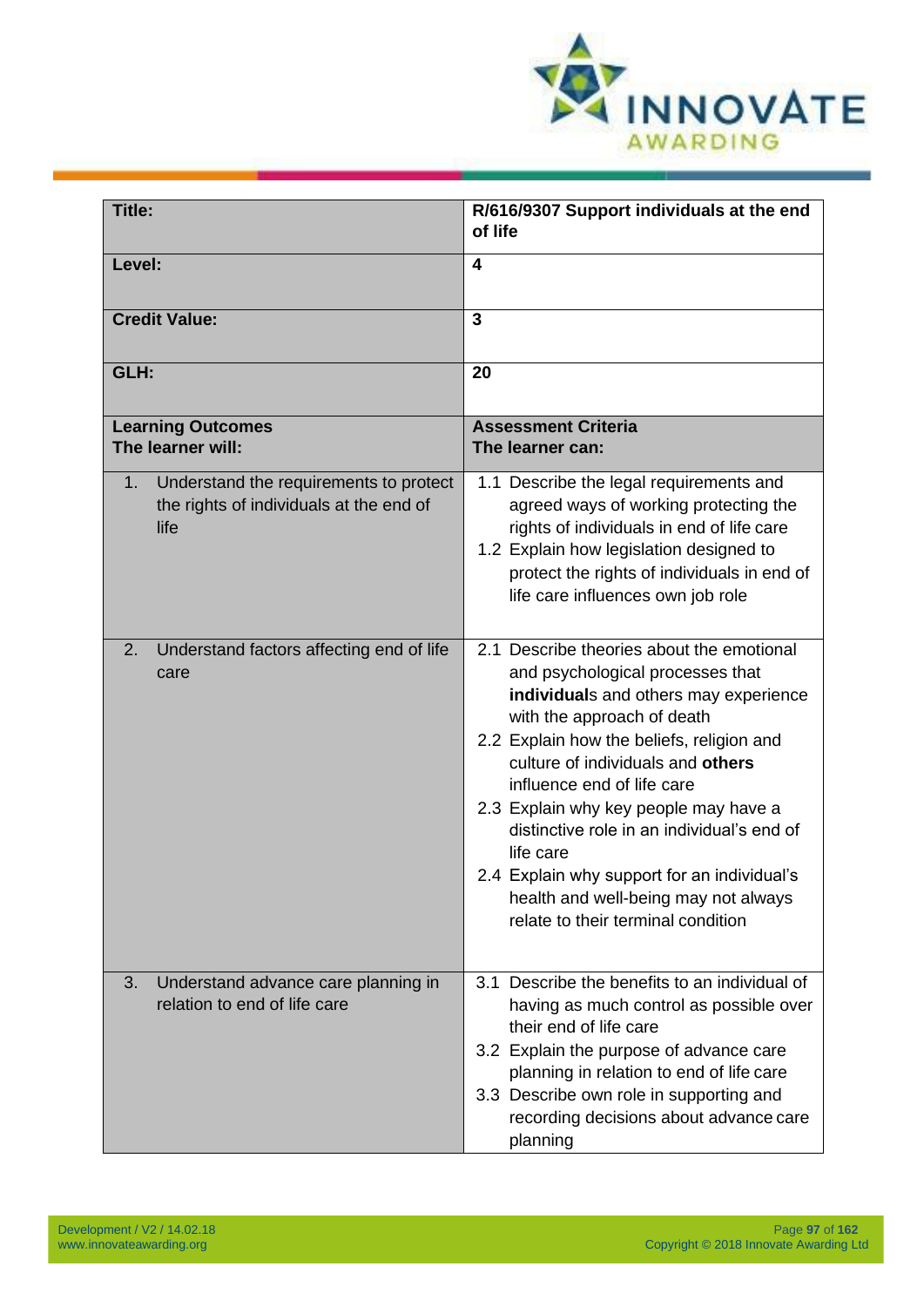| **Title:** | **R/616/9307 Support individuals at the end of life** |
|---|---|
| **Level:** | **4** |
| **Credit Value:** | **3** |
| **GLH:** | **20** |
| **Learning Outcomes** **The learner will:** | **Assessment Criteria** **The learner can:** |
| 1. Understand the requirements to protect the rights of individuals at the end of life | 1.1 Describe the legal requirements and agreed ways of working protecting the rights of individuals in end of life care<br>1.2 Explain how legislation designed to protect the rights of individuals in end of life care influences own job role |
| 2. Understand factors affecting end of life care | 2.1 Describe theories about the emotional and psychological processes that **individual**s and others may experience with the approach of death<br>2.2 Explain how the beliefs, religion and culture of individuals and **others** influence end of life care<br>2.3 Explain why key people may have a distinctive role in an individual's end of life care<br>2.4 Explain why support for an individual's health and well-being may not always relate to their terminal condition |
| 3. Understand advance care planning in relation to end of life care | 3.1 Describe the benefits to an individual of having as much control as possible over their end of life care<br>3.2 Explain the purpose of advance care planning in relation to end of life care<br>3.3 Describe own role in supporting and recording decisions about advance care planning |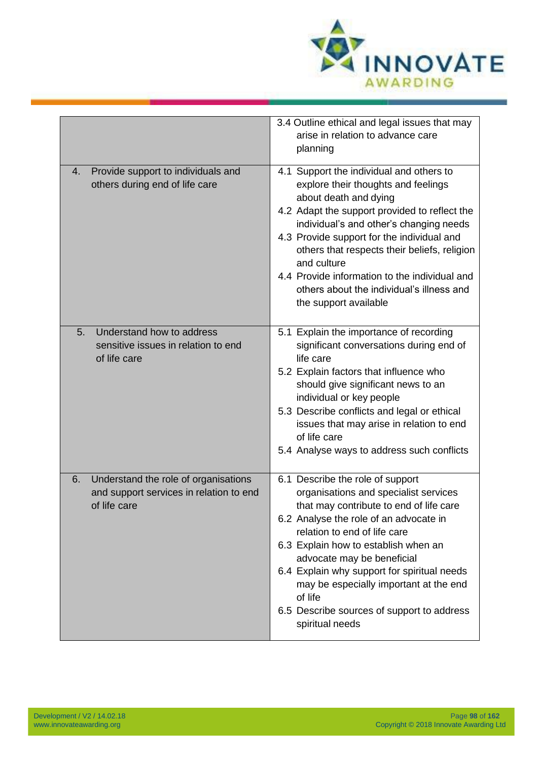| | |
|---|---|
| | 3.4 Outline ethical and legal issues that may arise in relation to advance care planning |
| 4. Provide support to individuals and others during end of life care | 4.1 Support the individual and others to explore their thoughts and feelings about death and dying<br>4.2 Adapt the support provided to reflect the individual's and other's changing needs<br>4.3 Provide support for the individual and others that respects their beliefs, religion and culture<br>4.4 Provide information to the individual and others about the individual's illness and the support available |
| 5. Understand how to address sensitive issues in relation to end of life care | 5.1 Explain the importance of recording significant conversations during end of life care<br>5.2 Explain factors that influence who should give significant news to an individual or key people<br>5.3 Describe conflicts and legal or ethical issues that may arise in relation to end of life care<br>5.4 Analyse ways to address such conflicts |
| 6. Understand the role of organisations and support services in relation to end of life care | 6.1 Describe the role of support organisations and specialist services that may contribute to end of life care<br>6.2 Analyse the role of an advocate in relation to end of life care<br>6.3 Explain how to establish when an advocate may be beneficial<br>6.4 Explain why support for spiritual needs may be especially important at the end of life<br>6.5 Describe sources of support to address spiritual needs |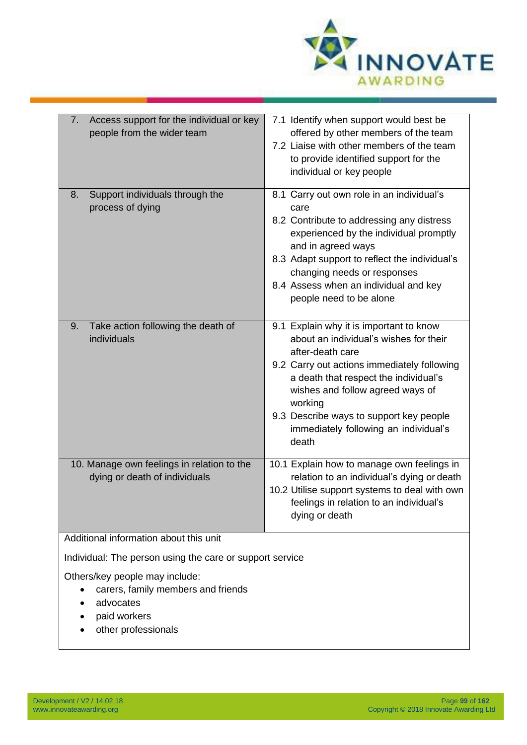| | |
|---|---|
| 7. Access support for the individual or key people from the wider team | 7.1 Identify when support would best be offered by other members of the team<br>7.2 Liaise with other members of the team to provide identified support for the individual or key people |
| 8. Support individuals through the process of dying | 8.1 Carry out own role in an individual's care<br>8.2 Contribute to addressing any distress experienced by the individual promptly and in agreed ways<br>8.3 Adapt support to reflect the individual's changing needs or responses<br>8.4 Assess when an individual and key people need to be alone |
| 9. Take action following the death of individuals | 9.1 Explain why it is important to know about an individual's wishes for their after-death care<br>9.2 Carry out actions immediately following a death that respect the individual's wishes and follow agreed ways of working<br>9.3 Describe ways to support key people immediately following an individual's death |
| 10. Manage own feelings in relation to the dying or death of individuals | 10.1 Explain how to manage own feelings in relation to an individual's dying or death<br>10.2 Utilise support systems to deal with own feelings in relation to an individual's dying or death |

Additional information about this unit

Individual: The person using the care or support service

Others/key people may include:

- carers, family members and friends
- advocates
- paid workers
- other professionals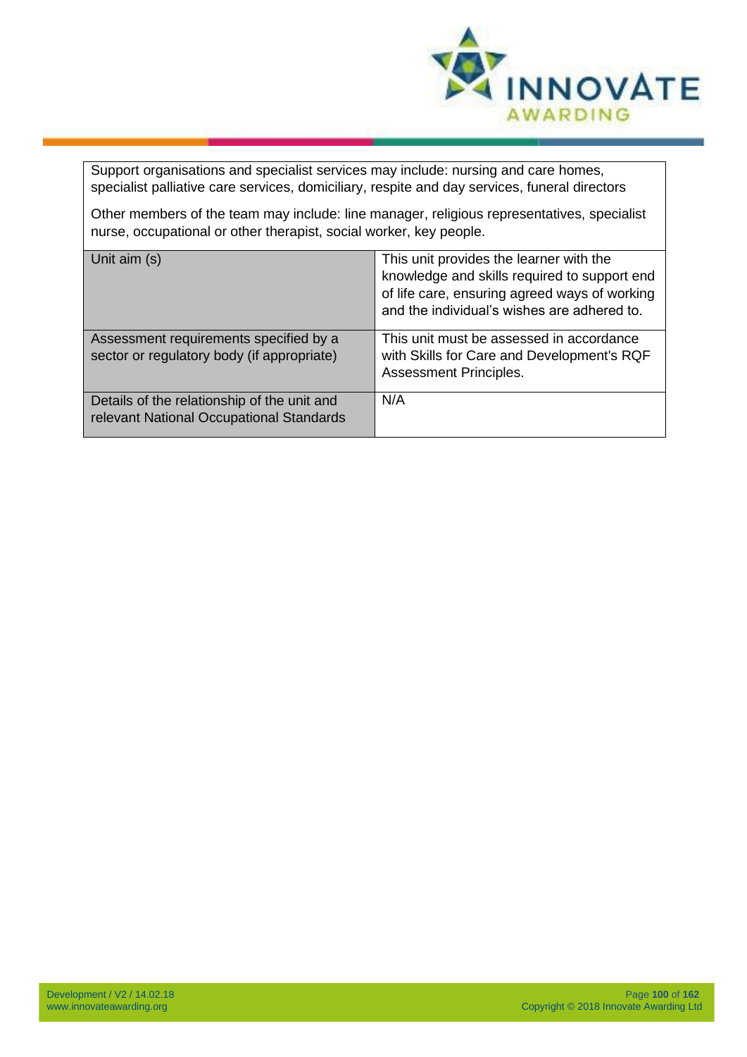| Support organisations and specialist services may include: nursing and care homes, specialist palliative care services, domiciliary, respite and day services, funeral directors<br><br>Other members of the team may include: line manager, religious representatives, specialist nurse, occupational or other therapist, social worker, key people. | |
|---|---|
| Unit aim (s) | This unit provides the learner with the knowledge and skills required to support end of life care, ensuring agreed ways of working and the individual's wishes are adhered to. |
| Assessment requirements specified by a sector or regulatory body (if appropriate) | This unit must be assessed in accordance with Skills for Care and Development's RQF Assessment Principles. |
| Details of the relationship of the unit and relevant National Occupational Standards | N/A |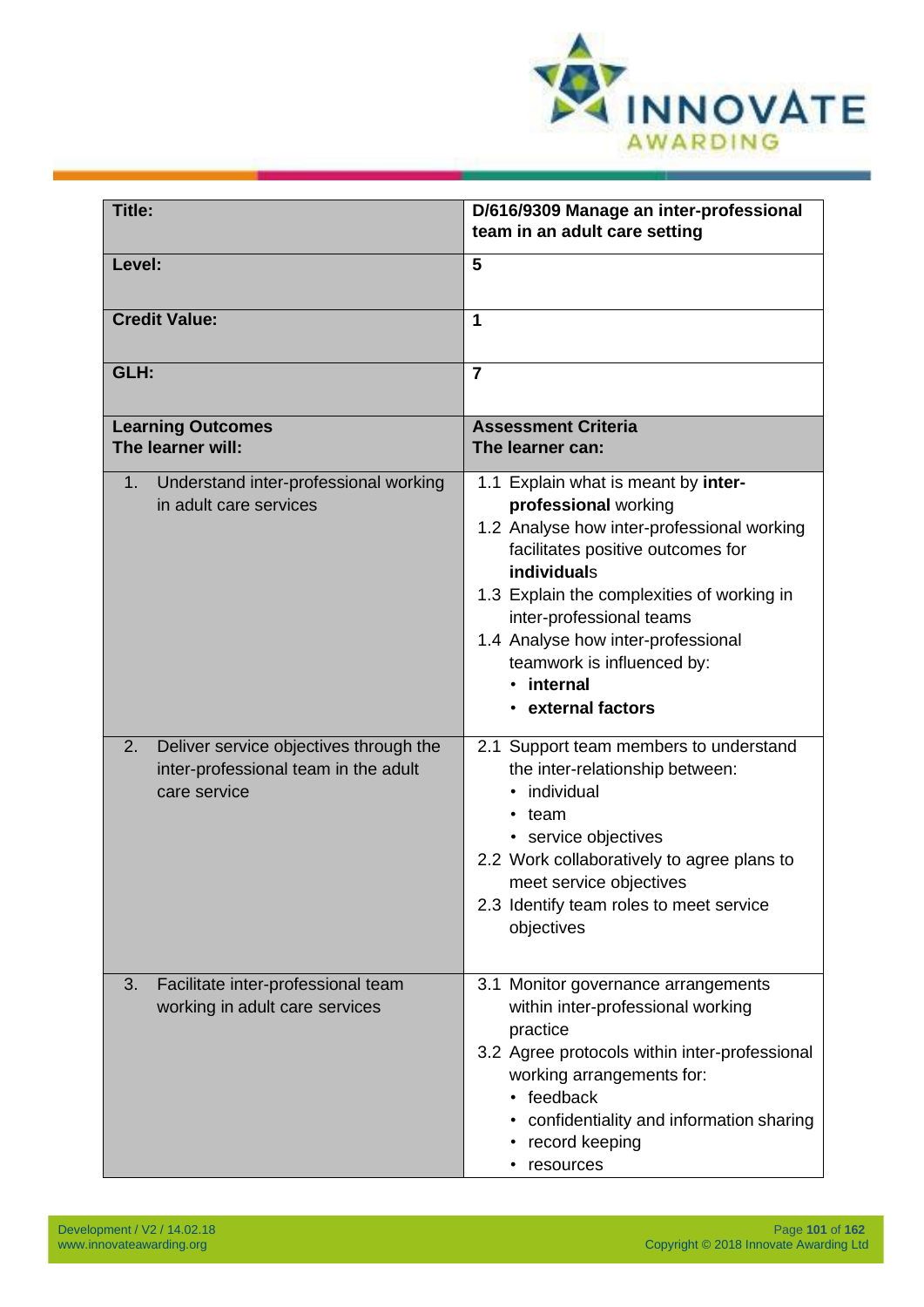| Title: | D/616/9309 Manage an inter-professional team in an adult care setting |
|---|---|
| Level: | 5 |
| Credit Value: | 1 |
| GLH: | 7 |
| **Learning Outcomes**<br>**The learner will:** | **Assessment Criteria**<br>**The learner can:** |
| 1. Understand inter-professional working in adult care services | 1.1 Explain what is meant by **inter-professional** working<br>1.2 Analyse how inter-professional working facilitates positive outcomes for **individuals**<br>1.3 Explain the complexities of working in inter-professional teams<br>1.4 Analyse how inter-professional teamwork is influenced by:<br>• **internal**<br>• **external factors** |
| 2. Deliver service objectives through the inter-professional team in the adult care service | 2.1 Support team members to understand the inter-relationship between:<br>• individual<br>• team<br>• service objectives<br>2.2 Work collaboratively to agree plans to meet service objectives<br>2.3 Identify team roles to meet service objectives |
| 3. Facilitate inter-professional team working in adult care services | 3.1 Monitor governance arrangements within inter-professional working practice<br>3.2 Agree protocols within inter-professional working arrangements for:<br>• feedback<br>• confidentiality and information sharing<br>• record keeping<br>• resources |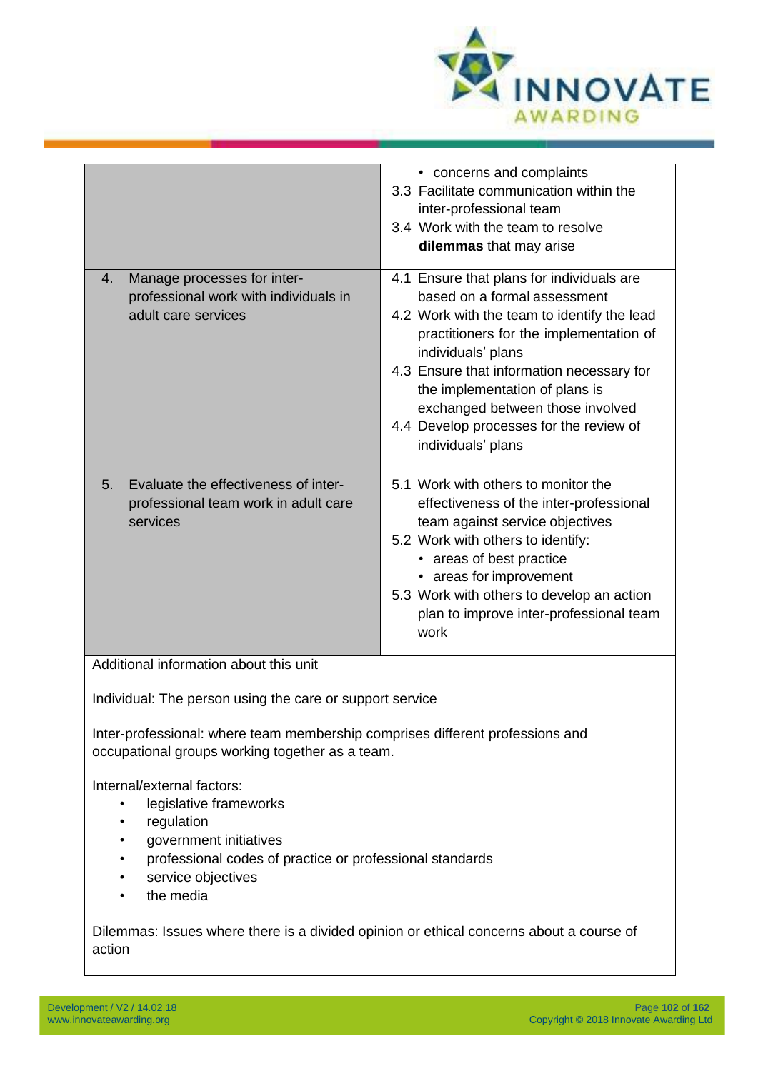| | |
|---|---|
| | • concerns and complaints<br>3.3 Facilitate communication within the inter-professional team<br>3.4 Work with the team to resolve **dilemmas** that may arise |
| 4. Manage processes for inter-professional work with individuals in adult care services | 4.1 Ensure that plans for individuals are based on a formal assessment<br>4.2 Work with the team to identify the lead practitioners for the implementation of individuals' plans<br>4.3 Ensure that information necessary for the implementation of plans is exchanged between those involved<br>4.4 Develop processes for the review of individuals' plans |
| 5. Evaluate the effectiveness of inter-professional team work in adult care services | 5.1 Work with others to monitor the effectiveness of the inter-professional team against service objectives<br>5.2 Work with others to identify:<br>• areas of best practice<br>• areas for improvement<br>5.3 Work with others to develop an action plan to improve inter-professional team work |

Additional information about this unit

Individual: The person using the care or support service

Inter-professional: where team membership comprises different professions and occupational groups working together as a team.

Internal/external factors:

- legislative frameworks
- regulation
- government initiatives
- professional codes of practice or professional standards
- service objectives
- the media

Dilemmas: Issues where there is a divided opinion or ethical concerns about a course of action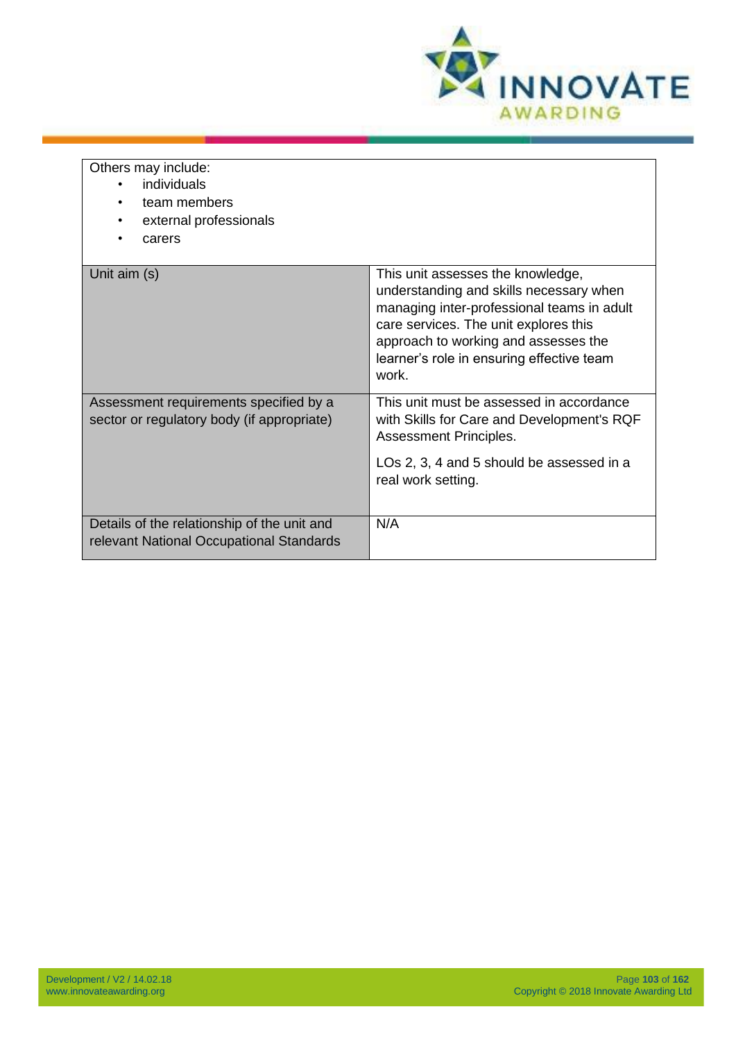Others may include:

- individuals
- team members
- external professionals
- carers

| Unit aim (s) | This unit assesses the knowledge, understanding and skills necessary when managing inter-professional teams in adult care services. The unit explores this approach to working and assesses the learner's role in ensuring effective team work. |
|---|---|
| Assessment requirements specified by a sector or regulatory body (if appropriate) | This unit must be assessed in accordance with Skills for Care and Development's RQF Assessment Principles.<br><br>LOs 2, 3, 4 and 5 should be assessed in a real work setting. |
| Details of the relationship of the unit and relevant National Occupational Standards | N/A |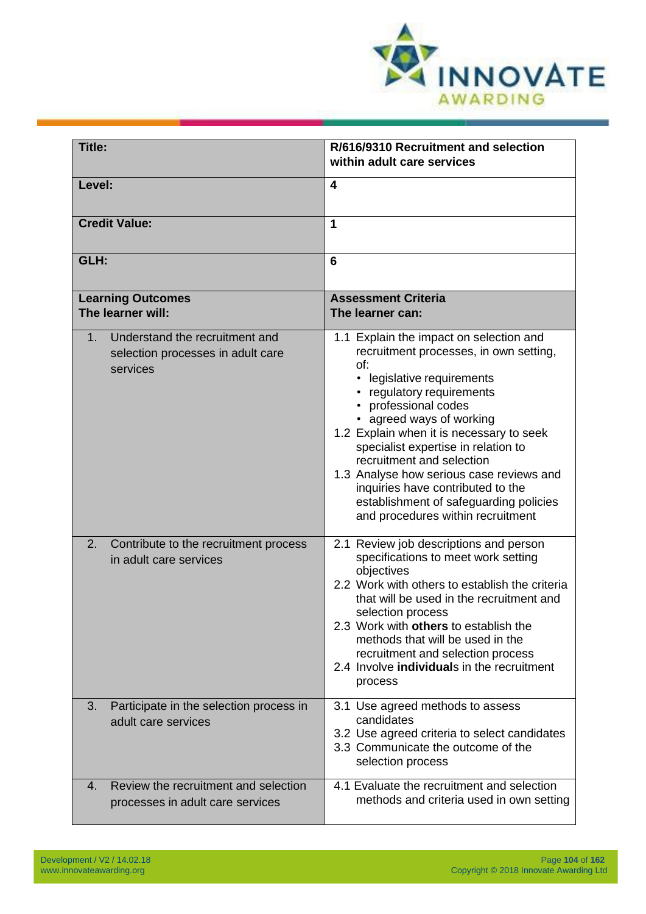| Title: | R/616/9310 Recruitment and selection within adult care services |
|---|---|
| Level: | 4 |
| Credit Value: | 1 |
| GLH: | 6 |
| **Learning Outcomes**<br>**The learner will:** | **Assessment Criteria**<br>**The learner can:** |
| 1. Understand the recruitment and selection processes in adult care services | 1.1 Explain the impact on selection and recruitment processes, in own setting, of:<br>• legislative requirements<br>• regulatory requirements<br>• professional codes<br>• agreed ways of working<br>1.2 Explain when it is necessary to seek specialist expertise in relation to recruitment and selection<br>1.3 Analyse how serious case reviews and inquiries have contributed to the establishment of safeguarding policies and procedures within recruitment |
| 2. Contribute to the recruitment process in adult care services | 2.1 Review job descriptions and person specifications to meet work setting objectives<br>2.2 Work with others to establish the criteria that will be used in the recruitment and selection process<br>2.3 Work with **others** to establish the methods that will be used in the recruitment and selection process<br>2.4 Involve **individual**s in the recruitment process |
| 3. Participate in the selection process in adult care services | 3.1 Use agreed methods to assess candidates<br>3.2 Use agreed criteria to select candidates<br>3.3 Communicate the outcome of the selection process |
| 4. Review the recruitment and selection processes in adult care services | 4.1 Evaluate the recruitment and selection methods and criteria used in own setting |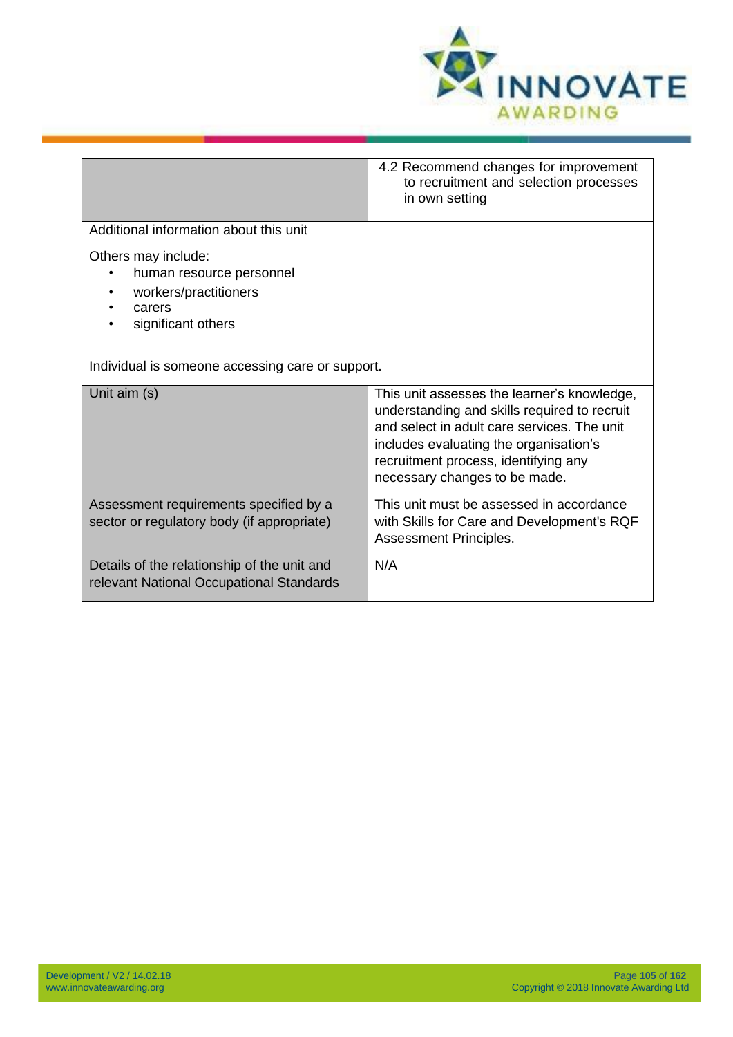| | |
|---|---|
| | 4.2 Recommend changes for improvement to recruitment and selection processes in own setting |
| Additional information about this unit<br><br>Others may include:<br>• human resource personnel<br>• workers/practitioners<br>• carers<br>• significant others<br><br>Individual is someone accessing care or support. | |
| Unit aim (s) | This unit assesses the learner's knowledge, understanding and skills required to recruit and select in adult care services. The unit includes evaluating the organisation's recruitment process, identifying any necessary changes to be made. |
| Assessment requirements specified by a sector or regulatory body (if appropriate) | This unit must be assessed in accordance with Skills for Care and Development's RQF Assessment Principles. |
| Details of the relationship of the unit and relevant National Occupational Standards | N/A |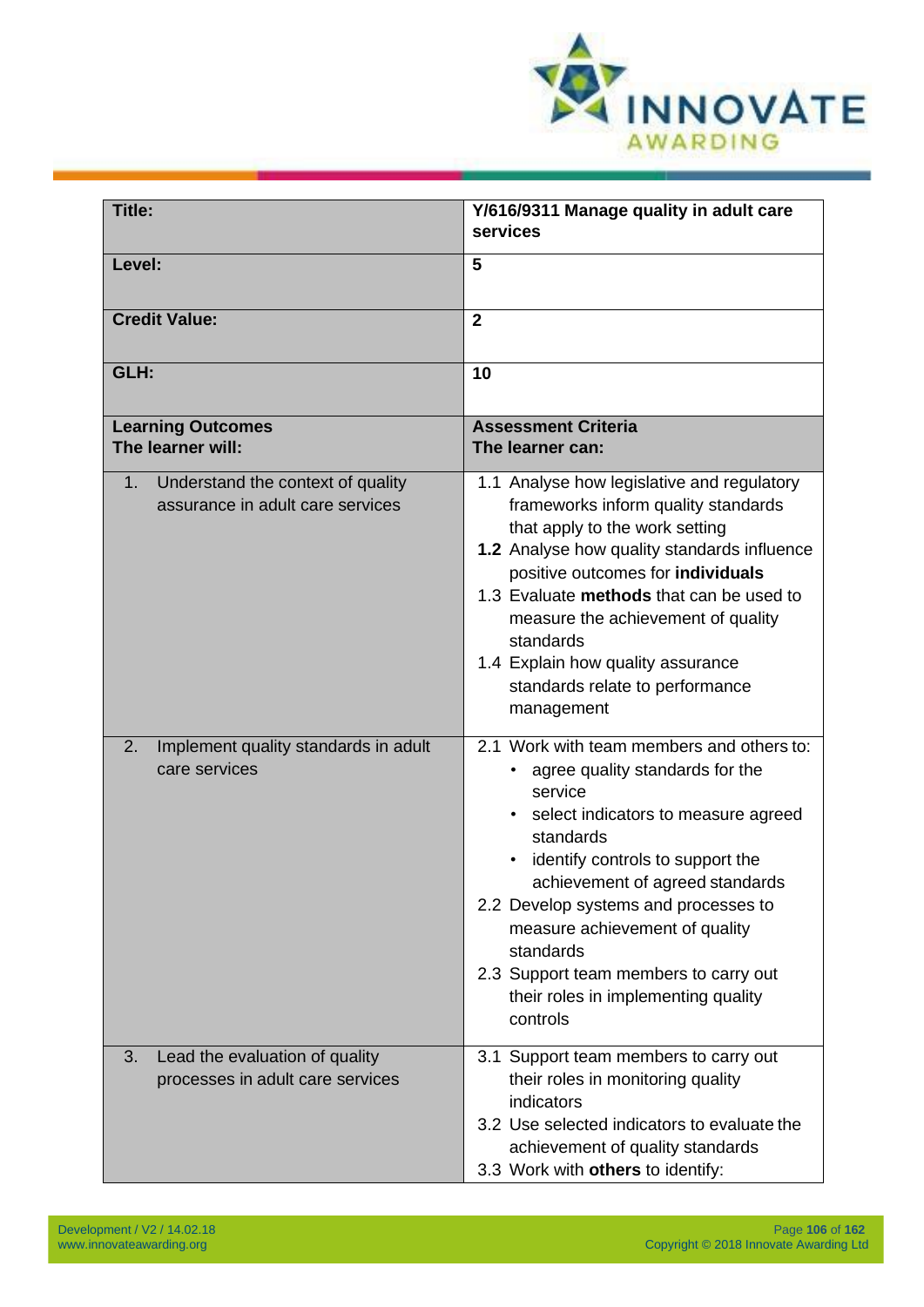| **Title:** | **Y/616/9311 Manage quality in adult care services** |
|---|---|
| **Level:** | **5** |
| **Credit Value:** | **2** |
| **GLH:** | **10** |
| **Learning Outcomes**<br>**The learner will:** | **Assessment Criteria**<br>**The learner can:** |
| 1. Understand the context of quality assurance in adult care services | 1.1 Analyse how legislative and regulatory frameworks inform quality standards that apply to the work setting<br>**1.2** Analyse how quality standards influence positive outcomes for **individuals**<br>1.3 Evaluate **methods** that can be used to measure the achievement of quality standards<br>1.4 Explain how quality assurance standards relate to performance management |
| 2. Implement quality standards in adult care services | 2.1 Work with team members and others to:<br>• agree quality standards for the service<br>• select indicators to measure agreed standards<br>• identify controls to support the achievement of agreed standards<br>2.2 Develop systems and processes to measure achievement of quality standards<br>2.3 Support team members to carry out their roles in implementing quality controls |
| 3. Lead the evaluation of quality processes in adult care services | 3.1 Support team members to carry out their roles in monitoring quality indicators<br>3.2 Use selected indicators to evaluate the achievement of quality standards<br>3.3 Work with **others** to identify: |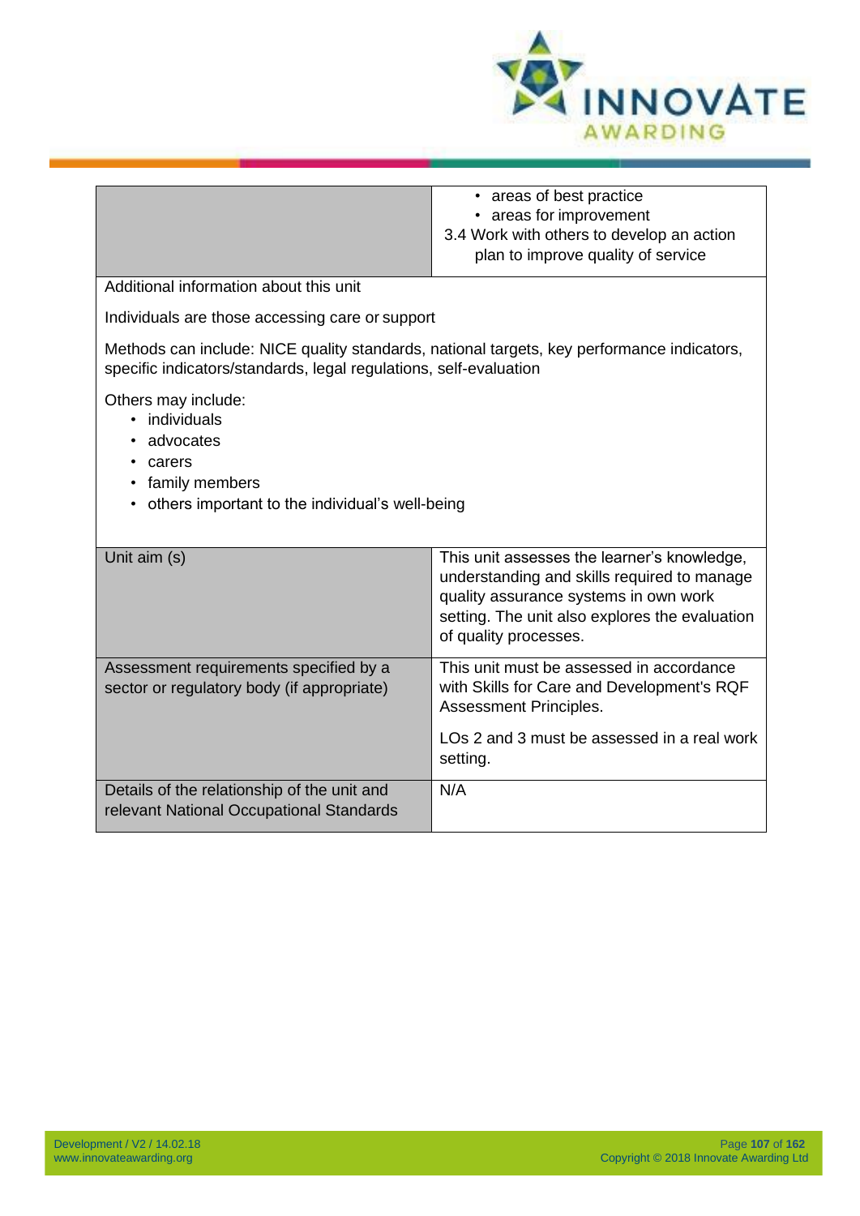| | |
|---|---|
| | • areas of best practice<br>• areas for improvement<br>3.4 Work with others to develop an action plan to improve quality of service |

Additional information about this unit

Individuals are those accessing care or support

Methods can include: NICE quality standards, national targets, key performance indicators, specific indicators/standards, legal regulations, self-evaluation

Others may include:

- individuals
- advocates
- carers
- family members
- others important to the individual's well-being

| | |
|---|---|
| Unit aim (s) | This unit assesses the learner's knowledge, understanding and skills required to manage quality assurance systems in own work setting. The unit also explores the evaluation of quality processes. |
| Assessment requirements specified by a sector or regulatory body (if appropriate) | This unit must be assessed in accordance with Skills for Care and Development's RQF Assessment Principles.<br><br>LOs 2 and 3 must be assessed in a real work setting. |
| Details of the relationship of the unit and relevant National Occupational Standards | N/A |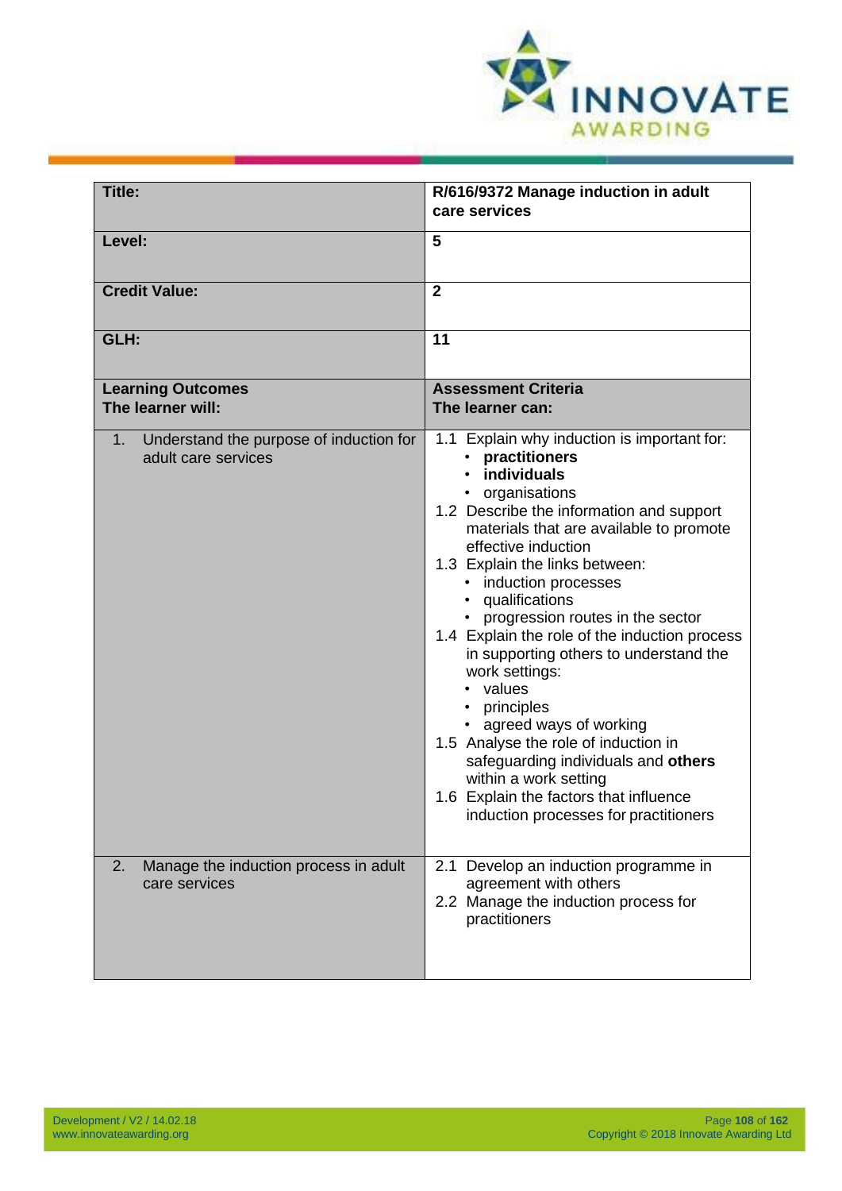| **Title:** | **R/616/9372 Manage induction in adult care services** |
|---|---|
| **Level:** | **5** |
| **Credit Value:** | **2** |
| **GLH:** | **11** |
| **Learning Outcomes**<br>**The learner will:** | **Assessment Criteria**<br>**The learner can:** |
| 1. Understand the purpose of induction for adult care services | 1.1 Explain why induction is important for:<br>• **practitioners**<br>• **individuals**<br>• organisations<br>1.2 Describe the information and support materials that are available to promote effective induction<br>1.3 Explain the links between:<br>• induction processes<br>• qualifications<br>• progression routes in the sector<br>1.4 Explain the role of the induction process in supporting others to understand the work settings:<br>• values<br>• principles<br>• agreed ways of working<br>1.5 Analyse the role of induction in safeguarding individuals and **others** within a work setting<br>1.6 Explain the factors that influence induction processes for practitioners |
| 2. Manage the induction process in adult care services | 2.1 Develop an induction programme in agreement with others<br>2.2 Manage the induction process for practitioners |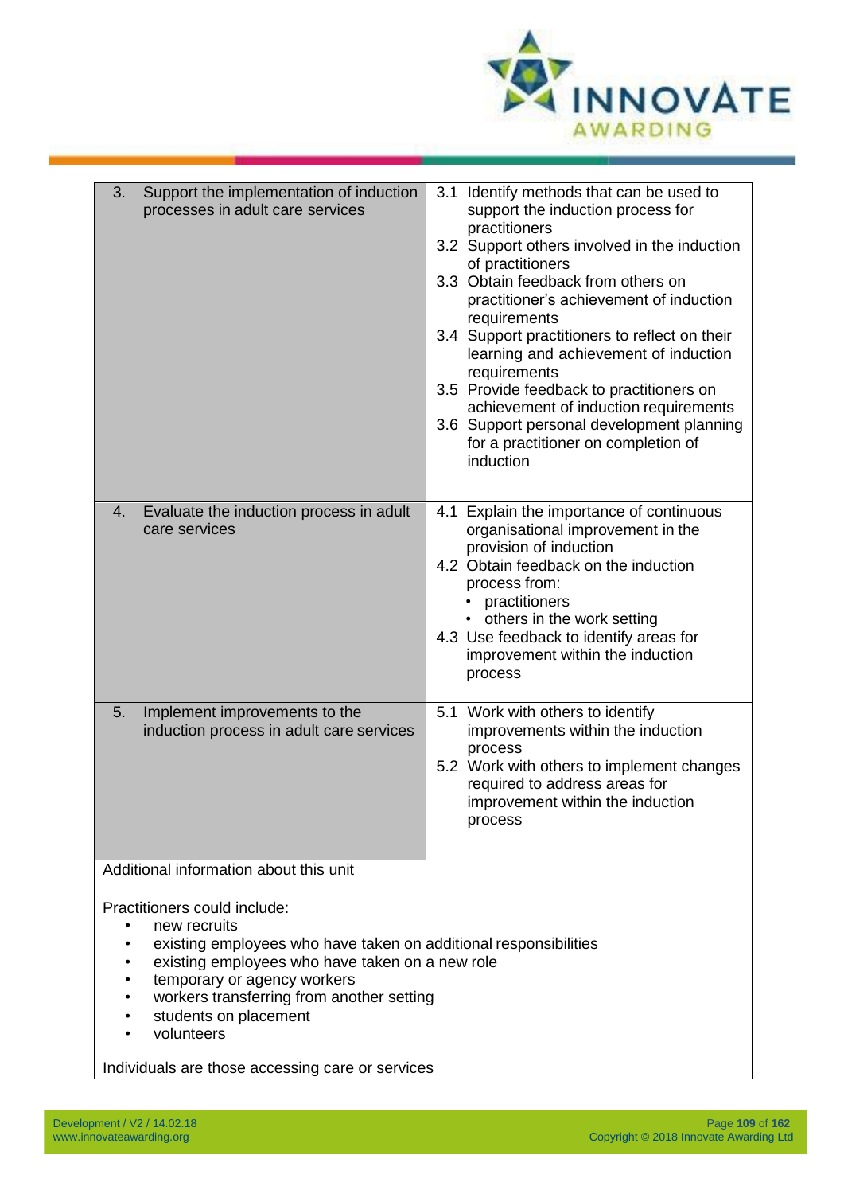| | |
|---|---|
| 3. Support the implementation of induction processes in adult care services | 3.1 Identify methods that can be used to support the induction process for practitioners<br>3.2 Support others involved in the induction of practitioners<br>3.3 Obtain feedback from others on practitioner's achievement of induction requirements<br>3.4 Support practitioners to reflect on their learning and achievement of induction requirements<br>3.5 Provide feedback to practitioners on achievement of induction requirements<br>3.6 Support personal development planning for a practitioner on completion of induction |
| 4. Evaluate the induction process in adult care services | 4.1 Explain the importance of continuous organisational improvement in the provision of induction<br>4.2 Obtain feedback on the induction process from:<br>• practitioners<br>• others in the work setting<br>4.3 Use feedback to identify areas for improvement within the induction process |
| 5. Implement improvements to the induction process in adult care services | 5.1 Work with others to identify improvements within the induction process<br>5.2 Work with others to implement changes required to address areas for improvement within the induction process |

Additional information about this unit

Practitioners could include:

- new recruits
- existing employees who have taken on additional responsibilities
- existing employees who have taken on a new role
- temporary or agency workers
- workers transferring from another setting
- students on placement
- volunteers

Individuals are those accessing care or services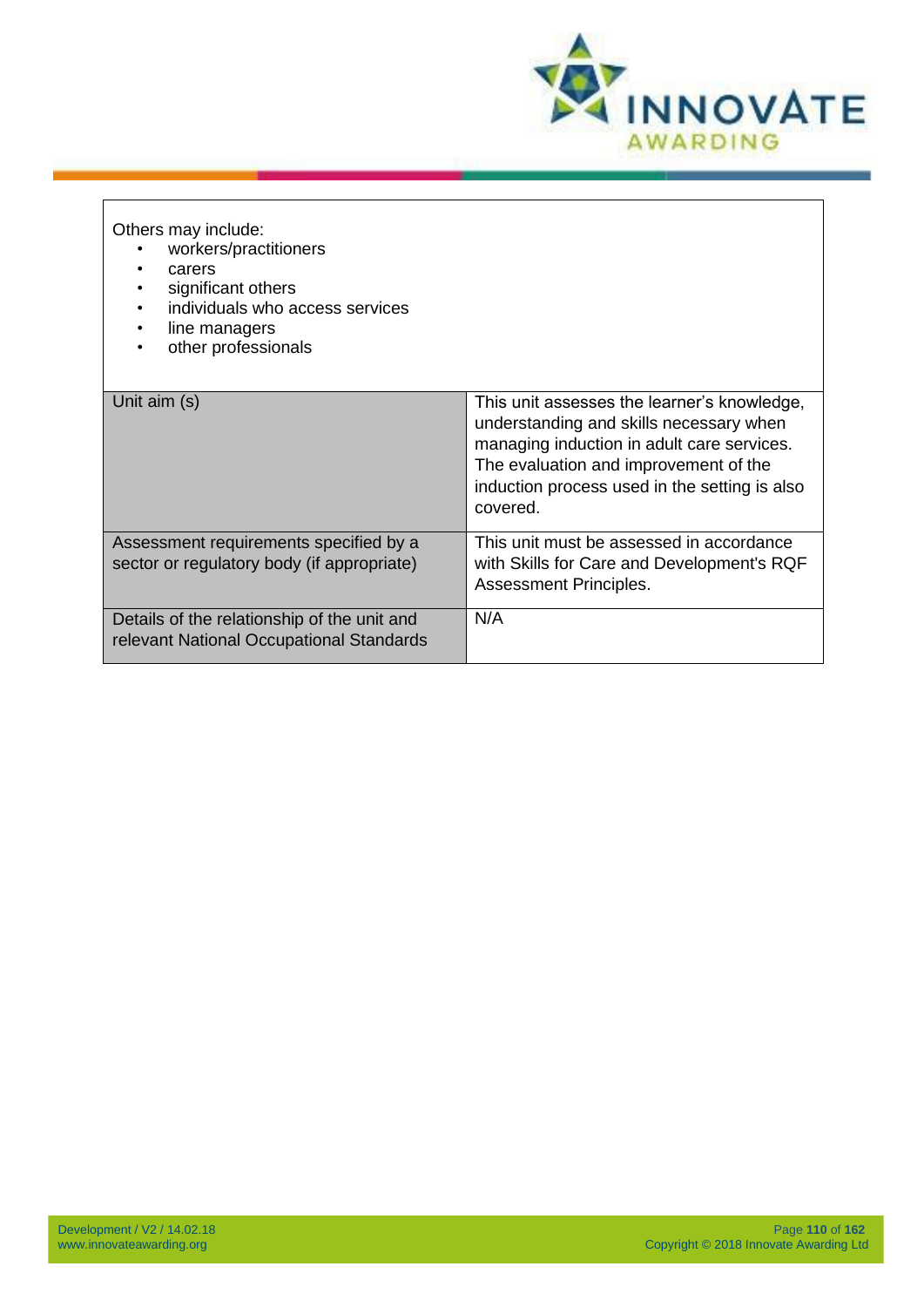Others may include:

- workers/practitioners
- carers
- significant others
- individuals who access services
- line managers
- other professionals

| | |
|---|---|
| Unit aim (s) | This unit assesses the learner's knowledge, understanding and skills necessary when managing induction in adult care services. The evaluation and improvement of the induction process used in the setting is also covered. |
| Assessment requirements specified by a sector or regulatory body (if appropriate) | This unit must be assessed in accordance with Skills for Care and Development's RQF Assessment Principles. |
| Details of the relationship of the unit and relevant National Occupational Standards | N/A |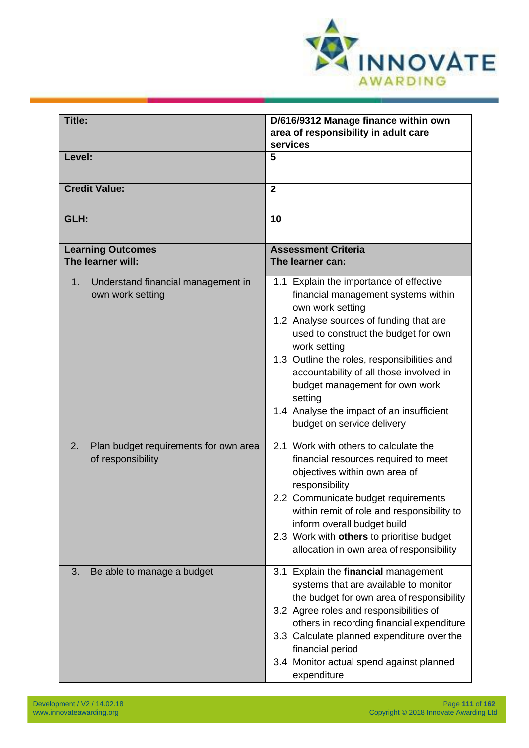| Title: | D/616/9312 Manage finance within own area of responsibility in adult care services |
|---|---|
| **Level:** | **5** |
| **Credit Value:** | **2** |
| **GLH:** | **10** |
| **Learning Outcomes**<br>**The learner will:** | **Assessment Criteria**<br>**The learner can:** |
| 1. Understand financial management in own work setting | 1.1 Explain the importance of effective financial management systems within own work setting<br>1.2 Analyse sources of funding that are used to construct the budget for own work setting<br>1.3 Outline the roles, responsibilities and accountability of all those involved in budget management for own work setting<br>1.4 Analyse the impact of an insufficient budget on service delivery |
| 2. Plan budget requirements for own area of responsibility | 2.1 Work with others to calculate the financial resources required to meet objectives within own area of responsibility<br>2.2 Communicate budget requirements within remit of role and responsibility to inform overall budget build<br>2.3 Work with **others** to prioritise budget allocation in own area of responsibility |
| 3. Be able to manage a budget | 3.1 Explain the **financial** management systems that are available to monitor the budget for own area of responsibility<br>3.2 Agree roles and responsibilities of others in recording financial expenditure<br>3.3 Calculate planned expenditure over the financial period<br>3.4 Monitor actual spend against planned expenditure |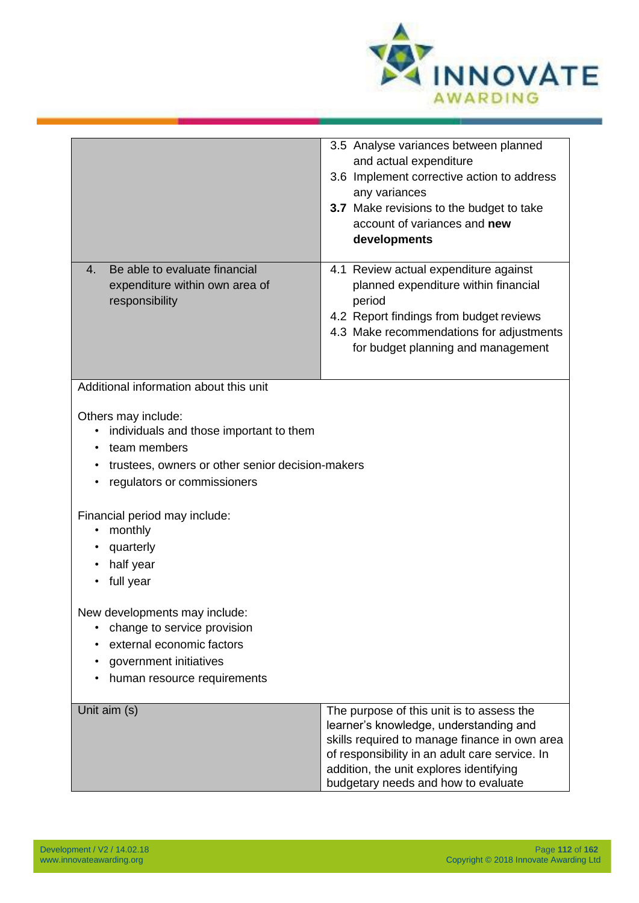| | |
|---|---|
| | 3.5 Analyse variances between planned and actual expenditure<br>3.6 Implement corrective action to address any variances<br>**3.7** Make revisions to the budget to take account of variances and **new developments** |
| 4. Be able to evaluate financial expenditure within own area of responsibility | 4.1 Review actual expenditure against planned expenditure within financial period<br>4.2 Report findings from budget reviews<br>4.3 Make recommendations for adjustments for budget planning and management |

Additional information about this unit

Others may include:

- individuals and those important to them
- team members
- trustees, owners or other senior decision-makers
- regulators or commissioners

Financial period may include:

- monthly
- quarterly
- half year
- full year

New developments may include:

- change to service provision
- external economic factors
- government initiatives
- human resource requirements

| | |
|---|---|
| Unit aim (s) | The purpose of this unit is to assess the learner's knowledge, understanding and skills required to manage finance in own area of responsibility in an adult care service. In addition, the unit explores identifying budgetary needs and how to evaluate |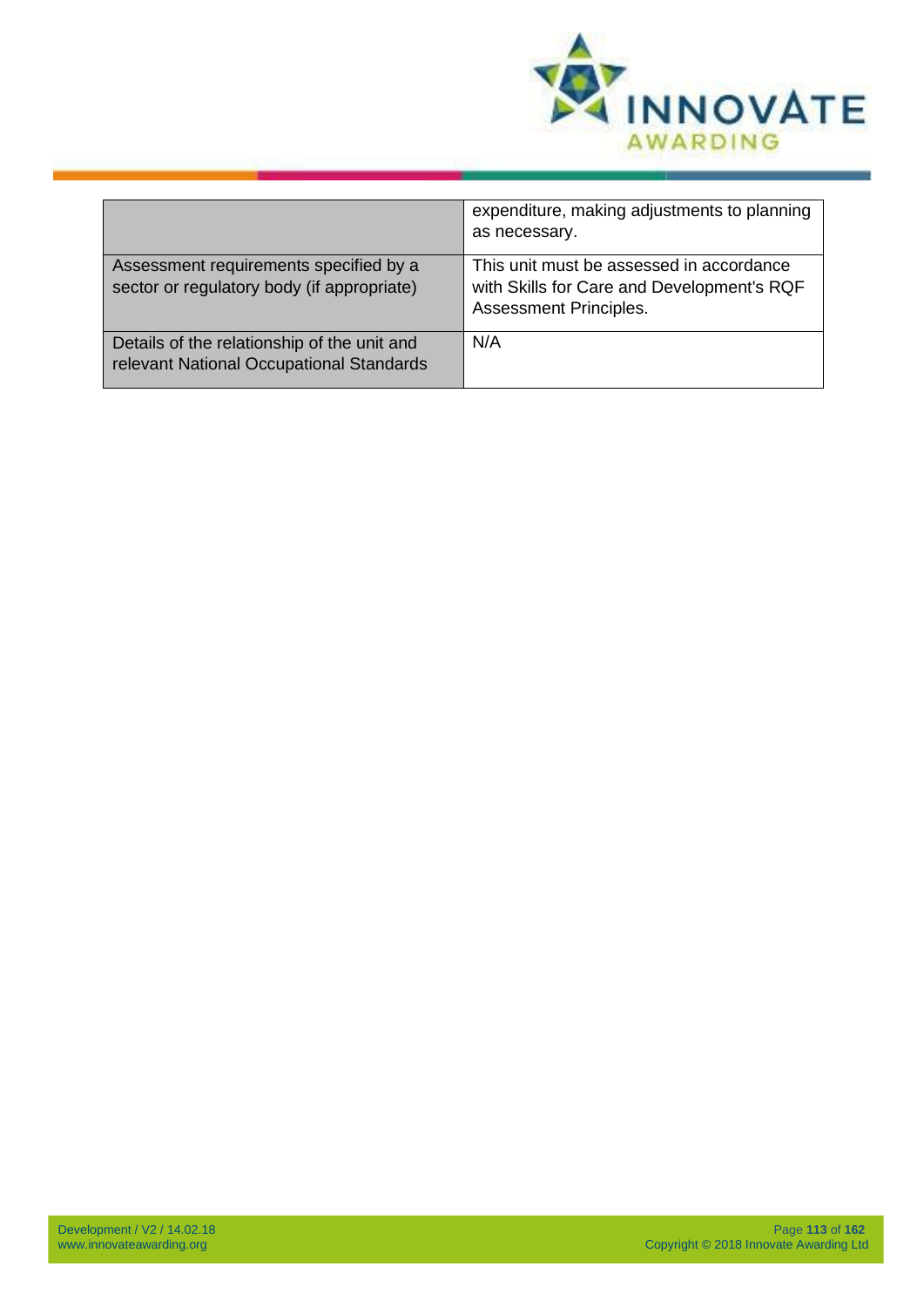| | |
|---|---|
| | expenditure, making adjustments to planning as necessary. |
| Assessment requirements specified by a sector or regulatory body (if appropriate) | This unit must be assessed in accordance with Skills for Care and Development's RQF Assessment Principles. |
| Details of the relationship of the unit and relevant National Occupational Standards | N/A |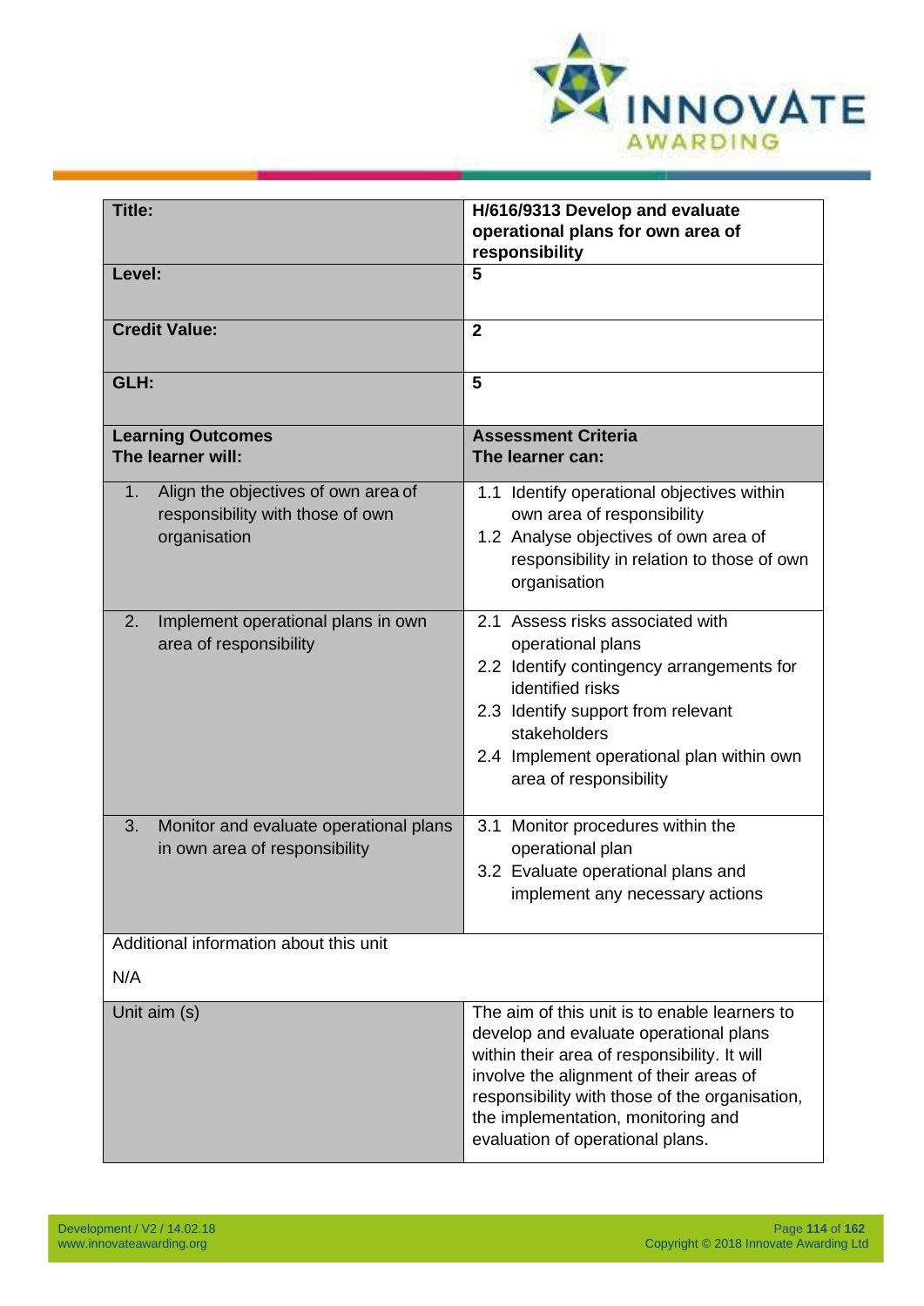| Title: | H/616/9313 Develop and evaluate operational plans for own area of responsibility |
|---|---|
| Level: | 5 |
| Credit Value: | 2 |
| GLH: | 5 |
| **Learning Outcomes**<br>**The learner will:** | **Assessment Criteria**<br>**The learner can:** |
| 1. Align the objectives of own area of responsibility with those of own organisation | 1.1 Identify operational objectives within own area of responsibility<br>1.2 Analyse objectives of own area of responsibility in relation to those of own organisation |
| 2. Implement operational plans in own area of responsibility | 2.1 Assess risks associated with operational plans<br>2.2 Identify contingency arrangements for identified risks<br>2.3 Identify support from relevant stakeholders<br>2.4 Implement operational plan within own area of responsibility |
| 3. Monitor and evaluate operational plans in own area of responsibility | 3.1 Monitor procedures within the operational plan<br>3.2 Evaluate operational plans and implement any necessary actions |
| Additional information about this unit<br><br>N/A | |
| Unit aim (s) | The aim of this unit is to enable learners to develop and evaluate operational plans within their area of responsibility. It will involve the alignment of their areas of responsibility with those of the organisation, the implementation, monitoring and evaluation of operational plans. |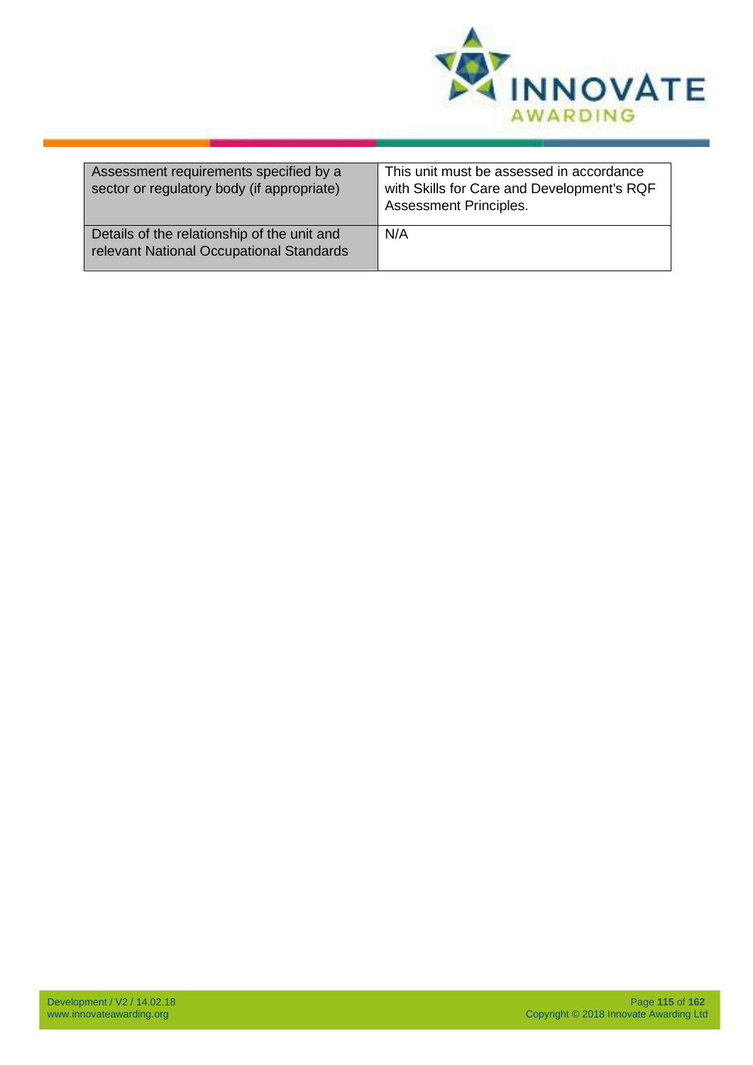| Assessment requirements specified by a sector or regulatory body (if appropriate) | This unit must be assessed in accordance with Skills for Care and Development's RQF Assessment Principles. |
|---|---|
| Details of the relationship of the unit and relevant National Occupational Standards | N/A |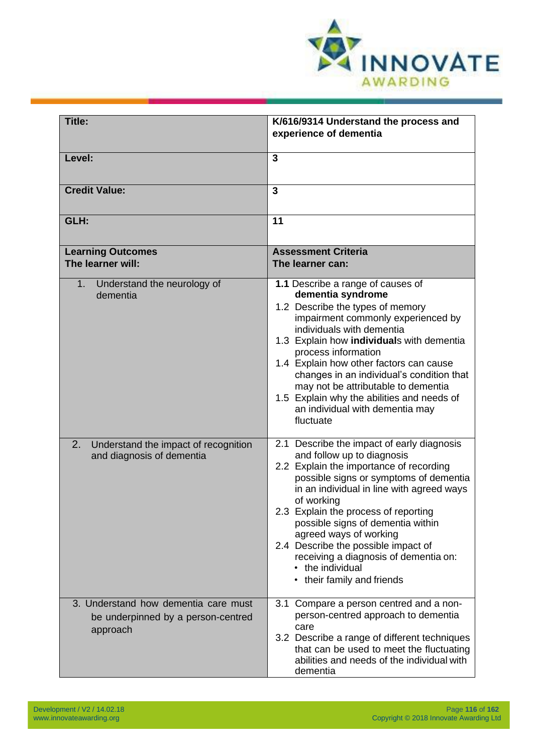| **Title:** | **K/616/9314 Understand the process and experience of dementia** |
|---|---|
| **Level:** | **3** |
| **Credit Value:** | **3** |
| **GLH:** | **11** |
| **Learning Outcomes**<br>**The learner will:** | **Assessment Criteria**<br>**The learner can:** |
| 1. Understand the neurology of dementia | **1.1** Describe a range of causes of **dementia syndrome**<br>1.2 Describe the types of memory impairment commonly experienced by individuals with dementia<br>1.3 Explain how **individual**s with dementia process information<br>1.4 Explain how other factors can cause changes in an individual's condition that may not be attributable to dementia<br>1.5 Explain why the abilities and needs of an individual with dementia may fluctuate |
| 2. Understand the impact of recognition and diagnosis of dementia | 2.1 Describe the impact of early diagnosis and follow up to diagnosis<br>2.2 Explain the importance of recording possible signs or symptoms of dementia in an individual in line with agreed ways of working<br>2.3 Explain the process of reporting possible signs of dementia within agreed ways of working<br>2.4 Describe the possible impact of receiving a diagnosis of dementia on:<br>• the individual<br>• their family and friends |
| 3. Understand how dementia care must be underpinned by a person-centred approach | 3.1 Compare a person centred and a non-person-centred approach to dementia care<br>3.2 Describe a range of different techniques that can be used to meet the fluctuating abilities and needs of the individual with dementia |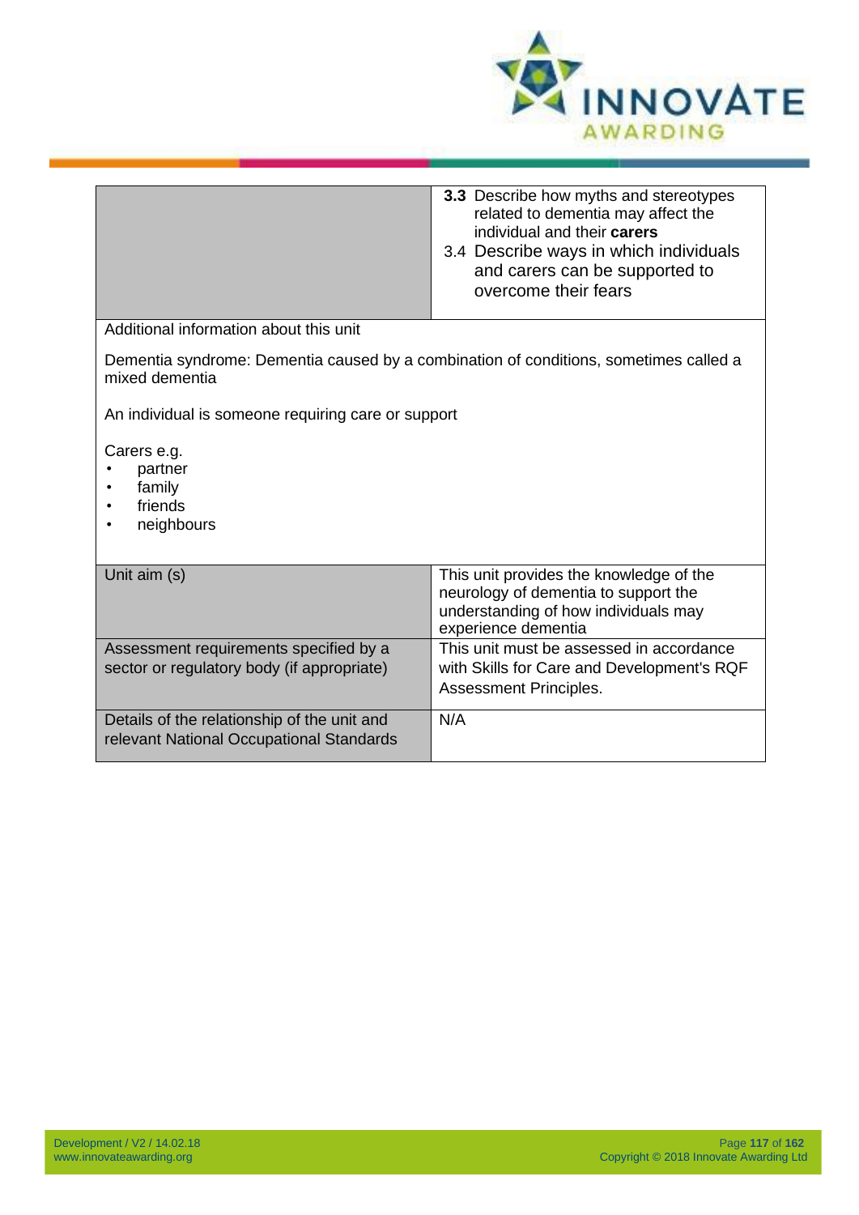| | |
|---|---|
| | **3.3** Describe how myths and stereotypes related to dementia may affect the individual and their **carers**<br>3.4 Describe ways in which individuals and carers can be supported to overcome their fears |

Additional information about this unit

Dementia syndrome: Dementia caused by a combination of conditions, sometimes called a mixed dementia

An individual is someone requiring care or support

Carers e.g.

- partner
- family
- friends
- neighbours

| | |
|---|---|
| Unit aim (s) | This unit provides the knowledge of the neurology of dementia to support the understanding of how individuals may experience dementia |
| Assessment requirements specified by a sector or regulatory body (if appropriate) | This unit must be assessed in accordance with Skills for Care and Development's RQF Assessment Principles. |
| Details of the relationship of the unit and relevant National Occupational Standards | N/A |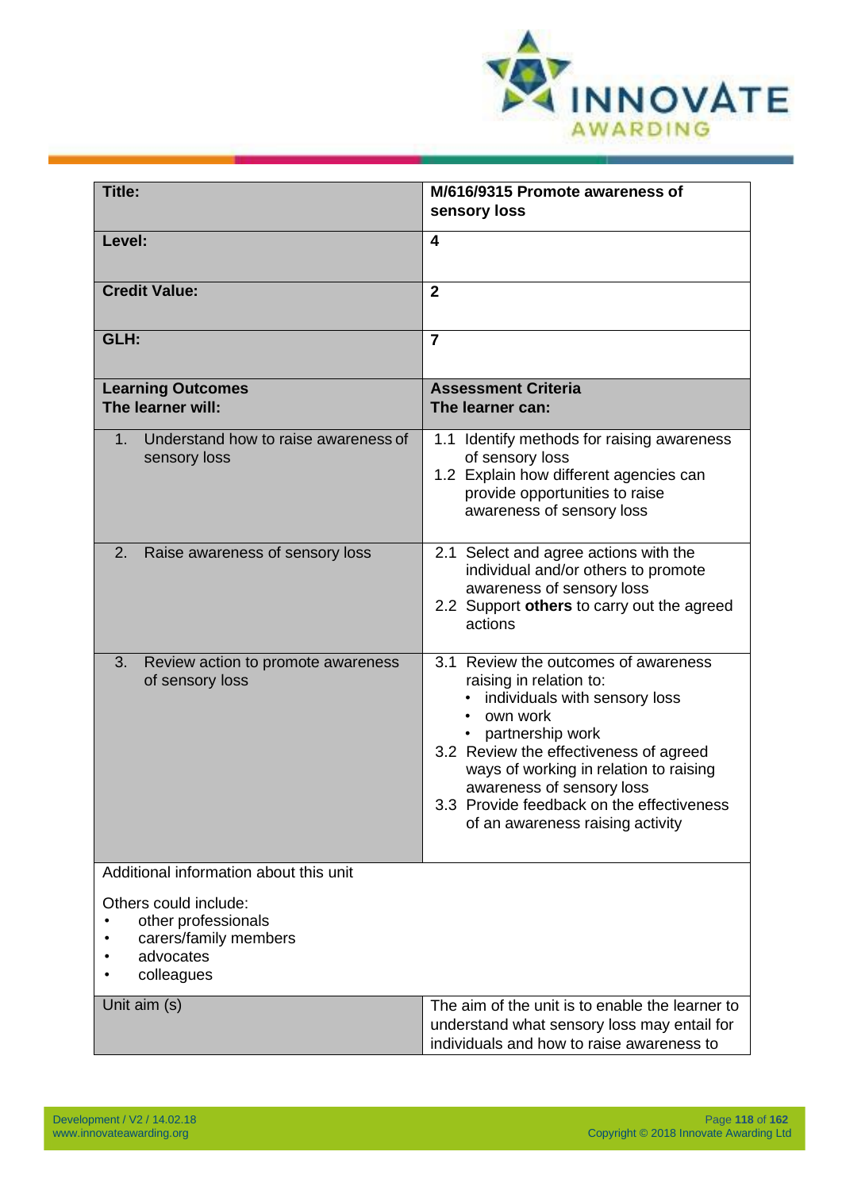| Title: | M/616/9315 Promote awareness of sensory loss |
|---|---|
| **Level:** | **4** |
| **Credit Value:** | **2** |
| **GLH:** | **7** |
| **Learning Outcomes**<br>**The learner will:** | **Assessment Criteria**<br>**The learner can:** |
| 1. Understand how to raise awareness of sensory loss | 1.1 Identify methods for raising awareness of sensory loss<br>1.2 Explain how different agencies can provide opportunities to raise awareness of sensory loss |
| 2. Raise awareness of sensory loss | 2.1 Select and agree actions with the individual and/or others to promote awareness of sensory loss<br>2.2 Support **others** to carry out the agreed actions |
| 3. Review action to promote awareness of sensory loss | 3.1 Review the outcomes of awareness raising in relation to:<br>• individuals with sensory loss<br>• own work<br>• partnership work<br>3.2 Review the effectiveness of agreed ways of working in relation to raising awareness of sensory loss<br>3.3 Provide feedback on the effectiveness of an awareness raising activity |
| Additional information about this unit<br><br>Others could include:<br>• other professionals<br>• carers/family members<br>• advocates<br>• colleagues | |
| Unit aim (s) | The aim of the unit is to enable the learner to understand what sensory loss may entail for individuals and how to raise awareness to |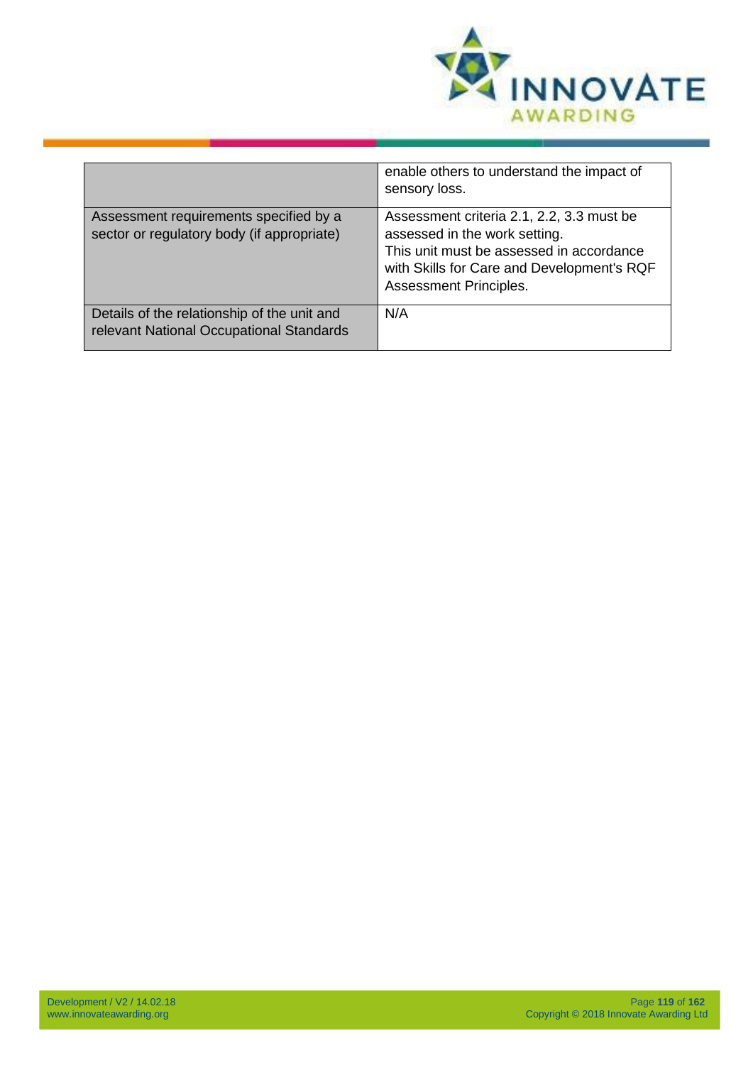| | |
|---|---|
| | enable others to understand the impact of sensory loss. |
| Assessment requirements specified by a sector or regulatory body (if appropriate) | Assessment criteria 2.1, 2.2, 3.3 must be assessed in the work setting.<br>This unit must be assessed in accordance with Skills for Care and Development's RQF Assessment Principles. |
| Details of the relationship of the unit and relevant National Occupational Standards | N/A |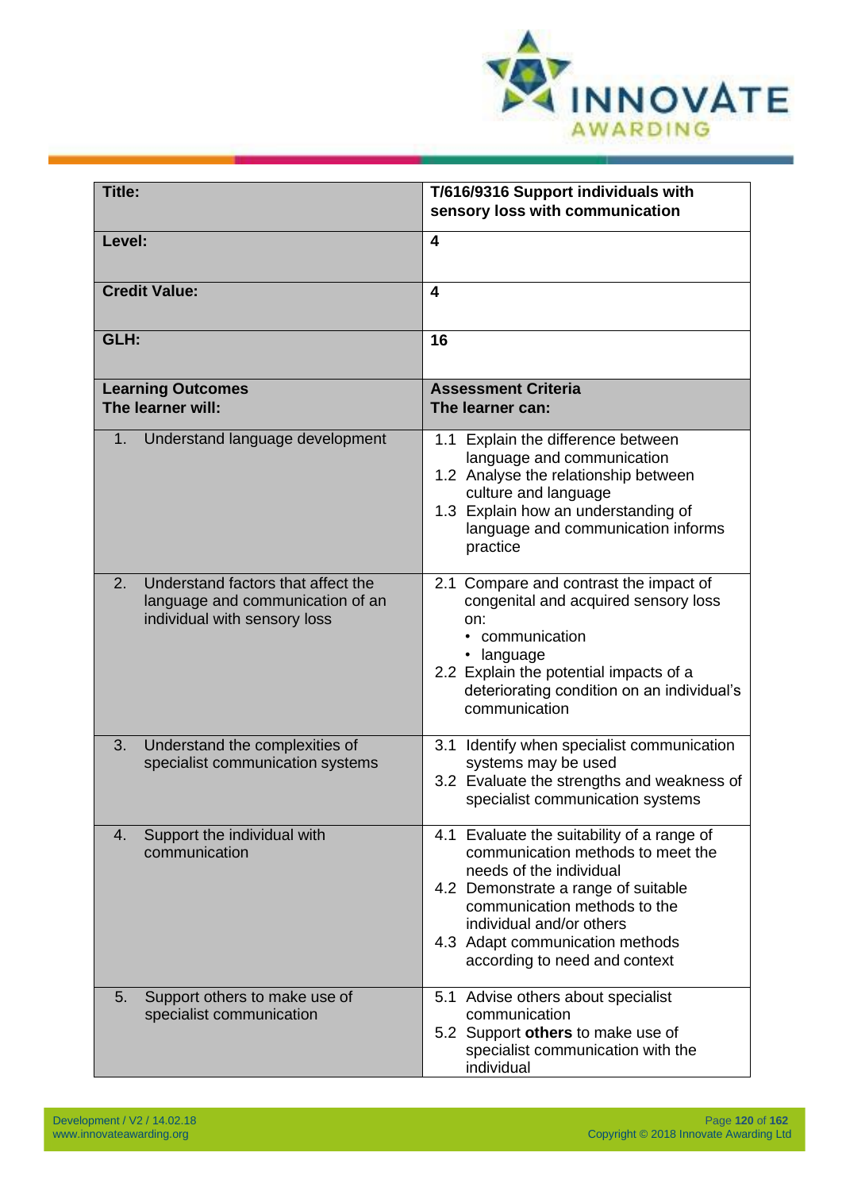| Title: | T/616/9316 Support individuals with sensory loss with communication |
|---|---|
| **Level:** | **4** |
| **Credit Value:** | **4** |
| **GLH:** | **16** |
| **Learning Outcomes**<br>**The learner will:** | **Assessment Criteria**<br>**The learner can:** |
| 1. Understand language development | 1.1 Explain the difference between language and communication<br>1.2 Analyse the relationship between culture and language<br>1.3 Explain how an understanding of language and communication informs practice |
| 2. Understand factors that affect the language and communication of an individual with sensory loss | 2.1 Compare and contrast the impact of congenital and acquired sensory loss on:<br>• communication<br>• language<br>2.2 Explain the potential impacts of a deteriorating condition on an individual's communication |
| 3. Understand the complexities of specialist communication systems | 3.1 Identify when specialist communication systems may be used<br>3.2 Evaluate the strengths and weakness of specialist communication systems |
| 4. Support the individual with communication | 4.1 Evaluate the suitability of a range of communication methods to meet the needs of the individual<br>4.2 Demonstrate a range of suitable communication methods to the individual and/or others<br>4.3 Adapt communication methods according to need and context |
| 5. Support others to make use of specialist communication | 5.1 Advise others about specialist communication<br>5.2 Support **others** to make use of specialist communication with the individual |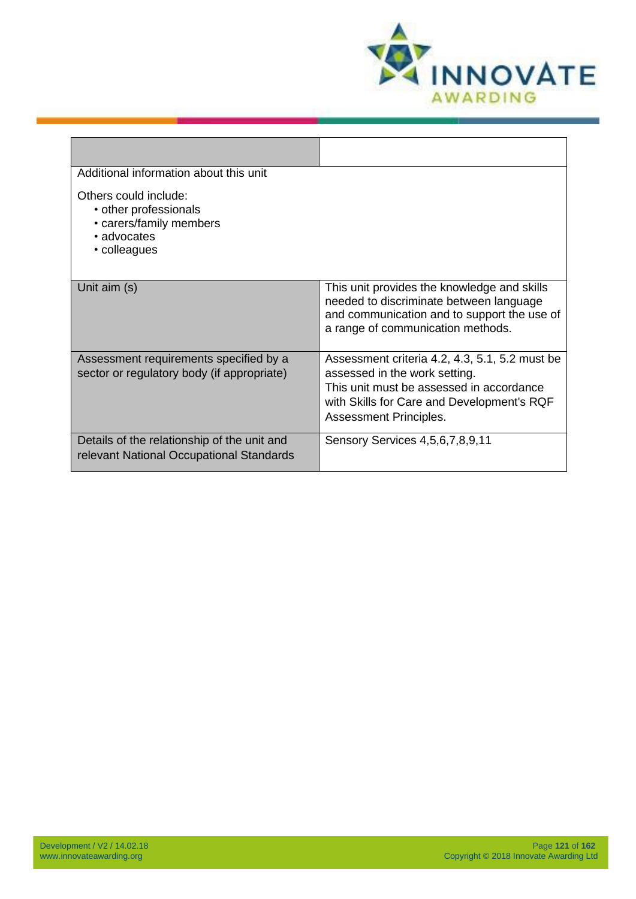| | |
|---|---|
| Additional information about this unit<br><br>Others could include:<br>• other professionals<br>• carers/family members<br>• advocates<br>• colleagues | |
| Unit aim (s) | This unit provides the knowledge and skills needed to discriminate between language and communication and to support the use of a range of communication methods. |
| Assessment requirements specified by a sector or regulatory body (if appropriate) | Assessment criteria 4.2, 4.3, 5.1, 5.2 must be assessed in the work setting.<br>This unit must be assessed in accordance with Skills for Care and Development's RQF Assessment Principles. |
| Details of the relationship of the unit and relevant National Occupational Standards | Sensory Services 4,5,6,7,8,9,11 |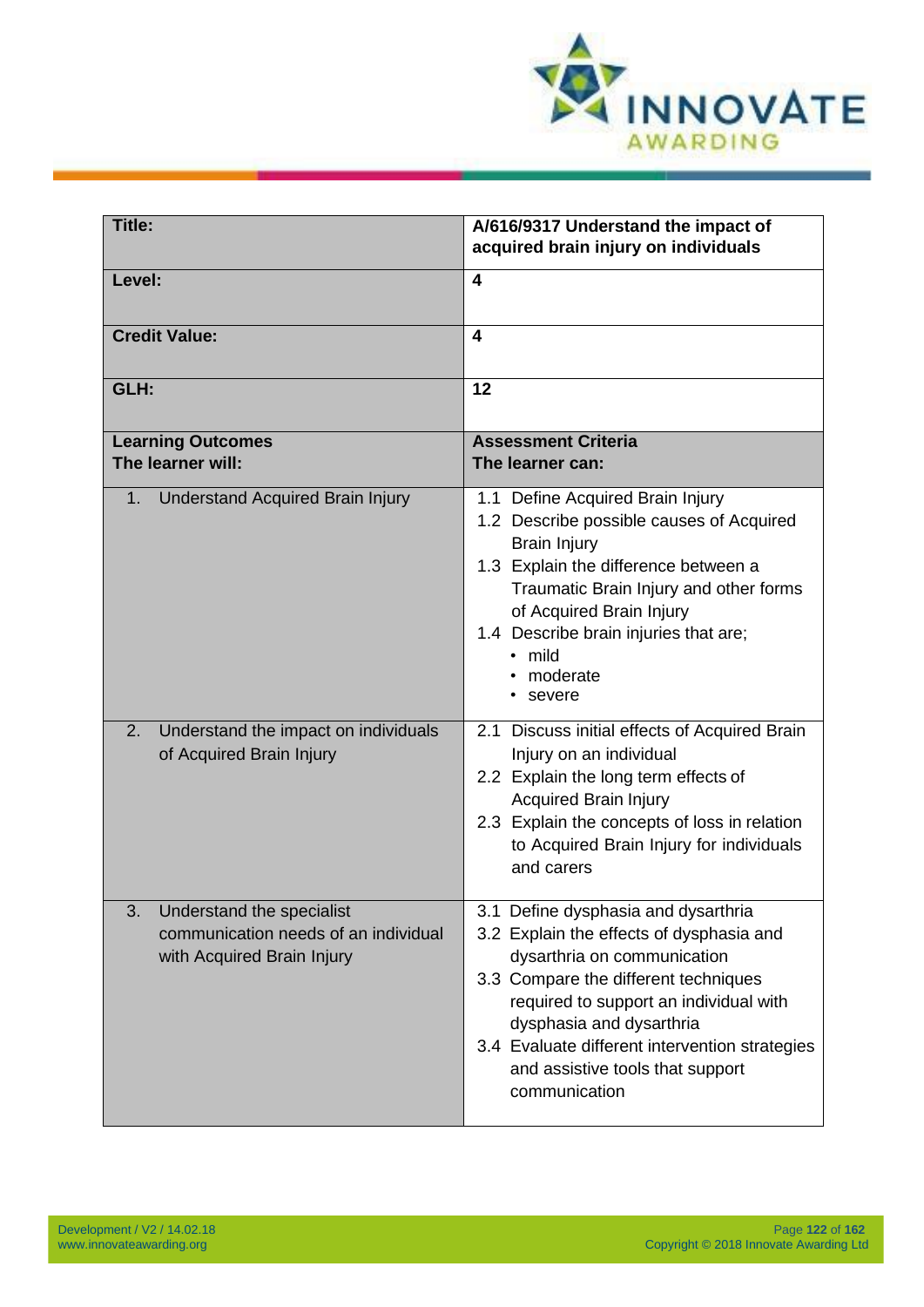| **Title:** | **A/616/9317 Understand the impact of acquired brain injury on individuals** |
|---|---|
| **Level:** | **4** |
| **Credit Value:** | **4** |
| **GLH:** | **12** |
| **Learning Outcomes**<br>**The learner will:** | **Assessment Criteria**<br>**The learner can:** |
| 1. Understand Acquired Brain Injury | 1.1 Define Acquired Brain Injury<br>1.2 Describe possible causes of Acquired Brain Injury<br>1.3 Explain the difference between a Traumatic Brain Injury and other forms of Acquired Brain Injury<br>1.4 Describe brain injuries that are;<br>• mild<br>• moderate<br>• severe |
| 2. Understand the impact on individuals of Acquired Brain Injury | 2.1 Discuss initial effects of Acquired Brain Injury on an individual<br>2.2 Explain the long term effects of Acquired Brain Injury<br>2.3 Explain the concepts of loss in relation to Acquired Brain Injury for individuals and carers |
| 3. Understand the specialist communication needs of an individual with Acquired Brain Injury | 3.1 Define dysphasia and dysarthria<br>3.2 Explain the effects of dysphasia and dysarthria on communication<br>3.3 Compare the different techniques required to support an individual with dysphasia and dysarthria<br>3.4 Evaluate different intervention strategies and assistive tools that support communication |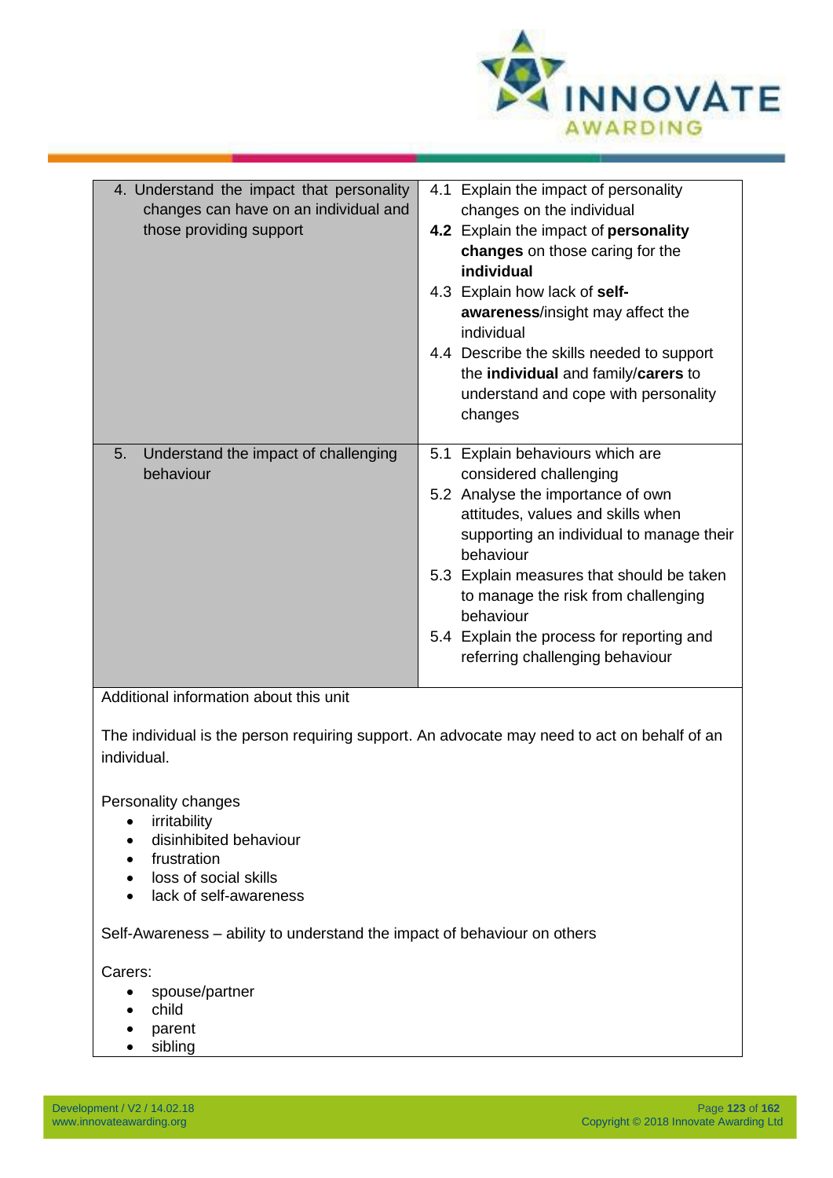| | |
|---|---|
| 4. Understand the impact that personality changes can have on an individual and those providing support | 4.1 Explain the impact of personality changes on the individual<br>**4.2** Explain the impact of **personality changes** on those caring for the **individual**<br>4.3 Explain how lack of **self-awareness**/insight may affect the individual<br>4.4 Describe the skills needed to support the **individual** and family/**carers** to understand and cope with personality changes |
| 5. Understand the impact of challenging behaviour | 5.1 Explain behaviours which are considered challenging<br>5.2 Analyse the importance of own attitudes, values and skills when supporting an individual to manage their behaviour<br>5.3 Explain measures that should be taken to manage the risk from challenging behaviour<br>5.4 Explain the process for reporting and referring challenging behaviour |

Additional information about this unit

The individual is the person requiring support. An advocate may need to act on behalf of an individual.

Personality changes

- irritability
- disinhibited behaviour
- frustration
- loss of social skills
- lack of self-awareness

Self-Awareness – ability to understand the impact of behaviour on others

Carers:

- spouse/partner
- child
- parent
- sibling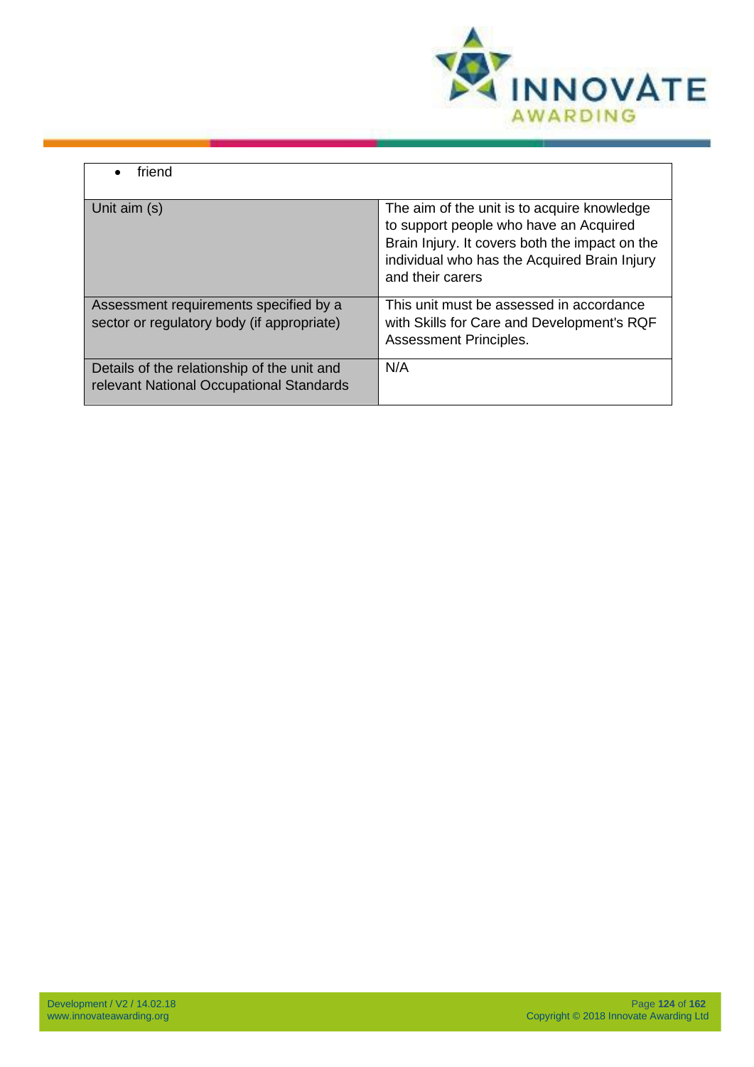| • friend | |
|---|---|
| Unit aim (s) | The aim of the unit is to acquire knowledge to support people who have an Acquired Brain Injury. It covers both the impact on the individual who has the Acquired Brain Injury and their carers |
| Assessment requirements specified by a sector or regulatory body (if appropriate) | This unit must be assessed in accordance with Skills for Care and Development's RQF Assessment Principles. |
| Details of the relationship of the unit and relevant National Occupational Standards | N/A |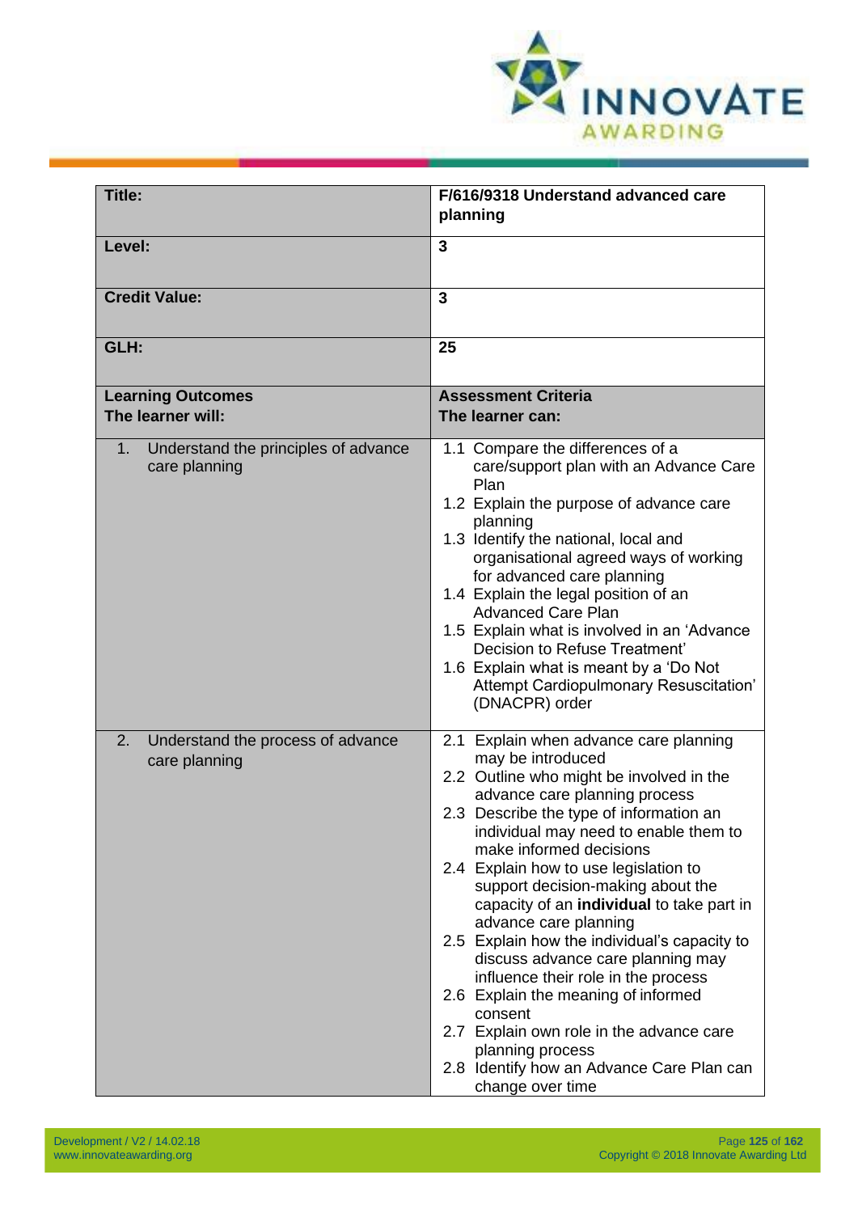| Title: | F/616/9318 Understand advanced care planning |
|---|---|
| **Level:** | **3** |
| **Credit Value:** | **3** |
| **GLH:** | **25** |
| **Learning Outcomes**<br>**The learner will:** | **Assessment Criteria**<br>**The learner can:** |
| 1. Understand the principles of advance care planning | 1.1 Compare the differences of a care/support plan with an Advance Care Plan<br>1.2 Explain the purpose of advance care planning<br>1.3 Identify the national, local and organisational agreed ways of working for advanced care planning<br>1.4 Explain the legal position of an Advanced Care Plan<br>1.5 Explain what is involved in an 'Advance Decision to Refuse Treatment'<br>1.6 Explain what is meant by a 'Do Not Attempt Cardiopulmonary Resuscitation' (DNACPR) order |
| 2. Understand the process of advance care planning | 2.1 Explain when advance care planning may be introduced<br>2.2 Outline who might be involved in the advance care planning process<br>2.3 Describe the type of information an individual may need to enable them to make informed decisions<br>2.4 Explain how to use legislation to support decision-making about the capacity of an **individual** to take part in advance care planning<br>2.5 Explain how the individual's capacity to discuss advance care planning may influence their role in the process<br>2.6 Explain the meaning of informed consent<br>2.7 Explain own role in the advance care planning process<br>2.8 Identify how an Advance Care Plan can change over time |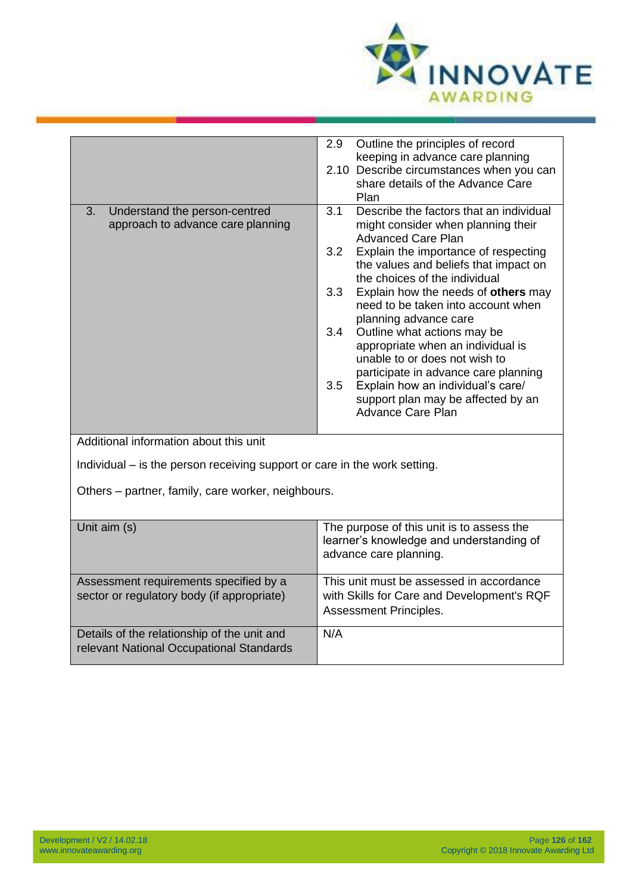| Learning outcomes | Assessment criteria |
|---|---|
| | 2.9 Outline the principles of record keeping in advance care planning<br>2.10 Describe circumstances when you can share details of the Advance Care Plan |
| 3. Understand the person-centred approach to advance care planning | 3.1 Describe the factors that an individual might consider when planning their Advanced Care Plan<br>3.2 Explain the importance of respecting the values and beliefs that impact on the choices of the individual<br>3.3 Explain how the needs of **others** may need to be taken into account when planning advance care<br>3.4 Outline what actions may be appropriate when an individual is unable to or does not wish to participate in advance care planning<br>3.5 Explain how an individual's care/ support plan may be affected by an Advance Care Plan |

Additional information about this unit

Individual – is the person receiving support or care in the work setting.

Others – partner, family, care worker, neighbours.

| | |
|---|---|
| Unit aim (s) | The purpose of this unit is to assess the learner's knowledge and understanding of advance care planning. |
| Assessment requirements specified by a sector or regulatory body (if appropriate) | This unit must be assessed in accordance with Skills for Care and Development's RQF Assessment Principles. |
| Details of the relationship of the unit and relevant National Occupational Standards | N/A |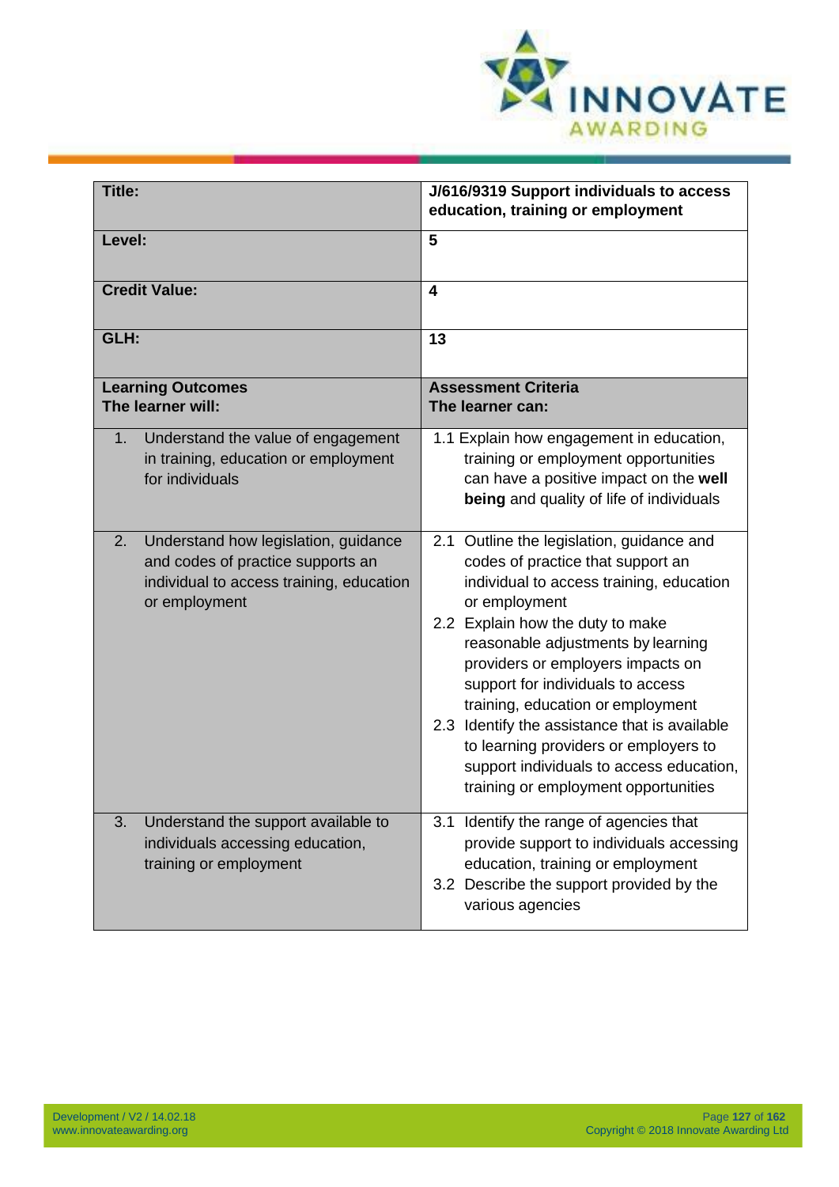| **Title:** | **J/616/9319 Support individuals to access education, training or employment** |
|---|---|
| **Level:** | **5** |
| **Credit Value:** | **4** |
| **GLH:** | **13** |
| **Learning Outcomes**<br>**The learner will:** | **Assessment Criteria**<br>**The learner can:** |
| 1. Understand the value of engagement in training, education or employment for individuals | 1.1 Explain how engagement in education, training or employment opportunities can have a positive impact on the **well being** and quality of life of individuals |
| 2. Understand how legislation, guidance and codes of practice supports an individual to access training, education or employment | 2.1 Outline the legislation, guidance and codes of practice that support an individual to access training, education or employment<br>2.2 Explain how the duty to make reasonable adjustments by learning providers or employers impacts on support for individuals to access training, education or employment<br>2.3 Identify the assistance that is available to learning providers or employers to support individuals to access education, training or employment opportunities |
| 3. Understand the support available to individuals accessing education, training or employment | 3.1 Identify the range of agencies that provide support to individuals accessing education, training or employment<br>3.2 Describe the support provided by the various agencies |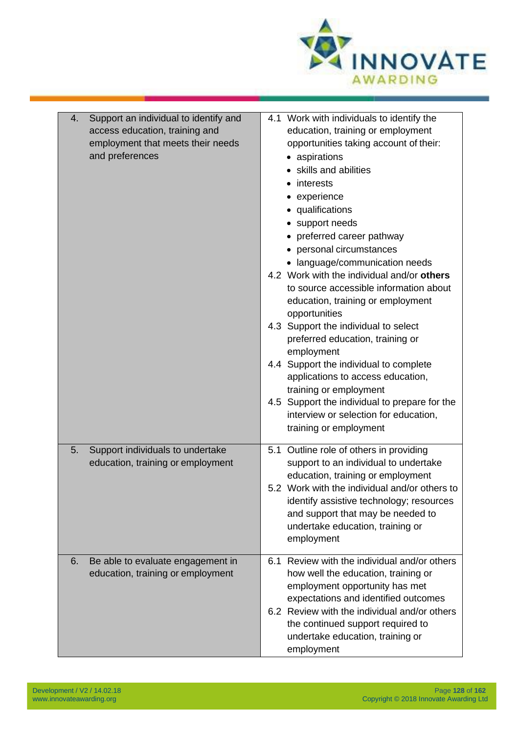| | |
|---|---|
| 4. Support an individual to identify and access education, training and employment that meets their needs and preferences | 4.1 Work with individuals to identify the education, training or employment opportunities taking account of their:<br>• aspirations<br>• skills and abilities<br>• interests<br>• experience<br>• qualifications<br>• support needs<br>• preferred career pathway<br>• personal circumstances<br>• language/communication needs<br>4.2 Work with the individual and/or **others** to source accessible information about education, training or employment opportunities<br>4.3 Support the individual to select preferred education, training or employment<br>4.4 Support the individual to complete applications to access education, training or employment<br>4.5 Support the individual to prepare for the interview or selection for education, training or employment |
| 5. Support individuals to undertake education, training or employment | 5.1 Outline role of others in providing support to an individual to undertake education, training or employment<br>5.2 Work with the individual and/or others to identify assistive technology; resources and support that may be needed to undertake education, training or employment |
| 6. Be able to evaluate engagement in education, training or employment | 6.1 Review with the individual and/or others how well the education, training or employment opportunity has met expectations and identified outcomes<br>6.2 Review with the individual and/or others the continued support required to undertake education, training or employment |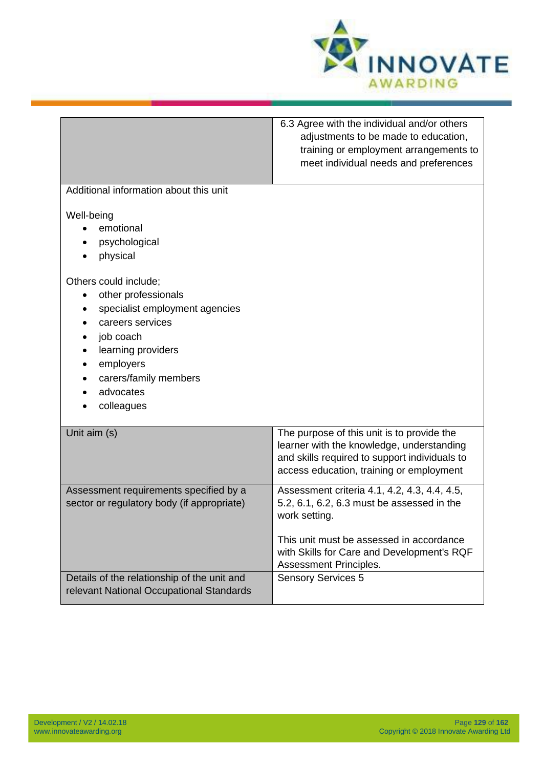| | |
|---|---|
| | 6.3 Agree with the individual and/or others adjustments to be made to education, training or employment arrangements to meet individual needs and preferences |
| Additional information about this unit<br><br>Well-being<br>• emotional<br>• psychological<br>• physical<br><br>Others could include;<br>• other professionals<br>• specialist employment agencies<br>• careers services<br>• job coach<br>• learning providers<br>• employers<br>• carers/family members<br>• advocates<br>• colleagues | |
| Unit aim (s) | The purpose of this unit is to provide the learner with the knowledge, understanding and skills required to support individuals to access education, training or employment |
| Assessment requirements specified by a sector or regulatory body (if appropriate) | Assessment criteria 4.1, 4.2, 4.3, 4.4, 4.5, 5.2, 6.1, 6.2, 6.3 must be assessed in the work setting.<br><br>This unit must be assessed in accordance with Skills for Care and Development's RQF Assessment Principles. |
| Details of the relationship of the unit and relevant National Occupational Standards | Sensory Services 5 |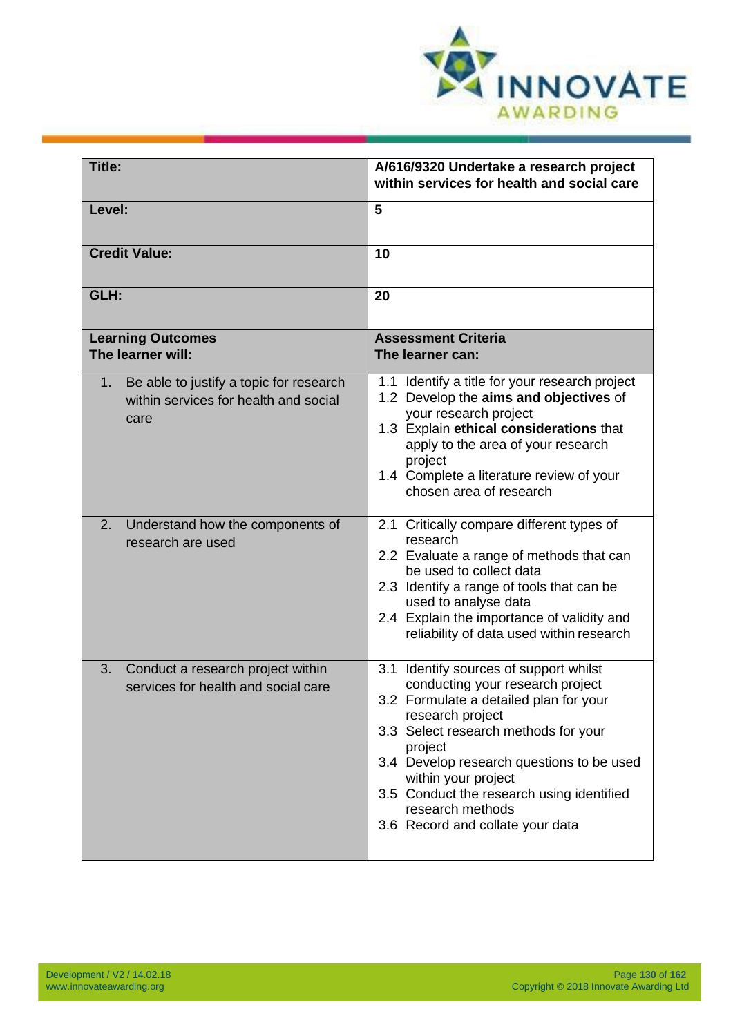| **Title:** | **A/616/9320 Undertake a research project within services for health and social care** |
|---|---|
| **Level:** | **5** |
| **Credit Value:** | **10** |
| **GLH:** | **20** |
| **Learning Outcomes**<br>**The learner will:** | **Assessment Criteria**<br>**The learner can:** |
| 1. Be able to justify a topic for research within services for health and social care | 1.1 Identify a title for your research project<br>1.2 Develop the **aims and objectives** of your research project<br>1.3 Explain **ethical considerations** that apply to the area of your research project<br>1.4 Complete a literature review of your chosen area of research |
| 2. Understand how the components of research are used | 2.1 Critically compare different types of research<br>2.2 Evaluate a range of methods that can be used to collect data<br>2.3 Identify a range of tools that can be used to analyse data<br>2.4 Explain the importance of validity and reliability of data used within research |
| 3. Conduct a research project within services for health and social care | 3.1 Identify sources of support whilst conducting your research project<br>3.2 Formulate a detailed plan for your research project<br>3.3 Select research methods for your project<br>3.4 Develop research questions to be used within your project<br>3.5 Conduct the research using identified research methods<br>3.6 Record and collate your data |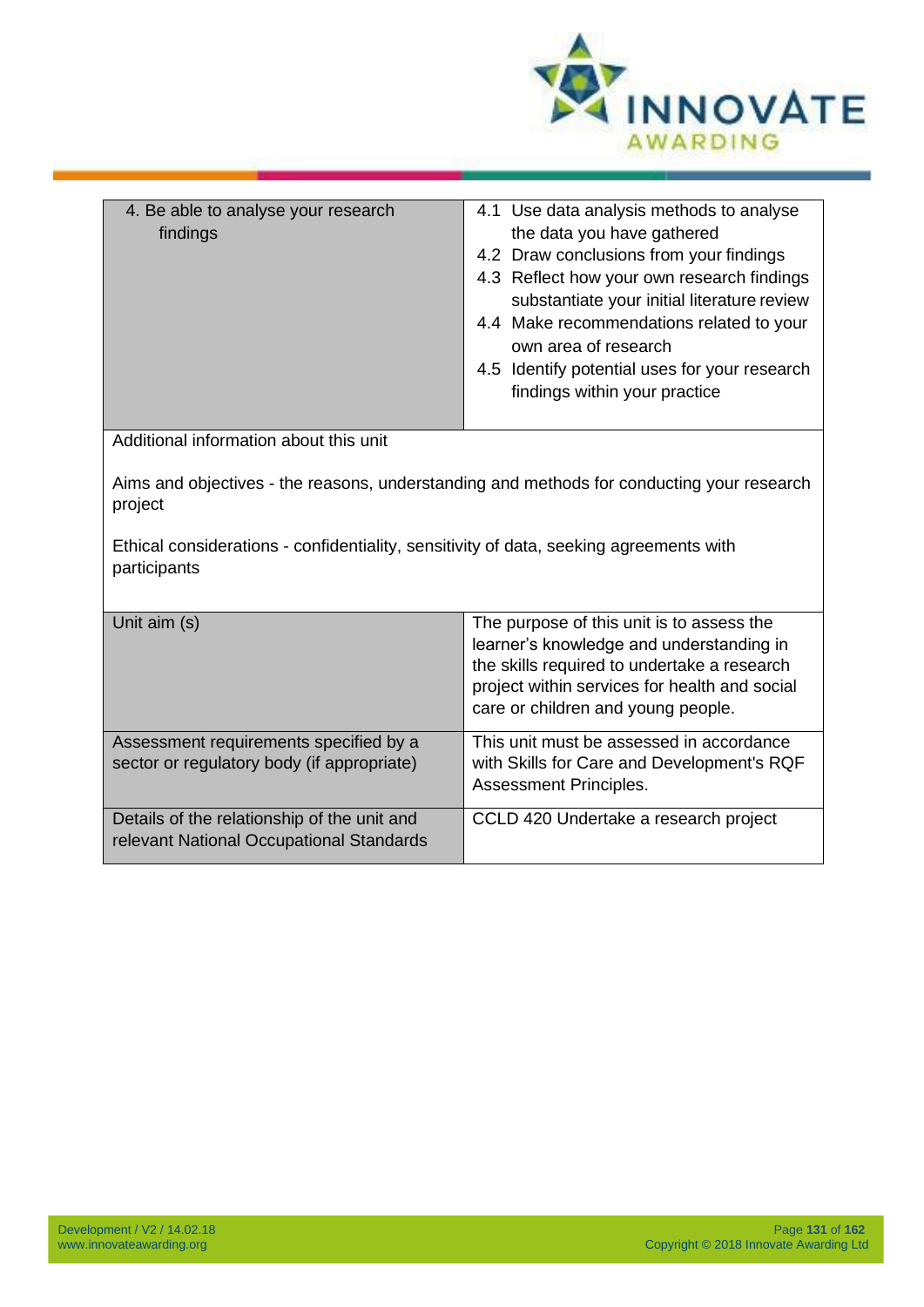| 4. Be able to analyse your research findings | 4.1 Use data analysis methods to analyse the data you have gathered<br>4.2 Draw conclusions from your findings<br>4.3 Reflect how your own research findings substantiate your initial literature review<br>4.4 Make recommendations related to your own area of research<br>4.5 Identify potential uses for your research findings within your practice |
|---|---|

Additional information about this unit

Aims and objectives - the reasons, understanding and methods for conducting your research project

Ethical considerations - confidentiality, sensitivity of data, seeking agreements with participants

| Unit aim (s) | The purpose of this unit is to assess the learner's knowledge and understanding in the skills required to undertake a research project within services for health and social care or children and young people. |
|---|---|
| Assessment requirements specified by a sector or regulatory body (if appropriate) | This unit must be assessed in accordance with Skills for Care and Development's RQF Assessment Principles. |
| Details of the relationship of the unit and relevant National Occupational Standards | CCLD 420 Undertake a research project |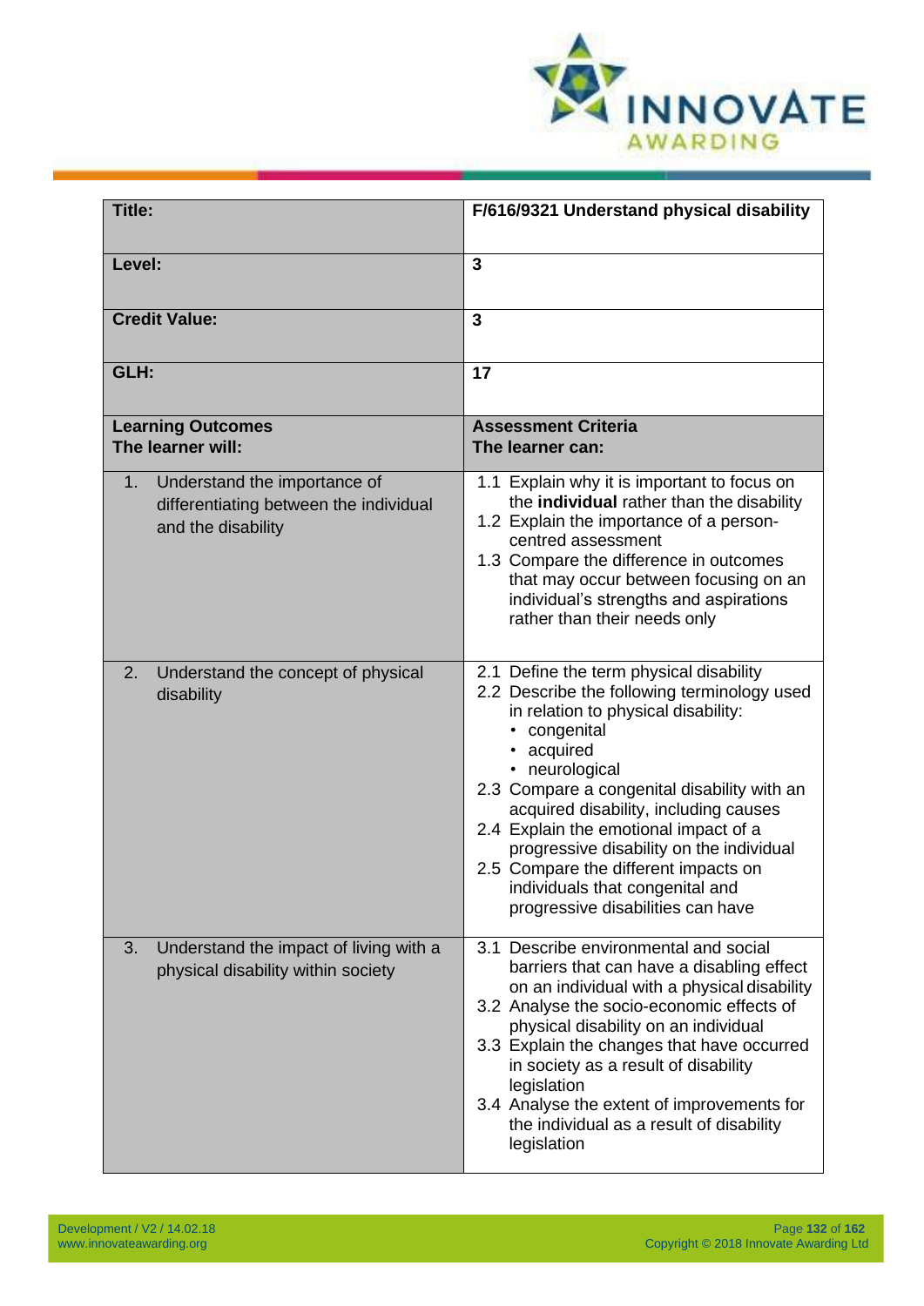| Title: | F/616/9321 Understand physical disability |
|---|---|
| Level: | 3 |
| Credit Value: | 3 |
| GLH: | 17 |
| **Learning Outcomes**<br>**The learner will:** | **Assessment Criteria**<br>**The learner can:** |
| 1. Understand the importance of differentiating between the individual and the disability | 1.1 Explain why it is important to focus on the **individual** rather than the disability<br>1.2 Explain the importance of a person-centred assessment<br>1.3 Compare the difference in outcomes that may occur between focusing on an individual's strengths and aspirations rather than their needs only |
| 2. Understand the concept of physical disability | 2.1 Define the term physical disability<br>2.2 Describe the following terminology used in relation to physical disability:<br>• congenital<br>• acquired<br>• neurological<br>2.3 Compare a congenital disability with an acquired disability, including causes<br>2.4 Explain the emotional impact of a progressive disability on the individual<br>2.5 Compare the different impacts on individuals that congenital and progressive disabilities can have |
| 3. Understand the impact of living with a physical disability within society | 3.1 Describe environmental and social barriers that can have a disabling effect on an individual with a physical disability<br>3.2 Analyse the socio-economic effects of physical disability on an individual<br>3.3 Explain the changes that have occurred in society as a result of disability legislation<br>3.4 Analyse the extent of improvements for the individual as a result of disability legislation |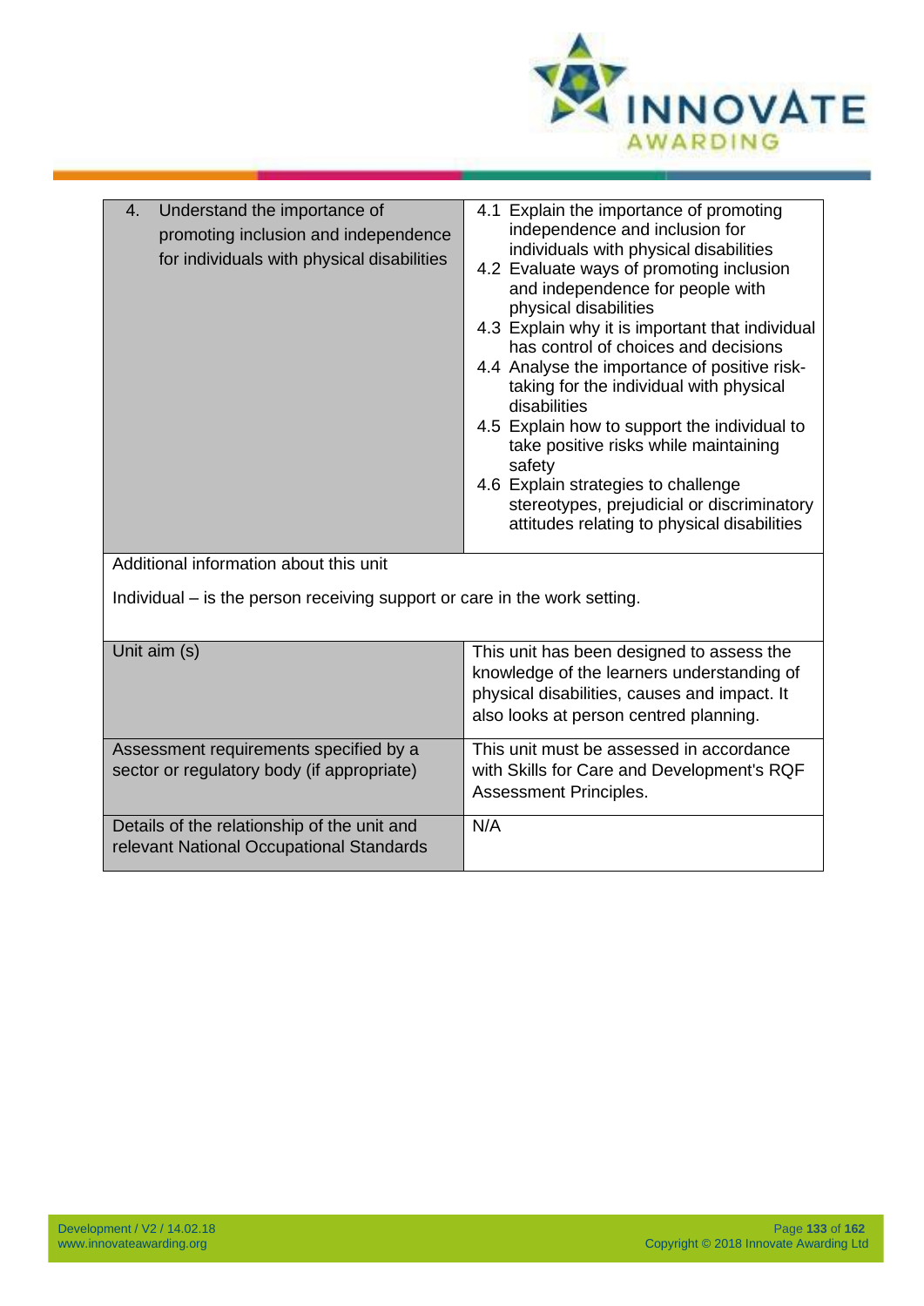| | |
|---|---|
| 4. Understand the importance of promoting inclusion and independence for individuals with physical disabilities | 4.1 Explain the importance of promoting independence and inclusion for individuals with physical disabilities<br>4.2 Evaluate ways of promoting inclusion and independence for people with physical disabilities<br>4.3 Explain why it is important that individual has control of choices and decisions<br>4.4 Analyse the importance of positive risk-taking for the individual with physical disabilities<br>4.5 Explain how to support the individual to take positive risks while maintaining safety<br>4.6 Explain strategies to challenge stereotypes, prejudicial or discriminatory attitudes relating to physical disabilities |
| Additional information about this unit<br><br>Individual – is the person receiving support or care in the work setting. | |
| Unit aim (s) | This unit has been designed to assess the knowledge of the learners understanding of physical disabilities, causes and impact. It also looks at person centred planning. |
| Assessment requirements specified by a sector or regulatory body (if appropriate) | This unit must be assessed in accordance with Skills for Care and Development's RQF Assessment Principles. |
| Details of the relationship of the unit and relevant National Occupational Standards | N/A |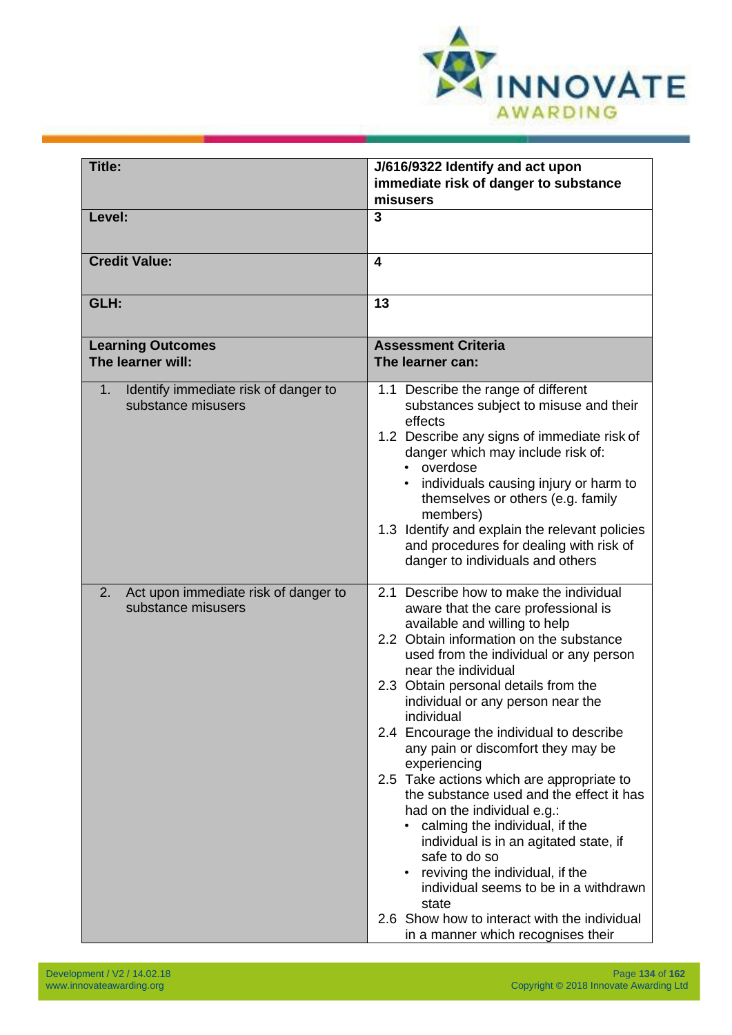| Title: | J/616/9322 Identify and act upon immediate risk of danger to substance misusers |
|---|---|
| Level: | 3 |
| Credit Value: | 4 |
| GLH: | 13 |
| **Learning Outcomes**<br>**The learner will:** | **Assessment Criteria**<br>**The learner can:** |
| 1. Identify immediate risk of danger to substance misusers | 1.1 Describe the range of different substances subject to misuse and their effects<br>1.2 Describe any signs of immediate risk of danger which may include risk of:<br>• overdose<br>• individuals causing injury or harm to themselves or others (e.g. family members)<br>1.3 Identify and explain the relevant policies and procedures for dealing with risk of danger to individuals and others |
| 2. Act upon immediate risk of danger to substance misusers | 2.1 Describe how to make the individual aware that the care professional is available and willing to help<br>2.2 Obtain information on the substance used from the individual or any person near the individual<br>2.3 Obtain personal details from the individual or any person near the individual<br>2.4 Encourage the individual to describe any pain or discomfort they may be experiencing<br>2.5 Take actions which are appropriate to the substance used and the effect it has had on the individual e.g.:<br>• calming the individual, if the individual is in an agitated state, if safe to do so<br>• reviving the individual, if the individual seems to be in a withdrawn state<br>2.6 Show how to interact with the individual in a manner which recognises their |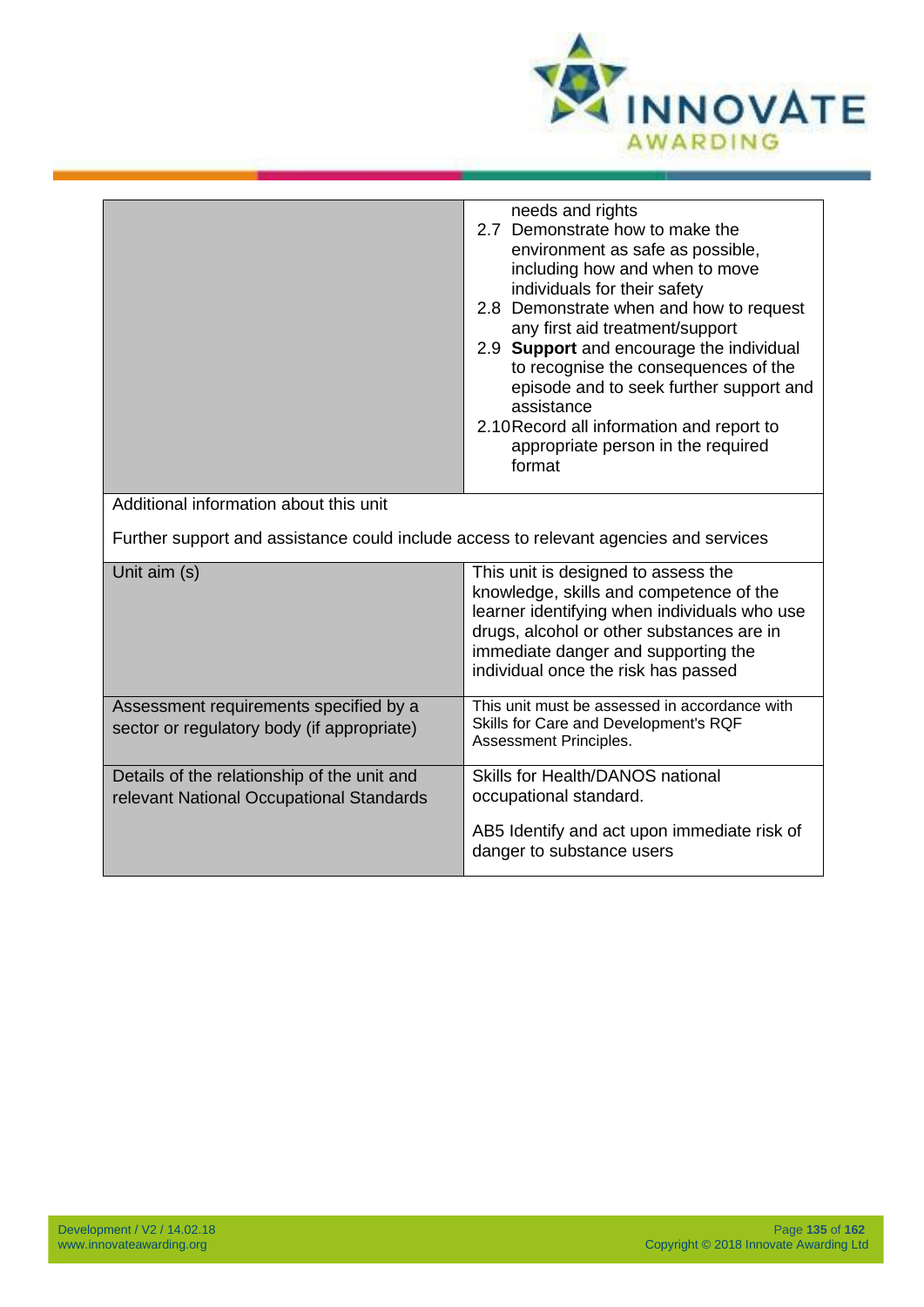| | |
|---|---|
| | needs and rights<br>2.7 Demonstrate how to make the environment as safe as possible, including how and when to move individuals for their safety<br>2.8 Demonstrate when and how to request any first aid treatment/support<br>2.9 **Support** and encourage the individual to recognise the consequences of the episode and to seek further support and assistance<br>2.10 Record all information and report to appropriate person in the required format |
| Additional information about this unit<br><br>Further support and assistance could include access to relevant agencies and services | |
| Unit aim (s) | This unit is designed to assess the knowledge, skills and competence of the learner identifying when individuals who use drugs, alcohol or other substances are in immediate danger and supporting the individual once the risk has passed |
| Assessment requirements specified by a sector or regulatory body (if appropriate) | This unit must be assessed in accordance with Skills for Care and Development's RQF Assessment Principles. |
| Details of the relationship of the unit and relevant National Occupational Standards | Skills for Health/DANOS national occupational standard.<br><br>AB5 Identify and act upon immediate risk of danger to substance users |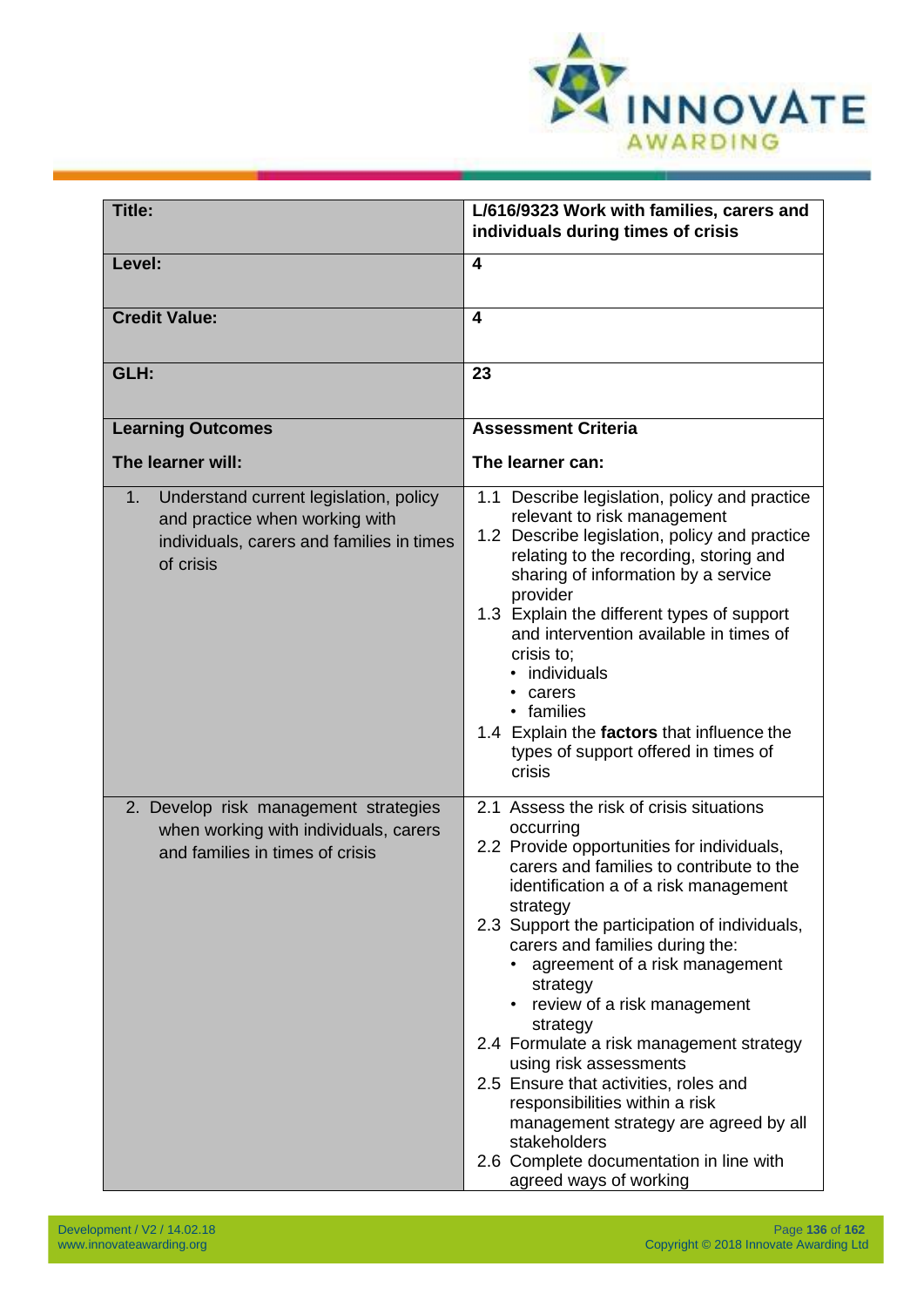| Title: | L/616/9323 Work with families, carers and individuals during times of crisis |
| --- | --- |
| **Level:** | **4** |
| **Credit Value:** | **4** |
| **GLH:** | **23** |
| **Learning Outcomes**<br><br>**The learner will:** | **Assessment Criteria**<br><br>**The learner can:** |
| 1. Understand current legislation, policy and practice when working with individuals, carers and families in times of crisis | 1.1 Describe legislation, policy and practice relevant to risk management<br>1.2 Describe legislation, policy and practice relating to the recording, storing and sharing of information by a service provider<br>1.3 Explain the different types of support and intervention available in times of crisis to;<br>• individuals<br>• carers<br>• families<br>1.4 Explain the **factors** that influence the types of support offered in times of crisis |
| 2. Develop risk management strategies when working with individuals, carers and families in times of crisis | 2.1 Assess the risk of crisis situations occurring<br>2.2 Provide opportunities for individuals, carers and families to contribute to the identification a of a risk management strategy<br>2.3 Support the participation of individuals, carers and families during the:<br>• agreement of a risk management strategy<br>• review of a risk management strategy<br>2.4 Formulate a risk management strategy using risk assessments<br>2.5 Ensure that activities, roles and responsibilities within a risk management strategy are agreed by all stakeholders<br>2.6 Complete documentation in line with agreed ways of working |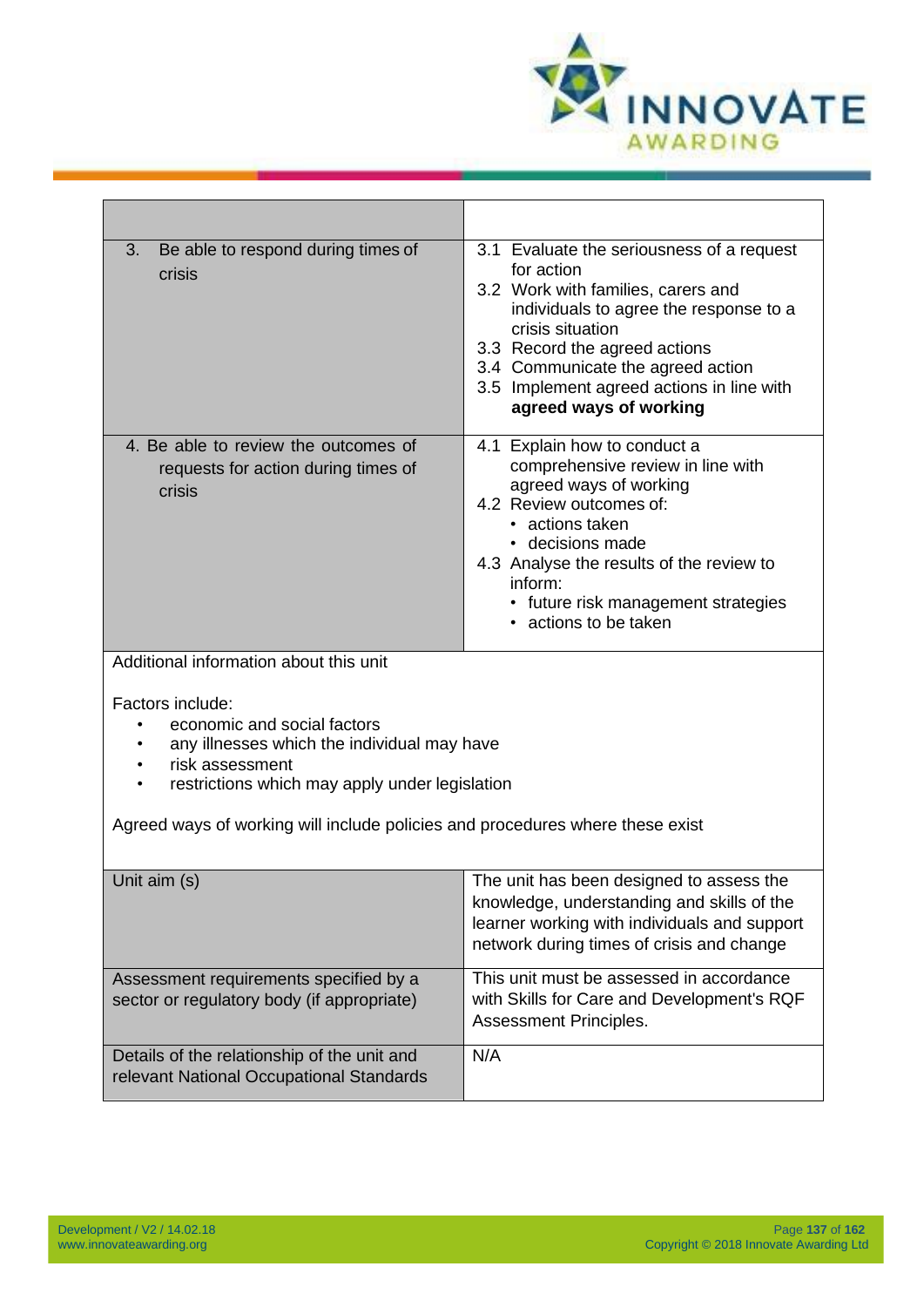| | |
|---|---|
| 3. Be able to respond during times of crisis | 3.1 Evaluate the seriousness of a request for action<br>3.2 Work with families, carers and individuals to agree the response to a crisis situation<br>3.3 Record the agreed actions<br>3.4 Communicate the agreed action<br>3.5 Implement agreed actions in line with **agreed ways of working** |
| 4. Be able to review the outcomes of requests for action during times of crisis | 4.1 Explain how to conduct a comprehensive review in line with agreed ways of working<br>4.2 Review outcomes of:<br>• actions taken<br>• decisions made<br>4.3 Analyse the results of the review to inform:<br>• future risk management strategies<br>• actions to be taken |

Additional information about this unit

Factors include:

- economic and social factors
- any illnesses which the individual may have
- risk assessment
- restrictions which may apply under legislation

Agreed ways of working will include policies and procedures where these exist

| | |
|---|---|
| Unit aim (s) | The unit has been designed to assess the knowledge, understanding and skills of the learner working with individuals and support network during times of crisis and change |
| Assessment requirements specified by a sector or regulatory body (if appropriate) | This unit must be assessed in accordance with Skills for Care and Development's RQF Assessment Principles. |
| Details of the relationship of the unit and relevant National Occupational Standards | N/A |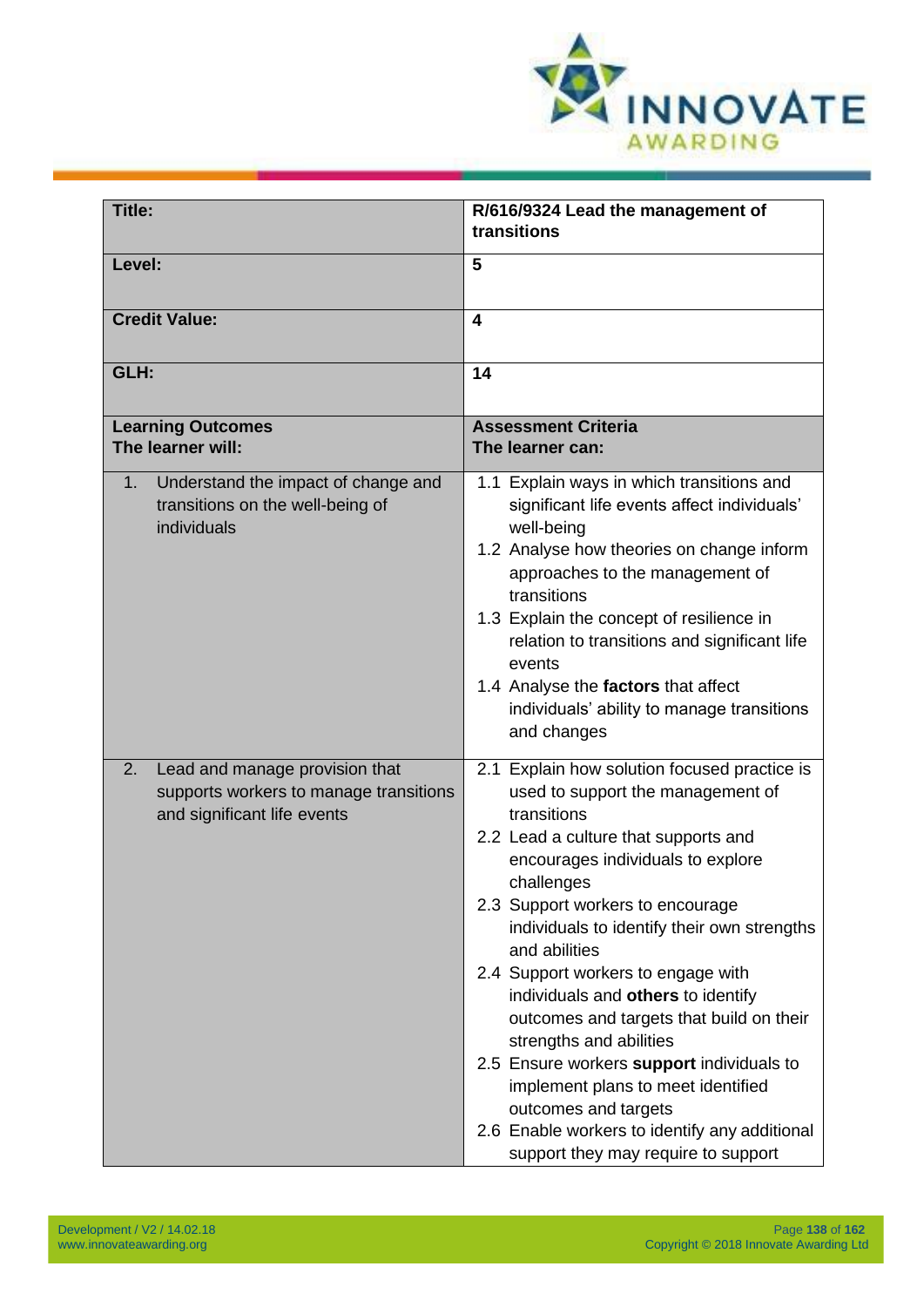| **Title:** | **R/616/9324 Lead the management of transitions** |
|---|---|
| **Level:** | **5** |
| **Credit Value:** | **4** |
| **GLH:** | **14** |
| **Learning Outcomes**<br>**The learner will:** | **Assessment Criteria**<br>**The learner can:** |
| 1. Understand the impact of change and transitions on the well-being of individuals | 1.1 Explain ways in which transitions and significant life events affect individuals' well-being<br>1.2 Analyse how theories on change inform approaches to the management of transitions<br>1.3 Explain the concept of resilience in relation to transitions and significant life events<br>1.4 Analyse the **factors** that affect individuals' ability to manage transitions and changes |
| 2. Lead and manage provision that supports workers to manage transitions and significant life events | 2.1 Explain how solution focused practice is used to support the management of transitions<br>2.2 Lead a culture that supports and encourages individuals to explore challenges<br>2.3 Support workers to encourage individuals to identify their own strengths and abilities<br>2.4 Support workers to engage with individuals and **others** to identify outcomes and targets that build on their strengths and abilities<br>2.5 Ensure workers **support** individuals to implement plans to meet identified outcomes and targets<br>2.6 Enable workers to identify any additional support they may require to support |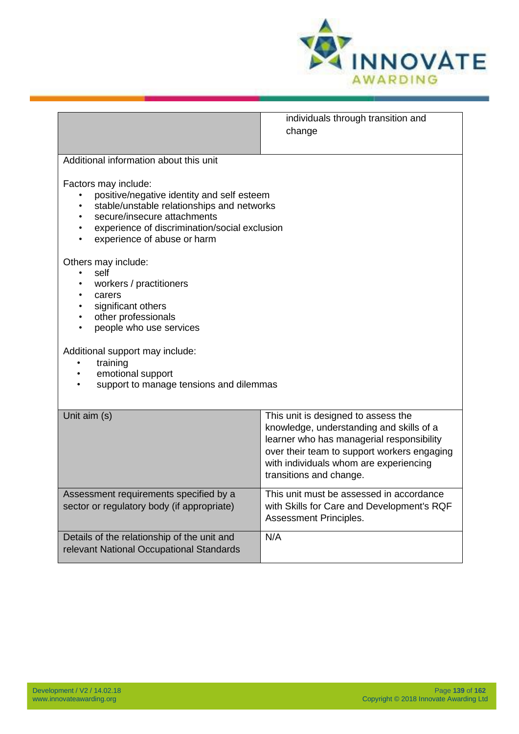| | individuals through transition and change |
|---|---|

Additional information about this unit

Factors may include:

- positive/negative identity and self esteem
- stable/unstable relationships and networks
- secure/insecure attachments
- experience of discrimination/social exclusion
- experience of abuse or harm

Others may include:

- self
- workers / practitioners
- carers
- significant others
- other professionals
- people who use services

Additional support may include:

- training
- emotional support
- support to manage tensions and dilemmas

| | |
|---|---|
| Unit aim (s) | This unit is designed to assess the knowledge, understanding and skills of a learner who has managerial responsibility over their team to support workers engaging with individuals whom are experiencing transitions and change. |
| Assessment requirements specified by a sector or regulatory body (if appropriate) | This unit must be assessed in accordance with Skills for Care and Development's RQF Assessment Principles. |
| Details of the relationship of the unit and relevant National Occupational Standards | N/A |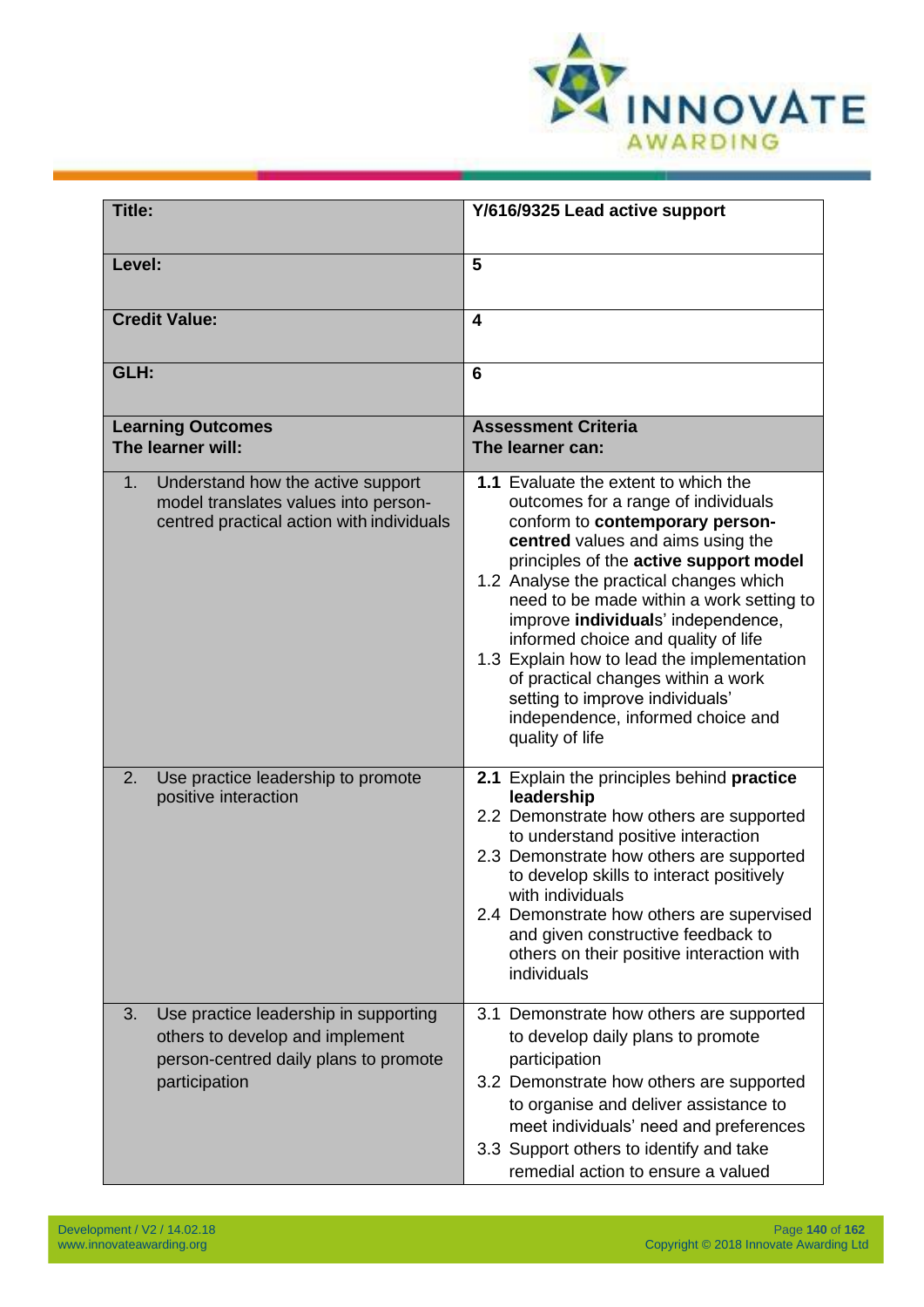| Title: | Y/616/9325 Lead active support |
|---|---|
| **Level:** | **5** |
| **Credit Value:** | **4** |
| **GLH:** | **6** |
| **Learning Outcomes**<br>**The learner will:** | **Assessment Criteria**<br>**The learner can:** |
| 1. Understand how the active support model translates values into person-centred practical action with individuals | **1.1** Evaluate the extent to which the outcomes for a range of individuals conform to **contemporary person-centred** values and aims using the principles of the **active support model**<br>1.2 Analyse the practical changes which need to be made within a work setting to improve **individual**s' independence, informed choice and quality of life<br>1.3 Explain how to lead the implementation of practical changes within a work setting to improve individuals' independence, informed choice and quality of life |
| 2. Use practice leadership to promote positive interaction | **2.1** Explain the principles behind **practice leadership**<br>2.2 Demonstrate how others are supported to understand positive interaction<br>2.3 Demonstrate how others are supported to develop skills to interact positively with individuals<br>2.4 Demonstrate how others are supervised and given constructive feedback to others on their positive interaction with individuals |
| 3. Use practice leadership in supporting others to develop and implement person-centred daily plans to promote participation | 3.1 Demonstrate how others are supported to develop daily plans to promote participation<br>3.2 Demonstrate how others are supported to organise and deliver assistance to meet individuals' need and preferences<br>3.3 Support others to identify and take remedial action to ensure a valued |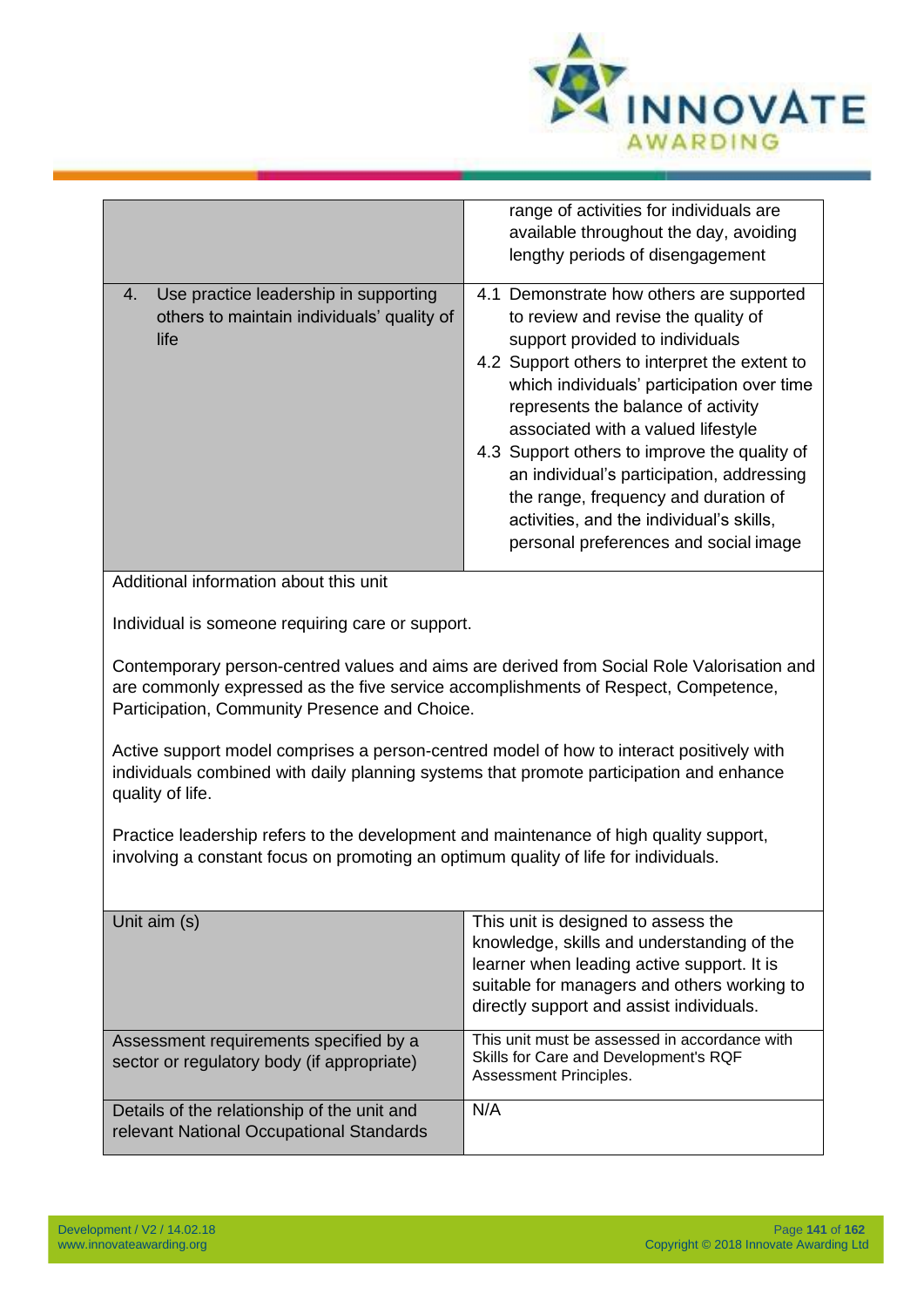| | |
|---|---|
| | range of activities for individuals are available throughout the day, avoiding lengthy periods of disengagement |
| 4. Use practice leadership in supporting others to maintain individuals' quality of life | 4.1 Demonstrate how others are supported to review and revise the quality of support provided to individuals<br>4.2 Support others to interpret the extent to which individuals' participation over time represents the balance of activity associated with a valued lifestyle<br>4.3 Support others to improve the quality of an individual's participation, addressing the range, frequency and duration of activities, and the individual's skills, personal preferences and social image |

Additional information about this unit

Individual is someone requiring care or support.

Contemporary person-centred values and aims are derived from Social Role Valorisation and are commonly expressed as the five service accomplishments of Respect, Competence, Participation, Community Presence and Choice.

Active support model comprises a person-centred model of how to interact positively with individuals combined with daily planning systems that promote participation and enhance quality of life.

Practice leadership refers to the development and maintenance of high quality support, involving a constant focus on promoting an optimum quality of life for individuals.

| | |
|---|---|
| Unit aim (s) | This unit is designed to assess the knowledge, skills and understanding of the learner when leading active support. It is suitable for managers and others working to directly support and assist individuals. |
| Assessment requirements specified by a sector or regulatory body (if appropriate) | This unit must be assessed in accordance with Skills for Care and Development's RQF Assessment Principles. |
| Details of the relationship of the unit and relevant National Occupational Standards | N/A |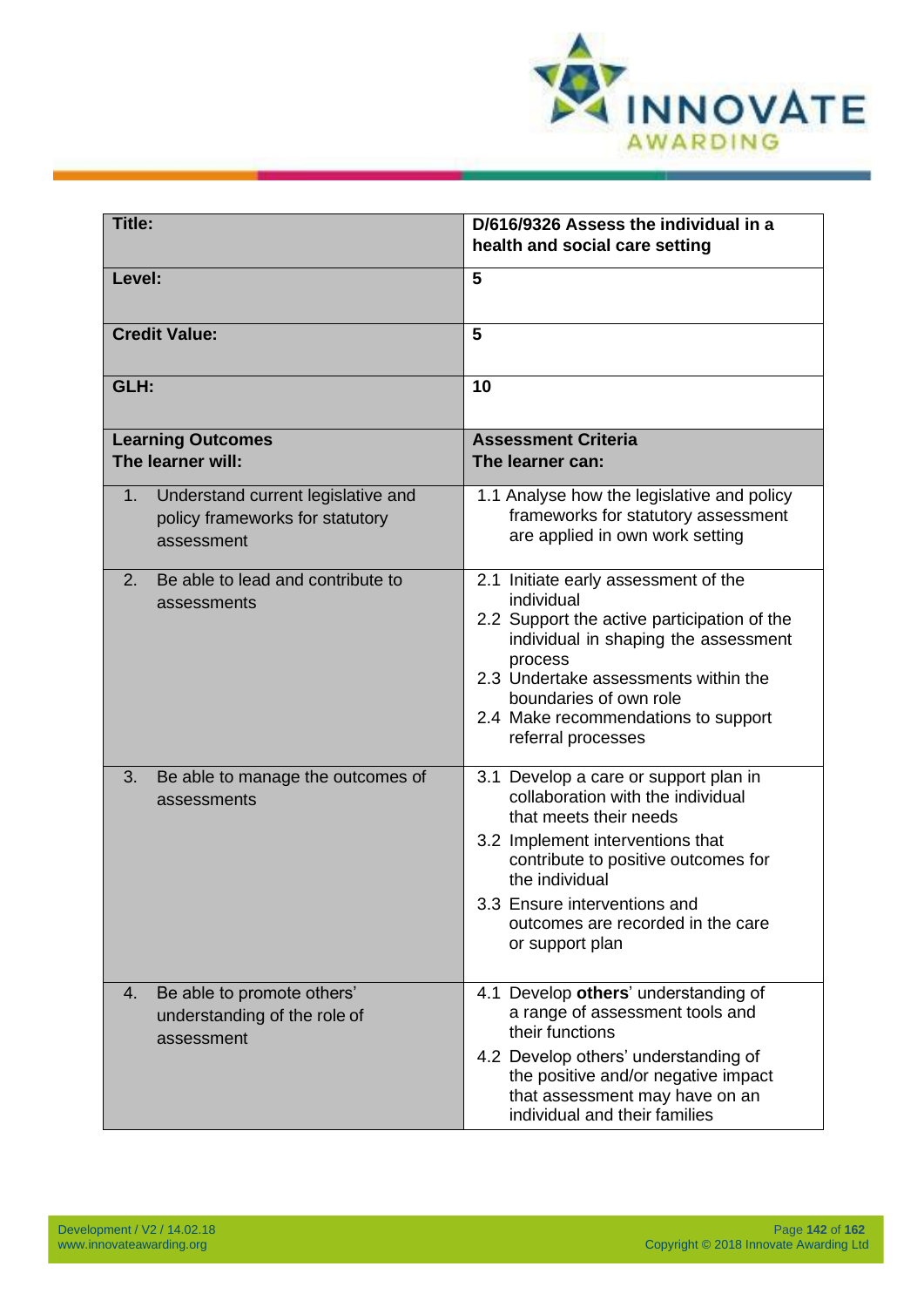| Title: | D/616/9326 Assess the individual in a health and social care setting |
|---|---|
| Level: | 5 |
| Credit Value: | 5 |
| GLH: | 10 |
| **Learning Outcomes**<br>**The learner will:** | **Assessment Criteria**<br>**The learner can:** |
| 1. Understand current legislative and policy frameworks for statutory assessment | 1.1 Analyse how the legislative and policy frameworks for statutory assessment are applied in own work setting |
| 2. Be able to lead and contribute to assessments | 2.1 Initiate early assessment of the individual<br>2.2 Support the active participation of the individual in shaping the assessment process<br>2.3 Undertake assessments within the boundaries of own role<br>2.4 Make recommendations to support referral processes |
| 3. Be able to manage the outcomes of assessments | 3.1 Develop a care or support plan in collaboration with the individual that meets their needs<br>3.2 Implement interventions that contribute to positive outcomes for the individual<br>3.3 Ensure interventions and outcomes are recorded in the care or support plan |
| 4. Be able to promote others' understanding of the role of assessment | 4.1 Develop **others**' understanding of a range of assessment tools and their functions<br>4.2 Develop others' understanding of the positive and/or negative impact that assessment may have on an individual and their families |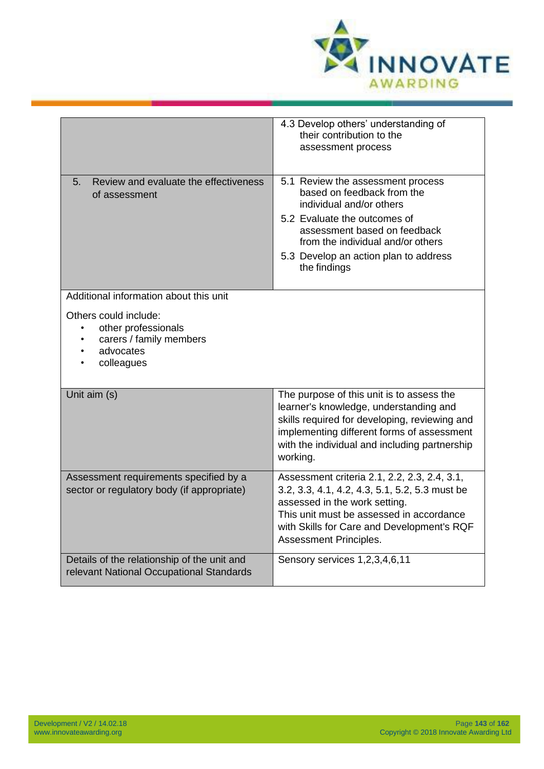| | |
|---|---|
| | 4.3 Develop others' understanding of their contribution to the assessment process |
| 5. Review and evaluate the effectiveness of assessment | 5.1 Review the assessment process based on feedback from the individual and/or others<br>5.2 Evaluate the outcomes of assessment based on feedback from the individual and/or others<br>5.3 Develop an action plan to address the findings |
| Additional information about this unit<br><br>Others could include:<br>• other professionals<br>• carers / family members<br>• advocates<br>• colleagues | |
| Unit aim (s) | The purpose of this unit is to assess the learner's knowledge, understanding and skills required for developing, reviewing and implementing different forms of assessment with the individual and including partnership working. |
| Assessment requirements specified by a sector or regulatory body (if appropriate) | Assessment criteria 2.1, 2.2, 2.3, 2.4, 3.1, 3.2, 3.3, 4.1, 4.2, 4.3, 5.1, 5.2, 5.3 must be assessed in the work setting.<br>This unit must be assessed in accordance with Skills for Care and Development's RQF Assessment Principles. |
| Details of the relationship of the unit and relevant National Occupational Standards | Sensory services 1,2,3,4,6,11 |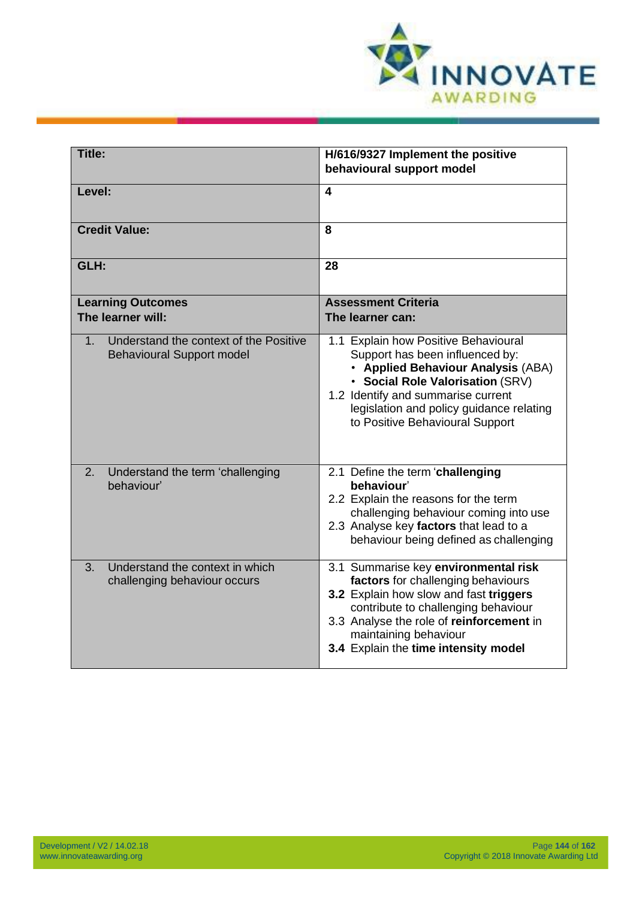| Title: | H/616/9327 Implement the positive behavioural support model |
| --- | --- |
| **Level:** | **4** |
| **Credit Value:** | **8** |
| **GLH:** | **28** |
| **Learning Outcomes**<br>**The learner will:** | **Assessment Criteria**<br>**The learner can:** |
| 1. Understand the context of the Positive Behavioural Support model | 1.1 Explain how Positive Behavioural Support has been influenced by:<br>• **Applied Behaviour Analysis** (ABA)<br>• **Social Role Valorisation** (SRV)<br>1.2 Identify and summarise current legislation and policy guidance relating to Positive Behavioural Support |
| 2. Understand the term 'challenging behaviour' | 2.1 Define the term '**challenging behaviour**'<br>2.2 Explain the reasons for the term challenging behaviour coming into use<br>2.3 Analyse key **factors** that lead to a behaviour being defined as challenging |
| 3. Understand the context in which challenging behaviour occurs | 3.1 Summarise key **environmental risk factors** for challenging behaviours<br>**3.2** Explain how slow and fast **triggers** contribute to challenging behaviour<br>3.3 Analyse the role of **reinforcement** in maintaining behaviour<br>**3.4** Explain the **time intensity model** |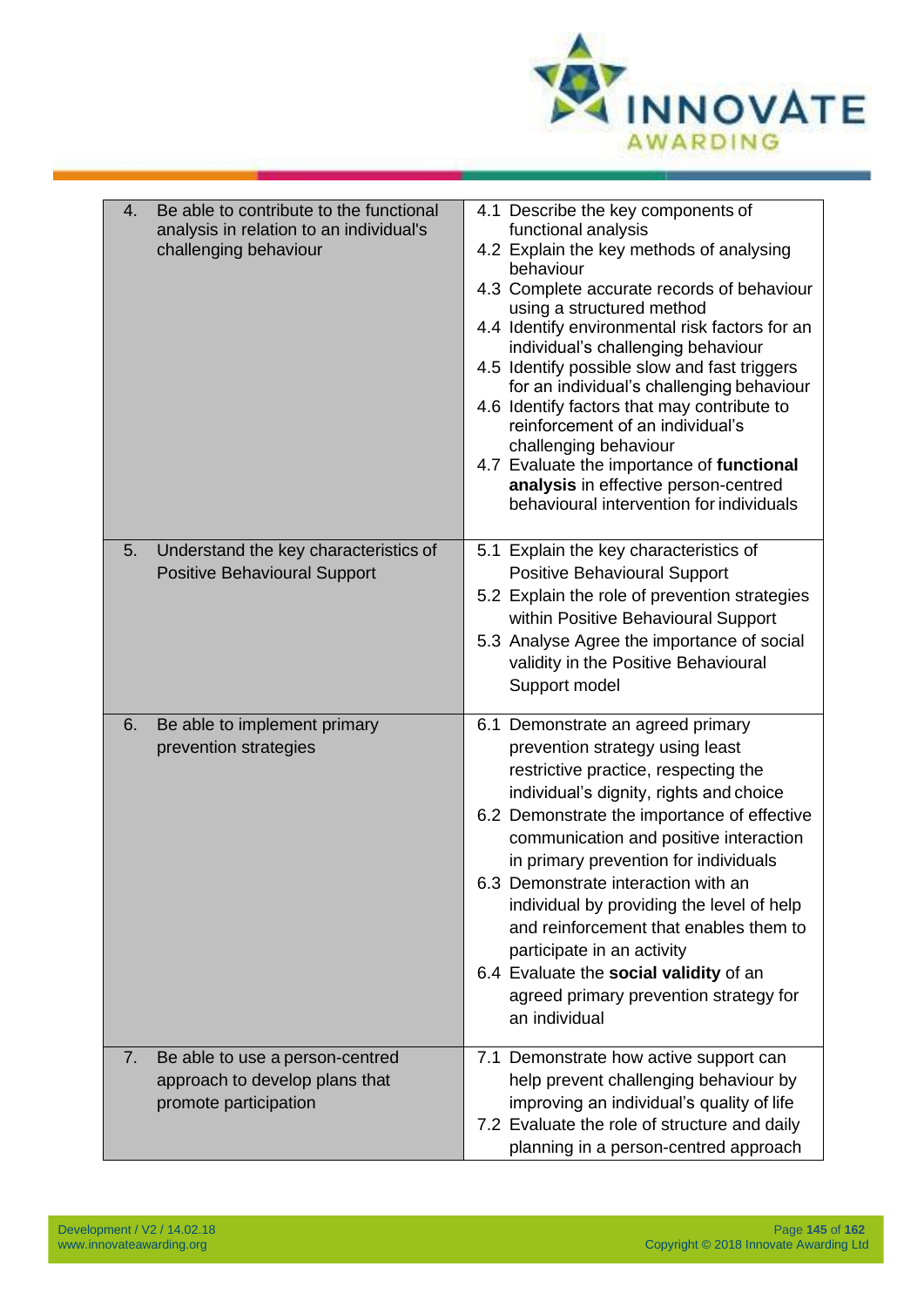| | |
|---|---|
| 4. Be able to contribute to the functional analysis in relation to an individual's challenging behaviour | 4.1 Describe the key components of functional analysis<br>4.2 Explain the key methods of analysing behaviour<br>4.3 Complete accurate records of behaviour using a structured method<br>4.4 Identify environmental risk factors for an individual's challenging behaviour<br>4.5 Identify possible slow and fast triggers for an individual's challenging behaviour<br>4.6 Identify factors that may contribute to reinforcement of an individual's challenging behaviour<br>4.7 Evaluate the importance of **functional analysis** in effective person-centred behavioural intervention for individuals |
| 5. Understand the key characteristics of Positive Behavioural Support | 5.1 Explain the key characteristics of Positive Behavioural Support<br>5.2 Explain the role of prevention strategies within Positive Behavioural Support<br>5.3 Analyse Agree the importance of social validity in the Positive Behavioural Support model |
| 6. Be able to implement primary prevention strategies | 6.1 Demonstrate an agreed primary prevention strategy using least restrictive practice, respecting the individual's dignity, rights and choice<br>6.2 Demonstrate the importance of effective communication and positive interaction in primary prevention for individuals<br>6.3 Demonstrate interaction with an individual by providing the level of help and reinforcement that enables them to participate in an activity<br>6.4 Evaluate the **social validity** of an agreed primary prevention strategy for an individual |
| 7. Be able to use a person-centred approach to develop plans that promote participation | 7.1 Demonstrate how active support can help prevent challenging behaviour by improving an individual's quality of life<br>7.2 Evaluate the role of structure and daily planning in a person-centred approach |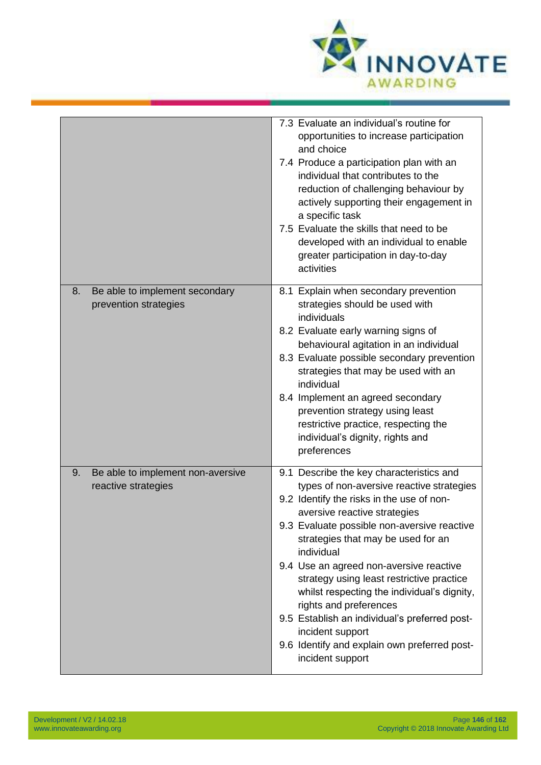| | |
|---|---|
| | 7.3 Evaluate an individual's routine for opportunities to increase participation and choice<br>7.4 Produce a participation plan with an individual that contributes to the reduction of challenging behaviour by actively supporting their engagement in a specific task<br>7.5 Evaluate the skills that need to be developed with an individual to enable greater participation in day-to-day activities |
| 8. Be able to implement secondary prevention strategies | 8.1 Explain when secondary prevention strategies should be used with individuals<br>8.2 Evaluate early warning signs of behavioural agitation in an individual<br>8.3 Evaluate possible secondary prevention strategies that may be used with an individual<br>8.4 Implement an agreed secondary prevention strategy using least restrictive practice, respecting the individual's dignity, rights and preferences |
| 9. Be able to implement non-aversive reactive strategies | 9.1 Describe the key characteristics and types of non-aversive reactive strategies<br>9.2 Identify the risks in the use of non-aversive reactive strategies<br>9.3 Evaluate possible non-aversive reactive strategies that may be used for an individual<br>9.4 Use an agreed non-aversive reactive strategy using least restrictive practice whilst respecting the individual's dignity, rights and preferences<br>9.5 Establish an individual's preferred post-incident support<br>9.6 Identify and explain own preferred post-incident support |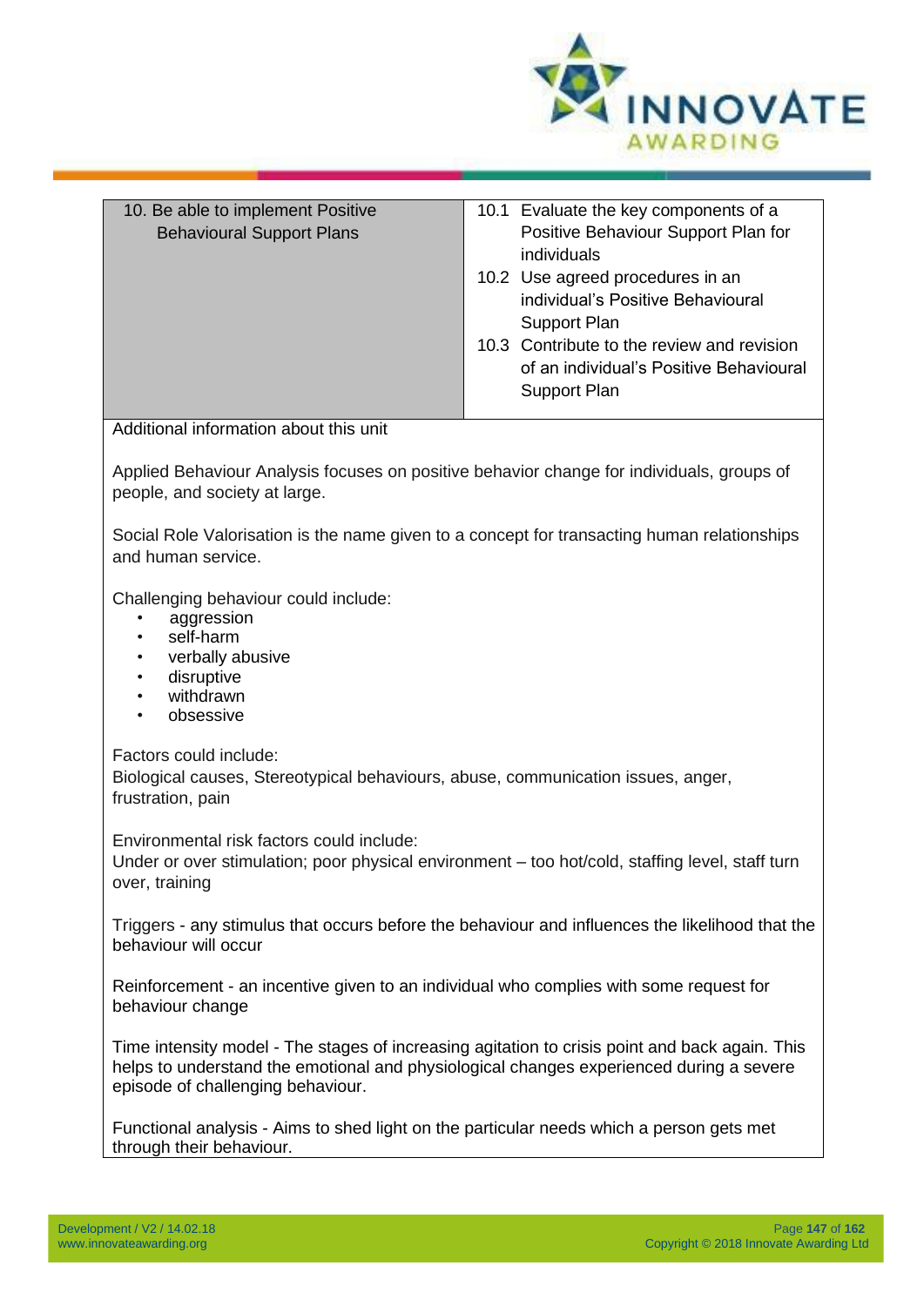| 10. Be able to implement Positive Behavioural Support Plans | 10.1 Evaluate the key components of a Positive Behaviour Support Plan for individuals<br>10.2 Use agreed procedures in an individual's Positive Behavioural Support Plan<br>10.3 Contribute to the review and revision of an individual's Positive Behavioural Support Plan |
|---|---|

Additional information about this unit

Applied Behaviour Analysis focuses on positive behavior change for individuals, groups of people, and society at large.

Social Role Valorisation is the name given to a concept for transacting human relationships and human service.

Challenging behaviour could include:

- aggression
- self-harm
- verbally abusive
- disruptive
- withdrawn
- obsessive

Factors could include:
Biological causes, Stereotypical behaviours, abuse, communication issues, anger, frustration, pain

Environmental risk factors could include:
Under or over stimulation; poor physical environment – too hot/cold, staffing level, staff turn over, training

Triggers - any stimulus that occurs before the behaviour and influences the likelihood that the behaviour will occur

Reinforcement - an incentive given to an individual who complies with some request for behaviour change

Time intensity model - The stages of increasing agitation to crisis point and back again. This helps to understand the emotional and physiological changes experienced during a severe episode of challenging behaviour.

Functional analysis - Aims to shed light on the particular needs which a person gets met through their behaviour.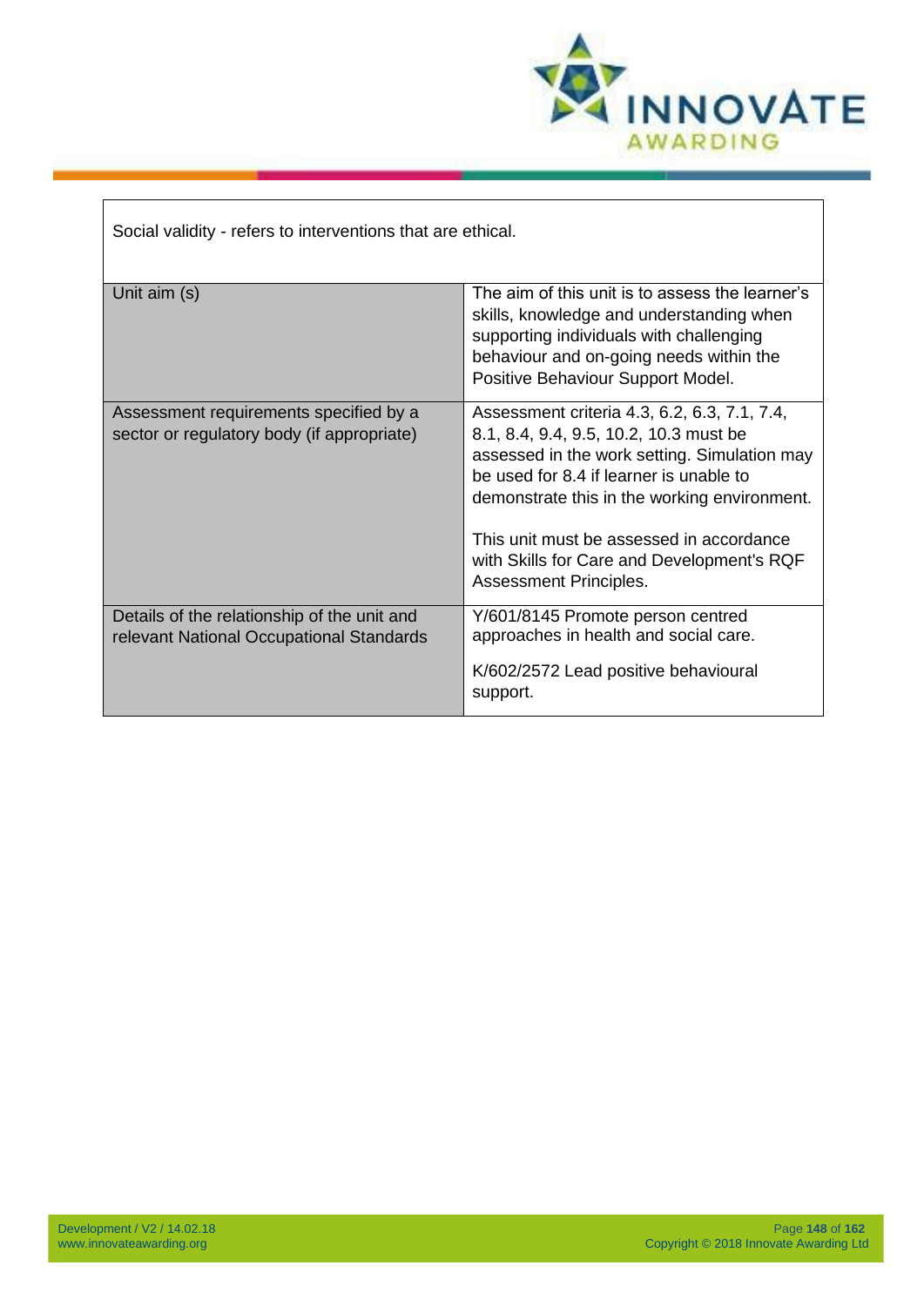| Social validity - refers to interventions that are ethical. | |
|---|---|
| Unit aim (s) | The aim of this unit is to assess the learner's skills, knowledge and understanding when supporting individuals with challenging behaviour and on-going needs within the Positive Behaviour Support Model. |
| Assessment requirements specified by a sector or regulatory body (if appropriate) | Assessment criteria 4.3, 6.2, 6.3, 7.1, 7.4, 8.1, 8.4, 9.4, 9.5, 10.2, 10.3 must be assessed in the work setting. Simulation may be used for 8.4 if learner is unable to demonstrate this in the working environment.<br><br>This unit must be assessed in accordance with Skills for Care and Development's RQF Assessment Principles. |
| Details of the relationship of the unit and relevant National Occupational Standards | Y/601/8145 Promote person centred approaches in health and social care.<br><br>K/602/2572 Lead positive behavioural support. |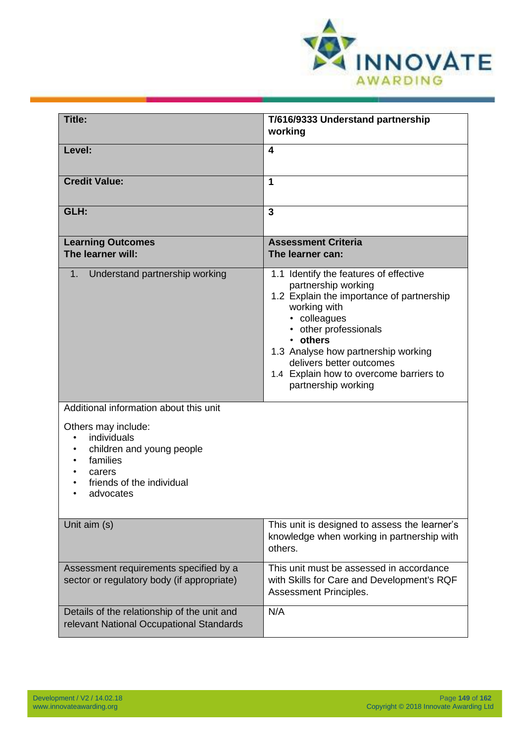| Title: | T/616/9333 Understand partnership working |
|---|---|
| Level: | 4 |
| Credit Value: | 1 |
| GLH: | 3 |
| **Learning Outcomes**<br>**The learner will:** | **Assessment Criteria**<br>**The learner can:** |
| 1. Understand partnership working | 1.1 Identify the features of effective partnership working<br>1.2 Explain the importance of partnership working with<br>• colleagues<br>• other professionals<br>• **others**<br>1.3 Analyse how partnership working delivers better outcomes<br>1.4 Explain how to overcome barriers to partnership working |
| Additional information about this unit<br><br>Others may include:<br>• individuals<br>• children and young people<br>• families<br>• carers<br>• friends of the individual<br>• advocates | |
| Unit aim (s) | This unit is designed to assess the learner's knowledge when working in partnership with others. |
| Assessment requirements specified by a sector or regulatory body (if appropriate) | This unit must be assessed in accordance with Skills for Care and Development's RQF Assessment Principles. |
| Details of the relationship of the unit and relevant National Occupational Standards | N/A |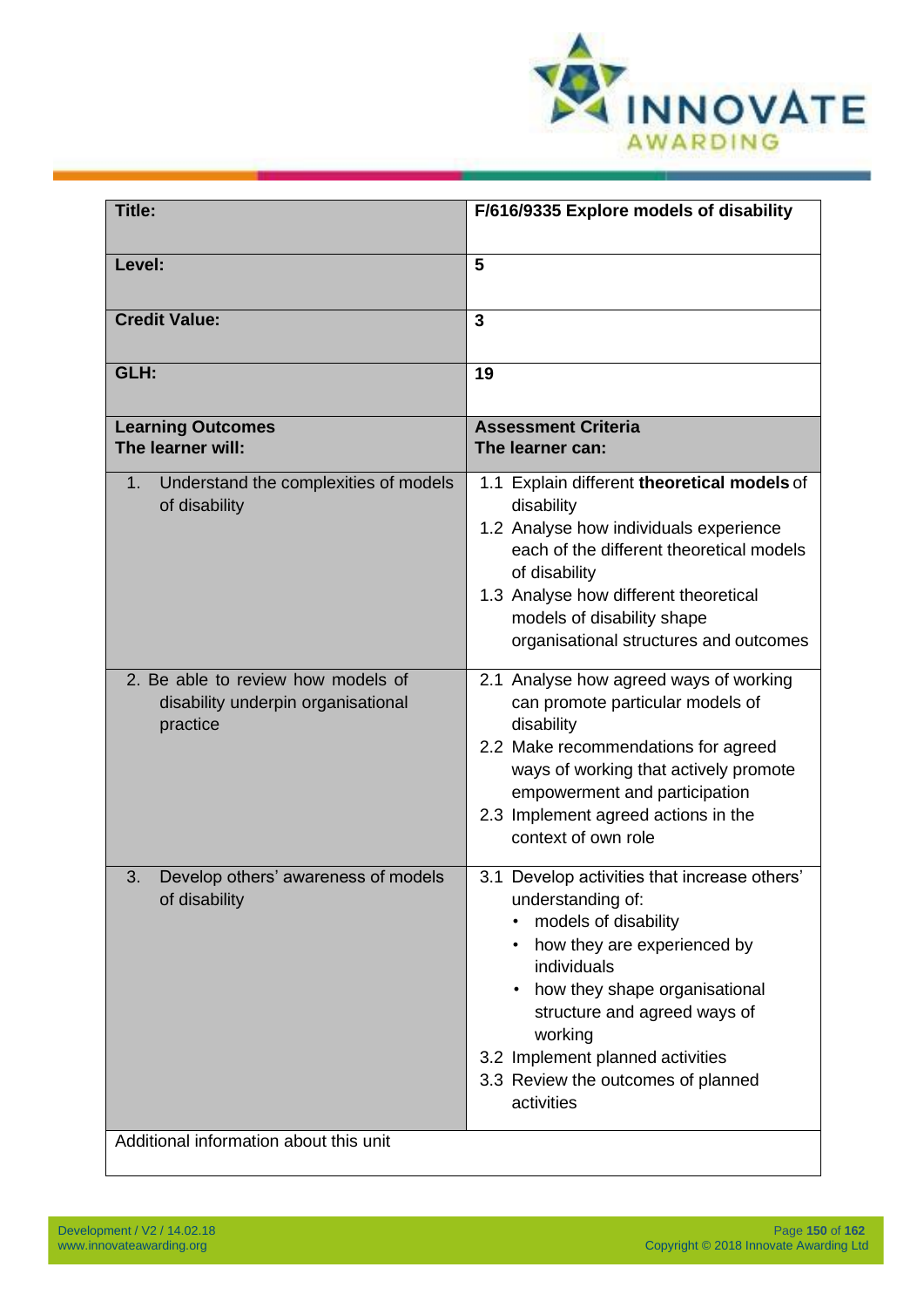| **Title:** | **F/616/9335 Explore models of disability** |
|---|---|
| **Level:** | **5** |
| **Credit Value:** | **3** |
| **GLH:** | **19** |
| **Learning Outcomes**<br>**The learner will:** | **Assessment Criteria**<br>**The learner can:** |
| 1. Understand the complexities of models of disability | 1.1 Explain different **theoretical models** of disability<br>1.2 Analyse how individuals experience each of the different theoretical models of disability<br>1.3 Analyse how different theoretical models of disability shape organisational structures and outcomes |
| 2. Be able to review how models of disability underpin organisational practice | 2.1 Analyse how agreed ways of working can promote particular models of disability<br>2.2 Make recommendations for agreed ways of working that actively promote empowerment and participation<br>2.3 Implement agreed actions in the context of own role |
| 3. Develop others' awareness of models of disability | 3.1 Develop activities that increase others' understanding of:<br>• models of disability<br>• how they are experienced by individuals<br>• how they shape organisational structure and agreed ways of working<br>3.2 Implement planned activities<br>3.3 Review the outcomes of planned activities |
| Additional information about this unit | |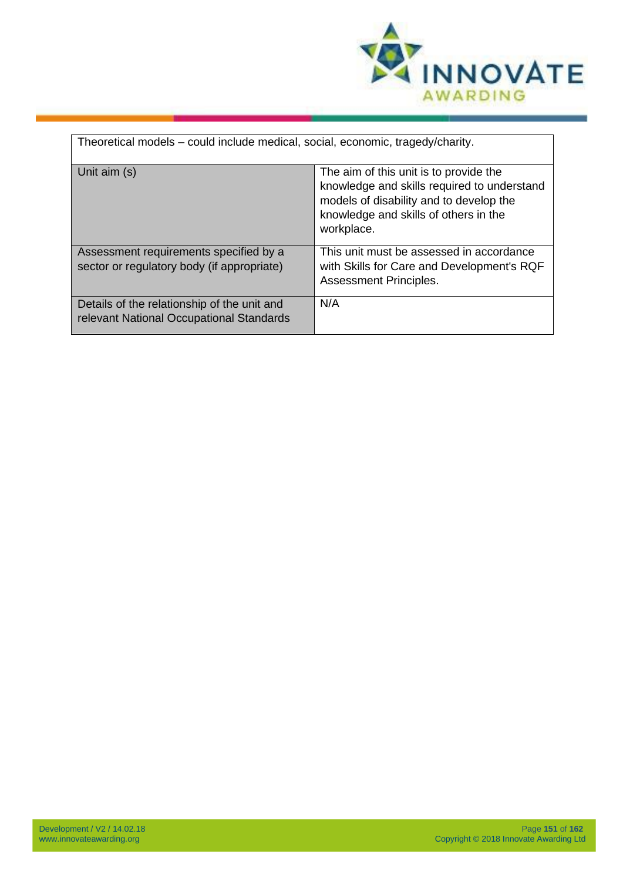| Theoretical models – could include medical, social, economic, tragedy/charity. | |
|---|---|
| Unit aim (s) | The aim of this unit is to provide the knowledge and skills required to understand models of disability and to develop the knowledge and skills of others in the workplace. |
| Assessment requirements specified by a sector or regulatory body (if appropriate) | This unit must be assessed in accordance with Skills for Care and Development's RQF Assessment Principles. |
| Details of the relationship of the unit and relevant National Occupational Standards | N/A |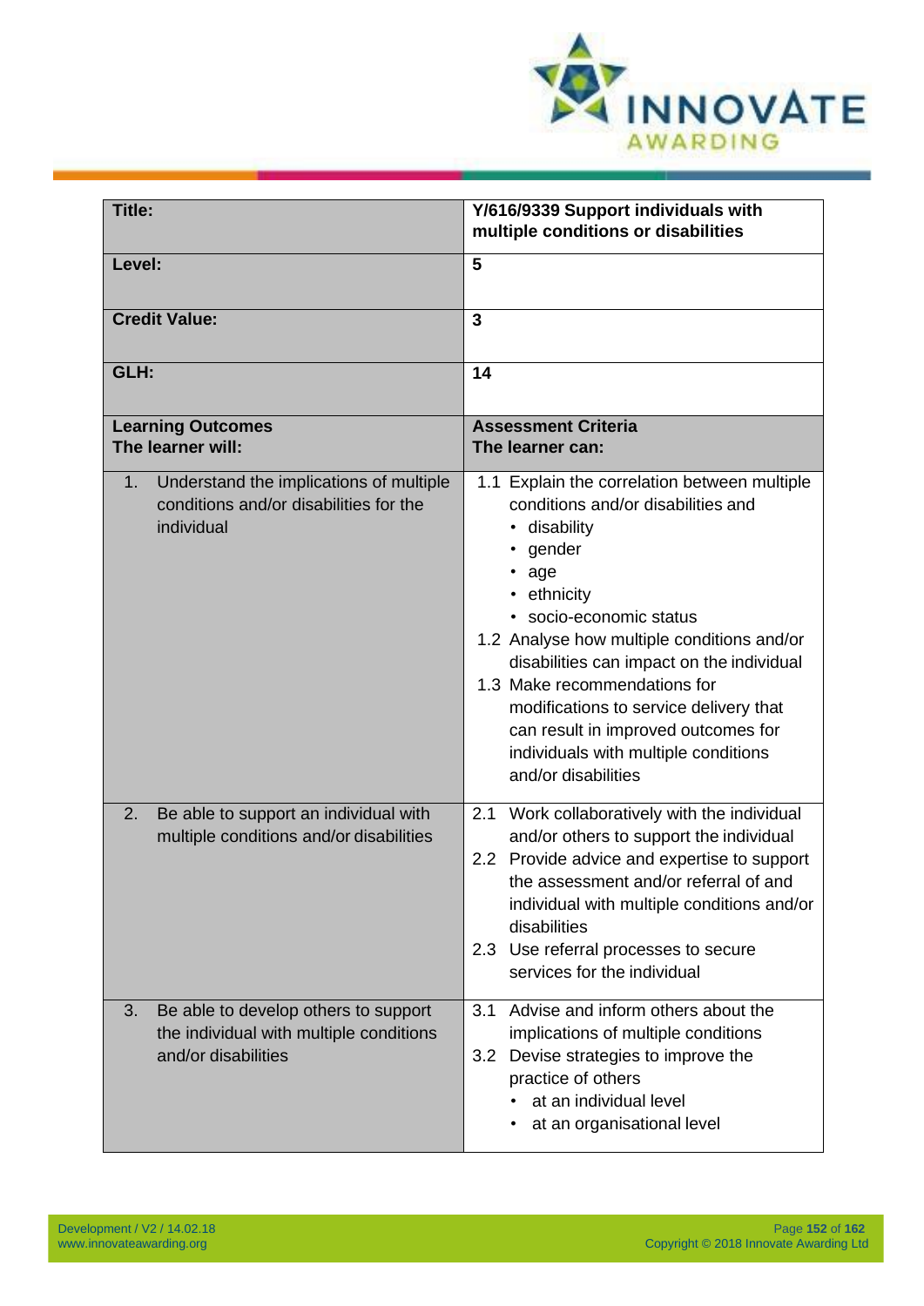| **Title:** | **Y/616/9339 Support individuals with multiple conditions or disabilities** |
|---|---|
| **Level:** | **5** |
| **Credit Value:** | **3** |
| **GLH:** | **14** |
| **Learning Outcomes**<br>**The learner will:** | **Assessment Criteria**<br>**The learner can:** |
| 1. Understand the implications of multiple conditions and/or disabilities for the individual | 1.1 Explain the correlation between multiple conditions and/or disabilities and<br>• disability<br>• gender<br>• age<br>• ethnicity<br>• socio-economic status<br>1.2 Analyse how multiple conditions and/or disabilities can impact on the individual<br>1.3 Make recommendations for modifications to service delivery that can result in improved outcomes for individuals with multiple conditions and/or disabilities |
| 2. Be able to support an individual with multiple conditions and/or disabilities | 2.1 Work collaboratively with the individual and/or others to support the individual<br>2.2 Provide advice and expertise to support the assessment and/or referral of and individual with multiple conditions and/or disabilities<br>2.3 Use referral processes to secure services for the individual |
| 3. Be able to develop others to support the individual with multiple conditions and/or disabilities | 3.1 Advise and inform others about the implications of multiple conditions<br>3.2 Devise strategies to improve the practice of others<br>• at an individual level<br>• at an organisational level |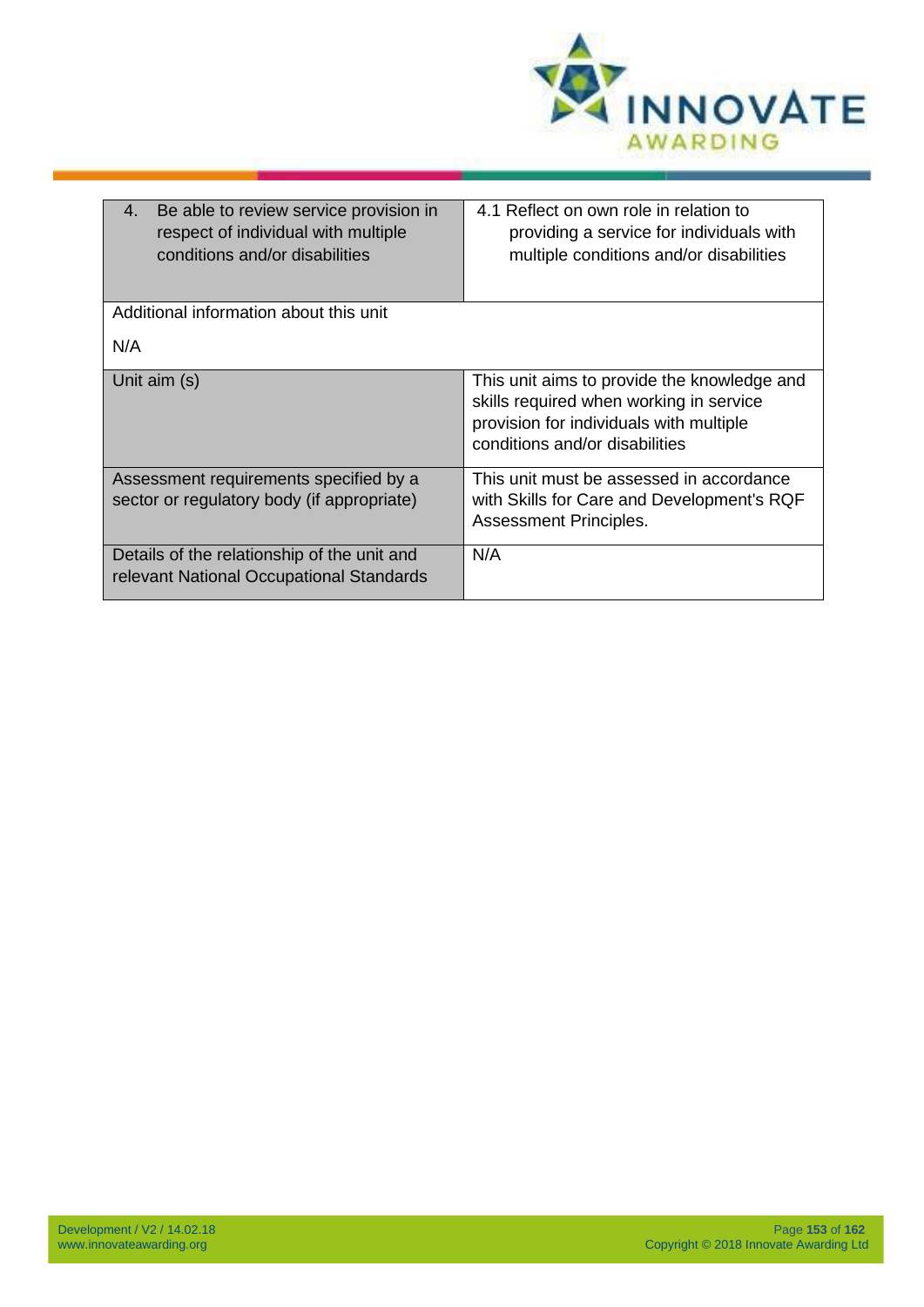| | |
|---|---|
| 4. Be able to review service provision in respect of individual with multiple conditions and/or disabilities | 4.1 Reflect on own role in relation to providing a service for individuals with multiple conditions and/or disabilities |
| Additional information about this unit<br><br>N/A | |
| Unit aim (s) | This unit aims to provide the knowledge and skills required when working in service provision for individuals with multiple conditions and/or disabilities |
| Assessment requirements specified by a sector or regulatory body (if appropriate) | This unit must be assessed in accordance with Skills for Care and Development's RQF Assessment Principles. |
| Details of the relationship of the unit and relevant National Occupational Standards | N/A |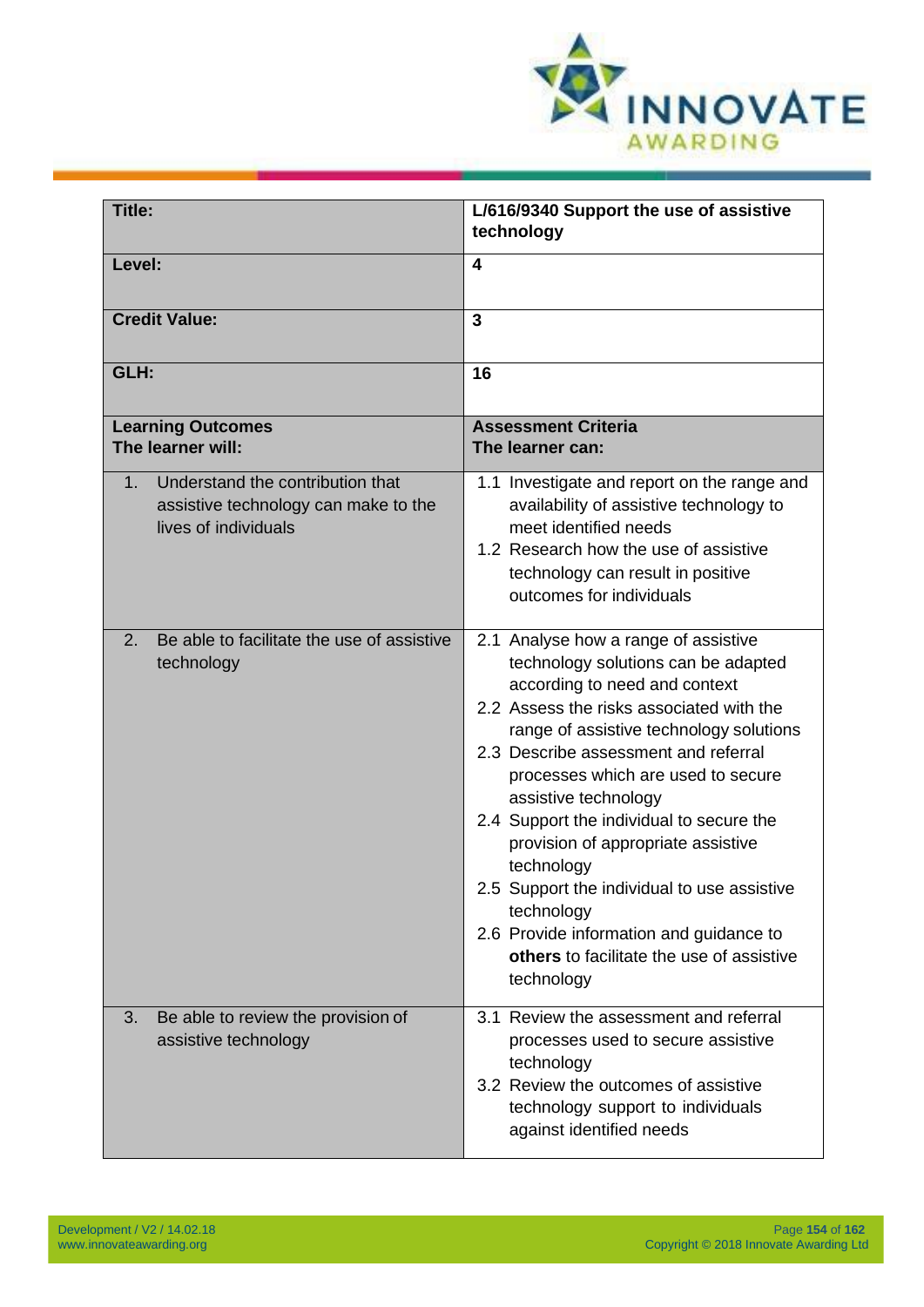| **Title:** | **L/616/9340 Support the use of assistive technology** |
|---|---|
| **Level:** | **4** |
| **Credit Value:** | **3** |
| **GLH:** | **16** |
| **Learning Outcomes**<br>**The learner will:** | **Assessment Criteria**<br>**The learner can:** |
| 1. Understand the contribution that assistive technology can make to the lives of individuals | 1.1 Investigate and report on the range and availability of assistive technology to meet identified needs<br>1.2 Research how the use of assistive technology can result in positive outcomes for individuals |
| 2. Be able to facilitate the use of assistive technology | 2.1 Analyse how a range of assistive technology solutions can be adapted according to need and context<br>2.2 Assess the risks associated with the range of assistive technology solutions<br>2.3 Describe assessment and referral processes which are used to secure assistive technology<br>2.4 Support the individual to secure the provision of appropriate assistive technology<br>2.5 Support the individual to use assistive technology<br>2.6 Provide information and guidance to **others** to facilitate the use of assistive technology |
| 3. Be able to review the provision of assistive technology | 3.1 Review the assessment and referral processes used to secure assistive technology<br>3.2 Review the outcomes of assistive technology support to individuals against identified needs |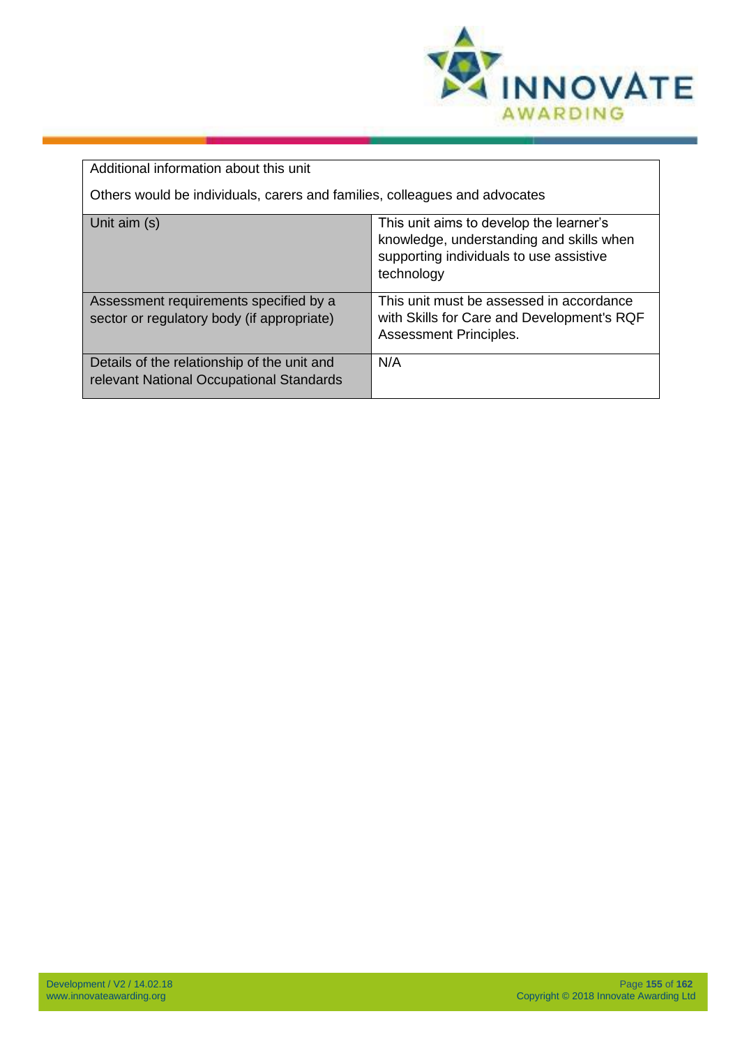| Additional information about this unit<br><br>Others would be individuals, carers and families, colleagues and advocates | |
|---|---|
| Unit aim (s) | This unit aims to develop the learner's knowledge, understanding and skills when supporting individuals to use assistive technology |
| Assessment requirements specified by a sector or regulatory body (if appropriate) | This unit must be assessed in accordance with Skills for Care and Development's RQF Assessment Principles. |
| Details of the relationship of the unit and relevant National Occupational Standards | N/A |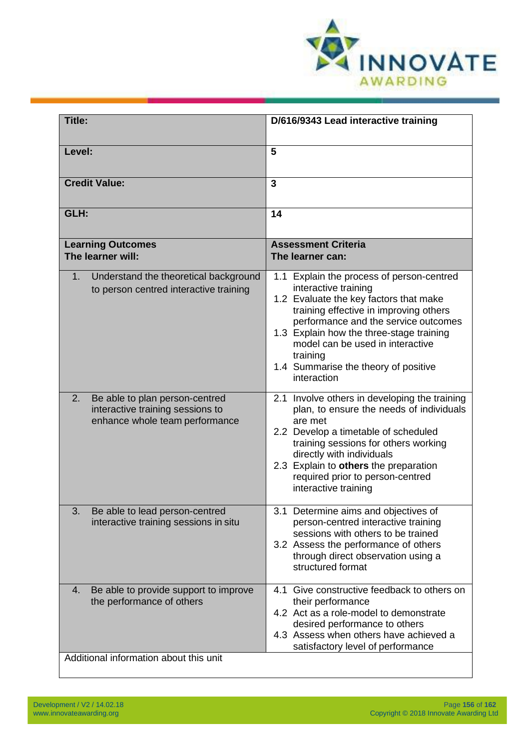| **Title:** | **D/616/9343 Lead interactive training** |
|---|---|
| **Level:** | **5** |
| **Credit Value:** | **3** |
| **GLH:** | **14** |
| **Learning Outcomes**<br>**The learner will:** | **Assessment Criteria**<br>**The learner can:** |
| 1. Understand the theoretical background to person centred interactive training | 1.1 Explain the process of person-centred interactive training<br>1.2 Evaluate the key factors that make training effective in improving others performance and the service outcomes<br>1.3 Explain how the three-stage training model can be used in interactive training<br>1.4 Summarise the theory of positive interaction |
| 2. Be able to plan person-centred interactive training sessions to enhance whole team performance | 2.1 Involve others in developing the training plan, to ensure the needs of individuals are met<br>2.2 Develop a timetable of scheduled training sessions for others working directly with individuals<br>2.3 Explain to **others** the preparation required prior to person-centred interactive training |
| 3. Be able to lead person-centred interactive training sessions in situ | 3.1 Determine aims and objectives of person-centred interactive training sessions with others to be trained<br>3.2 Assess the performance of others through direct observation using a structured format |
| 4. Be able to provide support to improve the performance of others | 4.1 Give constructive feedback to others on their performance<br>4.2 Act as a role-model to demonstrate desired performance to others<br>4.3 Assess when others have achieved a satisfactory level of performance |
| Additional information about this unit | |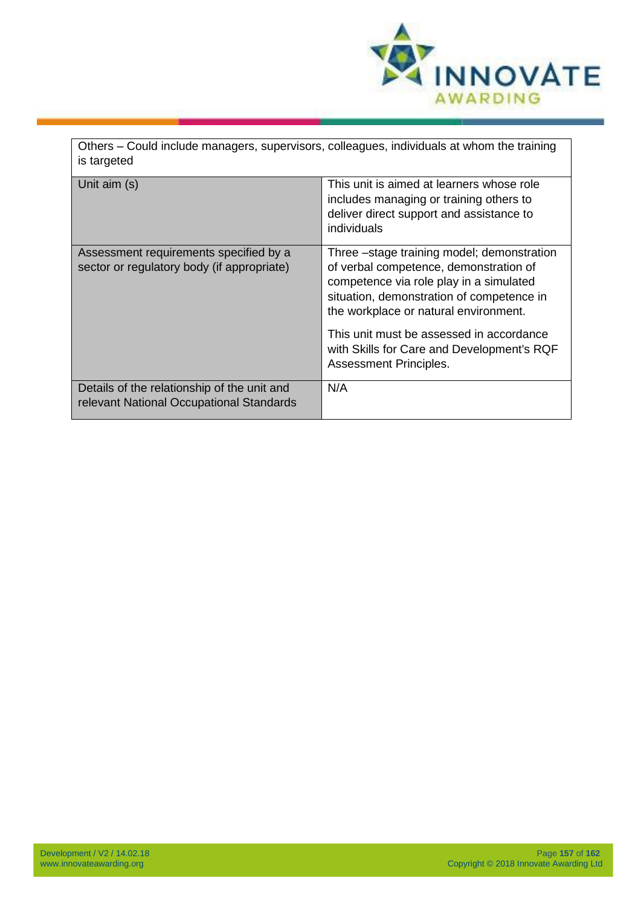| Others – Could include managers, supervisors, colleagues, individuals at whom the training is targeted | |
|---|---|
| Unit aim (s) | This unit is aimed at learners whose role includes managing or training others to deliver direct support and assistance to individuals |
| Assessment requirements specified by a sector or regulatory body (if appropriate) | Three –stage training model; demonstration of verbal competence, demonstration of competence via role play in a simulated situation, demonstration of competence in the workplace or natural environment.<br><br>This unit must be assessed in accordance with Skills for Care and Development's RQF Assessment Principles. |
| Details of the relationship of the unit and relevant National Occupational Standards | N/A |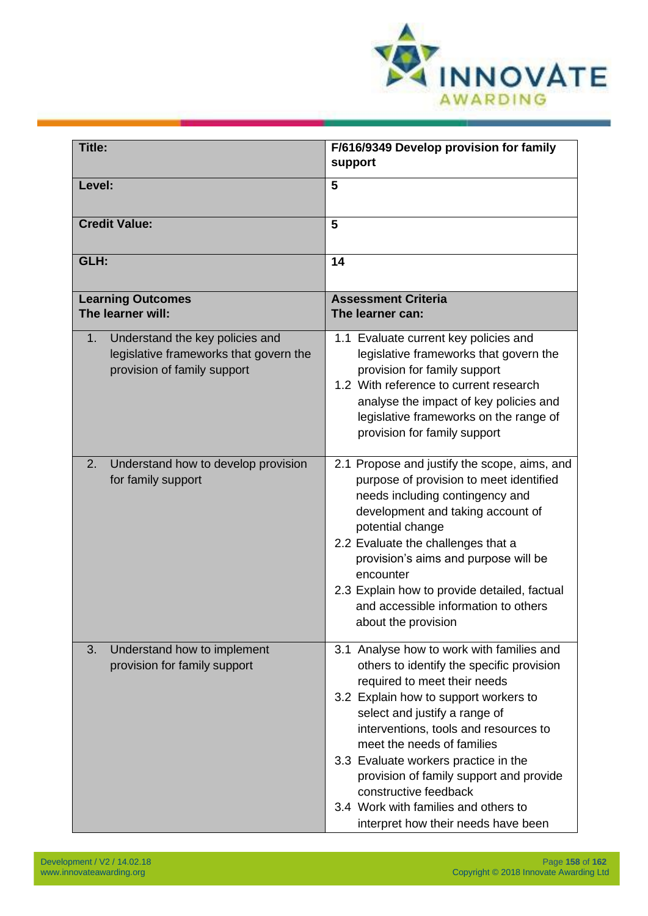| **Title:** | **F/616/9349 Develop provision for family support** |
|---|---|
| **Level:** | **5** |
| **Credit Value:** | **5** |
| **GLH:** | **14** |
| **Learning Outcomes**<br>**The learner will:** | **Assessment Criteria**<br>**The learner can:** |
| 1. Understand the key policies and legislative frameworks that govern the provision of family support | 1.1 Evaluate current key policies and legislative frameworks that govern the provision for family support<br>1.2 With reference to current research analyse the impact of key policies and legislative frameworks on the range of provision for family support |
| 2. Understand how to develop provision for family support | 2.1 Propose and justify the scope, aims, and purpose of provision to meet identified needs including contingency and development and taking account of potential change<br>2.2 Evaluate the challenges that a provision's aims and purpose will be encounter<br>2.3 Explain how to provide detailed, factual and accessible information to others about the provision |
| 3. Understand how to implement provision for family support | 3.1 Analyse how to work with families and others to identify the specific provision required to meet their needs<br>3.2 Explain how to support workers to select and justify a range of interventions, tools and resources to meet the needs of families<br>3.3 Evaluate workers practice in the provision of family support and provide constructive feedback<br>3.4 Work with families and others to interpret how their needs have been |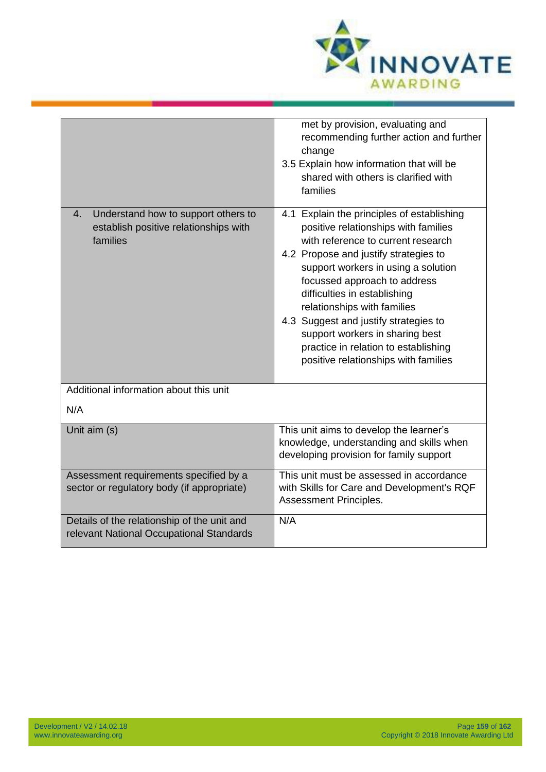| | |
|---|---|
| | met by provision, evaluating and recommending further action and further change<br>3.5 Explain how information that will be shared with others is clarified with families |
| 4. Understand how to support others to establish positive relationships with families | 4.1 Explain the principles of establishing positive relationships with families with reference to current research<br>4.2 Propose and justify strategies to support workers in using a solution focussed approach to address difficulties in establishing relationships with families<br>4.3 Suggest and justify strategies to support workers in sharing best practice in relation to establishing positive relationships with families |
| Additional information about this unit<br><br>N/A | |
| Unit aim (s) | This unit aims to develop the learner's knowledge, understanding and skills when developing provision for family support |
| Assessment requirements specified by a sector or regulatory body (if appropriate) | This unit must be assessed in accordance with Skills for Care and Development's RQF Assessment Principles. |
| Details of the relationship of the unit and relevant National Occupational Standards | N/A |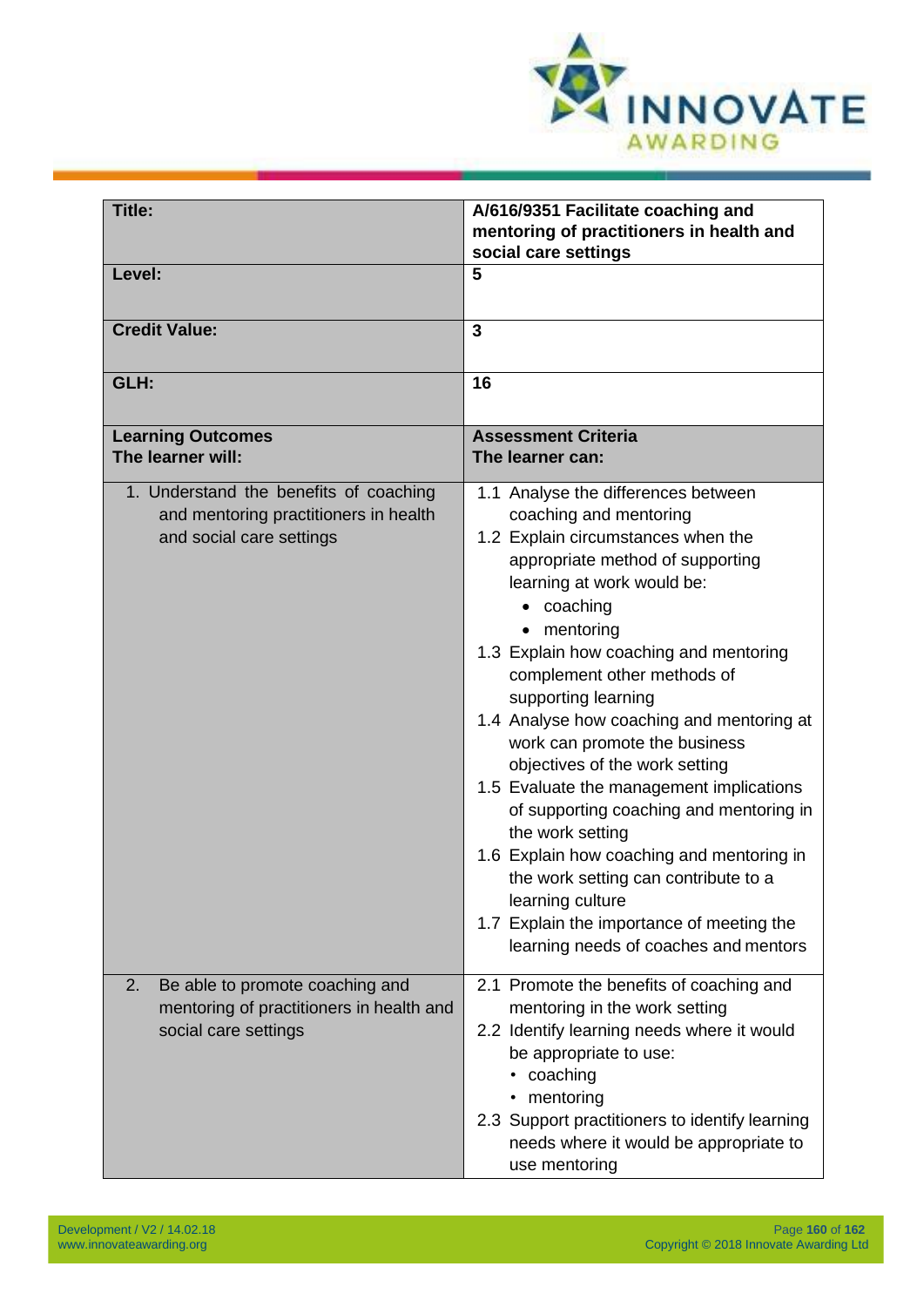| **Title:** | **A/616/9351 Facilitate coaching and mentoring of practitioners in health and social care settings** |
|---|---|
| **Level:** | **5** |
| **Credit Value:** | **3** |
| **GLH:** | **16** |
| **Learning Outcomes**<br>**The learner will:** | **Assessment Criteria**<br>**The learner can:** |
| 1. Understand the benefits of coaching and mentoring practitioners in health and social care settings | 1.1 Analyse the differences between coaching and mentoring<br>1.2 Explain circumstances when the appropriate method of supporting learning at work would be:<br>• coaching<br>• mentoring<br>1.3 Explain how coaching and mentoring complement other methods of supporting learning<br>1.4 Analyse how coaching and mentoring at work can promote the business objectives of the work setting<br>1.5 Evaluate the management implications of supporting coaching and mentoring in the work setting<br>1.6 Explain how coaching and mentoring in the work setting can contribute to a learning culture<br>1.7 Explain the importance of meeting the learning needs of coaches and mentors |
| 2. Be able to promote coaching and mentoring of practitioners in health and social care settings | 2.1 Promote the benefits of coaching and mentoring in the work setting<br>2.2 Identify learning needs where it would be appropriate to use:<br>• coaching<br>• mentoring<br>2.3 Support practitioners to identify learning needs where it would be appropriate to use mentoring |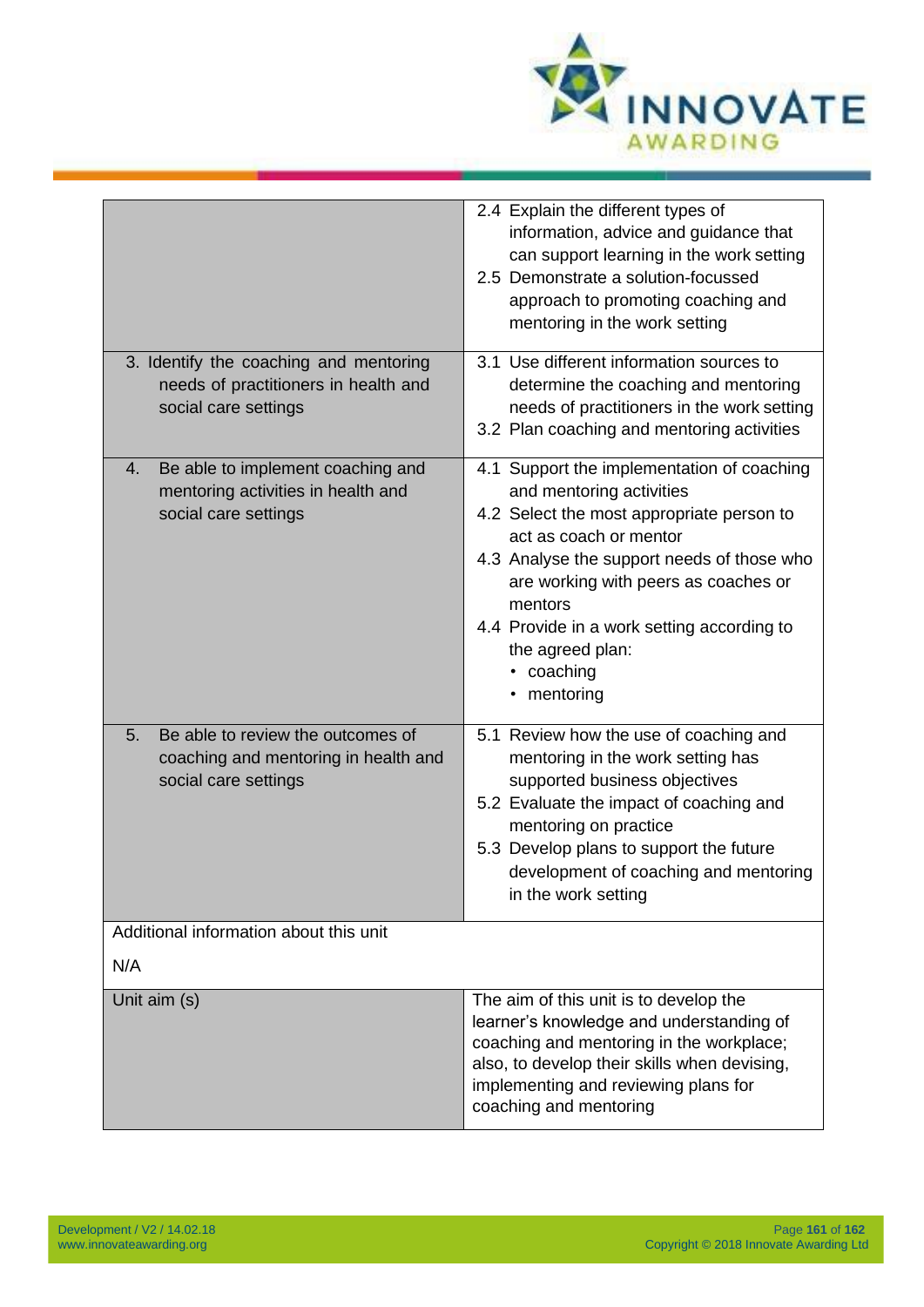| | |
|---|---|
| | 2.4 Explain the different types of information, advice and guidance that can support learning in the work setting<br>2.5 Demonstrate a solution-focussed approach to promoting coaching and mentoring in the work setting |
| 3. Identify the coaching and mentoring needs of practitioners in health and social care settings | 3.1 Use different information sources to determine the coaching and mentoring needs of practitioners in the work setting<br>3.2 Plan coaching and mentoring activities |
| 4. Be able to implement coaching and mentoring activities in health and social care settings | 4.1 Support the implementation of coaching and mentoring activities<br>4.2 Select the most appropriate person to act as coach or mentor<br>4.3 Analyse the support needs of those who are working with peers as coaches or mentors<br>4.4 Provide in a work setting according to the agreed plan:<br>• coaching<br>• mentoring |
| 5. Be able to review the outcomes of coaching and mentoring in health and social care settings | 5.1 Review how the use of coaching and mentoring in the work setting has supported business objectives<br>5.2 Evaluate the impact of coaching and mentoring on practice<br>5.3 Develop plans to support the future development of coaching and mentoring in the work setting |
| Additional information about this unit<br><br>N/A | |
| Unit aim (s) | The aim of this unit is to develop the learner's knowledge and understanding of coaching and mentoring in the workplace; also, to develop their skills when devising, implementing and reviewing plans for coaching and mentoring |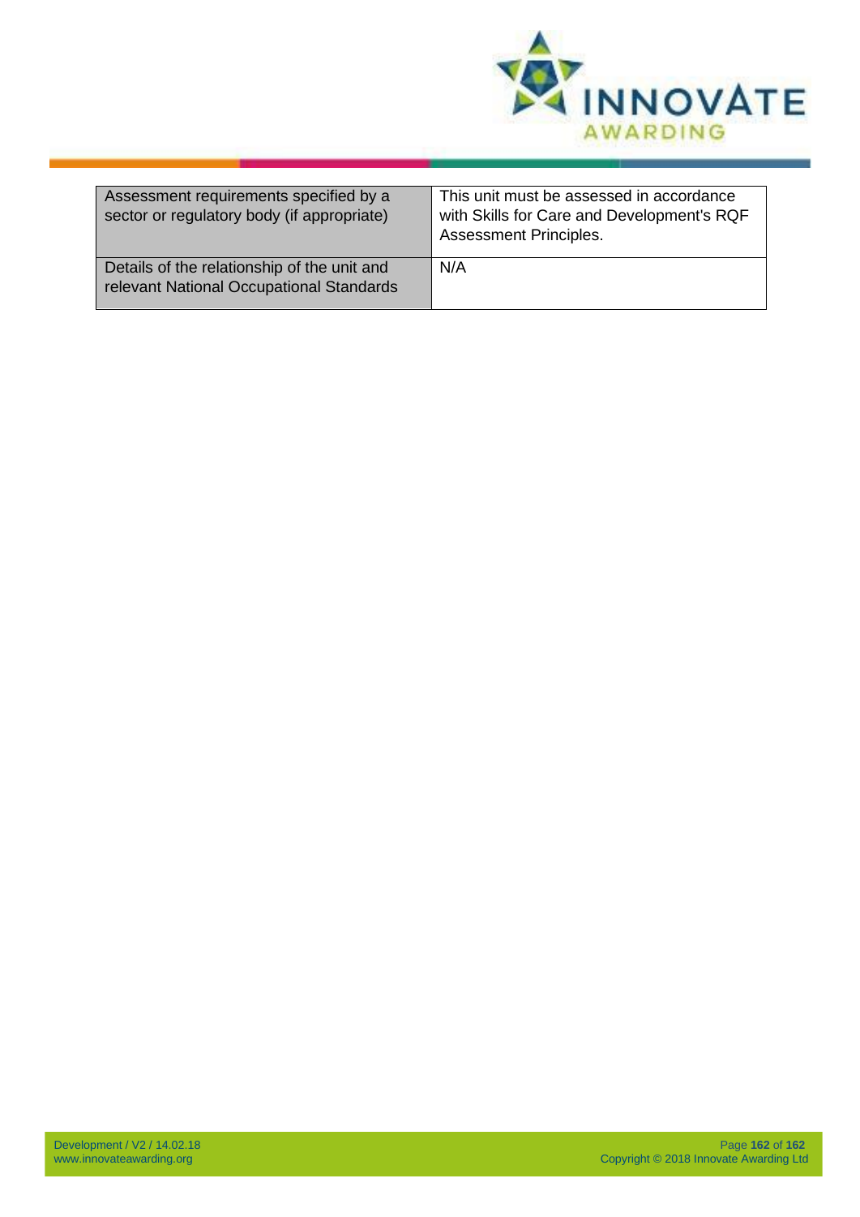| | |
|---|---|
| Assessment requirements specified by a sector or regulatory body (if appropriate) | This unit must be assessed in accordance with Skills for Care and Development's RQF Assessment Principles. |
| Details of the relationship of the unit and relevant National Occupational Standards | N/A |